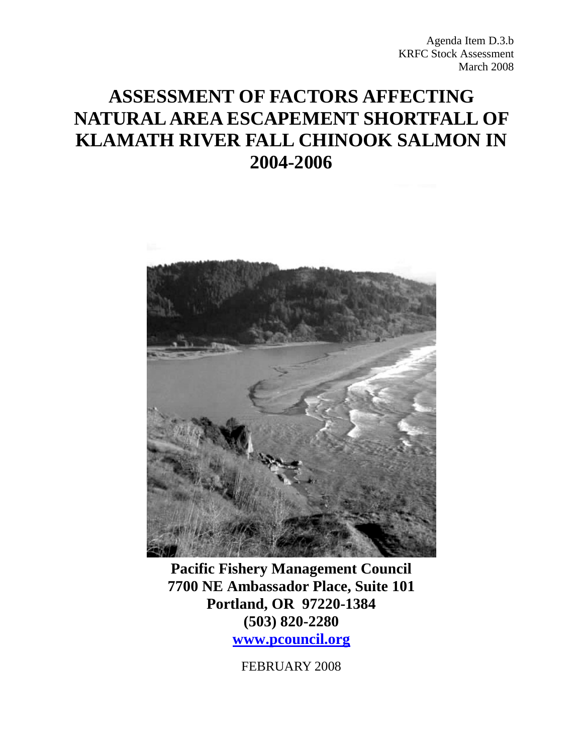Agenda Item D.3.b
KRFC Stock Assessment
March 2008

# ASSESSMENT OF FACTORS AFFECTING NATURAL AREA ESCAPEMENT SHORTFALL OF KLAMATH RIVER FALL CHINOOK SALMON IN 2004-2006

**Pacific Fishery Management Council**
**7700 NE Ambassador Place, Suite 101**
**Portland, OR 97220-1384**
**(503) 820-2280**
**[www.pcouncil.org](http://www.pcouncil.org)**

FEBRUARY 2008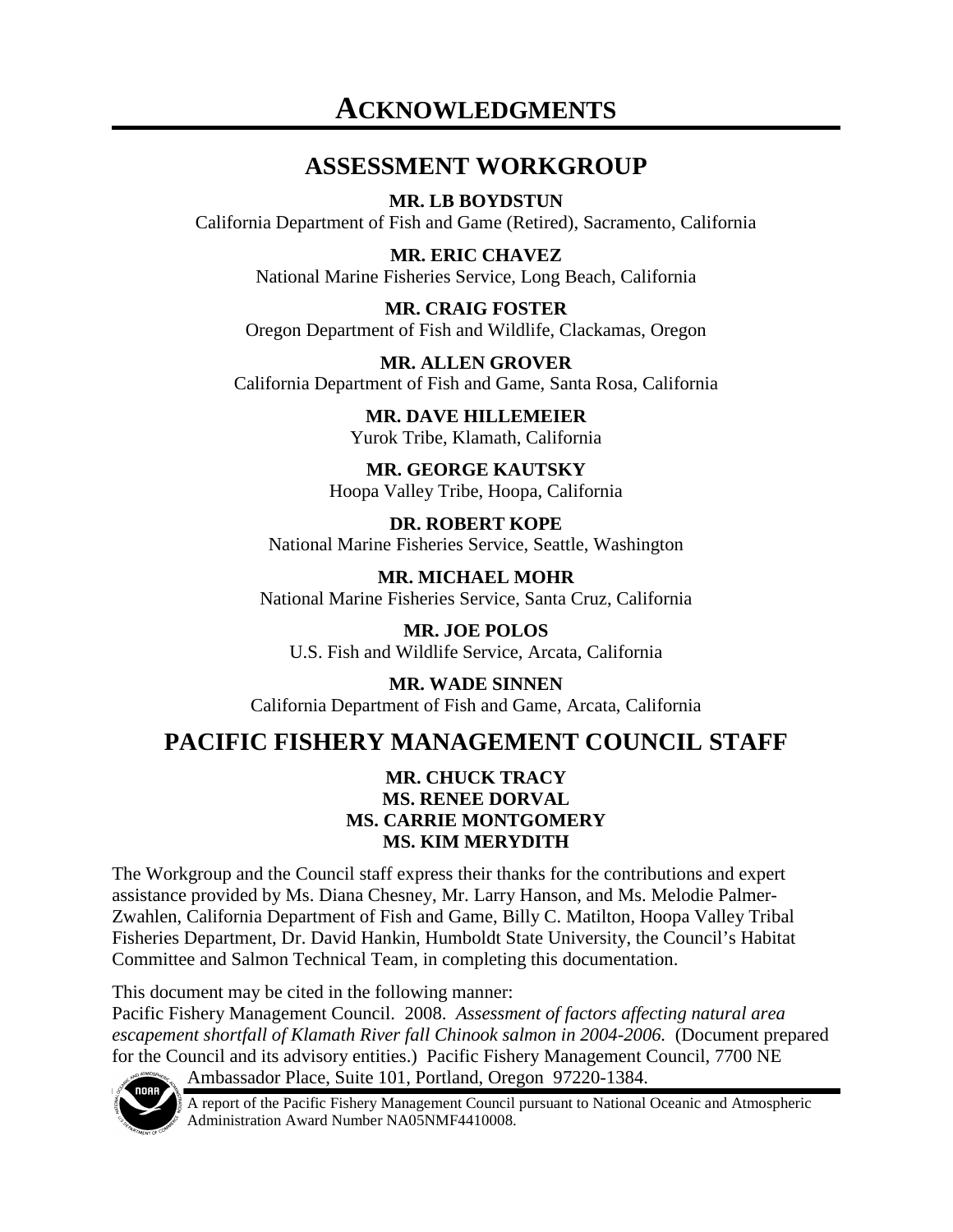# ACKNOWLEDGMENTS

## ASSESSMENT WORKGROUP

**MR. LB BOYDSTUN**
California Department of Fish and Game (Retired), Sacramento, California

**MR. ERIC CHAVEZ**
National Marine Fisheries Service, Long Beach, California

**MR. CRAIG FOSTER**
Oregon Department of Fish and Wildlife, Clackamas, Oregon

**MR. ALLEN GROVER**
California Department of Fish and Game, Santa Rosa, California

**MR. DAVE HILLEMEIER**
Yurok Tribe, Klamath, California

**MR. GEORGE KAUTSKY**
Hoopa Valley Tribe, Hoopa, California

**DR. ROBERT KOPE**
National Marine Fisheries Service, Seattle, Washington

**MR. MICHAEL MOHR**
National Marine Fisheries Service, Santa Cruz, California

**MR. JOE POLOS**
U.S. Fish and Wildlife Service, Arcata, California

**MR. WADE SINNEN**
California Department of Fish and Game, Arcata, California

## PACIFIC FISHERY MANAGEMENT COUNCIL STAFF

**MR. CHUCK TRACY**
**MS. RENEE DORVAL**
**MS. CARRIE MONTGOMERY**
**MS. KIM MERYDITH**

The Workgroup and the Council staff express their thanks for the contributions and expert assistance provided by Ms. Diana Chesney, Mr. Larry Hanson, and Ms. Melodie Palmer-Zwahlen, California Department of Fish and Game, Billy C. Matilton, Hoopa Valley Tribal Fisheries Department, Dr. David Hankin, Humboldt State University, the Council's Habitat Committee and Salmon Technical Team, in completing this documentation.

This document may be cited in the following manner:
Pacific Fishery Management Council. 2008. *Assessment of factors affecting natural area escapement shortfall of Klamath River fall Chinook salmon in 2004-2006.* (Document prepared for the Council and its advisory entities.) Pacific Fishery Management Council, 7700 NE Ambassador Place, Suite 101, Portland, Oregon 97220-1384.

A report of the Pacific Fishery Management Council pursuant to National Oceanic and Atmospheric Administration Award Number NA05NMF4410008.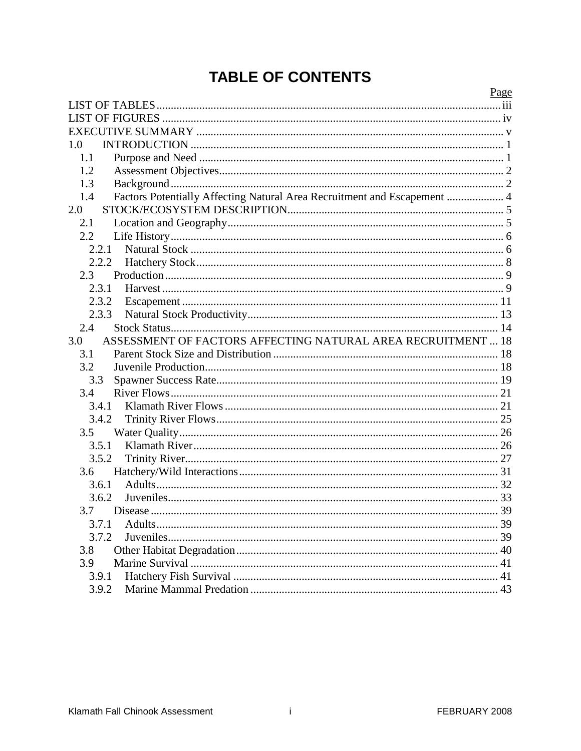# TABLE OF CONTENTS

| | | Page |
|---|---|---|
| LIST OF TABLES | | iii |
| LIST OF FIGURES | | iv |
| EXECUTIVE SUMMARY | | v |
| 1.0 | INTRODUCTION | 1 |
| 1.1 | Purpose and Need | 1 |
| 1.2 | Assessment Objectives | 2 |
| 1.3 | Background | 2 |
| 1.4 | Factors Potentially Affecting Natural Area Recruitment and Escapement | 4 |
| 2.0 | STOCK/ECOSYSTEM DESCRIPTION | 5 |
| 2.1 | Location and Geography | 5 |
| 2.2 | Life History | 6 |
| 2.2.1 | Natural Stock | 6 |
| 2.2.2 | Hatchery Stock | 8 |
| 2.3 | Production | 9 |
| 2.3.1 | Harvest | 9 |
| 2.3.2 | Escapement | 11 |
| 2.3.3 | Natural Stock Productivity | 13 |
| 2.4 | Stock Status | 14 |
| 3.0 | ASSESSMENT OF FACTORS AFFECTING NATURAL AREA RECRUITMENT | 18 |
| 3.1 | Parent Stock Size and Distribution | 18 |
| 3.2 | Juvenile Production | 18 |
| 3.3 | Spawner Success Rate | 19 |
| 3.4 | River Flows | 21 |
| 3.4.1 | Klamath River Flows | 21 |
| 3.4.2 | Trinity River Flows | 25 |
| 3.5 | Water Quality | 26 |
| 3.5.1 | Klamath River | 26 |
| 3.5.2 | Trinity River | 27 |
| 3.6 | Hatchery/Wild Interactions | 31 |
| 3.6.1 | Adults | 32 |
| 3.6.2 | Juveniles | 33 |
| 3.7 | Disease | 39 |
| 3.7.1 | Adults | 39 |
| 3.7.2 | Juveniles | 39 |
| 3.8 | Other Habitat Degradation | 40 |
| 3.9 | Marine Survival | 41 |
| 3.9.1 | Hatchery Fish Survival | 41 |
| 3.9.2 | Marine Mammal Predation | 43 |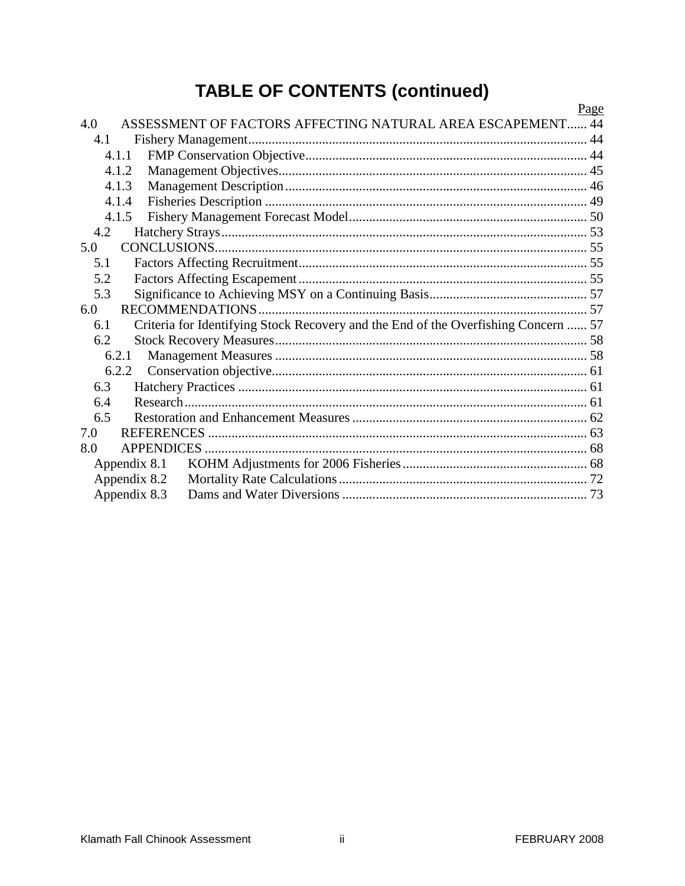# TABLE OF CONTENTS (continued)

| | | Page |
|---|---|---|
| 4.0 | ASSESSMENT OF FACTORS AFFECTING NATURAL AREA ESCAPEMENT | 44 |
| 4.1 | Fishery Management | 44 |
| 4.1.1 | FMP Conservation Objective | 44 |
| 4.1.2 | Management Objectives | 45 |
| 4.1.3 | Management Description | 46 |
| 4.1.4 | Fisheries Description | 49 |
| 4.1.5 | Fishery Management Forecast Model | 50 |
| 4.2 | Hatchery Strays | 53 |
| 5.0 | CONCLUSIONS | 55 |
| 5.1 | Factors Affecting Recruitment | 55 |
| 5.2 | Factors Affecting Escapement | 55 |
| 5.3 | Significance to Achieving MSY on a Continuing Basis | 57 |
| 6.0 | RECOMMENDATIONS | 57 |
| 6.1 | Criteria for Identifying Stock Recovery and the End of the Overfishing Concern | 57 |
| 6.2 | Stock Recovery Measures | 58 |
| 6.2.1 | Management Measures | 58 |
| 6.2.2 | Conservation objective | 61 |
| 6.3 | Hatchery Practices | 61 |
| 6.4 | Research | 61 |
| 6.5 | Restoration and Enhancement Measures | 62 |
| 7.0 | REFERENCES | 63 |
| 8.0 | APPENDICES | 68 |
| Appendix 8.1 | KOHM Adjustments for 2006 Fisheries | 68 |
| Appendix 8.2 | Mortality Rate Calculations | 72 |
| Appendix 8.3 | Dams and Water Diversions | 73 |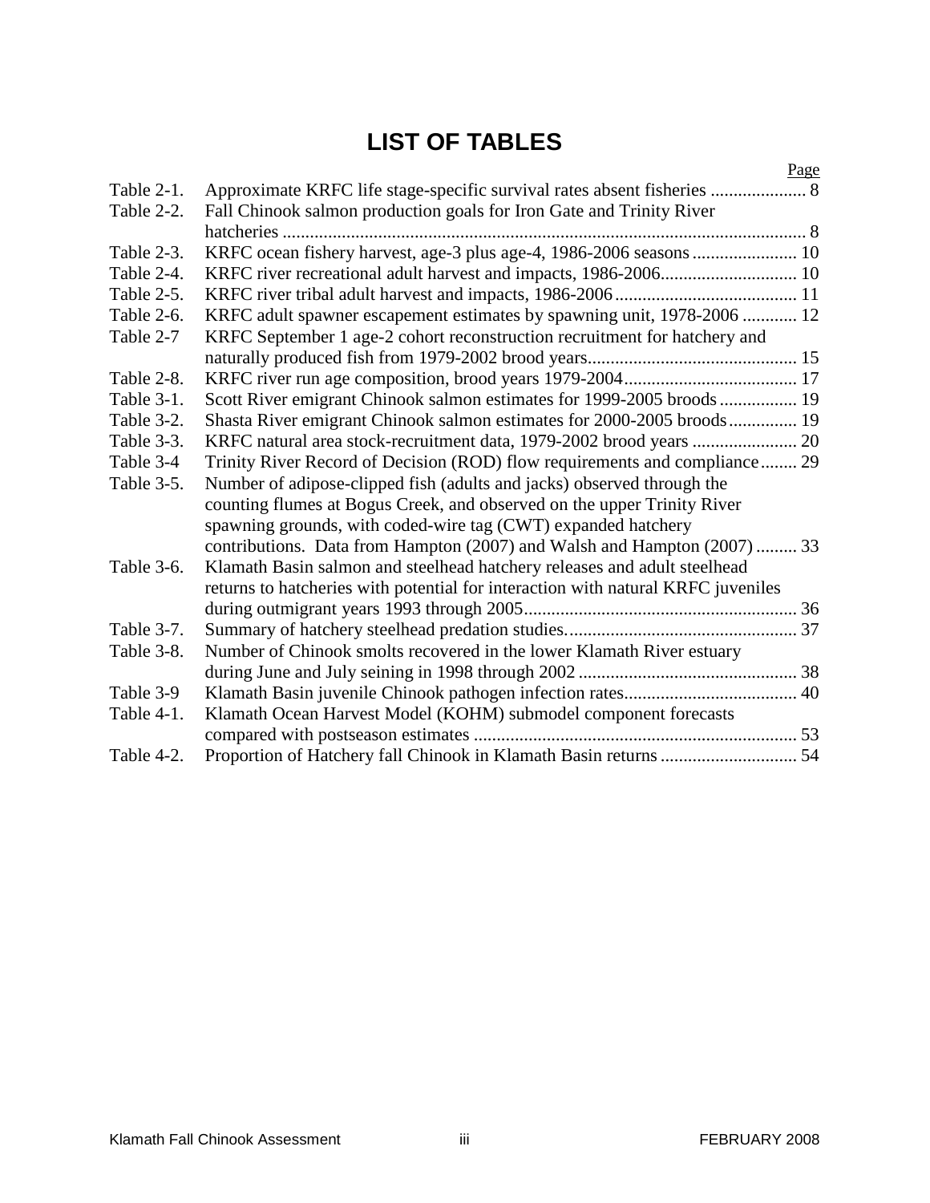# LIST OF TABLES

| | | Page |
|---|---|---|
| Table 2-1. | Approximate KRFC life stage-specific survival rates absent fisheries | 8 |
| Table 2-2. | Fall Chinook salmon production goals for Iron Gate and Trinity River hatcheries | 8 |
| Table 2-3. | KRFC ocean fishery harvest, age-3 plus age-4, 1986-2006 seasons | 10 |
| Table 2-4. | KRFC river recreational adult harvest and impacts, 1986-2006 | 10 |
| Table 2-5. | KRFC river tribal adult harvest and impacts, 1986-2006 | 11 |
| Table 2-6. | KRFC adult spawner escapement estimates by spawning unit, 1978-2006 | 12 |
| Table 2-7 | KRFC September 1 age-2 cohort reconstruction recruitment for hatchery and naturally produced fish from 1979-2002 brood years | 15 |
| Table 2-8. | KRFC river run age composition, brood years 1979-2004 | 17 |
| Table 3-1. | Scott River emigrant Chinook salmon estimates for 1999-2005 broods | 19 |
| Table 3-2. | Shasta River emigrant Chinook salmon estimates for 2000-2005 broods | 19 |
| Table 3-3. | KRFC natural area stock-recruitment data, 1979-2002 brood years | 20 |
| Table 3-4 | Trinity River Record of Decision (ROD) flow requirements and compliance | 29 |
| Table 3-5. | Number of adipose-clipped fish (adults and jacks) observed through the counting flumes at Bogus Creek, and observed on the upper Trinity River spawning grounds, with coded-wire tag (CWT) expanded hatchery contributions. Data from Hampton (2007) and Walsh and Hampton (2007) | 33 |
| Table 3-6. | Klamath Basin salmon and steelhead hatchery releases and adult steelhead returns to hatcheries with potential for interaction with natural KRFC juveniles during outmigrant years 1993 through 2005 | 36 |
| Table 3-7. | Summary of hatchery steelhead predation studies. | 37 |
| Table 3-8. | Number of Chinook smolts recovered in the lower Klamath River estuary during June and July seining in 1998 through 2002 | 38 |
| Table 3-9 | Klamath Basin juvenile Chinook pathogen infection rates | 40 |
| Table 4-1. | Klamath Ocean Harvest Model (KOHM) submodel component forecasts compared with postseason estimates | 53 |
| Table 4-2. | Proportion of Hatchery fall Chinook in Klamath Basin returns | 54 |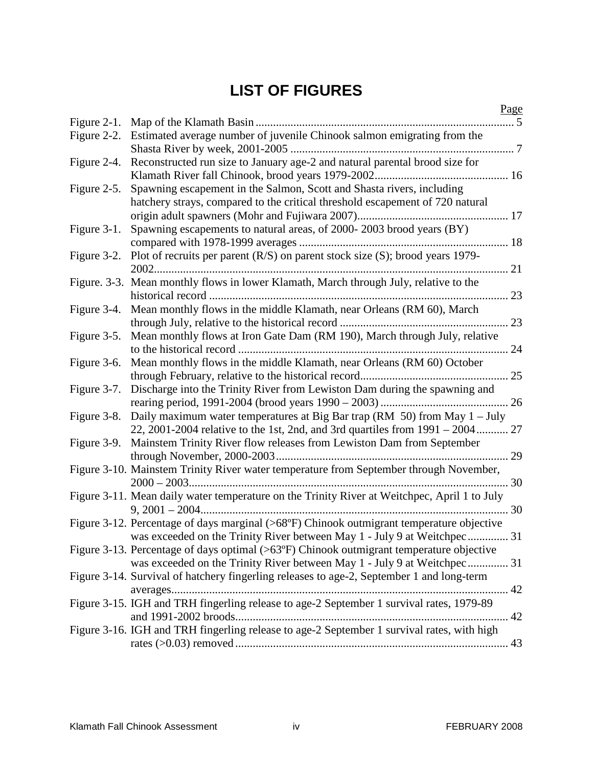# LIST OF FIGURES

| | | Page |
|---|---|---|
| Figure 2-1. | Map of the Klamath Basin | 5 |
| Figure 2-2. | Estimated average number of juvenile Chinook salmon emigrating from the Shasta River by week, 2001-2005 | 7 |
| Figure 2-4. | Reconstructed run size to January age-2 and natural parental brood size for Klamath River fall Chinook, brood years 1979-2002 | 16 |
| Figure 2-5. | Spawning escapement in the Salmon, Scott and Shasta rivers, including hatchery strays, compared to the critical threshold escapement of 720 natural origin adult spawners (Mohr and Fujiwara 2007) | 17 |
| Figure 3-1. | Spawning escapements to natural areas, of 2000- 2003 brood years (BY) compared with 1978-1999 averages | 18 |
| Figure 3-2. | Plot of recruits per parent (R/S) on parent stock size (S); brood years 1979-2002 | 21 |
| Figure. 3-3. | Mean monthly flows in lower Klamath, March through July, relative to the historical record | 23 |
| Figure 3-4. | Mean monthly flows in the middle Klamath, near Orleans (RM 60), March through July, relative to the historical record | 23 |
| Figure 3-5. | Mean monthly flows at Iron Gate Dam (RM 190), March through July, relative to the historical record | 24 |
| Figure 3-6. | Mean monthly flows in the middle Klamath, near Orleans (RM 60) October through February, relative to the historical record | 25 |
| Figure 3-7. | Discharge into the Trinity River from Lewiston Dam during the spawning and rearing period, 1991-2004 (brood years 1990 – 2003) | 26 |
| Figure 3-8. | Daily maximum water temperatures at Big Bar trap (RM 50) from May 1 – July 22, 2001-2004 relative to the 1st, 2nd, and 3rd quartiles from 1991 – 2004 | 27 |
| Figure 3-9. | Mainstem Trinity River flow releases from Lewiston Dam from September through November, 2000-2003 | 29 |
| Figure 3-10. | Mainstem Trinity River water temperature from September through November, 2000 – 2003 | 30 |
| Figure 3-11. | Mean daily water temperature on the Trinity River at Weitchpec, April 1 to July 9, 2001 – 2004 | 30 |
| Figure 3-12. | Percentage of days marginal (>68ºF) Chinook outmigrant temperature objective was exceeded on the Trinity River between May 1 - July 9 at Weitchpec | 31 |
| Figure 3-13. | Percentage of days optimal (>63ºF) Chinook outmigrant temperature objective was exceeded on the Trinity River between May 1 - July 9 at Weitchpec | 31 |
| Figure 3-14. | Survival of hatchery fingerling releases to age-2, September 1 and long-term averages | 42 |
| Figure 3-15. | IGH and TRH fingerling release to age-2 September 1 survival rates, 1979-89 and 1991-2002 broods | 42 |
| Figure 3-16. | IGH and TRH fingerling release to age-2 September 1 survival rates, with high rates (>0.03) removed | 43 |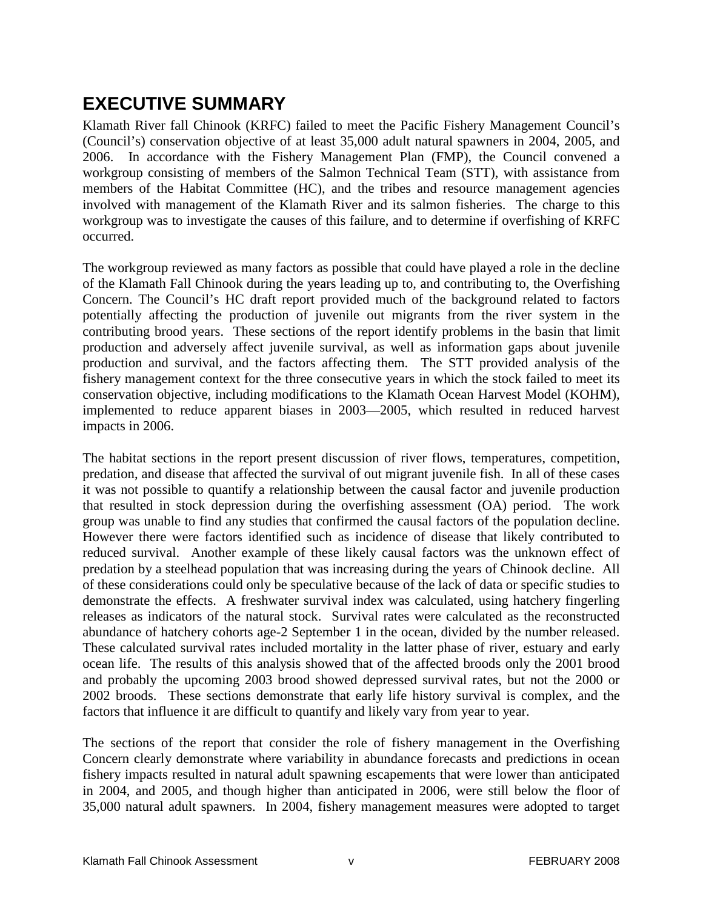# EXECUTIVE SUMMARY

Klamath River fall Chinook (KRFC) failed to meet the Pacific Fishery Management Council's (Council's) conservation objective of at least 35,000 adult natural spawners in 2004, 2005, and 2006. In accordance with the Fishery Management Plan (FMP), the Council convened a workgroup consisting of members of the Salmon Technical Team (STT), with assistance from members of the Habitat Committee (HC), and the tribes and resource management agencies involved with management of the Klamath River and its salmon fisheries. The charge to this workgroup was to investigate the causes of this failure, and to determine if overfishing of KRFC occurred.

The workgroup reviewed as many factors as possible that could have played a role in the decline of the Klamath Fall Chinook during the years leading up to, and contributing to, the Overfishing Concern. The Council's HC draft report provided much of the background related to factors potentially affecting the production of juvenile out migrants from the river system in the contributing brood years. These sections of the report identify problems in the basin that limit production and adversely affect juvenile survival, as well as information gaps about juvenile production and survival, and the factors affecting them. The STT provided analysis of the fishery management context for the three consecutive years in which the stock failed to meet its conservation objective, including modifications to the Klamath Ocean Harvest Model (KOHM), implemented to reduce apparent biases in 2003—2005, which resulted in reduced harvest impacts in 2006.

The habitat sections in the report present discussion of river flows, temperatures, competition, predation, and disease that affected the survival of out migrant juvenile fish. In all of these cases it was not possible to quantify a relationship between the causal factor and juvenile production that resulted in stock depression during the overfishing assessment (OA) period. The work group was unable to find any studies that confirmed the causal factors of the population decline. However there were factors identified such as incidence of disease that likely contributed to reduced survival. Another example of these likely causal factors was the unknown effect of predation by a steelhead population that was increasing during the years of Chinook decline. All of these considerations could only be speculative because of the lack of data or specific studies to demonstrate the effects. A freshwater survival index was calculated, using hatchery fingerling releases as indicators of the natural stock. Survival rates were calculated as the reconstructed abundance of hatchery cohorts age-2 September 1 in the ocean, divided by the number released. These calculated survival rates included mortality in the latter phase of river, estuary and early ocean life. The results of this analysis showed that of the affected broods only the 2001 brood and probably the upcoming 2003 brood showed depressed survival rates, but not the 2000 or 2002 broods. These sections demonstrate that early life history survival is complex, and the factors that influence it are difficult to quantify and likely vary from year to year.

The sections of the report that consider the role of fishery management in the Overfishing Concern clearly demonstrate where variability in abundance forecasts and predictions in ocean fishery impacts resulted in natural adult spawning escapements that were lower than anticipated in 2004, and 2005, and though higher than anticipated in 2006, were still below the floor of 35,000 natural adult spawners. In 2004, fishery management measures were adopted to target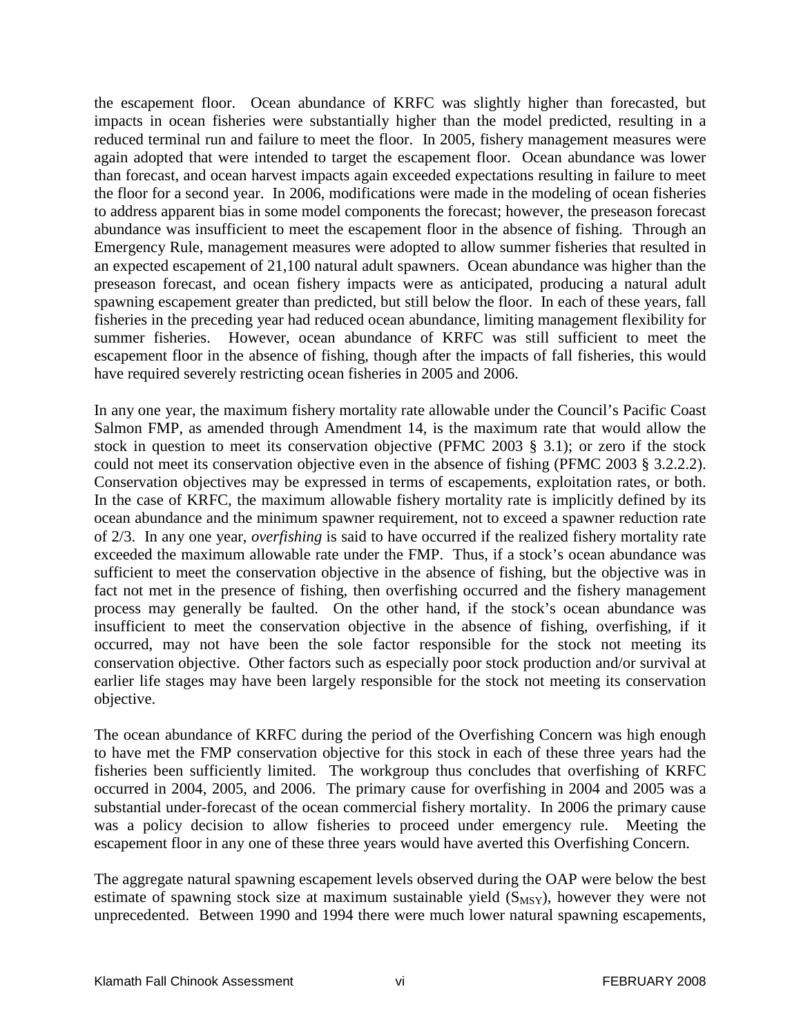the escapement floor. Ocean abundance of KRFC was slightly higher than forecasted, but impacts in ocean fisheries were substantially higher than the model predicted, resulting in a reduced terminal run and failure to meet the floor. In 2005, fishery management measures were again adopted that were intended to target the escapement floor. Ocean abundance was lower than forecast, and ocean harvest impacts again exceeded expectations resulting in failure to meet the floor for a second year. In 2006, modifications were made in the modeling of ocean fisheries to address apparent bias in some model components the forecast; however, the preseason forecast abundance was insufficient to meet the escapement floor in the absence of fishing. Through an Emergency Rule, management measures were adopted to allow summer fisheries that resulted in an expected escapement of 21,100 natural adult spawners. Ocean abundance was higher than the preseason forecast, and ocean fishery impacts were as anticipated, producing a natural adult spawning escapement greater than predicted, but still below the floor. In each of these years, fall fisheries in the preceding year had reduced ocean abundance, limiting management flexibility for summer fisheries. However, ocean abundance of KRFC was still sufficient to meet the escapement floor in the absence of fishing, though after the impacts of fall fisheries, this would have required severely restricting ocean fisheries in 2005 and 2006.

In any one year, the maximum fishery mortality rate allowable under the Council's Pacific Coast Salmon FMP, as amended through Amendment 14, is the maximum rate that would allow the stock in question to meet its conservation objective (PFMC 2003 § 3.1); or zero if the stock could not meet its conservation objective even in the absence of fishing (PFMC 2003 § 3.2.2.2). Conservation objectives may be expressed in terms of escapements, exploitation rates, or both. In the case of KRFC, the maximum allowable fishery mortality rate is implicitly defined by its ocean abundance and the minimum spawner requirement, not to exceed a spawner reduction rate of 2/3. In any one year, *overfishing* is said to have occurred if the realized fishery mortality rate exceeded the maximum allowable rate under the FMP. Thus, if a stock's ocean abundance was sufficient to meet the conservation objective in the absence of fishing, but the objective was in fact not met in the presence of fishing, then overfishing occurred and the fishery management process may generally be faulted. On the other hand, if the stock's ocean abundance was insufficient to meet the conservation objective in the absence of fishing, overfishing, if it occurred, may not have been the sole factor responsible for the stock not meeting its conservation objective. Other factors such as especially poor stock production and/or survival at earlier life stages may have been largely responsible for the stock not meeting its conservation objective.

The ocean abundance of KRFC during the period of the Overfishing Concern was high enough to have met the FMP conservation objective for this stock in each of these three years had the fisheries been sufficiently limited. The workgroup thus concludes that overfishing of KRFC occurred in 2004, 2005, and 2006. The primary cause for overfishing in 2004 and 2005 was a substantial under-forecast of the ocean commercial fishery mortality. In 2006 the primary cause was a policy decision to allow fisheries to proceed under emergency rule. Meeting the escapement floor in any one of these three years would have averted this Overfishing Concern.

The aggregate natural spawning escapement levels observed during the OAP were below the best estimate of spawning stock size at maximum sustainable yield ($S_{MSY}$), however they were not unprecedented. Between 1990 and 1994 there were much lower natural spawning escapements,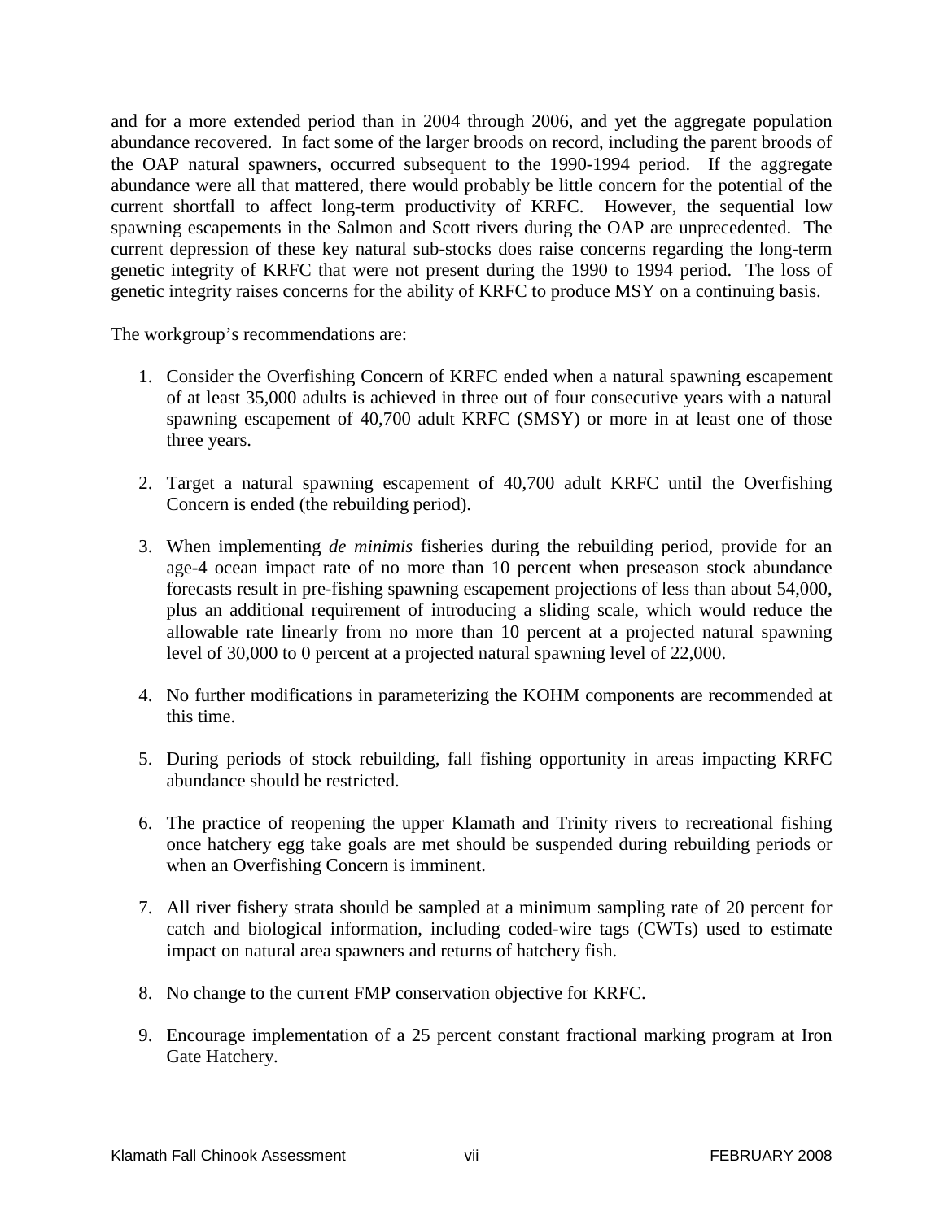and for a more extended period than in 2004 through 2006, and yet the aggregate population abundance recovered. In fact some of the larger broods on record, including the parent broods of the OAP natural spawners, occurred subsequent to the 1990-1994 period. If the aggregate abundance were all that mattered, there would probably be little concern for the potential of the current shortfall to affect long-term productivity of KRFC. However, the sequential low spawning escapements in the Salmon and Scott rivers during the OAP are unprecedented. The current depression of these key natural sub-stocks does raise concerns regarding the long-term genetic integrity of KRFC that were not present during the 1990 to 1994 period. The loss of genetic integrity raises concerns for the ability of KRFC to produce MSY on a continuing basis.

The workgroup's recommendations are:

1. Consider the Overfishing Concern of KRFC ended when a natural spawning escapement of at least 35,000 adults is achieved in three out of four consecutive years with a natural spawning escapement of 40,700 adult KRFC (SMSY) or more in at least one of those three years.

2. Target a natural spawning escapement of 40,700 adult KRFC until the Overfishing Concern is ended (the rebuilding period).

3. When implementing *de minimis* fisheries during the rebuilding period, provide for an age-4 ocean impact rate of no more than 10 percent when preseason stock abundance forecasts result in pre-fishing spawning escapement projections of less than about 54,000, plus an additional requirement of introducing a sliding scale, which would reduce the allowable rate linearly from no more than 10 percent at a projected natural spawning level of 30,000 to 0 percent at a projected natural spawning level of 22,000.

4. No further modifications in parameterizing the KOHM components are recommended at this time.

5. During periods of stock rebuilding, fall fishing opportunity in areas impacting KRFC abundance should be restricted.

6. The practice of reopening the upper Klamath and Trinity rivers to recreational fishing once hatchery egg take goals are met should be suspended during rebuilding periods or when an Overfishing Concern is imminent.

7. All river fishery strata should be sampled at a minimum sampling rate of 20 percent for catch and biological information, including coded-wire tags (CWTs) used to estimate impact on natural area spawners and returns of hatchery fish.

8. No change to the current FMP conservation objective for KRFC.

9. Encourage implementation of a 25 percent constant fractional marking program at Iron Gate Hatchery.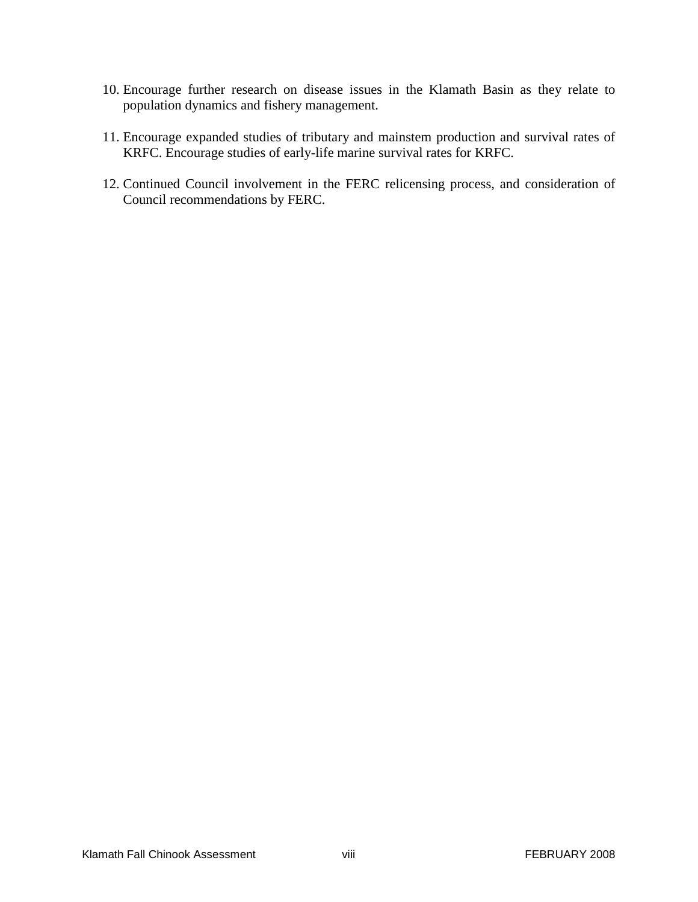10. Encourage further research on disease issues in the Klamath Basin as they relate to population dynamics and fishery management.

11. Encourage expanded studies of tributary and mainstem production and survival rates of KRFC. Encourage studies of early-life marine survival rates for KRFC.

12. Continued Council involvement in the FERC relicensing process, and consideration of Council recommendations by FERC.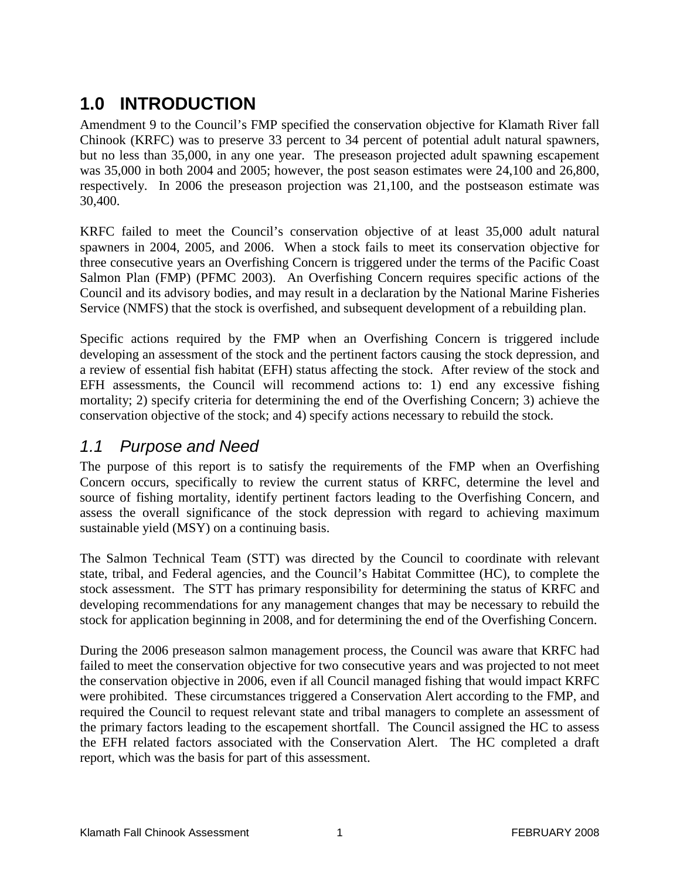# 1.0 INTRODUCTION

Amendment 9 to the Council's FMP specified the conservation objective for Klamath River fall Chinook (KRFC) was to preserve 33 percent to 34 percent of potential adult natural spawners, but no less than 35,000, in any one year. The preseason projected adult spawning escapement was 35,000 in both 2004 and 2005; however, the post season estimates were 24,100 and 26,800, respectively. In 2006 the preseason projection was 21,100, and the postseason estimate was 30,400.

KRFC failed to meet the Council's conservation objective of at least 35,000 adult natural spawners in 2004, 2005, and 2006. When a stock fails to meet its conservation objective for three consecutive years an Overfishing Concern is triggered under the terms of the Pacific Coast Salmon Plan (FMP) (PFMC 2003). An Overfishing Concern requires specific actions of the Council and its advisory bodies, and may result in a declaration by the National Marine Fisheries Service (NMFS) that the stock is overfished, and subsequent development of a rebuilding plan.

Specific actions required by the FMP when an Overfishing Concern is triggered include developing an assessment of the stock and the pertinent factors causing the stock depression, and a review of essential fish habitat (EFH) status affecting the stock. After review of the stock and EFH assessments, the Council will recommend actions to: 1) end any excessive fishing mortality; 2) specify criteria for determining the end of the Overfishing Concern; 3) achieve the conservation objective of the stock; and 4) specify actions necessary to rebuild the stock.

## *1.1 Purpose and Need*

The purpose of this report is to satisfy the requirements of the FMP when an Overfishing Concern occurs, specifically to review the current status of KRFC, determine the level and source of fishing mortality, identify pertinent factors leading to the Overfishing Concern, and assess the overall significance of the stock depression with regard to achieving maximum sustainable yield (MSY) on a continuing basis.

The Salmon Technical Team (STT) was directed by the Council to coordinate with relevant state, tribal, and Federal agencies, and the Council's Habitat Committee (HC), to complete the stock assessment. The STT has primary responsibility for determining the status of KRFC and developing recommendations for any management changes that may be necessary to rebuild the stock for application beginning in 2008, and for determining the end of the Overfishing Concern.

During the 2006 preseason salmon management process, the Council was aware that KRFC had failed to meet the conservation objective for two consecutive years and was projected to not meet the conservation objective in 2006, even if all Council managed fishing that would impact KRFC were prohibited. These circumstances triggered a Conservation Alert according to the FMP, and required the Council to request relevant state and tribal managers to complete an assessment of the primary factors leading to the escapement shortfall. The Council assigned the HC to assess the EFH related factors associated with the Conservation Alert. The HC completed a draft report, which was the basis for part of this assessment.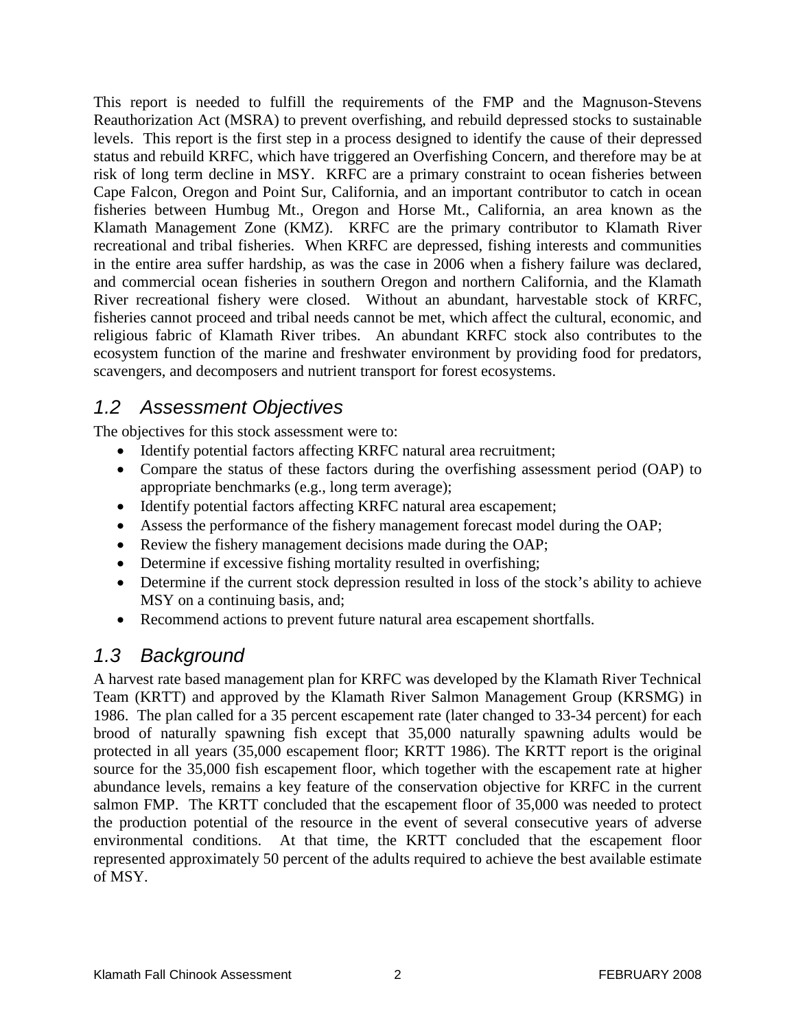This report is needed to fulfill the requirements of the FMP and the Magnuson-Stevens Reauthorization Act (MSRA) to prevent overfishing, and rebuild depressed stocks to sustainable levels. This report is the first step in a process designed to identify the cause of their depressed status and rebuild KRFC, which have triggered an Overfishing Concern, and therefore may be at risk of long term decline in MSY. KRFC are a primary constraint to ocean fisheries between Cape Falcon, Oregon and Point Sur, California, and an important contributor to catch in ocean fisheries between Humbug Mt., Oregon and Horse Mt., California, an area known as the Klamath Management Zone (KMZ). KRFC are the primary contributor to Klamath River recreational and tribal fisheries. When KRFC are depressed, fishing interests and communities in the entire area suffer hardship, as was the case in 2006 when a fishery failure was declared, and commercial ocean fisheries in southern Oregon and northern California, and the Klamath River recreational fishery were closed. Without an abundant, harvestable stock of KRFC, fisheries cannot proceed and tribal needs cannot be met, which affect the cultural, economic, and religious fabric of Klamath River tribes. An abundant KRFC stock also contributes to the ecosystem function of the marine and freshwater environment by providing food for predators, scavengers, and decomposers and nutrient transport for forest ecosystems.

## 1.2 Assessment Objectives

The objectives for this stock assessment were to:

- Identify potential factors affecting KRFC natural area recruitment;
- Compare the status of these factors during the overfishing assessment period (OAP) to appropriate benchmarks (e.g., long term average);
- Identify potential factors affecting KRFC natural area escapement;
- Assess the performance of the fishery management forecast model during the OAP;
- Review the fishery management decisions made during the OAP;
- Determine if excessive fishing mortality resulted in overfishing;
- Determine if the current stock depression resulted in loss of the stock's ability to achieve MSY on a continuing basis, and;
- Recommend actions to prevent future natural area escapement shortfalls.

## 1.3 Background

A harvest rate based management plan for KRFC was developed by the Klamath River Technical Team (KRTT) and approved by the Klamath River Salmon Management Group (KRSMG) in 1986. The plan called for a 35 percent escapement rate (later changed to 33-34 percent) for each brood of naturally spawning fish except that 35,000 naturally spawning adults would be protected in all years (35,000 escapement floor; KRTT 1986). The KRTT report is the original source for the 35,000 fish escapement floor, which together with the escapement rate at higher abundance levels, remains a key feature of the conservation objective for KRFC in the current salmon FMP. The KRTT concluded that the escapement floor of 35,000 was needed to protect the production potential of the resource in the event of several consecutive years of adverse environmental conditions. At that time, the KRTT concluded that the escapement floor represented approximately 50 percent of the adults required to achieve the best available estimate of MSY.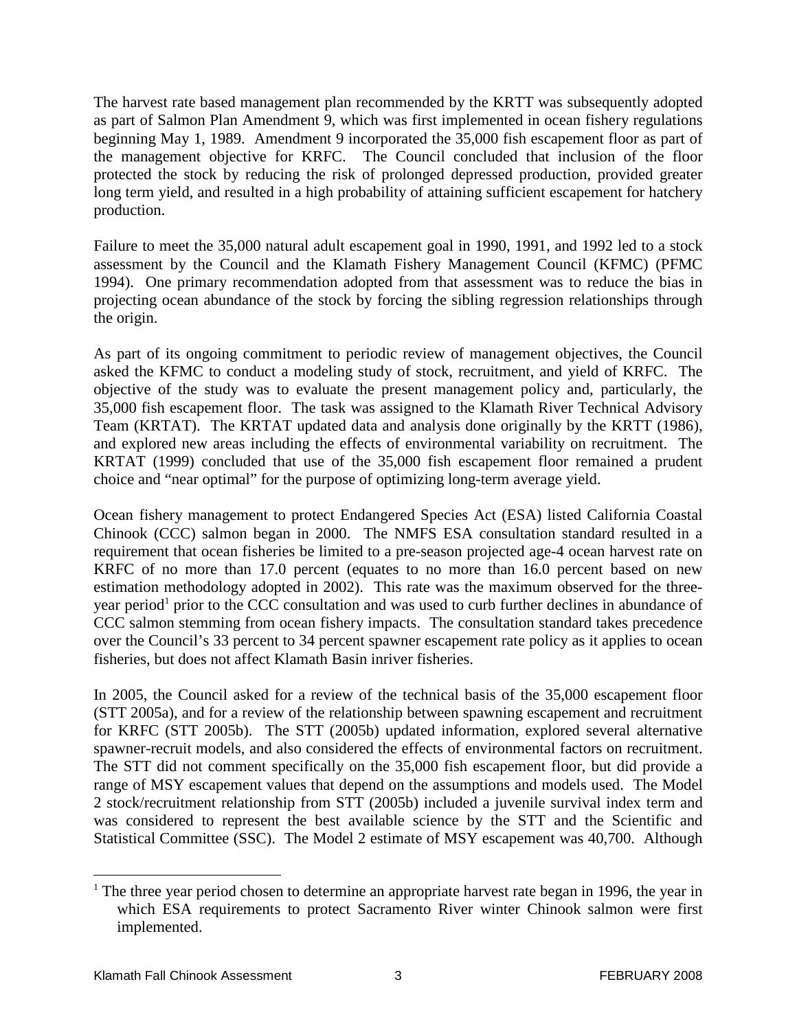The harvest rate based management plan recommended by the KRTT was subsequently adopted as part of Salmon Plan Amendment 9, which was first implemented in ocean fishery regulations beginning May 1, 1989. Amendment 9 incorporated the 35,000 fish escapement floor as part of the management objective for KRFC. The Council concluded that inclusion of the floor protected the stock by reducing the risk of prolonged depressed production, provided greater long term yield, and resulted in a high probability of attaining sufficient escapement for hatchery production.

Failure to meet the 35,000 natural adult escapement goal in 1990, 1991, and 1992 led to a stock assessment by the Council and the Klamath Fishery Management Council (KFMC) (PFMC 1994). One primary recommendation adopted from that assessment was to reduce the bias in projecting ocean abundance of the stock by forcing the sibling regression relationships through the origin.

As part of its ongoing commitment to periodic review of management objectives, the Council asked the KFMC to conduct a modeling study of stock, recruitment, and yield of KRFC. The objective of the study was to evaluate the present management policy and, particularly, the 35,000 fish escapement floor. The task was assigned to the Klamath River Technical Advisory Team (KRTAT). The KRTAT updated data and analysis done originally by the KRTT (1986), and explored new areas including the effects of environmental variability on recruitment. The KRTAT (1999) concluded that use of the 35,000 fish escapement floor remained a prudent choice and "near optimal" for the purpose of optimizing long-term average yield.

Ocean fishery management to protect Endangered Species Act (ESA) listed California Coastal Chinook (CCC) salmon began in 2000. The NMFS ESA consultation standard resulted in a requirement that ocean fisheries be limited to a pre-season projected age-4 ocean harvest rate on KRFC of no more than 17.0 percent (equates to no more than 16.0 percent based on new estimation methodology adopted in 2002). This rate was the maximum observed for the three-year period[1] prior to the CCC consultation and was used to curb further declines in abundance of CCC salmon stemming from ocean fishery impacts. The consultation standard takes precedence over the Council's 33 percent to 34 percent spawner escapement rate policy as it applies to ocean fisheries, but does not affect Klamath Basin inriver fisheries.

In 2005, the Council asked for a review of the technical basis of the 35,000 escapement floor (STT 2005a), and for a review of the relationship between spawning escapement and recruitment for KRFC (STT 2005b). The STT (2005b) updated information, explored several alternative spawner-recruit models, and also considered the effects of environmental factors on recruitment. The STT did not comment specifically on the 35,000 fish escapement floor, but did provide a range of MSY escapement values that depend on the assumptions and models used. The Model 2 stock/recruitment relationship from STT (2005b) included a juvenile survival index term and was considered to represent the best available science by the STT and the Scientific and Statistical Committee (SSC). The Model 2 estimate of MSY escapement was 40,700. Although

[1] The three year period chosen to determine an appropriate harvest rate began in 1996, the year in which ESA requirements to protect Sacramento River winter Chinook salmon were first implemented.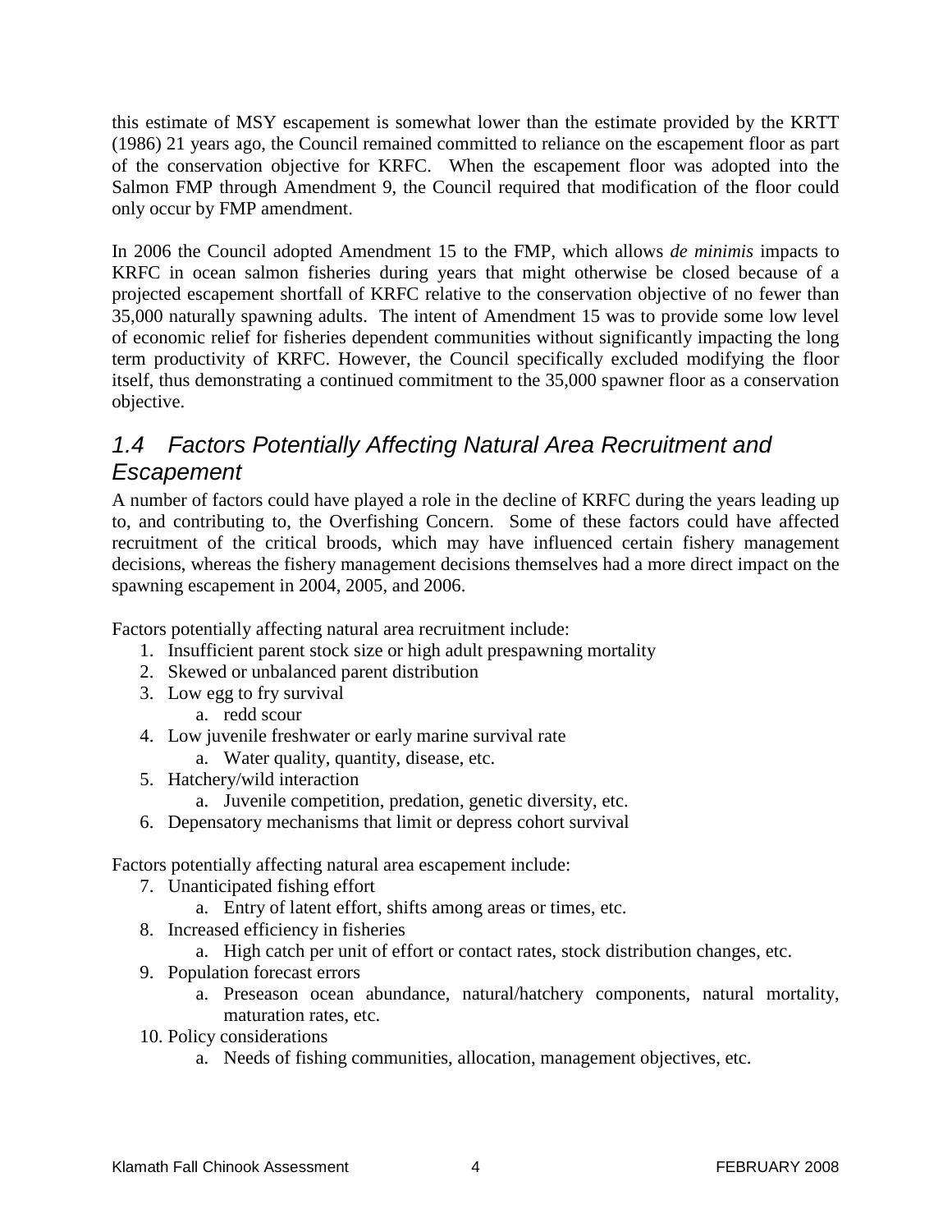this estimate of MSY escapement is somewhat lower than the estimate provided by the KRTT (1986) 21 years ago, the Council remained committed to reliance on the escapement floor as part of the conservation objective for KRFC. When the escapement floor was adopted into the Salmon FMP through Amendment 9, the Council required that modification of the floor could only occur by FMP amendment.

In 2006 the Council adopted Amendment 15 to the FMP, which allows *de minimis* impacts to KRFC in ocean salmon fisheries during years that might otherwise be closed because of a projected escapement shortfall of KRFC relative to the conservation objective of no fewer than 35,000 naturally spawning adults. The intent of Amendment 15 was to provide some low level of economic relief for fisheries dependent communities without significantly impacting the long term productivity of KRFC. However, the Council specifically excluded modifying the floor itself, thus demonstrating a continued commitment to the 35,000 spawner floor as a conservation objective.

## *1.4 Factors Potentially Affecting Natural Area Recruitment and Escapement*

A number of factors could have played a role in the decline of KRFC during the years leading up to, and contributing to, the Overfishing Concern. Some of these factors could have affected recruitment of the critical broods, which may have influenced certain fishery management decisions, whereas the fishery management decisions themselves had a more direct impact on the spawning escapement in 2004, 2005, and 2006.

Factors potentially affecting natural area recruitment include:

1. Insufficient parent stock size or high adult prespawning mortality
2. Skewed or unbalanced parent distribution
3. Low egg to fry survival
   a. redd scour
4. Low juvenile freshwater or early marine survival rate
   a. Water quality, quantity, disease, etc.
5. Hatchery/wild interaction
   a. Juvenile competition, predation, genetic diversity, etc.
6. Depensatory mechanisms that limit or depress cohort survival

Factors potentially affecting natural area escapement include:

7. Unanticipated fishing effort
   a. Entry of latent effort, shifts among areas or times, etc.
8. Increased efficiency in fisheries
   a. High catch per unit of effort or contact rates, stock distribution changes, etc.
9. Population forecast errors
   a. Preseason ocean abundance, natural/hatchery components, natural mortality, maturation rates, etc.
10. Policy considerations
    a. Needs of fishing communities, allocation, management objectives, etc.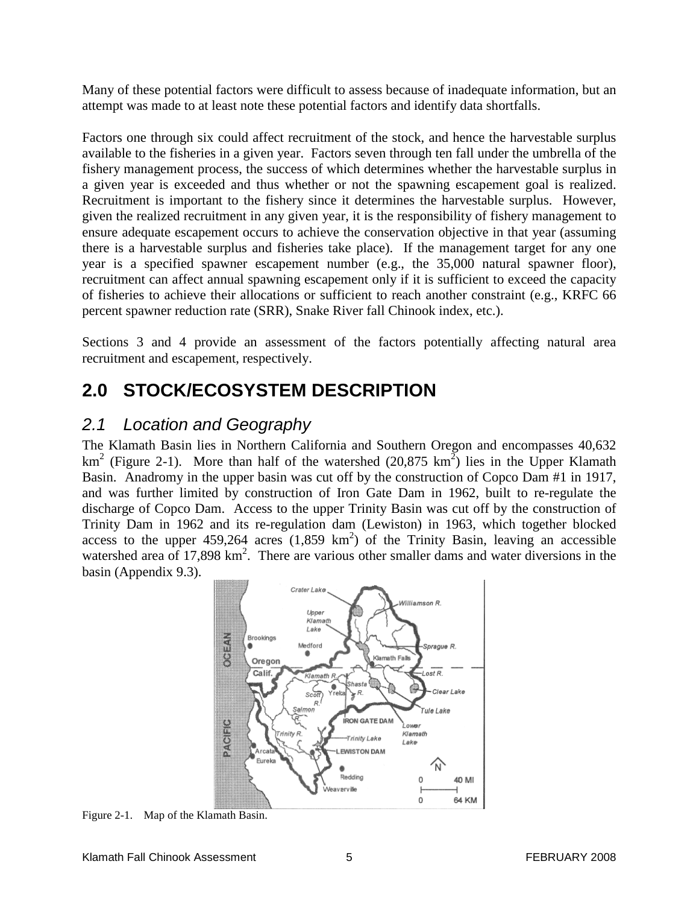Many of these potential factors were difficult to assess because of inadequate information, but an attempt was made to at least note these potential factors and identify data shortfalls.

Factors one through six could affect recruitment of the stock, and hence the harvestable surplus available to the fisheries in a given year. Factors seven through ten fall under the umbrella of the fishery management process, the success of which determines whether the harvestable surplus in a given year is exceeded and thus whether or not the spawning escapement goal is realized. Recruitment is important to the fishery since it determines the harvestable surplus. However, given the realized recruitment in any given year, it is the responsibility of fishery management to ensure adequate escapement occurs to achieve the conservation objective in that year (assuming there is a harvestable surplus and fisheries take place). If the management target for any one year is a specified spawner escapement number (e.g., the 35,000 natural spawner floor), recruitment can affect annual spawning escapement only if it is sufficient to exceed the capacity of fisheries to achieve their allocations or sufficient to reach another constraint (e.g., KRFC 66 percent spawner reduction rate (SRR), Snake River fall Chinook index, etc.).

Sections 3 and 4 provide an assessment of the factors potentially affecting natural area recruitment and escapement, respectively.

# 2.0 STOCK/ECOSYSTEM DESCRIPTION

## *2.1 Location and Geography*

The Klamath Basin lies in Northern California and Southern Oregon and encompasses 40,632 $km^2$ (Figure 2-1). More than half of the watershed (20,875 $km^2$) lies in the Upper Klamath Basin. Anadromy in the upper basin was cut off by the construction of Copco Dam #1 in 1917, and was further limited by construction of Iron Gate Dam in 1962, built to re-regulate the discharge of Copco Dam. Access to the upper Trinity Basin was cut off by the construction of Trinity Dam in 1962 and its re-regulation dam (Lewiston) in 1963, which together blocked access to the upper 459,264 acres (1,859 $km^2$) of the Trinity Basin, leaving an accessible watershed area of 17,898 $km^2$. There are various other smaller dams and water diversions in the basin (Appendix 9.3).

Figure 2-1. Map of the Klamath Basin.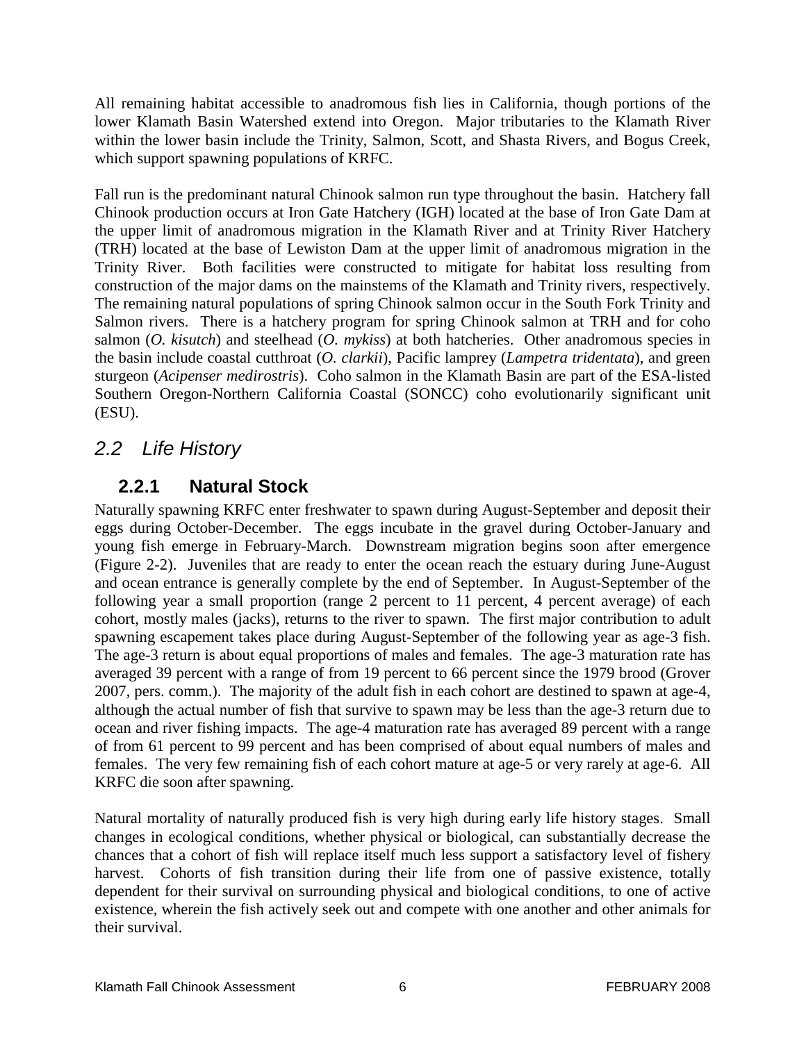All remaining habitat accessible to anadromous fish lies in California, though portions of the lower Klamath Basin Watershed extend into Oregon. Major tributaries to the Klamath River within the lower basin include the Trinity, Salmon, Scott, and Shasta Rivers, and Bogus Creek, which support spawning populations of KRFC.

Fall run is the predominant natural Chinook salmon run type throughout the basin. Hatchery fall Chinook production occurs at Iron Gate Hatchery (IGH) located at the base of Iron Gate Dam at the upper limit of anadromous migration in the Klamath River and at Trinity River Hatchery (TRH) located at the base of Lewiston Dam at the upper limit of anadromous migration in the Trinity River. Both facilities were constructed to mitigate for habitat loss resulting from construction of the major dams on the mainstems of the Klamath and Trinity rivers, respectively. The remaining natural populations of spring Chinook salmon occur in the South Fork Trinity and Salmon rivers. There is a hatchery program for spring Chinook salmon at TRH and for coho salmon (*O. kisutch*) and steelhead (*O. mykiss*) at both hatcheries. Other anadromous species in the basin include coastal cutthroat (*O. clarkii*), Pacific lamprey (*Lampetra tridentata*), and green sturgeon (*Acipenser medirostris*). Coho salmon in the Klamath Basin are part of the ESA-listed Southern Oregon-Northern California Coastal (SONCC) coho evolutionarily significant unit (ESU).

## *2.2 Life History*

### 2.2.1 Natural Stock

Naturally spawning KRFC enter freshwater to spawn during August-September and deposit their eggs during October-December. The eggs incubate in the gravel during October-January and young fish emerge in February-March. Downstream migration begins soon after emergence (Figure 2-2). Juveniles that are ready to enter the ocean reach the estuary during June-August and ocean entrance is generally complete by the end of September. In August-September of the following year a small proportion (range 2 percent to 11 percent, 4 percent average) of each cohort, mostly males (jacks), returns to the river to spawn. The first major contribution to adult spawning escapement takes place during August-September of the following year as age-3 fish. The age-3 return is about equal proportions of males and females. The age-3 maturation rate has averaged 39 percent with a range of from 19 percent to 66 percent since the 1979 brood (Grover 2007, pers. comm.). The majority of the adult fish in each cohort are destined to spawn at age-4, although the actual number of fish that survive to spawn may be less than the age-3 return due to ocean and river fishing impacts. The age-4 maturation rate has averaged 89 percent with a range of from 61 percent to 99 percent and has been comprised of about equal numbers of males and females. The very few remaining fish of each cohort mature at age-5 or very rarely at age-6. All KRFC die soon after spawning.

Natural mortality of naturally produced fish is very high during early life history stages. Small changes in ecological conditions, whether physical or biological, can substantially decrease the chances that a cohort of fish will replace itself much less support a satisfactory level of fishery harvest. Cohorts of fish transition during their life from one of passive existence, totally dependent for their survival on surrounding physical and biological conditions, to one of active existence, wherein the fish actively seek out and compete with one another and other animals for their survival.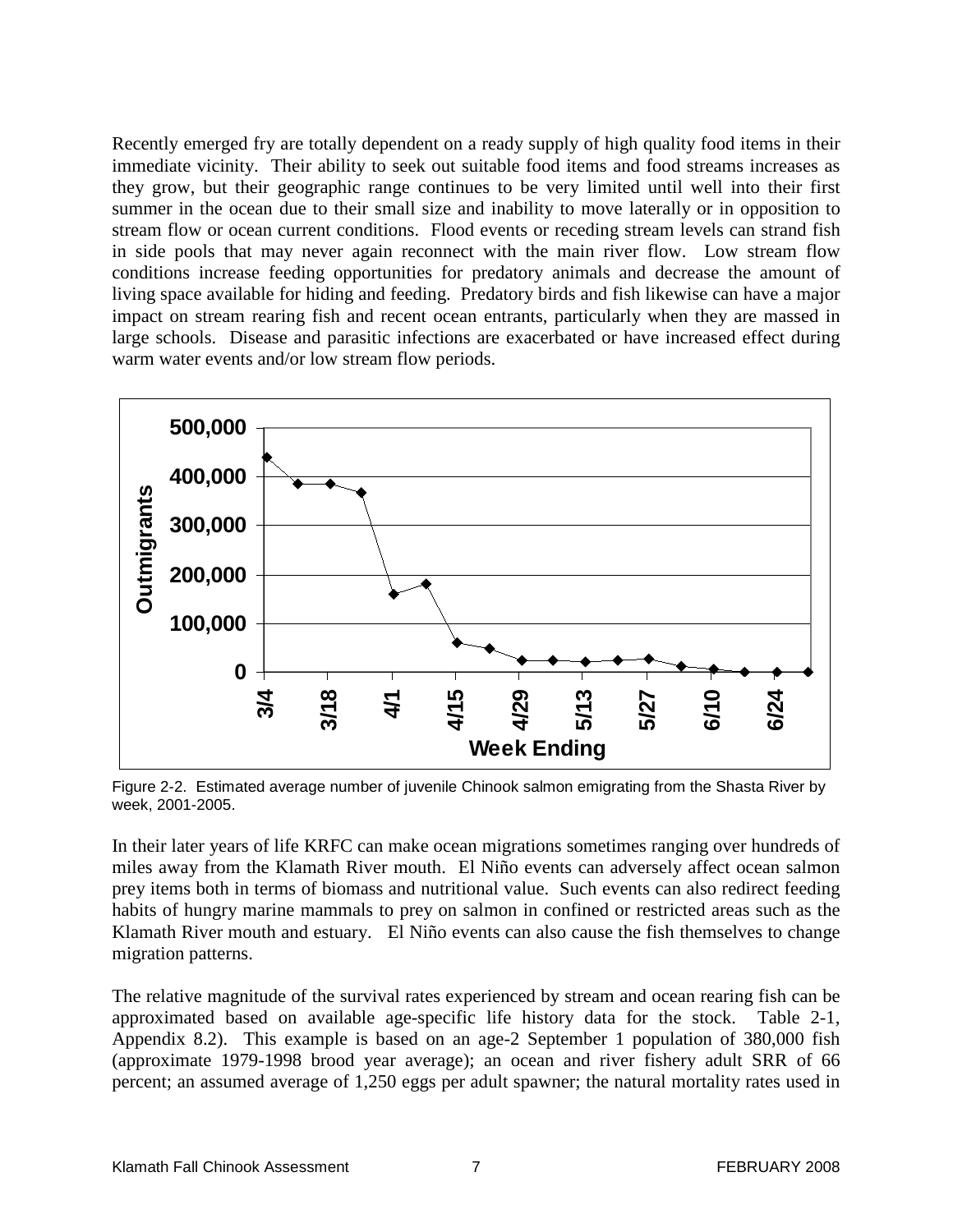Recently emerged fry are totally dependent on a ready supply of high quality food items in their immediate vicinity. Their ability to seek out suitable food items and food streams increases as they grow, but their geographic range continues to be very limited until well into their first summer in the ocean due to their small size and inability to move laterally or in opposition to stream flow or ocean current conditions. Flood events or receding stream levels can strand fish in side pools that may never again reconnect with the main river flow. Low stream flow conditions increase feeding opportunities for predatory animals and decrease the amount of living space available for hiding and feeding. Predatory birds and fish likewise can have a major impact on stream rearing fish and recent ocean entrants, particularly when they are massed in large schools. Disease and parasitic infections are exacerbated or have increased effect during warm water events and/or low stream flow periods.

Figure 2-2. Estimated average number of juvenile Chinook salmon emigrating from the Shasta River by week, 2001-2005.

In their later years of life KRFC can make ocean migrations sometimes ranging over hundreds of miles away from the Klamath River mouth. El Niño events can adversely affect ocean salmon prey items both in terms of biomass and nutritional value. Such events can also redirect feeding habits of hungry marine mammals to prey on salmon in confined or restricted areas such as the Klamath River mouth and estuary. El Niño events can also cause the fish themselves to change migration patterns.

The relative magnitude of the survival rates experienced by stream and ocean rearing fish can be approximated based on available age-specific life history data for the stock. Table 2-1, Appendix 8.2). This example is based on an age-2 September 1 population of 380,000 fish (approximate 1979-1998 brood year average); an ocean and river fishery adult SRR of 66 percent; an assumed average of 1,250 eggs per adult spawner; the natural mortality rates used in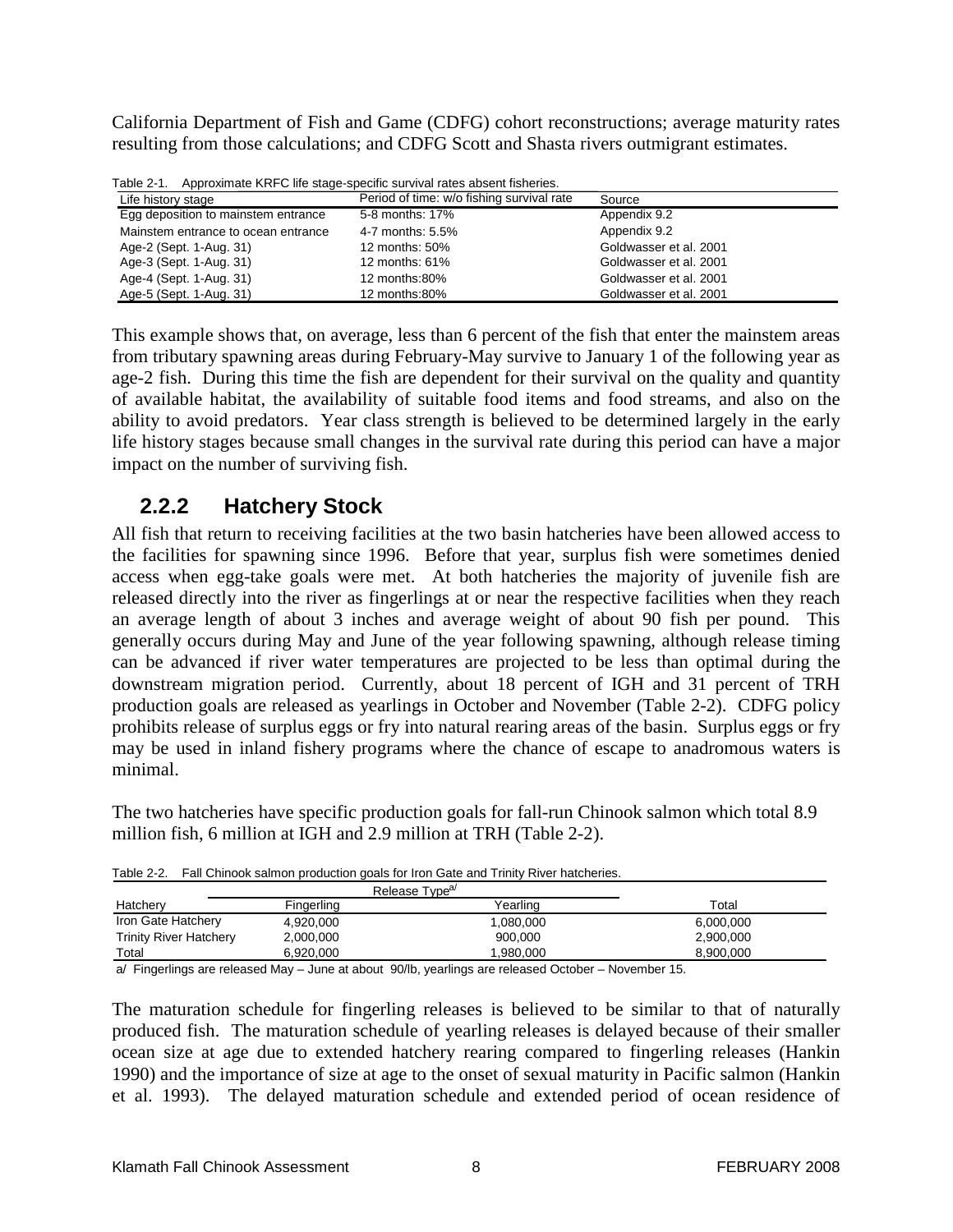California Department of Fish and Game (CDFG) cohort reconstructions; average maturity rates resulting from those calculations; and CDFG Scott and Shasta rivers outmigrant estimates.

Table 2-1. Approximate KRFC life stage-specific survival rates absent fisheries.

| Life history stage | Period of time: w/o fishing survival rate | Source |
|---|---|---|
| Egg deposition to mainstem entrance | 5-8 months: 17% | Appendix 9.2 |
| Mainstem entrance to ocean entrance | 4-7 months: 5.5% | Appendix 9.2 |
| Age-2 (Sept. 1-Aug. 31) | 12 months: 50% | Goldwasser et al. 2001 |
| Age-3 (Sept. 1-Aug. 31) | 12 months: 61% | Goldwasser et al. 2001 |
| Age-4 (Sept. 1-Aug. 31) | 12 months:80% | Goldwasser et al. 2001 |
| Age-5 (Sept. 1-Aug. 31) | 12 months:80% | Goldwasser et al. 2001 |

This example shows that, on average, less than 6 percent of the fish that enter the mainstem areas from tributary spawning areas during February-May survive to January 1 of the following year as age-2 fish. During this time the fish are dependent for their survival on the quality and quantity of available habitat, the availability of suitable food items and food streams, and also on the ability to avoid predators. Year class strength is believed to be determined largely in the early life history stages because small changes in the survival rate during this period can have a major impact on the number of surviving fish.

### 2.2.2 Hatchery Stock

All fish that return to receiving facilities at the two basin hatcheries have been allowed access to the facilities for spawning since 1996. Before that year, surplus fish were sometimes denied access when egg-take goals were met. At both hatcheries the majority of juvenile fish are released directly into the river as fingerlings at or near the respective facilities when they reach an average length of about 3 inches and average weight of about 90 fish per pound. This generally occurs during May and June of the year following spawning, although release timing can be advanced if river water temperatures are projected to be less than optimal during the downstream migration period. Currently, about 18 percent of IGH and 31 percent of TRH production goals are released as yearlings in October and November (Table 2-2). CDFG policy prohibits release of surplus eggs or fry into natural rearing areas of the basin. Surplus eggs or fry may be used in inland fishery programs where the chance of escape to anadromous waters is minimal.

The two hatcheries have specific production goals for fall-run Chinook salmon which total 8.9 million fish, 6 million at IGH and 2.9 million at TRH (Table 2-2).

Table 2-2. Fall Chinook salmon production goals for Iron Gate and Trinity River hatcheries.

| | Release Type[a/] | | |
|---|---|---|---|
| Hatchery | Fingerling | Yearling | Total |
| Iron Gate Hatchery | 4,920,000 | 1,080,000 | 6,000,000 |
| Trinity River Hatchery | 2,000,000 | 900,000 | 2,900,000 |
| Total | 6,920,000 | 1,980,000 | 8,900,000 |

a/ Fingerlings are released May – June at about 90/lb, yearlings are released October – November 15.

The maturation schedule for fingerling releases is believed to be similar to that of naturally produced fish. The maturation schedule of yearling releases is delayed because of their smaller ocean size at age due to extended hatchery rearing compared to fingerling releases (Hankin 1990) and the importance of size at age to the onset of sexual maturity in Pacific salmon (Hankin et al. 1993). The delayed maturation schedule and extended period of ocean residence of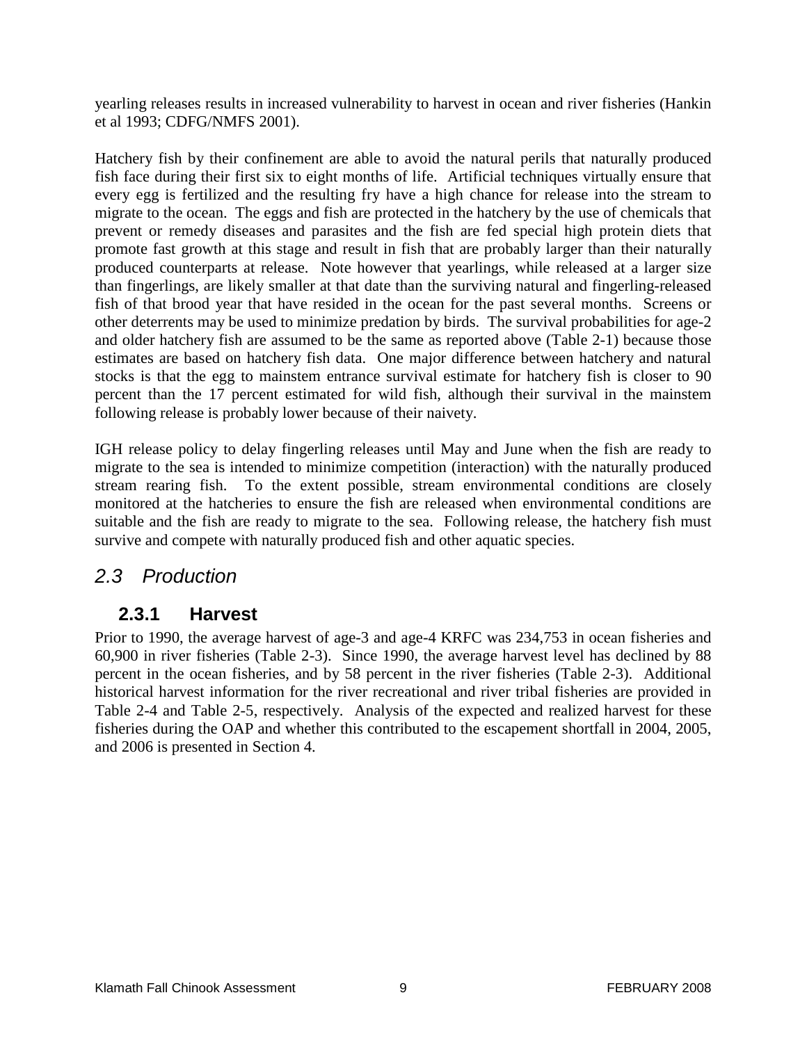yearling releases results in increased vulnerability to harvest in ocean and river fisheries (Hankin et al 1993; CDFG/NMFS 2001).

Hatchery fish by their confinement are able to avoid the natural perils that naturally produced fish face during their first six to eight months of life. Artificial techniques virtually ensure that every egg is fertilized and the resulting fry have a high chance for release into the stream to migrate to the ocean. The eggs and fish are protected in the hatchery by the use of chemicals that prevent or remedy diseases and parasites and the fish are fed special high protein diets that promote fast growth at this stage and result in fish that are probably larger than their naturally produced counterparts at release. Note however that yearlings, while released at a larger size than fingerlings, are likely smaller at that date than the surviving natural and fingerling-released fish of that brood year that have resided in the ocean for the past several months. Screens or other deterrents may be used to minimize predation by birds. The survival probabilities for age-2 and older hatchery fish are assumed to be the same as reported above (Table 2-1) because those estimates are based on hatchery fish data. One major difference between hatchery and natural stocks is that the egg to mainstem entrance survival estimate for hatchery fish is closer to 90 percent than the 17 percent estimated for wild fish, although their survival in the mainstem following release is probably lower because of their naivety.

IGH release policy to delay fingerling releases until May and June when the fish are ready to migrate to the sea is intended to minimize competition (interaction) with the naturally produced stream rearing fish. To the extent possible, stream environmental conditions are closely monitored at the hatcheries to ensure the fish are released when environmental conditions are suitable and the fish are ready to migrate to the sea. Following release, the hatchery fish must survive and compete with naturally produced fish and other aquatic species.

## *2.3 Production*

### 2.3.1 Harvest

Prior to 1990, the average harvest of age-3 and age-4 KRFC was 234,753 in ocean fisheries and 60,900 in river fisheries (Table 2-3). Since 1990, the average harvest level has declined by 88 percent in the ocean fisheries, and by 58 percent in the river fisheries (Table 2-3). Additional historical harvest information for the river recreational and river tribal fisheries are provided in Table 2-4 and Table 2-5, respectively. Analysis of the expected and realized harvest for these fisheries during the OAP and whether this contributed to the escapement shortfall in 2004, 2005, and 2006 is presented in Section 4.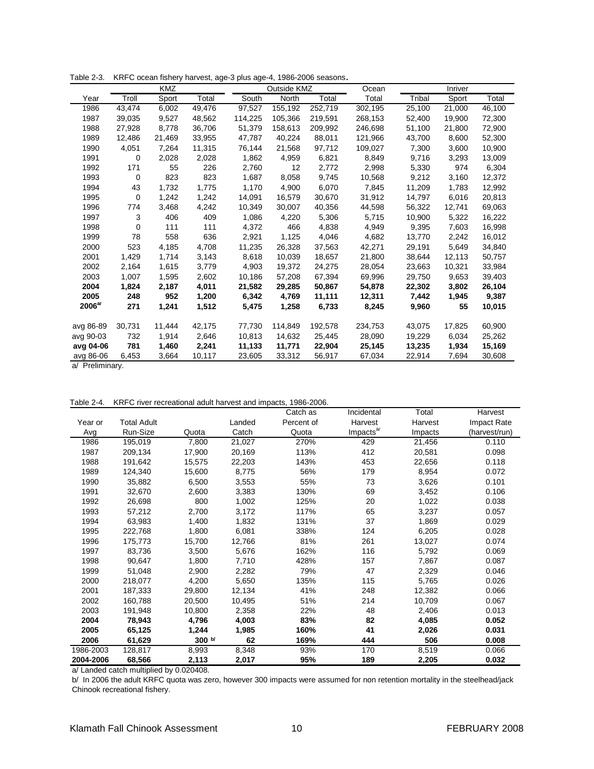Table 2-3. KRFC ocean fishery harvest, age-3 plus age-4, 1986-2006 seasons.

| | KMZ | | | Outside KMZ | | | Ocean | Inriver | | |
|---|---|---|---|---|---|---|---|---|---|---|
| Year | Troll | Sport | Total | South | North | Total | Total | Tribal | Sport | Total |
| 1986 | 43,474 | 6,002 | 49,476 | 97,527 | 155,192 | 252,719 | 302,195 | 25,100 | 21,000 | 46,100 |
| 1987 | 39,035 | 9,527 | 48,562 | 114,225 | 105,366 | 219,591 | 268,153 | 52,400 | 19,900 | 72,300 |
| 1988 | 27,928 | 8,778 | 36,706 | 51,379 | 158,613 | 209,992 | 246,698 | 51,100 | 21,800 | 72,900 |
| 1989 | 12,486 | 21,469 | 33,955 | 47,787 | 40,224 | 88,011 | 121,966 | 43,700 | 8,600 | 52,300 |
| 1990 | 4,051 | 7,264 | 11,315 | 76,144 | 21,568 | 97,712 | 109,027 | 7,300 | 3,600 | 10,900 |
| 1991 | 0 | 2,028 | 2,028 | 1,862 | 4,959 | 6,821 | 8,849 | 9,716 | 3,293 | 13,009 |
| 1992 | 171 | 55 | 226 | 2,760 | 12 | 2,772 | 2,998 | 5,330 | 974 | 6,304 |
| 1993 | 0 | 823 | 823 | 1,687 | 8,058 | 9,745 | 10,568 | 9,212 | 3,160 | 12,372 |
| 1994 | 43 | 1,732 | 1,775 | 1,170 | 4,900 | 6,070 | 7,845 | 11,209 | 1,783 | 12,992 |
| 1995 | 0 | 1,242 | 1,242 | 14,091 | 16,579 | 30,670 | 31,912 | 14,797 | 6,016 | 20,813 |
| 1996 | 774 | 3,468 | 4,242 | 10,349 | 30,007 | 40,356 | 44,598 | 56,322 | 12,741 | 69,063 |
| 1997 | 3 | 406 | 409 | 1,086 | 4,220 | 5,306 | 5,715 | 10,900 | 5,322 | 16,222 |
| 1998 | 0 | 111 | 111 | 4,372 | 466 | 4,838 | 4,949 | 9,395 | 7,603 | 16,998 |
| 1999 | 78 | 558 | 636 | 2,921 | 1,125 | 4,046 | 4,682 | 13,770 | 2,242 | 16,012 |
| 2000 | 523 | 4,185 | 4,708 | 11,235 | 26,328 | 37,563 | 42,271 | 29,191 | 5,649 | 34,840 |
| 2001 | 1,429 | 1,714 | 3,143 | 8,618 | 10,039 | 18,657 | 21,800 | 38,644 | 12,113 | 50,757 |
| 2002 | 2,164 | 1,615 | 3,779 | 4,903 | 19,372 | 24,275 | 28,054 | 23,663 | 10,321 | 33,984 |
| 2003 | 1,007 | 1,595 | 2,602 | 10,186 | 57,208 | 67,394 | 69,996 | 29,750 | 9,653 | 39,403 |
| **2004** | **1,824** | **2,187** | **4,011** | **21,582** | **29,285** | **50,867** | **54,878** | **22,302** | **3,802** | **26,104** |
| **2005** | **248** | **952** | **1,200** | **6,342** | **4,769** | **11,111** | **12,311** | **7,442** | **1,945** | **9,387** |
| **2006[a/]** | **271** | **1,241** | **1,512** | **5,475** | **1,258** | **6,733** | **8,245** | **9,960** | **55** | **10,015** |
| avg 86-89 | 30,731 | 11,444 | 42,175 | 77,730 | 114,849 | 192,578 | 234,753 | 43,075 | 17,825 | 60,900 |
| avg 90-03 | 732 | 1,914 | 2,646 | 10,813 | 14,632 | 25,445 | 28,090 | 19,229 | 6,034 | 25,262 |
| **avg 04-06** | **781** | **1,460** | **2,241** | **11,133** | **11,771** | **22,904** | **25,145** | **13,235** | **1,934** | **15,169** |
| avg 86-06 | 6,453 | 3,664 | 10,117 | 23,605 | 33,312 | 56,917 | 67,034 | 22,914 | 7,694 | 30,608 |

a/ Preliminary.

Table 2-4. KRFC river recreational adult harvest and impacts, 1986-2006.

| Year or Avg | Total Adult Run-Size | Quota | Landed Catch | Catch as Percent of Quota | Incidental Harvest Impacts[a/] | Total Harvest Impacts | Harvest Impact Rate (harvest/run) |
|---|---|---|---|---|---|---|---|
| 1986 | 195,019 | 7,800 | 21,027 | 270% | 429 | 21,456 | 0.110 |
| 1987 | 209,134 | 17,900 | 20,169 | 113% | 412 | 20,581 | 0.098 |
| 1988 | 191,642 | 15,575 | 22,203 | 143% | 453 | 22,656 | 0.118 |
| 1989 | 124,340 | 15,600 | 8,775 | 56% | 179 | 8,954 | 0.072 |
| 1990 | 35,882 | 6,500 | 3,553 | 55% | 73 | 3,626 | 0.101 |
| 1991 | 32,670 | 2,600 | 3,383 | 130% | 69 | 3,452 | 0.106 |
| 1992 | 26,698 | 800 | 1,002 | 125% | 20 | 1,022 | 0.038 |
| 1993 | 57,212 | 2,700 | 3,172 | 117% | 65 | 3,237 | 0.057 |
| 1994 | 63,983 | 1,400 | 1,832 | 131% | 37 | 1,869 | 0.029 |
| 1995 | 222,768 | 1,800 | 6,081 | 338% | 124 | 6,205 | 0.028 |
| 1996 | 175,773 | 15,700 | 12,766 | 81% | 261 | 13,027 | 0.074 |
| 1997 | 83,736 | 3,500 | 5,676 | 162% | 116 | 5,792 | 0.069 |
| 1998 | 90,647 | 1,800 | 7,710 | 428% | 157 | 7,867 | 0.087 |
| 1999 | 51,048 | 2,900 | 2,282 | 79% | 47 | 2,329 | 0.046 |
| 2000 | 218,077 | 4,200 | 5,650 | 135% | 115 | 5,765 | 0.026 |
| 2001 | 187,333 | 29,800 | 12,134 | 41% | 248 | 12,382 | 0.066 |
| 2002 | 160,788 | 20,500 | 10,495 | 51% | 214 | 10,709 | 0.067 |
| 2003 | 191,948 | 10,800 | 2,358 | 22% | 48 | 2,406 | 0.013 |
| **2004** | **78,943** | **4,796** | **4,003** | **83%** | **82** | **4,085** | **0.052** |
| **2005** | **65,125** | **1,244** | **1,985** | **160%** | **41** | **2,026** | **0.031** |
| **2006** | **61,629** | **300 [b/]** | **62** | **169%** | **444** | **506** | **0.008** |
| 1986-2003 | 128,817 | 8,993 | 8,348 | 93% | 170 | 8,519 | 0.066 |
| **2004-2006** | **68,566** | **2,113** | **2,017** | **95%** | **189** | **2,205** | **0.032** |

a/ Landed catch multiplied by 0.020408.

b/ In 2006 the adult KRFC quota was zero, however 300 impacts were assumed for non retention mortality in the steelhead/jack Chinook recreational fishery.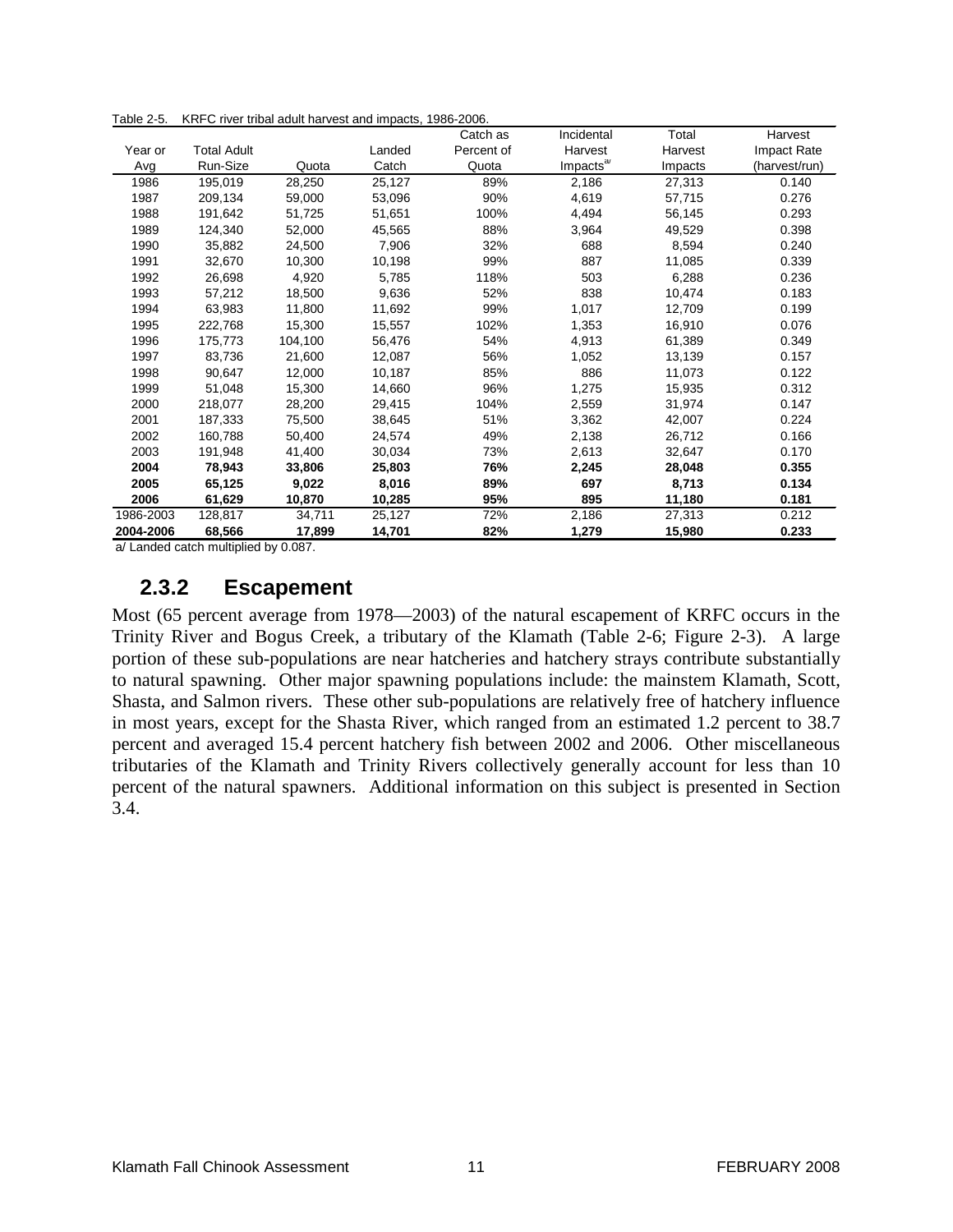Table 2-5. KRFC river tribal adult harvest and impacts, 1986-2006.

| Year or Avg | Total Adult Run-Size | Quota | Landed Catch | Catch as Percent of Quota | Incidental Harvest Impacts[a/] | Total Harvest Impacts | Harvest Impact Rate (harvest/run) |
|---|---|---|---|---|---|---|---|
| 1986 | 195,019 | 28,250 | 25,127 | 89% | 2,186 | 27,313 | 0.140 |
| 1987 | 209,134 | 59,000 | 53,096 | 90% | 4,619 | 57,715 | 0.276 |
| 1988 | 191,642 | 51,725 | 51,651 | 100% | 4,494 | 56,145 | 0.293 |
| 1989 | 124,340 | 52,000 | 45,565 | 88% | 3,964 | 49,529 | 0.398 |
| 1990 | 35,882 | 24,500 | 7,906 | 32% | 688 | 8,594 | 0.240 |
| 1991 | 32,670 | 10,300 | 10,198 | 99% | 887 | 11,085 | 0.339 |
| 1992 | 26,698 | 4,920 | 5,785 | 118% | 503 | 6,288 | 0.236 |
| 1993 | 57,212 | 18,500 | 9,636 | 52% | 838 | 10,474 | 0.183 |
| 1994 | 63,983 | 11,800 | 11,692 | 99% | 1,017 | 12,709 | 0.199 |
| 1995 | 222,768 | 15,300 | 15,557 | 102% | 1,353 | 16,910 | 0.076 |
| 1996 | 175,773 | 104,100 | 56,476 | 54% | 4,913 | 61,389 | 0.349 |
| 1997 | 83,736 | 21,600 | 12,087 | 56% | 1,052 | 13,139 | 0.157 |
| 1998 | 90,647 | 12,000 | 10,187 | 85% | 886 | 11,073 | 0.122 |
| 1999 | 51,048 | 15,300 | 14,660 | 96% | 1,275 | 15,935 | 0.312 |
| 2000 | 218,077 | 28,200 | 29,415 | 104% | 2,559 | 31,974 | 0.147 |
| 2001 | 187,333 | 75,500 | 38,645 | 51% | 3,362 | 42,007 | 0.224 |
| 2002 | 160,788 | 50,400 | 24,574 | 49% | 2,138 | 26,712 | 0.166 |
| 2003 | 191,948 | 41,400 | 30,034 | 73% | 2,613 | 32,647 | 0.170 |
| **2004** | **78,943** | **33,806** | **25,803** | **76%** | **2,245** | **28,048** | **0.355** |
| **2005** | **65,125** | **9,022** | **8,016** | **89%** | **697** | **8,713** | **0.134** |
| **2006** | **61,629** | **10,870** | **10,285** | **95%** | **895** | **11,180** | **0.181** |
| 1986-2003 | 128,817 | 34,711 | 25,127 | 72% | 2,186 | 27,313 | 0.212 |
| **2004-2006** | **68,566** | **17,899** | **14,701** | **82%** | **1,279** | **15,980** | **0.233** |

a/ Landed catch multiplied by 0.087.

### 2.3.2 Escapement

Most (65 percent average from 1978—2003) of the natural escapement of KRFC occurs in the Trinity River and Bogus Creek, a tributary of the Klamath (Table 2-6; Figure 2-3). A large portion of these sub-populations are near hatcheries and hatchery strays contribute substantially to natural spawning. Other major spawning populations include: the mainstem Klamath, Scott, Shasta, and Salmon rivers. These other sub-populations are relatively free of hatchery influence in most years, except for the Shasta River, which ranged from an estimated 1.2 percent to 38.7 percent and averaged 15.4 percent hatchery fish between 2002 and 2006. Other miscellaneous tributaries of the Klamath and Trinity Rivers collectively generally account for less than 10 percent of the natural spawners. Additional information on this subject is presented in Section 3.4.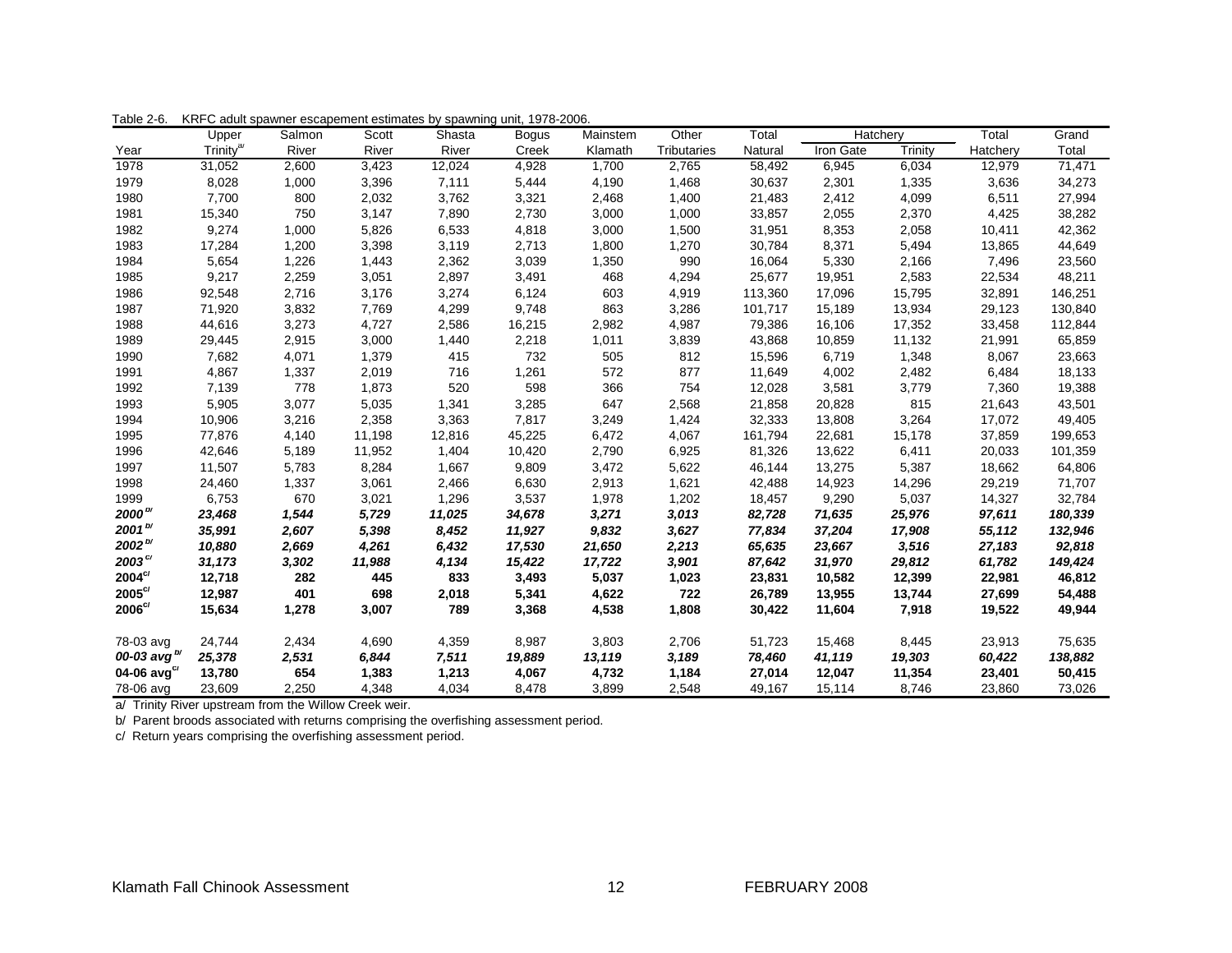Table 2-6. KRFC adult spawner escapement estimates by spawning unit, 1978-2006.

| Year | Upper Trinity[a/] | Salmon River | Scott River | Shasta River | Bogus Creek | Mainstem Klamath | Other Tributaries | Total Natural | Hatchery Iron Gate | Hatchery Trinity | Total Hatchery | Grand Total |
|---|---|---|---|---|---|---|---|---|---|---|---|---|
| 1978 | 31,052 | 2,600 | 3,423 | 12,024 | 4,928 | 1,700 | 2,765 | 58,492 | 6,945 | 6,034 | 12,979 | 71,471 |
| 1979 | 8,028 | 1,000 | 3,396 | 7,111 | 5,444 | 4,190 | 1,468 | 30,637 | 2,301 | 1,335 | 3,636 | 34,273 |
| 1980 | 7,700 | 800 | 2,032 | 3,762 | 3,321 | 2,468 | 1,400 | 21,483 | 2,412 | 4,099 | 6,511 | 27,994 |
| 1981 | 15,340 | 750 | 3,147 | 7,890 | 2,730 | 3,000 | 1,000 | 33,857 | 2,055 | 2,370 | 4,425 | 38,282 |
| 1982 | 9,274 | 1,000 | 5,826 | 6,533 | 4,818 | 3,000 | 1,500 | 31,951 | 8,353 | 2,058 | 10,411 | 42,362 |
| 1983 | 17,284 | 1,200 | 3,398 | 3,119 | 2,713 | 1,800 | 1,270 | 30,784 | 8,371 | 5,494 | 13,865 | 44,649 |
| 1984 | 5,654 | 1,226 | 1,443 | 2,362 | 3,039 | 1,350 | 990 | 16,064 | 5,330 | 2,166 | 7,496 | 23,560 |
| 1985 | 9,217 | 2,259 | 3,051 | 2,897 | 3,491 | 468 | 4,294 | 25,677 | 19,951 | 2,583 | 22,534 | 48,211 |
| 1986 | 92,548 | 2,716 | 3,176 | 3,274 | 6,124 | 603 | 4,919 | 113,360 | 17,096 | 15,795 | 32,891 | 146,251 |
| 1987 | 71,920 | 3,832 | 7,769 | 4,299 | 9,748 | 863 | 3,286 | 101,717 | 15,189 | 13,934 | 29,123 | 130,840 |
| 1988 | 44,616 | 3,273 | 4,727 | 2,586 | 16,215 | 2,982 | 4,987 | 79,386 | 16,106 | 17,352 | 33,458 | 112,844 |
| 1989 | 29,445 | 2,915 | 3,000 | 1,440 | 2,218 | 1,011 | 3,839 | 43,868 | 10,859 | 11,132 | 21,991 | 65,859 |
| 1990 | 7,682 | 4,071 | 1,379 | 415 | 732 | 505 | 812 | 15,596 | 6,719 | 1,348 | 8,067 | 23,663 |
| 1991 | 4,867 | 1,337 | 2,019 | 716 | 1,261 | 572 | 877 | 11,649 | 4,002 | 2,482 | 6,484 | 18,133 |
| 1992 | 7,139 | 778 | 1,873 | 520 | 598 | 366 | 754 | 12,028 | 3,581 | 3,779 | 7,360 | 19,388 |
| 1993 | 5,905 | 3,077 | 5,035 | 1,341 | 3,285 | 647 | 2,568 | 21,858 | 20,828 | 815 | 21,643 | 43,501 |
| 1994 | 10,906 | 3,216 | 2,358 | 3,363 | 7,817 | 3,249 | 1,424 | 32,333 | 13,808 | 3,264 | 17,072 | 49,405 |
| 1995 | 77,876 | 4,140 | 11,198 | 12,816 | 45,225 | 6,472 | 4,067 | 161,794 | 22,681 | 15,178 | 37,859 | 199,653 |
| 1996 | 42,646 | 5,189 | 11,952 | 1,404 | 10,420 | 2,790 | 6,925 | 81,326 | 13,622 | 6,411 | 20,033 | 101,359 |
| 1997 | 11,507 | 5,783 | 8,284 | 1,667 | 9,809 | 3,472 | 5,622 | 46,144 | 13,275 | 5,387 | 18,662 | 64,806 |
| 1998 | 24,460 | 1,337 | 3,061 | 2,466 | 6,630 | 2,913 | 1,621 | 42,488 | 14,923 | 14,296 | 29,219 | 71,707 |
| 1999 | 6,753 | 670 | 3,021 | 1,296 | 3,537 | 1,978 | 1,202 | 18,457 | 9,290 | 5,037 | 14,327 | 32,784 |
| ***2000[b/]*** | ***23,468*** | ***1,544*** | ***5,729*** | ***11,025*** | ***34,678*** | ***3,271*** | ***3,013*** | ***82,728*** | ***71,635*** | ***25,976*** | ***97,611*** | ***180,339*** |
| ***2001[b/]*** | ***35,991*** | ***2,607*** | ***5,398*** | ***8,452*** | ***11,927*** | ***9,832*** | ***3,627*** | ***77,834*** | ***37,204*** | ***17,908*** | ***55,112*** | ***132,946*** |
| ***2002[b/]*** | ***10,880*** | ***2,669*** | ***4,261*** | ***6,432*** | ***17,530*** | ***21,650*** | ***2,213*** | ***65,635*** | ***23,667*** | ***3,516*** | ***27,183*** | ***92,818*** |
| ***2003[c/]*** | ***31,173*** | ***3,302*** | ***11,988*** | ***4,134*** | ***15,422*** | ***17,722*** | ***3,901*** | ***87,642*** | ***31,970*** | ***29,812*** | ***61,782*** | ***149,424*** |
| **2004[c/]** | **12,718** | **282** | **445** | **833** | **3,493** | **5,037** | **1,023** | **23,831** | **10,582** | **12,399** | **22,981** | **46,812** |
| **2005[c/]** | **12,987** | **401** | **698** | **2,018** | **5,341** | **4,622** | **722** | **26,789** | **13,955** | **13,744** | **27,699** | **54,488** |
| **2006[c/]** | **15,634** | **1,278** | **3,007** | **789** | **3,368** | **4,538** | **1,808** | **30,422** | **11,604** | **7,918** | **19,522** | **49,944** |
| 78-03 avg | 24,744 | 2,434 | 4,690 | 4,359 | 8,987 | 3,803 | 2,706 | 51,723 | 15,468 | 8,445 | 23,913 | 75,635 |
| ***00-03 avg[b/]*** | ***25,378*** | ***2,531*** | ***6,844*** | ***7,511*** | ***19,889*** | ***13,119*** | ***3,189*** | ***78,460*** | ***41,119*** | ***19,303*** | ***60,422*** | ***138,882*** |
| **04-06 avg[c/]** | **13,780** | **654** | **1,383** | **1,213** | **4,067** | **4,732** | **1,184** | **27,014** | **12,047** | **11,354** | **23,401** | **50,415** |
| 78-06 avg | 23,609 | 2,250 | 4,348 | 4,034 | 8,478 | 3,899 | 2,548 | 49,167 | 15,114 | 8,746 | 23,860 | 73,026 |

a/ Trinity River upstream from the Willow Creek weir.

b/ Parent broods associated with returns comprising the overfishing assessment period.

c/ Return years comprising the overfishing assessment period.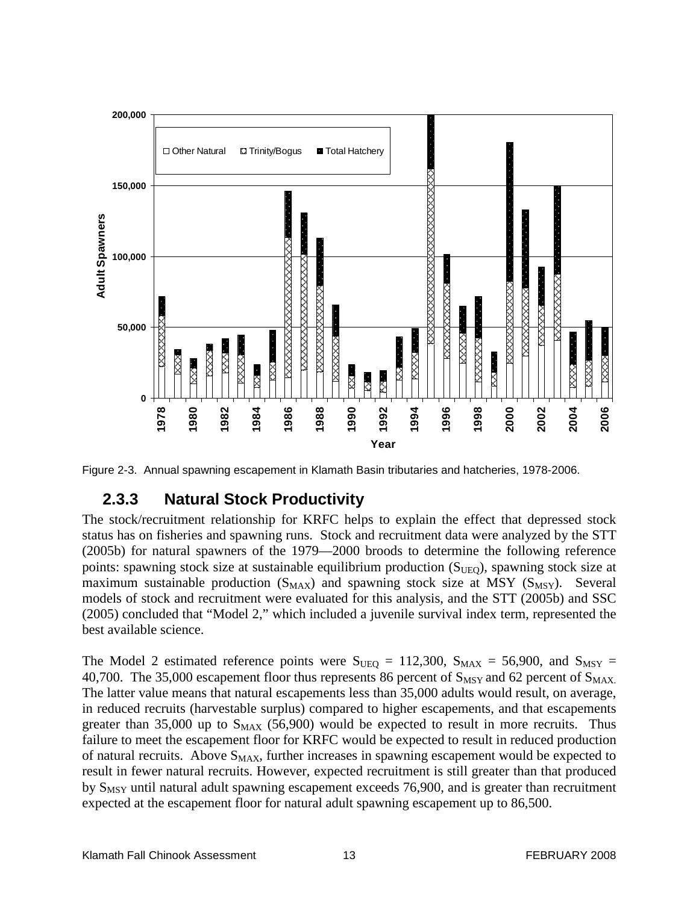Figure 2-3. Annual spawning escapement in Klamath Basin tributaries and hatcheries, 1978-2006.

### 2.3.3 Natural Stock Productivity

The stock/recruitment relationship for KRFC helps to explain the effect that depressed stock status has on fisheries and spawning runs. Stock and recruitment data were analyzed by the STT (2005b) for natural spawners of the 1979—2000 broods to determine the following reference points: spawning stock size at sustainable equilibrium production ($S_{UEQ}$), spawning stock size at maximum sustainable production ($S_{MAX}$) and spawning stock size at MSY ($S_{MSY}$). Several models of stock and recruitment were evaluated for this analysis, and the STT (2005b) and SSC (2005) concluded that "Model 2," which included a juvenile survival index term, represented the best available science.

The Model 2 estimated reference points were $S_{UEQ}$ = 112,300, $S_{MAX}$ = 56,900, and $S_{MSY}$ = 40,700. The 35,000 escapement floor thus represents 86 percent of $S_{MSY}$ and 62 percent of $S_{MAX}$. The latter value means that natural escapements less than 35,000 adults would result, on average, in reduced recruits (harvestable surplus) compared to higher escapements, and that escapements greater than 35,000 up to $S_{MAX}$ (56,900) would be expected to result in more recruits. Thus failure to meet the escapement floor for KRFC would be expected to result in reduced production of natural recruits. Above $S_{MAX}$, further increases in spawning escapement would be expected to result in fewer natural recruits. However, expected recruitment is still greater than that produced by $S_{MSY}$ until natural adult spawning escapement exceeds 76,900, and is greater than recruitment expected at the escapement floor for natural adult spawning escapement up to 86,500.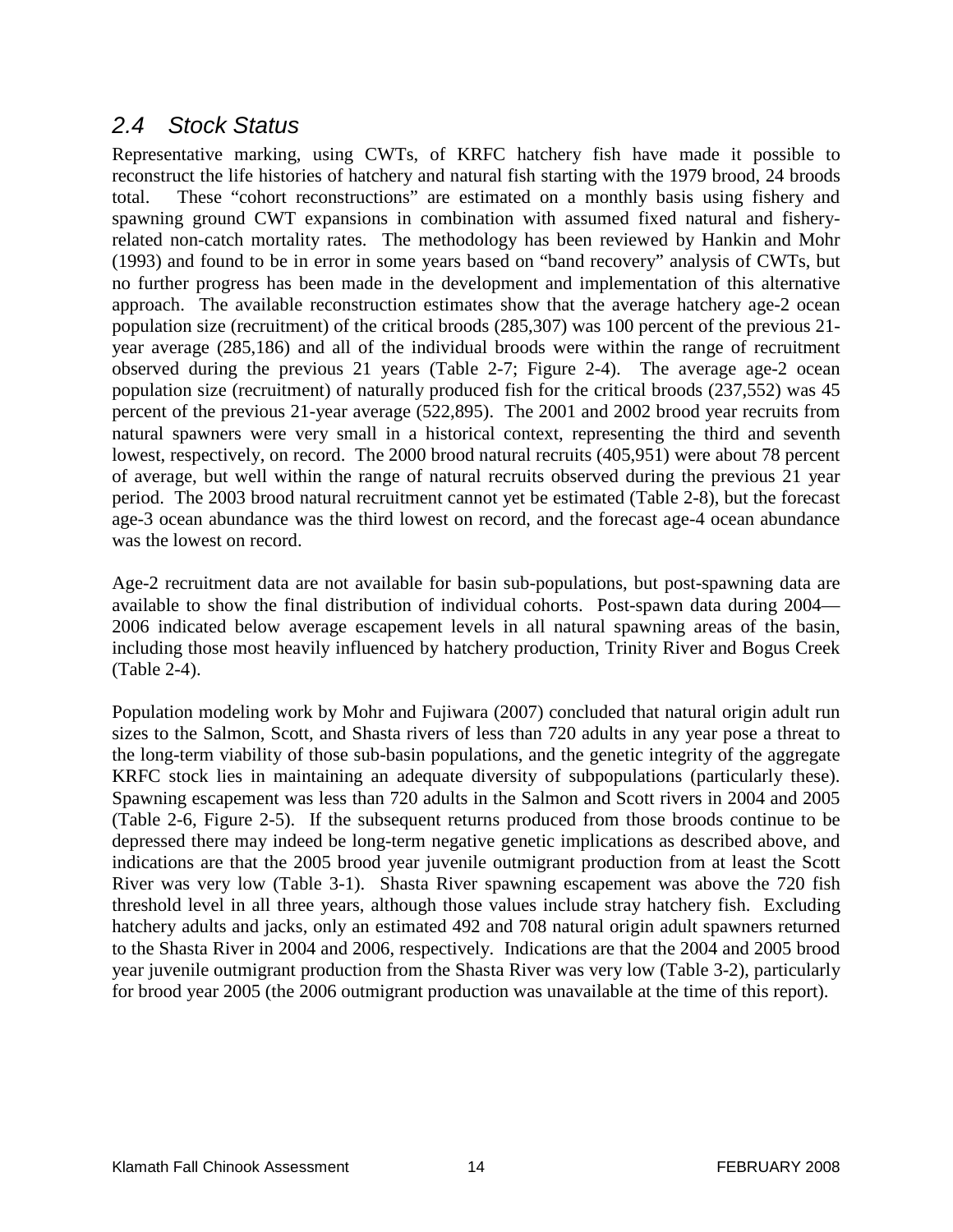## *2.4 Stock Status*

Representative marking, using CWTs, of KRFC hatchery fish have made it possible to reconstruct the life histories of hatchery and natural fish starting with the 1979 brood, 24 broods total. These "cohort reconstructions" are estimated on a monthly basis using fishery and spawning ground CWT expansions in combination with assumed fixed natural and fishery-related non-catch mortality rates. The methodology has been reviewed by Hankin and Mohr (1993) and found to be in error in some years based on "band recovery" analysis of CWTs, but no further progress has been made in the development and implementation of this alternative approach. The available reconstruction estimates show that the average hatchery age-2 ocean population size (recruitment) of the critical broods (285,307) was 100 percent of the previous 21-year average (285,186) and all of the individual broods were within the range of recruitment observed during the previous 21 years (Table 2-7; Figure 2-4). The average age-2 ocean population size (recruitment) of naturally produced fish for the critical broods (237,552) was 45 percent of the previous 21-year average (522,895). The 2001 and 2002 brood year recruits from natural spawners were very small in a historical context, representing the third and seventh lowest, respectively, on record. The 2000 brood natural recruits (405,951) were about 78 percent of average, but well within the range of natural recruits observed during the previous 21 year period. The 2003 brood natural recruitment cannot yet be estimated (Table 2-8), but the forecast age-3 ocean abundance was the third lowest on record, and the forecast age-4 ocean abundance was the lowest on record.

Age-2 recruitment data are not available for basin sub-populations, but post-spawning data are available to show the final distribution of individual cohorts. Post-spawn data during 2004—2006 indicated below average escapement levels in all natural spawning areas of the basin, including those most heavily influenced by hatchery production, Trinity River and Bogus Creek (Table 2-4).

Population modeling work by Mohr and Fujiwara (2007) concluded that natural origin adult run sizes to the Salmon, Scott, and Shasta rivers of less than 720 adults in any year pose a threat to the long-term viability of those sub-basin populations, and the genetic integrity of the aggregate KRFC stock lies in maintaining an adequate diversity of subpopulations (particularly these). Spawning escapement was less than 720 adults in the Salmon and Scott rivers in 2004 and 2005 (Table 2-6, Figure 2-5). If the subsequent returns produced from those broods continue to be depressed there may indeed be long-term negative genetic implications as described above, and indications are that the 2005 brood year juvenile outmigrant production from at least the Scott River was very low (Table 3-1). Shasta River spawning escapement was above the 720 fish threshold level in all three years, although those values include stray hatchery fish. Excluding hatchery adults and jacks, only an estimated 492 and 708 natural origin adult spawners returned to the Shasta River in 2004 and 2006, respectively. Indications are that the 2004 and 2005 brood year juvenile outmigrant production from the Shasta River was very low (Table 3-2), particularly for brood year 2005 (the 2006 outmigrant production was unavailable at the time of this report).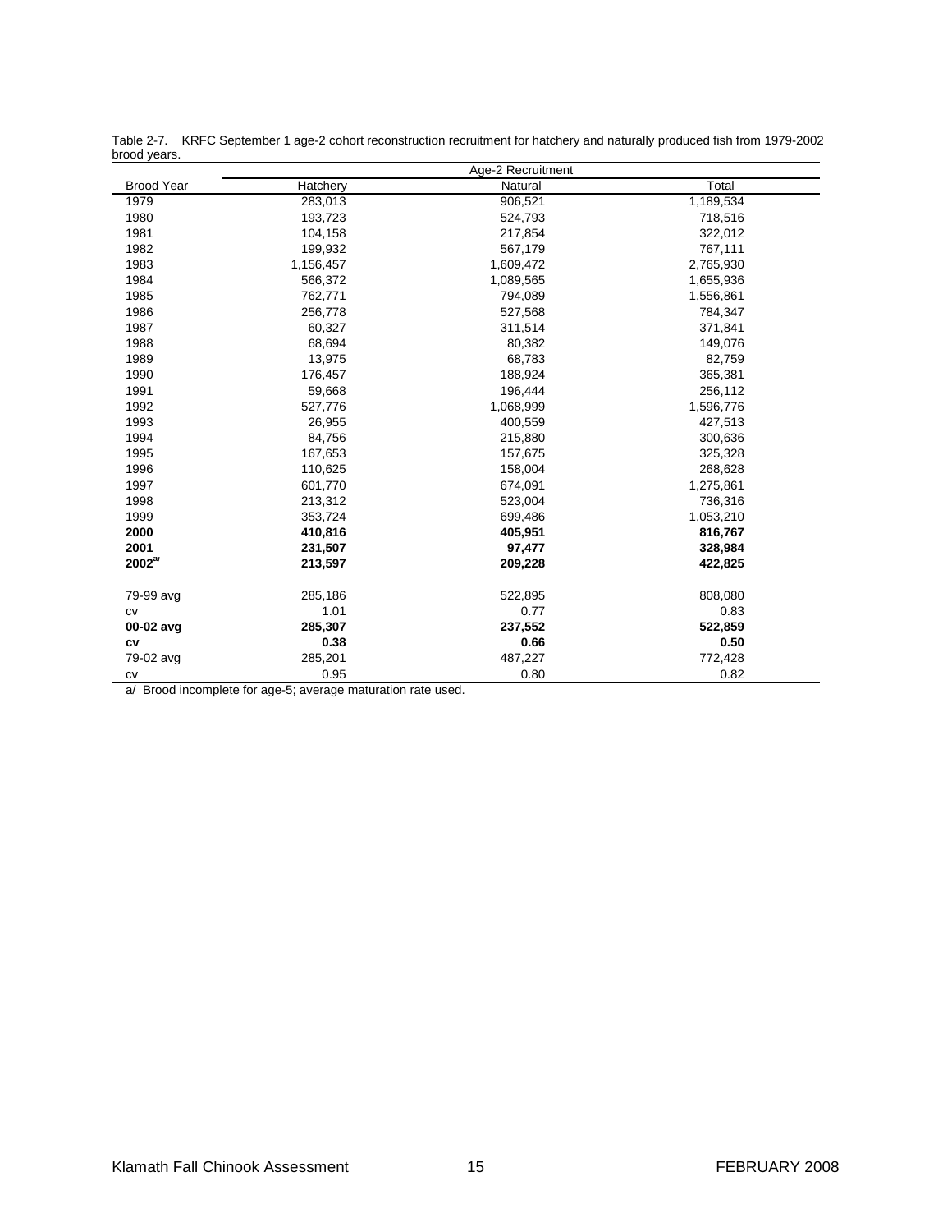Table 2-7. KRFC September 1 age-2 cohort reconstruction recruitment for hatchery and naturally produced fish from 1979-2002 brood years.

| | Age-2 Recruitment | | |
|---|---|---|---|
| Brood Year | Hatchery | Natural | Total |
| 1979 | 283,013 | 906,521 | 1,189,534 |
| 1980 | 193,723 | 524,793 | 718,516 |
| 1981 | 104,158 | 217,854 | 322,012 |
| 1982 | 199,932 | 567,179 | 767,111 |
| 1983 | 1,156,457 | 1,609,472 | 2,765,930 |
| 1984 | 566,372 | 1,089,565 | 1,655,936 |
| 1985 | 762,771 | 794,089 | 1,556,861 |
| 1986 | 256,778 | 527,568 | 784,347 |
| 1987 | 60,327 | 311,514 | 371,841 |
| 1988 | 68,694 | 80,382 | 149,076 |
| 1989 | 13,975 | 68,783 | 82,759 |
| 1990 | 176,457 | 188,924 | 365,381 |
| 1991 | 59,668 | 196,444 | 256,112 |
| 1992 | 527,776 | 1,068,999 | 1,596,776 |
| 1993 | 26,955 | 400,559 | 427,513 |
| 1994 | 84,756 | 215,880 | 300,636 |
| 1995 | 167,653 | 157,675 | 325,328 |
| 1996 | 110,625 | 158,004 | 268,628 |
| 1997 | 601,770 | 674,091 | 1,275,861 |
| 1998 | 213,312 | 523,004 | 736,316 |
| 1999 | 353,724 | 699,486 | 1,053,210 |
| **2000** | **410,816** | **405,951** | **816,767** |
| **2001** | **231,507** | **97,477** | **328,984** |
| **2002[a/]** | **213,597** | **209,228** | **422,825** |
| | | | |
| 79-99 avg | 285,186 | 522,895 | 808,080 |
| cv | 1.01 | 0.77 | 0.83 |
| **00-02 avg** | **285,307** | **237,552** | **522,859** |
| **cv** | **0.38** | **0.66** | **0.50** |
| 79-02 avg | 285,201 | 487,227 | 772,428 |
| cv | 0.95 | 0.80 | 0.82 |

a/ Brood incomplete for age-5; average maturation rate used.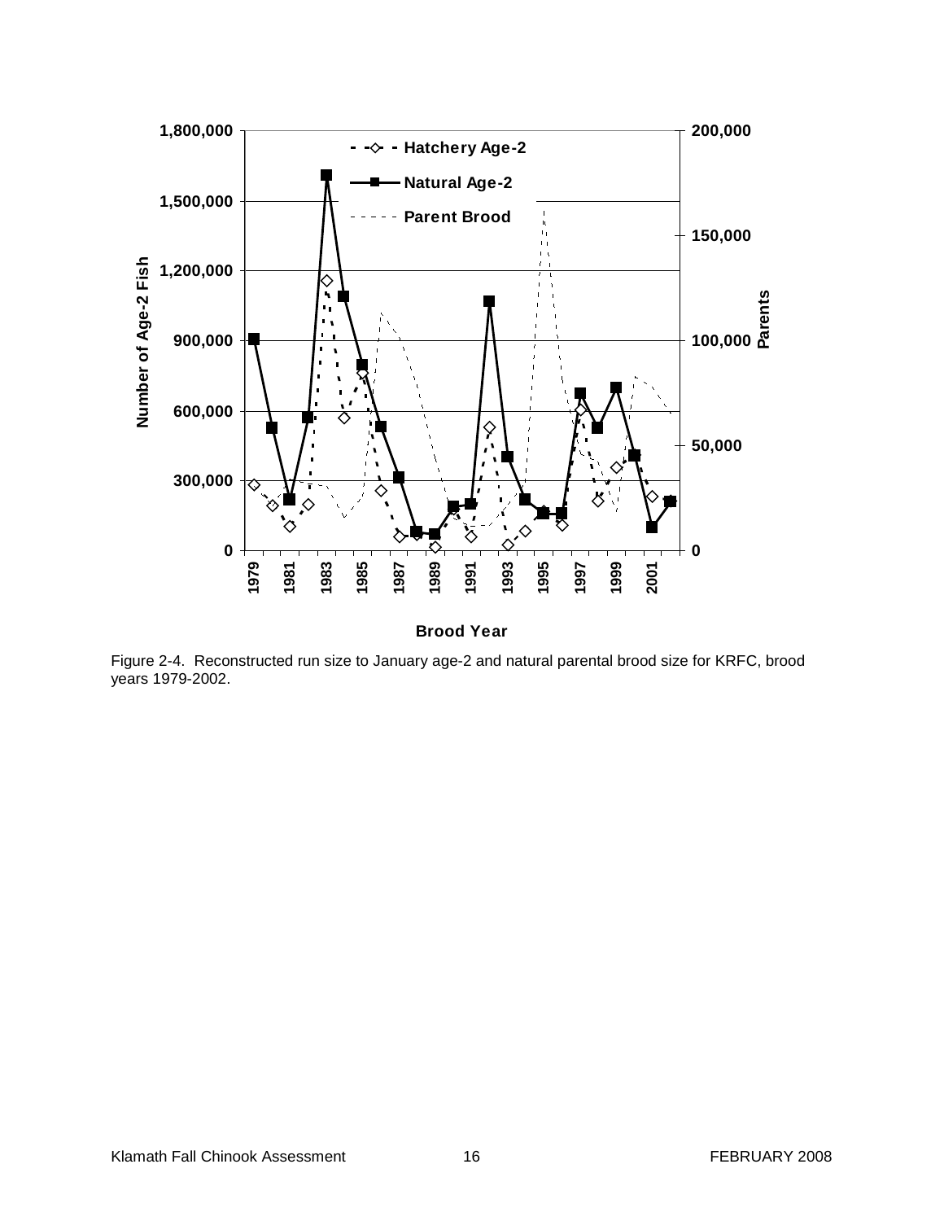Figure 2-4. Reconstructed run size to January age-2 and natural parental brood size for KRFC, brood years 1979-2002.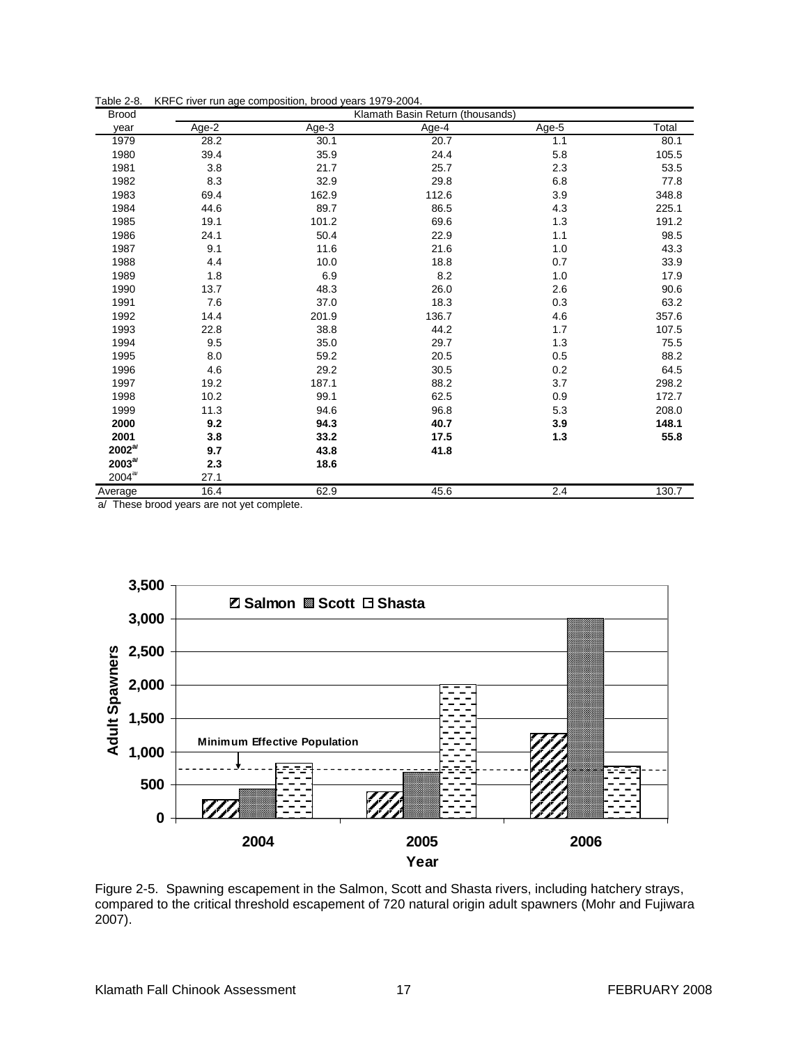Table 2-8. KRFC river run age composition, brood years 1979-2004.

| Brood year | Klamath Basin Return (thousands) | | | | |
|---|---|---|---|---|---|
| | Age-2 | Age-3 | Age-4 | Age-5 | Total |
| 1979 | 28.2 | 30.1 | 20.7 | 1.1 | 80.1 |
| 1980 | 39.4 | 35.9 | 24.4 | 5.8 | 105.5 |
| 1981 | 3.8 | 21.7 | 25.7 | 2.3 | 53.5 |
| 1982 | 8.3 | 32.9 | 29.8 | 6.8 | 77.8 |
| 1983 | 69.4 | 162.9 | 112.6 | 3.9 | 348.8 |
| 1984 | 44.6 | 89.7 | 86.5 | 4.3 | 225.1 |
| 1985 | 19.1 | 101.2 | 69.6 | 1.3 | 191.2 |
| 1986 | 24.1 | 50.4 | 22.9 | 1.1 | 98.5 |
| 1987 | 9.1 | 11.6 | 21.6 | 1.0 | 43.3 |
| 1988 | 4.4 | 10.0 | 18.8 | 0.7 | 33.9 |
| 1989 | 1.8 | 6.9 | 8.2 | 1.0 | 17.9 |
| 1990 | 13.7 | 48.3 | 26.0 | 2.6 | 90.6 |
| 1991 | 7.6 | 37.0 | 18.3 | 0.3 | 63.2 |
| 1992 | 14.4 | 201.9 | 136.7 | 4.6 | 357.6 |
| 1993 | 22.8 | 38.8 | 44.2 | 1.7 | 107.5 |
| 1994 | 9.5 | 35.0 | 29.7 | 1.3 | 75.5 |
| 1995 | 8.0 | 59.2 | 20.5 | 0.5 | 88.2 |
| 1996 | 4.6 | 29.2 | 30.5 | 0.2 | 64.5 |
| 1997 | 19.2 | 187.1 | 88.2 | 3.7 | 298.2 |
| 1998 | 10.2 | 99.1 | 62.5 | 0.9 | 172.7 |
| 1999 | 11.3 | 94.6 | 96.8 | 5.3 | 208.0 |
| **2000** | **9.2** | **94.3** | **40.7** | **3.9** | **148.1** |
| **2001** | **3.8** | **33.2** | **17.5** | **1.3** | **55.8** |
| **2002[a]** | **9.7** | **43.8** | **41.8** | | |
| **2003[a]** | **2.3** | **18.6** | | | |
| 2004[a] | 27.1 | | | | |
| Average | 16.4 | 62.9 | 45.6 | 2.4 | 130.7 |

a/ These brood years are not yet complete.

Figure 2-5. Spawning escapement in the Salmon, Scott and Shasta rivers, including hatchery strays, compared to the critical threshold escapement of 720 natural origin adult spawners (Mohr and Fujiwara 2007).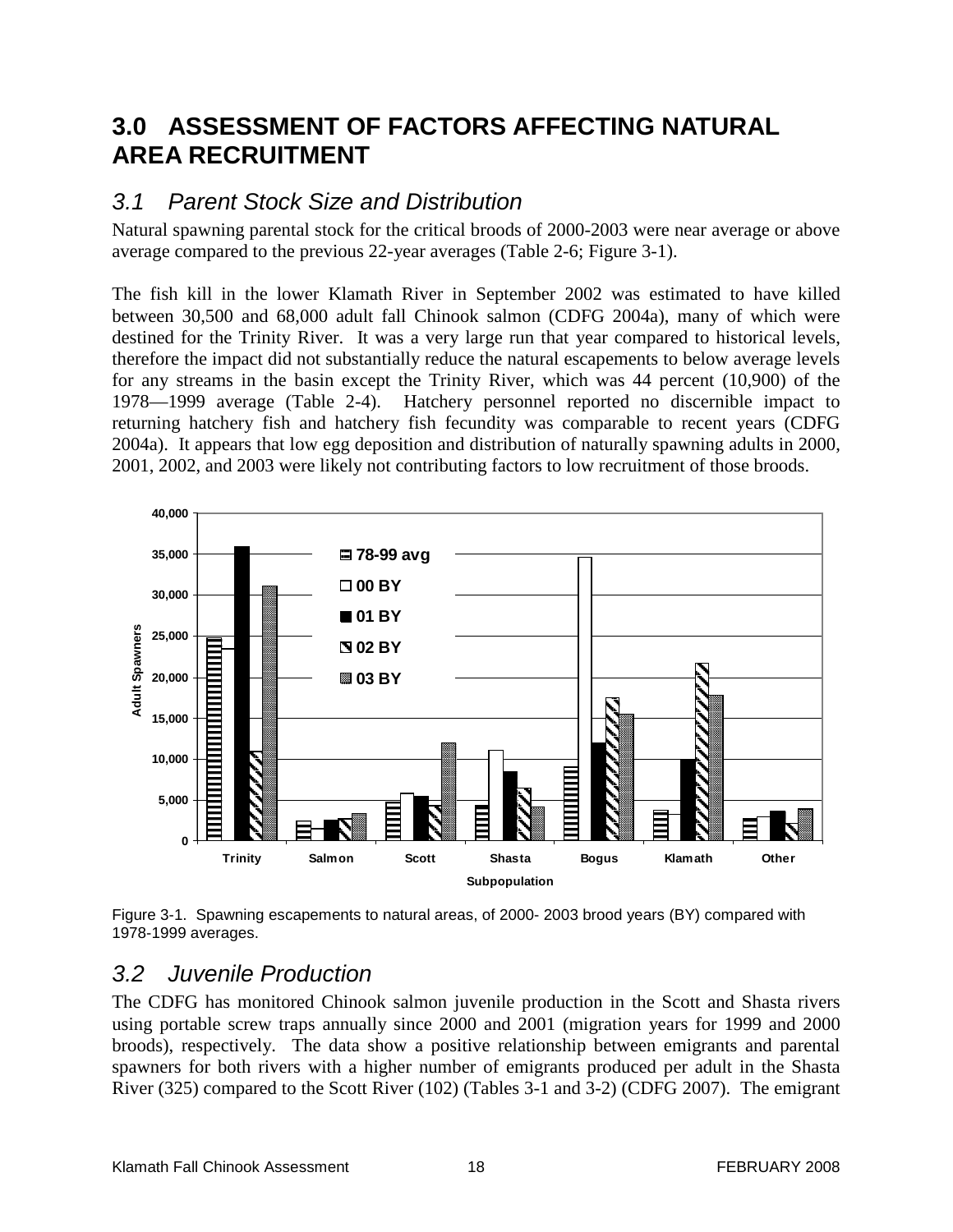# 3.0 ASSESSMENT OF FACTORS AFFECTING NATURAL AREA RECRUITMENT

## *3.1 Parent Stock Size and Distribution*

Natural spawning parental stock for the critical broods of 2000-2003 were near average or above average compared to the previous 22-year averages (Table 2-6; Figure 3-1).

The fish kill in the lower Klamath River in September 2002 was estimated to have killed between 30,500 and 68,000 adult fall Chinook salmon (CDFG 2004a), many of which were destined for the Trinity River. It was a very large run that year compared to historical levels, therefore the impact did not substantially reduce the natural escapements to below average levels for any streams in the basin except the Trinity River, which was 44 percent (10,900) of the 1978—1999 average (Table 2-4). Hatchery personnel reported no discernible impact to returning hatchery fish and hatchery fish fecundity was comparable to recent years (CDFG 2004a). It appears that low egg deposition and distribution of naturally spawning adults in 2000, 2001, 2002, and 2003 were likely not contributing factors to low recruitment of those broods.

Figure 3-1. Spawning escapements to natural areas, of 2000- 2003 brood years (BY) compared with 1978-1999 averages.

## *3.2 Juvenile Production*

The CDFG has monitored Chinook salmon juvenile production in the Scott and Shasta rivers using portable screw traps annually since 2000 and 2001 (migration years for 1999 and 2000 broods), respectively. The data show a positive relationship between emigrants and parental spawners for both rivers with a higher number of emigrants produced per adult in the Shasta River (325) compared to the Scott River (102) (Tables 3-1 and 3-2) (CDFG 2007). The emigrant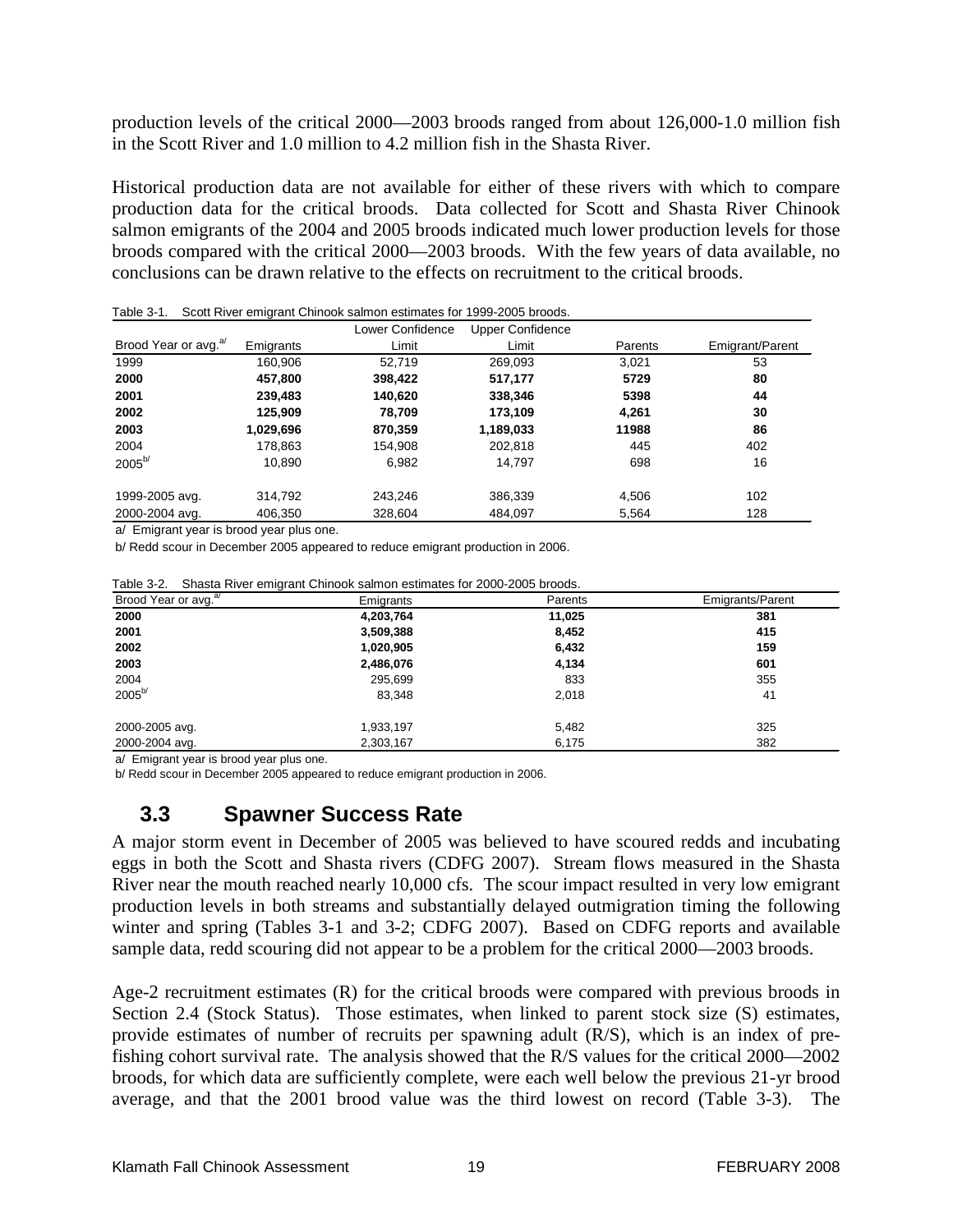production levels of the critical 2000—2003 broods ranged from about 126,000-1.0 million fish in the Scott River and 1.0 million to 4.2 million fish in the Shasta River.

Historical production data are not available for either of these rivers with which to compare production data for the critical broods. Data collected for Scott and Shasta River Chinook salmon emigrants of the 2004 and 2005 broods indicated much lower production levels for those broods compared with the critical 2000—2003 broods. With the few years of data available, no conclusions can be drawn relative to the effects on recruitment to the critical broods.

Table 3-1. Scott River emigrant Chinook salmon estimates for 1999-2005 broods.

| Brood Year or avg.[a/] | Emigrants | Lower Confidence Limit | Upper Confidence Limit | Parents | Emigrant/Parent |
|---|---|---|---|---|---|
| 1999 | 160,906 | 52,719 | 269,093 | 3,021 | 53 |
| **2000** | **457,800** | **398,422** | **517,177** | **5729** | **80** |
| **2001** | **239,483** | **140,620** | **338,346** | **5398** | **44** |
| **2002** | **125,909** | **78,709** | **173,109** | **4,261** | **30** |
| **2003** | **1,029,696** | **870,359** | **1,189,033** | **11988** | **86** |
| 2004 | 178,863 | 154,908 | 202,818 | 445 | 402 |
| 2005[b/] | 10,890 | 6,982 | 14,797 | 698 | 16 |
| | | | | | |
| 1999-2005 avg. | 314,792 | 243,246 | 386,339 | 4,506 | 102 |
| 2000-2004 avg. | 406,350 | 328,604 | 484,097 | 5,564 | 128 |

a/ Emigrant year is brood year plus one.

b/ Redd scour in December 2005 appeared to reduce emigrant production in 2006.

Table 3-2. Shasta River emigrant Chinook salmon estimates for 2000-2005 broods.

| Brood Year or avg.[a/] | Emigrants | Parents | Emigrants/Parent |
|---|---|---|---|
| **2000** | **4,203,764** | **11,025** | **381** |
| **2001** | **3,509,388** | **8,452** | **415** |
| **2002** | **1,020,905** | **6,432** | **159** |
| **2003** | **2,486,076** | **4,134** | **601** |
| 2004 | 295,699 | 833 | 355 |
| 2005[b/] | 83,348 | 2,018 | 41 |
| | | | |
| 2000-2005 avg. | 1,933,197 | 5,482 | 325 |
| 2000-2004 avg. | 2,303,167 | 6,175 | 382 |

a/ Emigrant year is brood year plus one.

b/ Redd scour in December 2005 appeared to reduce emigrant production in 2006.

## 3.3 Spawner Success Rate

A major storm event in December of 2005 was believed to have scoured redds and incubating eggs in both the Scott and Shasta rivers (CDFG 2007). Stream flows measured in the Shasta River near the mouth reached nearly 10,000 cfs. The scour impact resulted in very low emigrant production levels in both streams and substantially delayed outmigration timing the following winter and spring (Tables 3-1 and 3-2; CDFG 2007). Based on CDFG reports and available sample data, redd scouring did not appear to be a problem for the critical 2000—2003 broods.

Age-2 recruitment estimates (R) for the critical broods were compared with previous broods in Section 2.4 (Stock Status). Those estimates, when linked to parent stock size (S) estimates, provide estimates of number of recruits per spawning adult (R/S), which is an index of pre-fishing cohort survival rate. The analysis showed that the R/S values for the critical 2000—2002 broods, for which data are sufficiently complete, were each well below the previous 21-yr brood average, and that the 2001 brood value was the third lowest on record (Table 3-3). The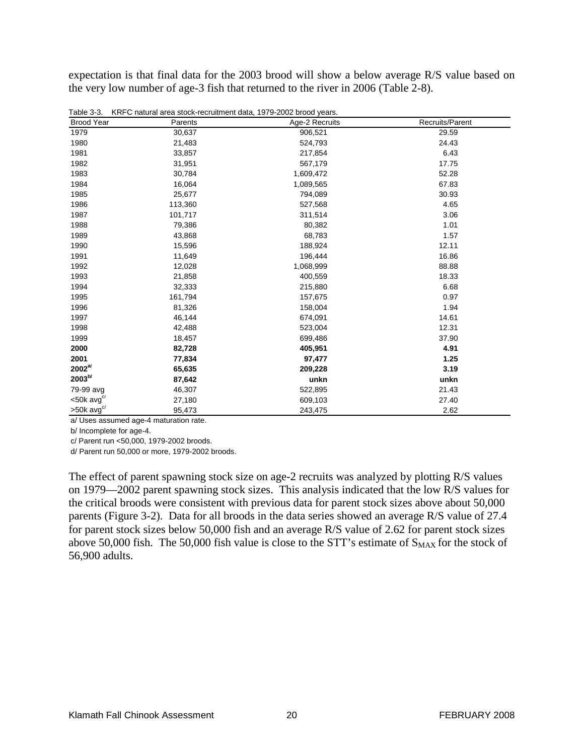expectation is that final data for the 2003 brood will show a below average R/S value based on the very low number of age-3 fish that returned to the river in 2006 (Table 2-8).

Table 3-3. KRFC natural area stock-recruitment data, 1979-2002 brood years.

| Brood Year | Parents | Age-2 Recruits | Recruits/Parent |
|---|---|---|---|
| 1979 | 30,637 | 906,521 | 29.59 |
| 1980 | 21,483 | 524,793 | 24.43 |
| 1981 | 33,857 | 217,854 | 6.43 |
| 1982 | 31,951 | 567,179 | 17.75 |
| 1983 | 30,784 | 1,609,472 | 52.28 |
| 1984 | 16,064 | 1,089,565 | 67.83 |
| 1985 | 25,677 | 794,089 | 30.93 |
| 1986 | 113,360 | 527,568 | 4.65 |
| 1987 | 101,717 | 311,514 | 3.06 |
| 1988 | 79,386 | 80,382 | 1.01 |
| 1989 | 43,868 | 68,783 | 1.57 |
| 1990 | 15,596 | 188,924 | 12.11 |
| 1991 | 11,649 | 196,444 | 16.86 |
| 1992 | 12,028 | 1,068,999 | 88.88 |
| 1993 | 21,858 | 400,559 | 18.33 |
| 1994 | 32,333 | 215,880 | 6.68 |
| 1995 | 161,794 | 157,675 | 0.97 |
| 1996 | 81,326 | 158,004 | 1.94 |
| 1997 | 46,144 | 674,091 | 14.61 |
| 1998 | 42,488 | 523,004 | 12.31 |
| 1999 | 18,457 | 699,486 | 37.90 |
| **2000** | **82,728** | **405,951** | **4.91** |
| **2001** | **77,834** | **97,477** | **1.25** |
| **2002**[a/] | **65,635** | **209,228** | **3.19** |
| **2003**[b/] | **87,642** | **unkn** | **unkn** |
| 79-99 avg | 46,307 | 522,895 | 21.43 |
| <50k avg[c/] | 27,180 | 609,103 | 27.40 |
| >50k avg[c/] | 95,473 | 243,475 | 2.62 |

a/ Uses assumed age-4 maturation rate.

b/ Incomplete for age-4.

c/ Parent run <50,000, 1979-2002 broods.

d/ Parent run 50,000 or more, 1979-2002 broods.

The effect of parent spawning stock size on age-2 recruits was analyzed by plotting R/S values on 1979—2002 parent spawning stock sizes. This analysis indicated that the low R/S values for the critical broods were consistent with previous data for parent stock sizes above about 50,000 parents (Figure 3-2). Data for all broods in the data series showed an average R/S value of 27.4 for parent stock sizes below 50,000 fish and an average R/S value of 2.62 for parent stock sizes above 50,000 fish. The 50,000 fish value is close to the STT's estimate of $S_{MAX}$ for the stock of 56,900 adults.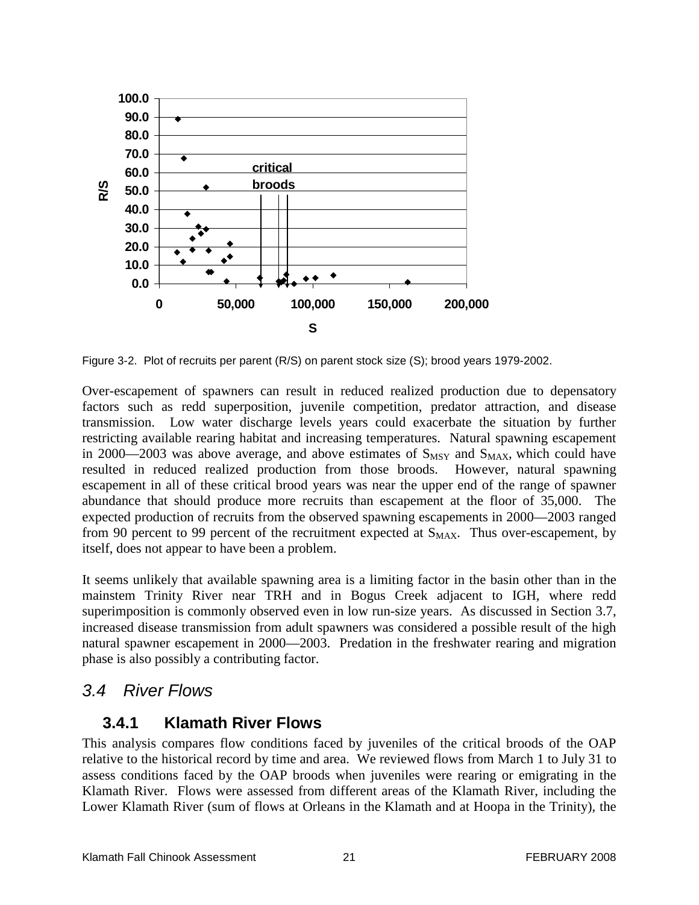Figure 3-2. Plot of recruits per parent (R/S) on parent stock size (S); brood years 1979-2002.

Over-escapement of spawners can result in reduced realized production due to depensatory factors such as redd superposition, juvenile competition, predator attraction, and disease transmission. Low water discharge levels years could exacerbate the situation by further restricting available rearing habitat and increasing temperatures. Natural spawning escapement in 2000—2003 was above average, and above estimates of $S_{MSY}$ and $S_{MAX}$, which could have resulted in reduced realized production from those broods. However, natural spawning escapement in all of these critical brood years was near the upper end of the range of spawner abundance that should produce more recruits than escapement at the floor of 35,000. The expected production of recruits from the observed spawning escapements in 2000—2003 ranged from 90 percent to 99 percent of the recruitment expected at $S_{MAX}$. Thus over-escapement, by itself, does not appear to have been a problem.

It seems unlikely that available spawning area is a limiting factor in the basin other than in the mainstem Trinity River near TRH and in Bogus Creek adjacent to IGH, where redd superimposition is commonly observed even in low run-size years. As discussed in Section 3.7, increased disease transmission from adult spawners was considered a possible result of the high natural spawner escapement in 2000—2003. Predation in the freshwater rearing and migration phase is also possibly a contributing factor.

## *3.4 River Flows*

### 3.4.1 Klamath River Flows

This analysis compares flow conditions faced by juveniles of the critical broods of the OAP relative to the historical record by time and area. We reviewed flows from March 1 to July 31 to assess conditions faced by the OAP broods when juveniles were rearing or emigrating in the Klamath River. Flows were assessed from different areas of the Klamath River, including the Lower Klamath River (sum of flows at Orleans in the Klamath and at Hoopa in the Trinity), the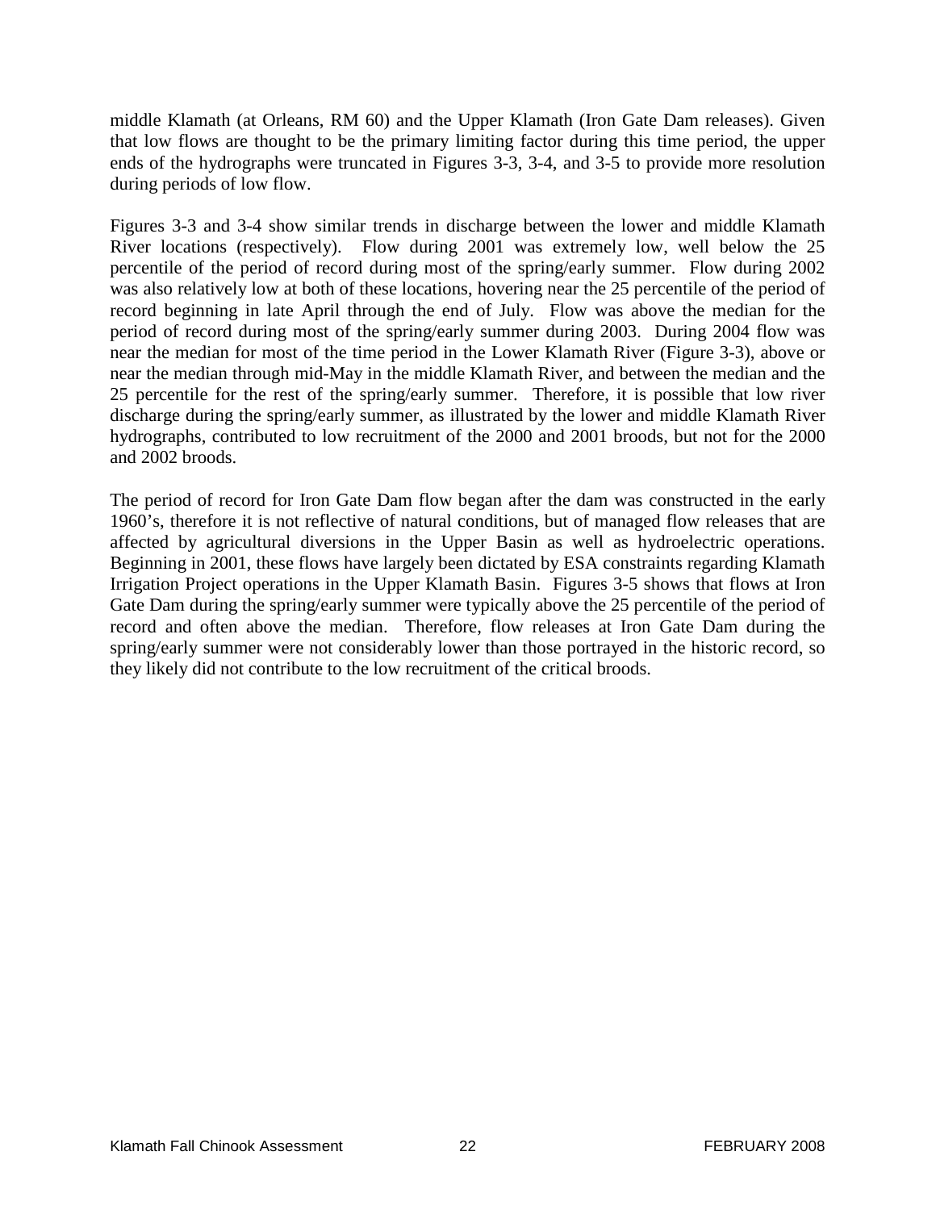middle Klamath (at Orleans, RM 60) and the Upper Klamath (Iron Gate Dam releases). Given that low flows are thought to be the primary limiting factor during this time period, the upper ends of the hydrographs were truncated in Figures 3-3, 3-4, and 3-5 to provide more resolution during periods of low flow.

Figures 3-3 and 3-4 show similar trends in discharge between the lower and middle Klamath River locations (respectively). Flow during 2001 was extremely low, well below the 25 percentile of the period of record during most of the spring/early summer. Flow during 2002 was also relatively low at both of these locations, hovering near the 25 percentile of the period of record beginning in late April through the end of July. Flow was above the median for the period of record during most of the spring/early summer during 2003. During 2004 flow was near the median for most of the time period in the Lower Klamath River (Figure 3-3), above or near the median through mid-May in the middle Klamath River, and between the median and the 25 percentile for the rest of the spring/early summer. Therefore, it is possible that low river discharge during the spring/early summer, as illustrated by the lower and middle Klamath River hydrographs, contributed to low recruitment of the 2000 and 2001 broods, but not for the 2000 and 2002 broods.

The period of record for Iron Gate Dam flow began after the dam was constructed in the early 1960's, therefore it is not reflective of natural conditions, but of managed flow releases that are affected by agricultural diversions in the Upper Basin as well as hydroelectric operations. Beginning in 2001, these flows have largely been dictated by ESA constraints regarding Klamath Irrigation Project operations in the Upper Klamath Basin. Figures 3-5 shows that flows at Iron Gate Dam during the spring/early summer were typically above the 25 percentile of the period of record and often above the median. Therefore, flow releases at Iron Gate Dam during the spring/early summer were not considerably lower than those portrayed in the historic record, so they likely did not contribute to the low recruitment of the critical broods.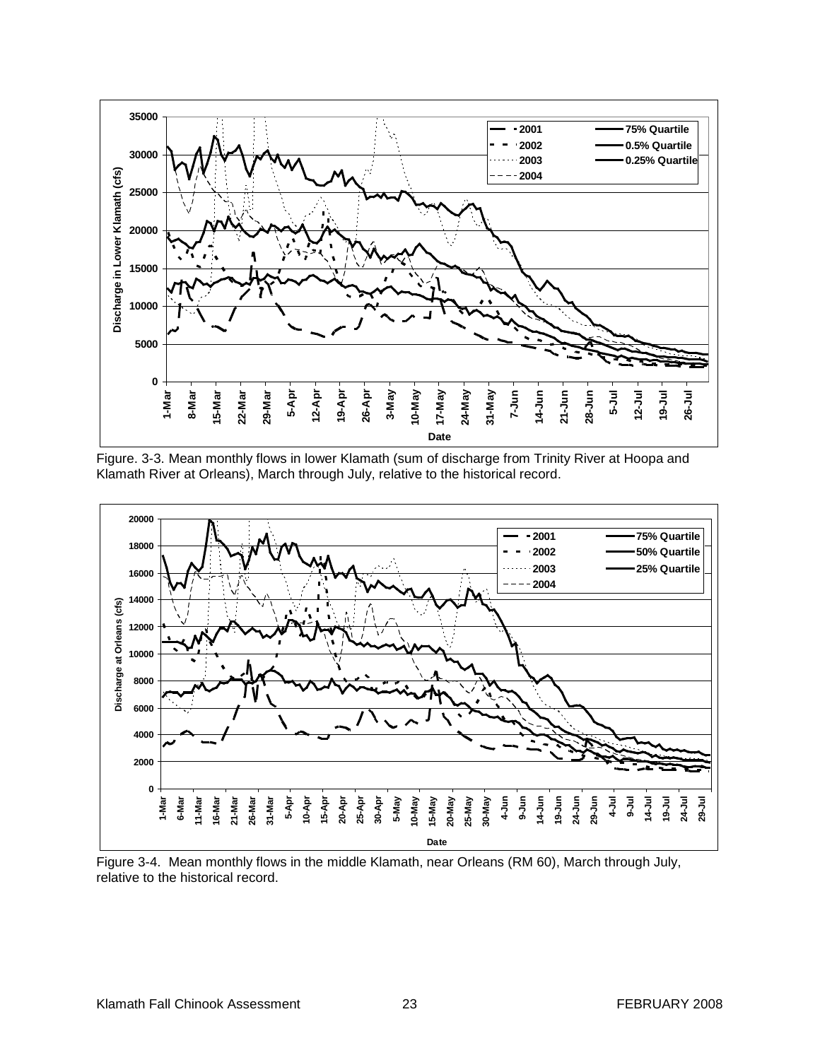Figure. 3-3. Mean monthly flows in lower Klamath (sum of discharge from Trinity River at Hoopa and Klamath River at Orleans), March through July, relative to the historical record.

Figure 3-4. Mean monthly flows in the middle Klamath, near Orleans (RM 60), March through July, relative to the historical record.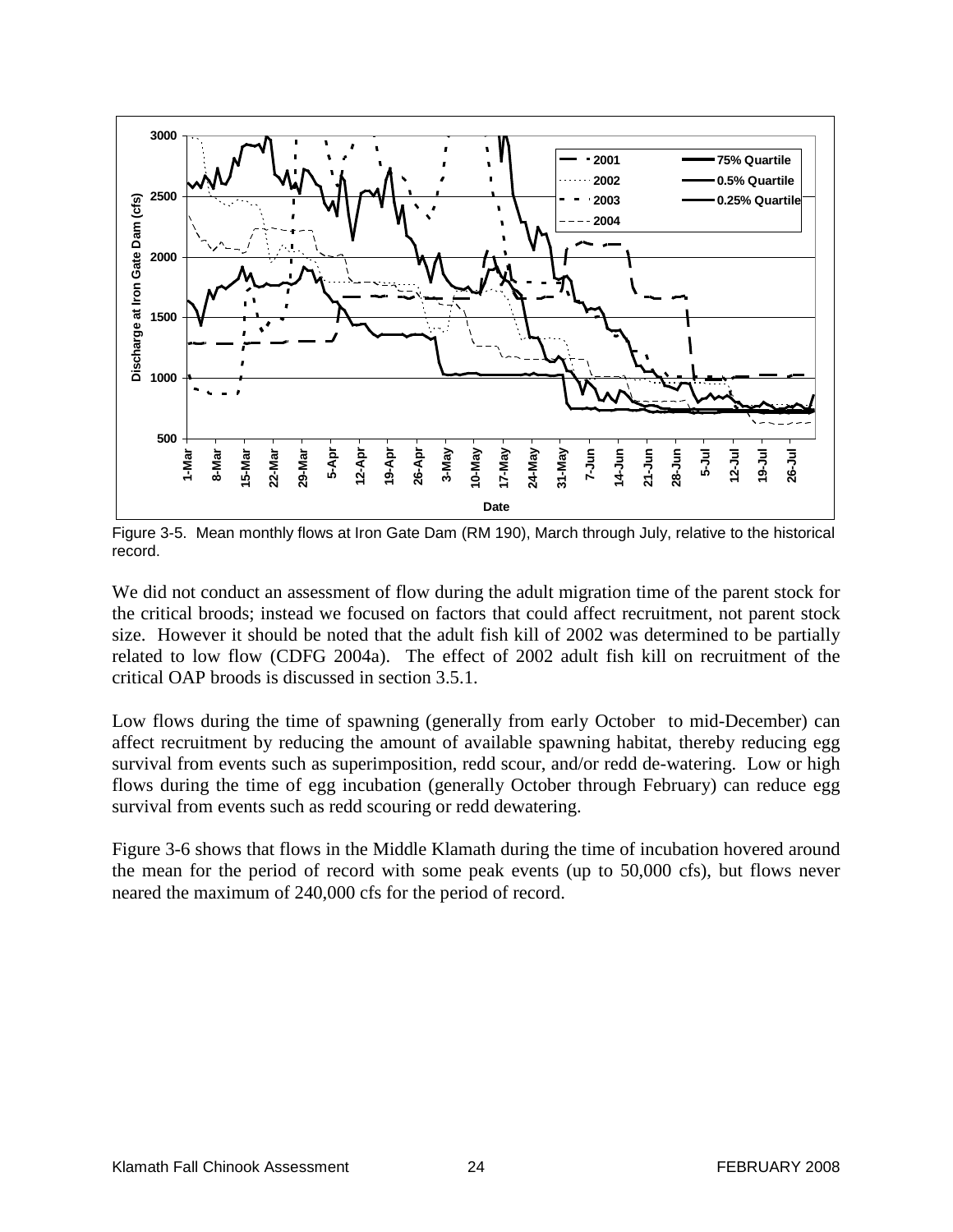Figure 3-5. Mean monthly flows at Iron Gate Dam (RM 190), March through July, relative to the historical record.

We did not conduct an assessment of flow during the adult migration time of the parent stock for the critical broods; instead we focused on factors that could affect recruitment, not parent stock size. However it should be noted that the adult fish kill of 2002 was determined to be partially related to low flow (CDFG 2004a). The effect of 2002 adult fish kill on recruitment of the critical OAP broods is discussed in section 3.5.1.

Low flows during the time of spawning (generally from early October to mid-December) can affect recruitment by reducing the amount of available spawning habitat, thereby reducing egg survival from events such as superimposition, redd scour, and/or redd de-watering. Low or high flows during the time of egg incubation (generally October through February) can reduce egg survival from events such as redd scouring or redd dewatering.

Figure 3-6 shows that flows in the Middle Klamath during the time of incubation hovered around the mean for the period of record with some peak events (up to 50,000 cfs), but flows never neared the maximum of 240,000 cfs for the period of record.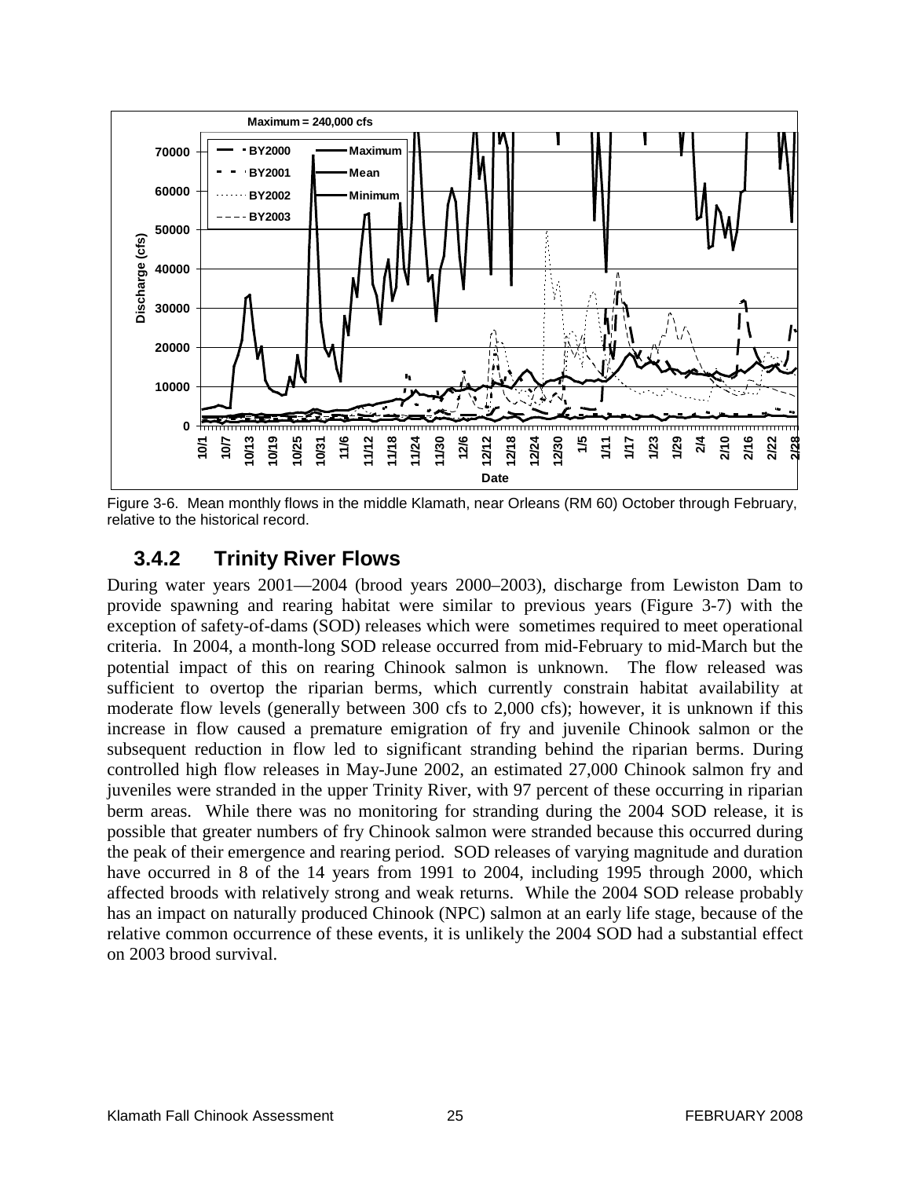Figure 3-6. Mean monthly flows in the middle Klamath, near Orleans (RM 60) October through February, relative to the historical record.

### 3.4.2 Trinity River Flows

During water years 2001—2004 (brood years 2000–2003), discharge from Lewiston Dam to provide spawning and rearing habitat were similar to previous years (Figure 3-7) with the exception of safety-of-dams (SOD) releases which were sometimes required to meet operational criteria. In 2004, a month-long SOD release occurred from mid-February to mid-March but the potential impact of this on rearing Chinook salmon is unknown. The flow released was sufficient to overtop the riparian berms, which currently constrain habitat availability at moderate flow levels (generally between 300 cfs to 2,000 cfs); however, it is unknown if this increase in flow caused a premature emigration of fry and juvenile Chinook salmon or the subsequent reduction in flow led to significant stranding behind the riparian berms. During controlled high flow releases in May-June 2002, an estimated 27,000 Chinook salmon fry and juveniles were stranded in the upper Trinity River, with 97 percent of these occurring in riparian berm areas. While there was no monitoring for stranding during the 2004 SOD release, it is possible that greater numbers of fry Chinook salmon were stranded because this occurred during the peak of their emergence and rearing period. SOD releases of varying magnitude and duration have occurred in 8 of the 14 years from 1991 to 2004, including 1995 through 2000, which affected broods with relatively strong and weak returns. While the 2004 SOD release probably has an impact on naturally produced Chinook (NPC) salmon at an early life stage, because of the relative common occurrence of these events, it is unlikely the 2004 SOD had a substantial effect on 2003 brood survival.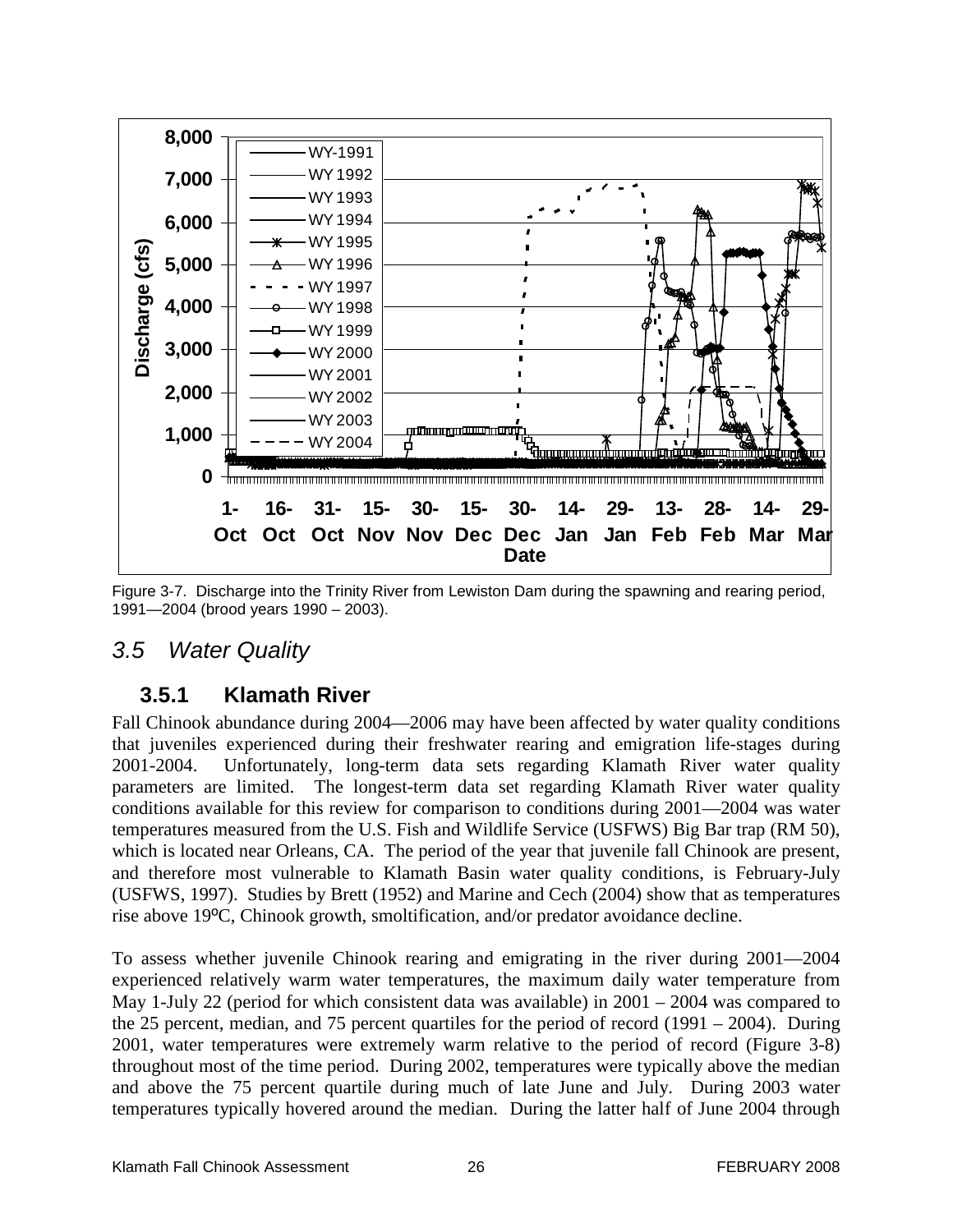Figure 3-7. Discharge into the Trinity River from Lewiston Dam during the spawning and rearing period, 1991—2004 (brood years 1990 – 2003).

## 3.5 Water Quality

### 3.5.1 Klamath River

Fall Chinook abundance during 2004—2006 may have been affected by water quality conditions that juveniles experienced during their freshwater rearing and emigration life-stages during 2001-2004. Unfortunately, long-term data sets regarding Klamath River water quality parameters are limited. The longest-term data set regarding Klamath River water quality conditions available for this review for comparison to conditions during 2001—2004 was water temperatures measured from the U.S. Fish and Wildlife Service (USFWS) Big Bar trap (RM 50), which is located near Orleans, CA. The period of the year that juvenile fall Chinook are present, and therefore most vulnerable to Klamath Basin water quality conditions, is February-July (USFWS, 1997). Studies by Brett (1952) and Marine and Cech (2004) show that as temperatures rise above 19ºC, Chinook growth, smoltification, and/or predator avoidance decline.

To assess whether juvenile Chinook rearing and emigrating in the river during 2001—2004 experienced relatively warm water temperatures, the maximum daily water temperature from May 1-July 22 (period for which consistent data was available) in 2001 – 2004 was compared to the 25 percent, median, and 75 percent quartiles for the period of record (1991 – 2004). During 2001, water temperatures were extremely warm relative to the period of record (Figure 3-8) throughout most of the time period. During 2002, temperatures were typically above the median and above the 75 percent quartile during much of late June and July. During 2003 water temperatures typically hovered around the median. During the latter half of June 2004 through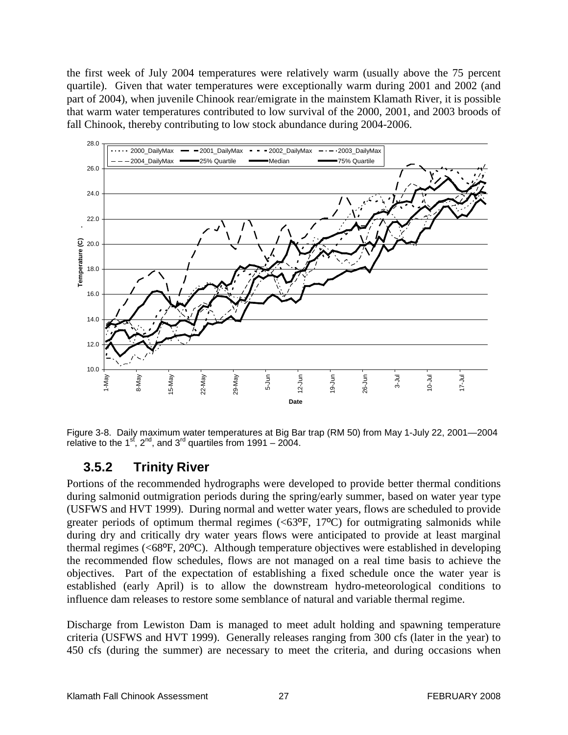the first week of July 2004 temperatures were relatively warm (usually above the 75 percent quartile). Given that water temperatures were exceptionally warm during 2001 and 2002 (and part of 2004), when juvenile Chinook rear/emigrate in the mainstem Klamath River, it is possible that warm water temperatures contributed to low survival of the 2000, 2001, and 2003 broods of fall Chinook, thereby contributing to low stock abundance during 2004-2006.

Figure 3-8. Daily maximum water temperatures at Big Bar trap (RM 50) from May 1-July 22, 2001—2004 relative to the 1st, 2nd, and 3rd quartiles from 1991 – 2004.

## 3.5.2 Trinity River

Portions of the recommended hydrographs were developed to provide better thermal conditions during salmonid outmigration periods during the spring/early summer, based on water year type (USFWS and HVT 1999). During normal and wetter water years, flows are scheduled to provide greater periods of optimum thermal regimes (<63ºF, 17ºC) for outmigrating salmonids while during dry and critically dry water years flows were anticipated to provide at least marginal thermal regimes (<68ºF, 20ºC). Although temperature objectives were established in developing the recommended flow schedules, flows are not managed on a real time basis to achieve the objectives. Part of the expectation of establishing a fixed schedule once the water year is established (early April) is to allow the downstream hydro-meteorological conditions to influence dam releases to restore some semblance of natural and variable thermal regime.

Discharge from Lewiston Dam is managed to meet adult holding and spawning temperature criteria (USFWS and HVT 1999). Generally releases ranging from 300 cfs (later in the year) to 450 cfs (during the summer) are necessary to meet the criteria, and during occasions when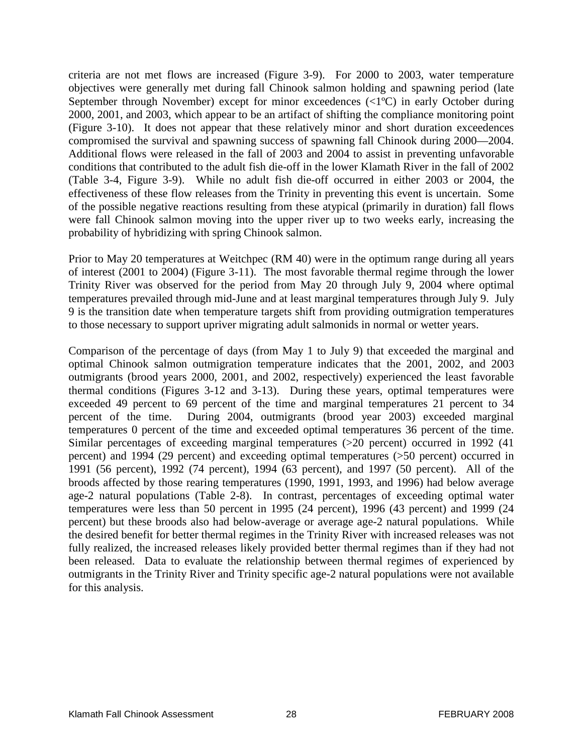criteria are not met flows are increased (Figure 3-9). For 2000 to 2003, water temperature objectives were generally met during fall Chinook salmon holding and spawning period (late September through November) except for minor exceedences (<1ºC) in early October during 2000, 2001, and 2003, which appear to be an artifact of shifting the compliance monitoring point (Figure 3-10). It does not appear that these relatively minor and short duration exceedences compromised the survival and spawning success of spawning fall Chinook during 2000—2004. Additional flows were released in the fall of 2003 and 2004 to assist in preventing unfavorable conditions that contributed to the adult fish die-off in the lower Klamath River in the fall of 2002 (Table 3-4, Figure 3-9). While no adult fish die-off occurred in either 2003 or 2004, the effectiveness of these flow releases from the Trinity in preventing this event is uncertain. Some of the possible negative reactions resulting from these atypical (primarily in duration) fall flows were fall Chinook salmon moving into the upper river up to two weeks early, increasing the probability of hybridizing with spring Chinook salmon.

Prior to May 20 temperatures at Weitchpec (RM 40) were in the optimum range during all years of interest (2001 to 2004) (Figure 3-11). The most favorable thermal regime through the lower Trinity River was observed for the period from May 20 through July 9, 2004 where optimal temperatures prevailed through mid-June and at least marginal temperatures through July 9. July 9 is the transition date when temperature targets shift from providing outmigration temperatures to those necessary to support upriver migrating adult salmonids in normal or wetter years.

Comparison of the percentage of days (from May 1 to July 9) that exceeded the marginal and optimal Chinook salmon outmigration temperature indicates that the 2001, 2002, and 2003 outmigrants (brood years 2000, 2001, and 2002, respectively) experienced the least favorable thermal conditions (Figures 3-12 and 3-13). During these years, optimal temperatures were exceeded 49 percent to 69 percent of the time and marginal temperatures 21 percent to 34 percent of the time. During 2004, outmigrants (brood year 2003) exceeded marginal temperatures 0 percent of the time and exceeded optimal temperatures 36 percent of the time. Similar percentages of exceeding marginal temperatures (>20 percent) occurred in 1992 (41 percent) and 1994 (29 percent) and exceeding optimal temperatures (>50 percent) occurred in 1991 (56 percent), 1992 (74 percent), 1994 (63 percent), and 1997 (50 percent). All of the broods affected by those rearing temperatures (1990, 1991, 1993, and 1996) had below average age-2 natural populations (Table 2-8). In contrast, percentages of exceeding optimal water temperatures were less than 50 percent in 1995 (24 percent), 1996 (43 percent) and 1999 (24 percent) but these broods also had below-average or average age-2 natural populations. While the desired benefit for better thermal regimes in the Trinity River with increased releases was not fully realized, the increased releases likely provided better thermal regimes than if they had not been released. Data to evaluate the relationship between thermal regimes of experienced by outmigrants in the Trinity River and Trinity specific age-2 natural populations were not available for this analysis.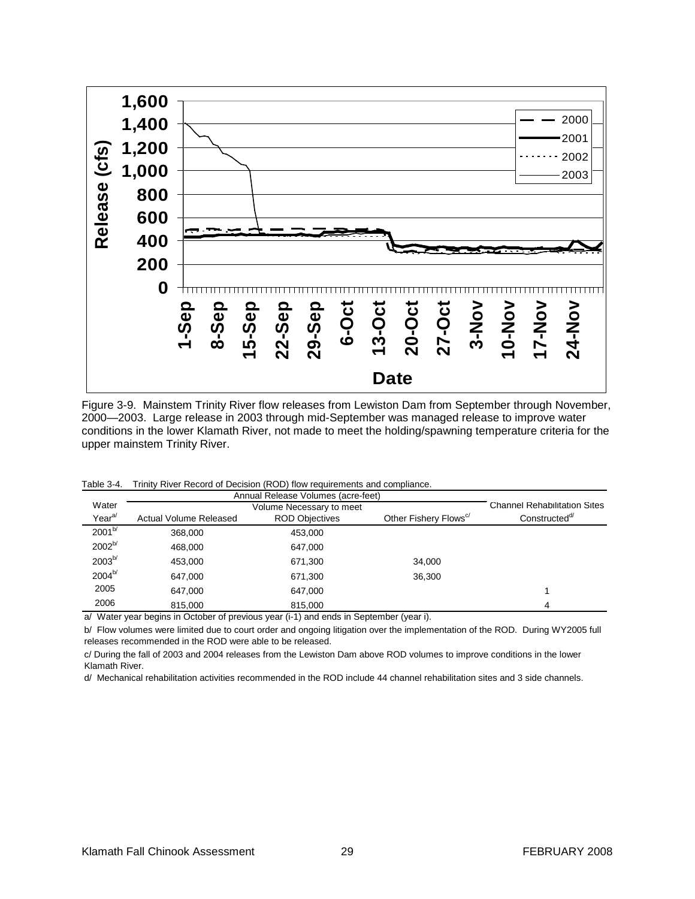Figure 3-9. Mainstem Trinity River flow releases from Lewiston Dam from September through November, 2000—2003. Large release in 2003 through mid-September was managed release to improve water conditions in the lower Klamath River, not made to meet the holding/spawning temperature criteria for the upper mainstem Trinity River.

Table 3-4. Trinity River Record of Decision (ROD) flow requirements and compliance.

| Water Year[a/] | Annual Release Volumes (acre-feet) Actual Volume Released | Volume Necessary to meet ROD Objectives | Other Fishery Flows[c/] | Channel Rehabilitation Sites Constructed[d/] |
|---|---|---|---|---|
| 2001[b/] | 368,000 | 453,000 | | |
| 2002[b/] | 468,000 | 647,000 | | |
| 2003[b/] | 453,000 | 671,300 | 34,000 | |
| 2004[b/] | 647,000 | 671,300 | 36,300 | |
| 2005 | 647,000 | 647,000 | | 1 |
| 2006 | 815,000 | 815,000 | | 4 |

a/ Water year begins in October of previous year (i-1) and ends in September (year i).

b/ Flow volumes were limited due to court order and ongoing litigation over the implementation of the ROD. During WY2005 full releases recommended in the ROD were able to be released.

c/ During the fall of 2003 and 2004 releases from the Lewiston Dam above ROD volumes to improve conditions in the lower Klamath River.

d/ Mechanical rehabilitation activities recommended in the ROD include 44 channel rehabilitation sites and 3 side channels.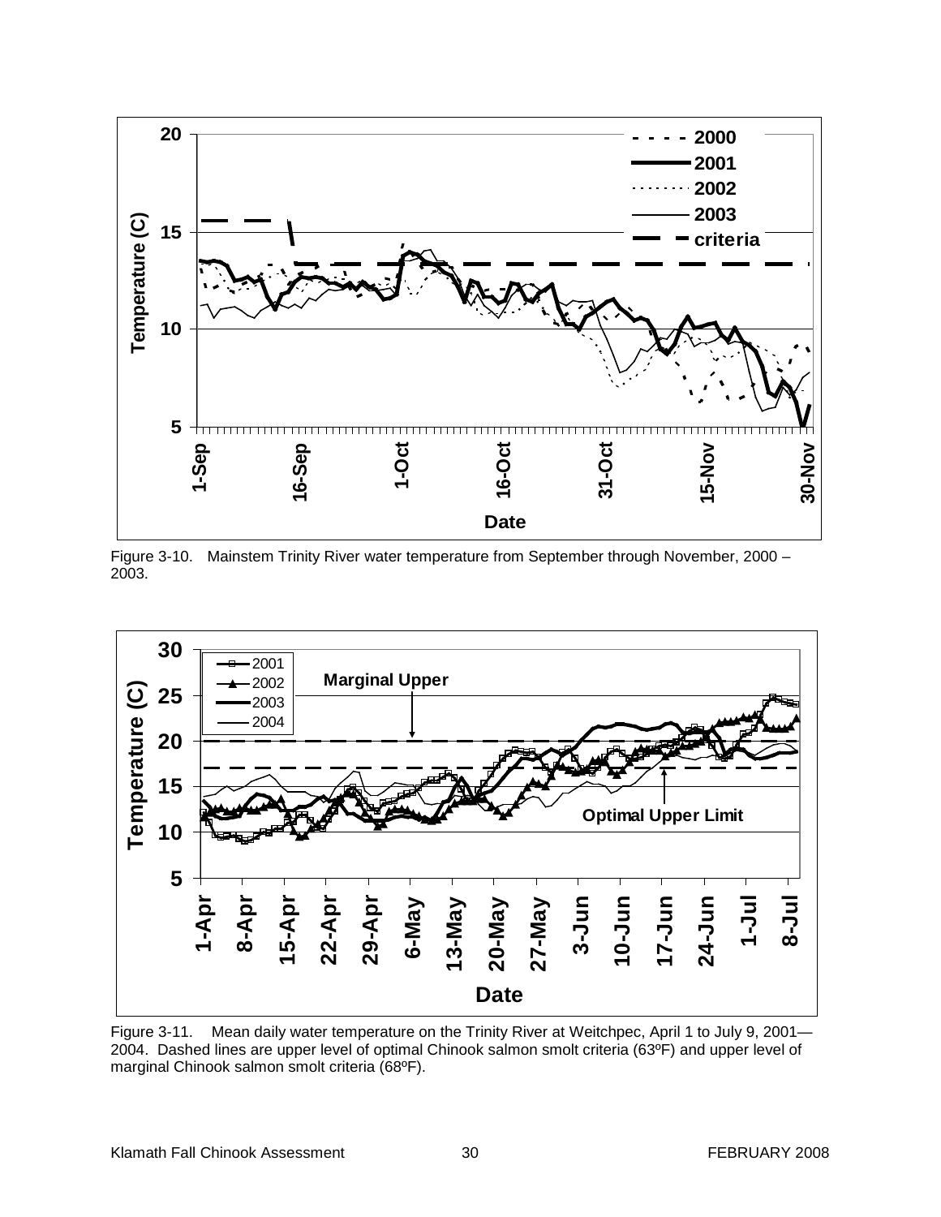Figure 3-10. Mainstem Trinity River water temperature from September through November, 2000 – 2003.

Figure 3-11. Mean daily water temperature on the Trinity River at Weitchpec, April 1 to July 9, 2001—2004. Dashed lines are upper level of optimal Chinook salmon smolt criteria (63ºF) and upper level of marginal Chinook salmon smolt criteria (68ºF).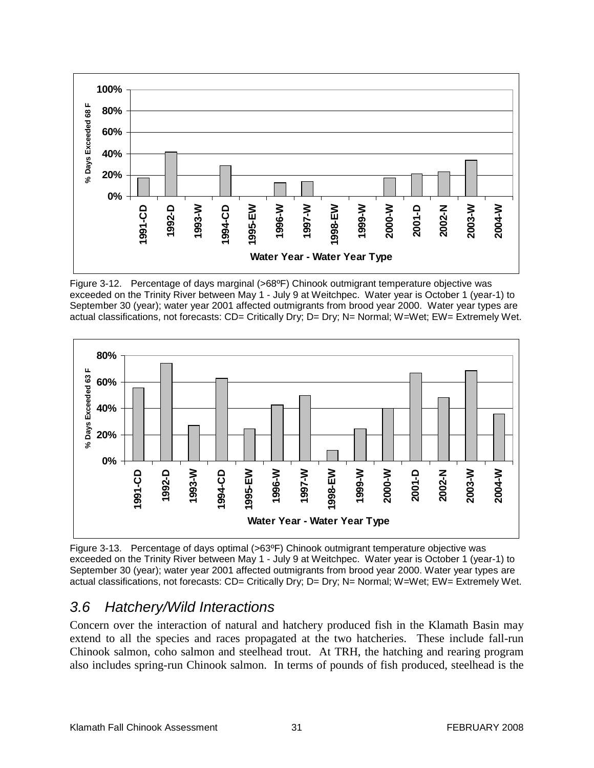Figure 3-12. Percentage of days marginal (>68ºF) Chinook outmigrant temperature objective was exceeded on the Trinity River between May 1 - July 9 at Weitchpec. Water year is October 1 (year-1) to September 30 (year); water year 2001 affected outmigrants from brood year 2000. Water year types are actual classifications, not forecasts: CD= Critically Dry; D= Dry; N= Normal; W=Wet; EW= Extremely Wet.

Figure 3-13. Percentage of days optimal (>63ºF) Chinook outmigrant temperature objective was exceeded on the Trinity River between May 1 - July 9 at Weitchpec. Water year is October 1 (year-1) to September 30 (year); water year 2001 affected outmigrants from brood year 2000. Water year types are actual classifications, not forecasts: CD= Critically Dry; D= Dry; N= Normal; W=Wet; EW= Extremely Wet.

## *3.6 Hatchery/Wild Interactions*

Concern over the interaction of natural and hatchery produced fish in the Klamath Basin may extend to all the species and races propagated at the two hatcheries. These include fall-run Chinook salmon, coho salmon and steelhead trout. At TRH, the hatching and rearing program also includes spring-run Chinook salmon. In terms of pounds of fish produced, steelhead is the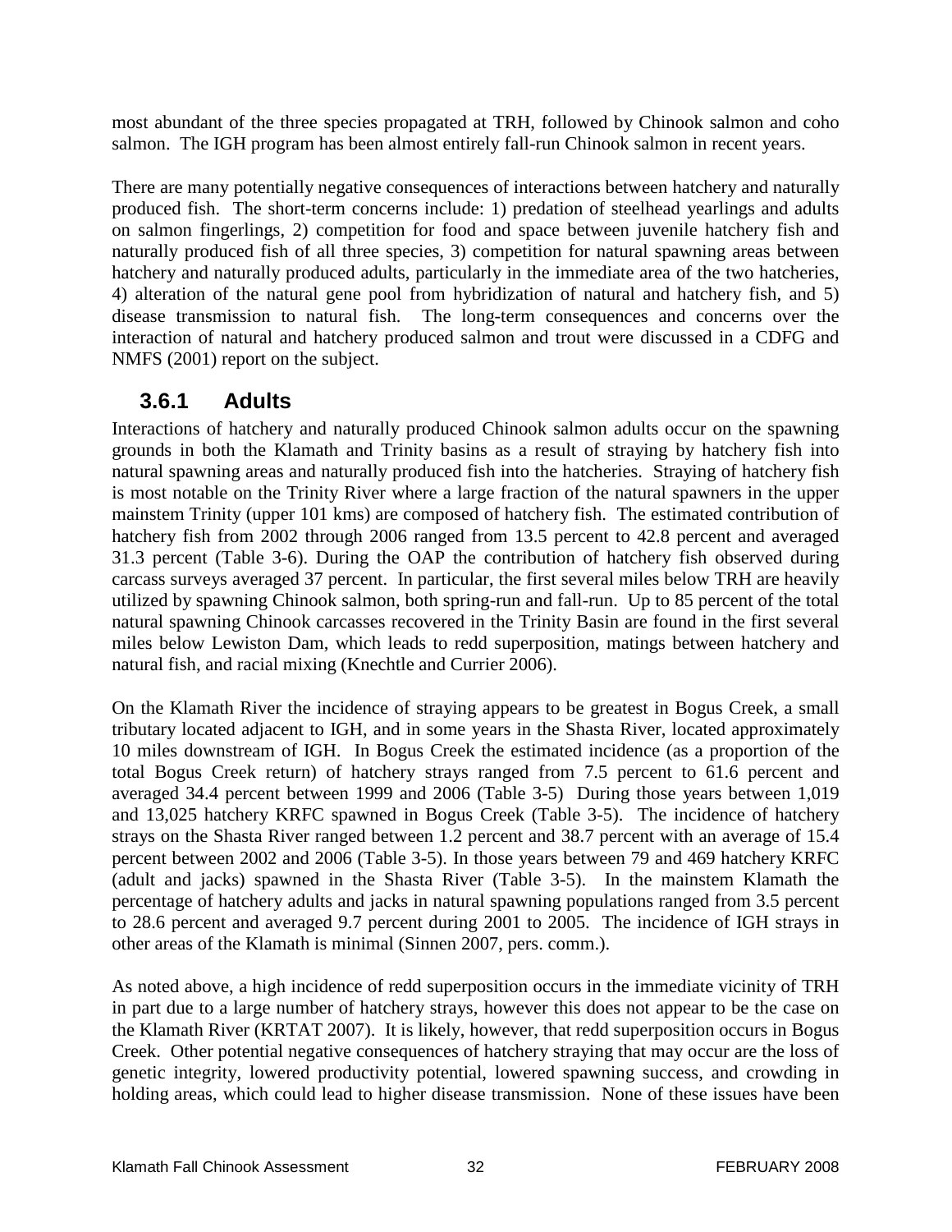most abundant of the three species propagated at TRH, followed by Chinook salmon and coho salmon. The IGH program has been almost entirely fall-run Chinook salmon in recent years.

There are many potentially negative consequences of interactions between hatchery and naturally produced fish. The short-term concerns include: 1) predation of steelhead yearlings and adults on salmon fingerlings, 2) competition for food and space between juvenile hatchery fish and naturally produced fish of all three species, 3) competition for natural spawning areas between hatchery and naturally produced adults, particularly in the immediate area of the two hatcheries, 4) alteration of the natural gene pool from hybridization of natural and hatchery fish, and 5) disease transmission to natural fish. The long-term consequences and concerns over the interaction of natural and hatchery produced salmon and trout were discussed in a CDFG and NMFS (2001) report on the subject.

### 3.6.1 Adults

Interactions of hatchery and naturally produced Chinook salmon adults occur on the spawning grounds in both the Klamath and Trinity basins as a result of straying by hatchery fish into natural spawning areas and naturally produced fish into the hatcheries. Straying of hatchery fish is most notable on the Trinity River where a large fraction of the natural spawners in the upper mainstem Trinity (upper 101 kms) are composed of hatchery fish. The estimated contribution of hatchery fish from 2002 through 2006 ranged from 13.5 percent to 42.8 percent and averaged 31.3 percent (Table 3-6). During the OAP the contribution of hatchery fish observed during carcass surveys averaged 37 percent. In particular, the first several miles below TRH are heavily utilized by spawning Chinook salmon, both spring-run and fall-run. Up to 85 percent of the total natural spawning Chinook carcasses recovered in the Trinity Basin are found in the first several miles below Lewiston Dam, which leads to redd superposition, matings between hatchery and natural fish, and racial mixing (Knechtle and Currier 2006).

On the Klamath River the incidence of straying appears to be greatest in Bogus Creek, a small tributary located adjacent to IGH, and in some years in the Shasta River, located approximately 10 miles downstream of IGH. In Bogus Creek the estimated incidence (as a proportion of the total Bogus Creek return) of hatchery strays ranged from 7.5 percent to 61.6 percent and averaged 34.4 percent between 1999 and 2006 (Table 3-5) During those years between 1,019 and 13,025 hatchery KRFC spawned in Bogus Creek (Table 3-5). The incidence of hatchery strays on the Shasta River ranged between 1.2 percent and 38.7 percent with an average of 15.4 percent between 2002 and 2006 (Table 3-5). In those years between 79 and 469 hatchery KRFC (adult and jacks) spawned in the Shasta River (Table 3-5). In the mainstem Klamath the percentage of hatchery adults and jacks in natural spawning populations ranged from 3.5 percent to 28.6 percent and averaged 9.7 percent during 2001 to 2005. The incidence of IGH strays in other areas of the Klamath is minimal (Sinnen 2007, pers. comm.).

As noted above, a high incidence of redd superposition occurs in the immediate vicinity of TRH in part due to a large number of hatchery strays, however this does not appear to be the case on the Klamath River (KRTAT 2007). It is likely, however, that redd superposition occurs in Bogus Creek. Other potential negative consequences of hatchery straying that may occur are the loss of genetic integrity, lowered productivity potential, lowered spawning success, and crowding in holding areas, which could lead to higher disease transmission. None of these issues have been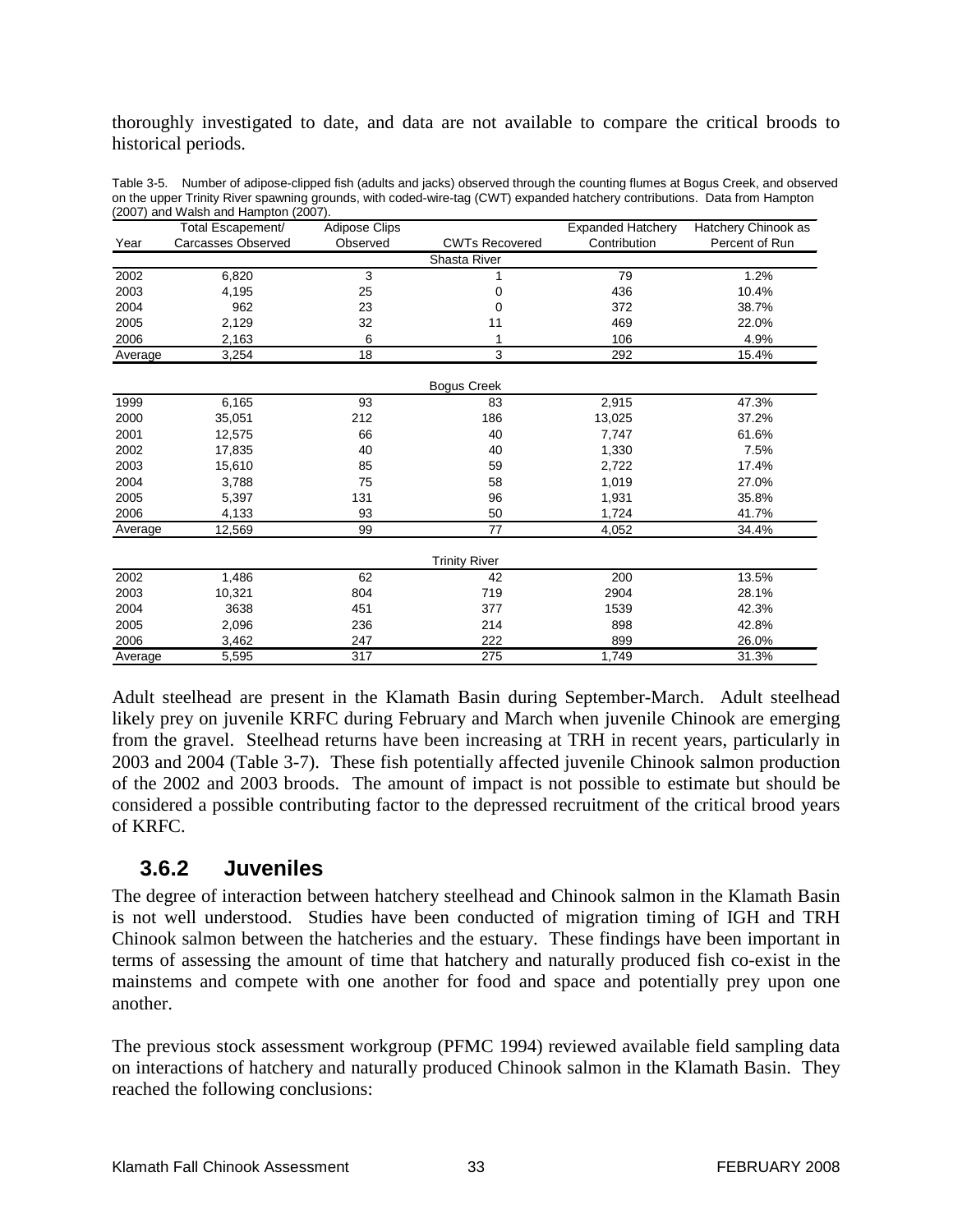thoroughly investigated to date, and data are not available to compare the critical broods to historical periods.

Table 3-5. Number of adipose-clipped fish (adults and jacks) observed through the counting flumes at Bogus Creek, and observed on the upper Trinity River spawning grounds, with coded-wire-tag (CWT) expanded hatchery contributions. Data from Hampton (2007) and Walsh and Hampton (2007).

| Year | Total Escapement/ Carcasses Observed | Adipose Clips Observed | CWTs Recovered | Expanded Hatchery Contribution | Hatchery Chinook as Percent of Run |
|---|---|---|---|---|---|
| | | | Shasta River | | |
| 2002 | 6,820 | 3 | 1 | 79 | 1.2% |
| 2003 | 4,195 | 25 | 0 | 436 | 10.4% |
| 2004 | 962 | 23 | 0 | 372 | 38.7% |
| 2005 | 2,129 | 32 | 11 | 469 | 22.0% |
| 2006 | 2,163 | 6 | 1 | 106 | 4.9% |
| Average | 3,254 | 18 | 3 | 292 | 15.4% |
| | | | Bogus Creek | | |
| 1999 | 6,165 | 93 | 83 | 2,915 | 47.3% |
| 2000 | 35,051 | 212 | 186 | 13,025 | 37.2% |
| 2001 | 12,575 | 66 | 40 | 7,747 | 61.6% |
| 2002 | 17,835 | 40 | 40 | 1,330 | 7.5% |
| 2003 | 15,610 | 85 | 59 | 2,722 | 17.4% |
| 2004 | 3,788 | 75 | 58 | 1,019 | 27.0% |
| 2005 | 5,397 | 131 | 96 | 1,931 | 35.8% |
| 2006 | 4,133 | 93 | 50 | 1,724 | 41.7% |
| Average | 12,569 | 99 | 77 | 4,052 | 34.4% |
| | | | Trinity River | | |
| 2002 | 1,486 | 62 | 42 | 200 | 13.5% |
| 2003 | 10,321 | 804 | 719 | 2904 | 28.1% |
| 2004 | 3638 | 451 | 377 | 1539 | 42.3% |
| 2005 | 2,096 | 236 | 214 | 898 | 42.8% |
| 2006 | 3,462 | 247 | 222 | 899 | 26.0% |
| Average | 5,595 | 317 | 275 | 1,749 | 31.3% |

Adult steelhead are present in the Klamath Basin during September-March. Adult steelhead likely prey on juvenile KRFC during February and March when juvenile Chinook are emerging from the gravel. Steelhead returns have been increasing at TRH in recent years, particularly in 2003 and 2004 (Table 3-7). These fish potentially affected juvenile Chinook salmon production of the 2002 and 2003 broods. The amount of impact is not possible to estimate but should be considered a possible contributing factor to the depressed recruitment of the critical brood years of KRFC.

### 3.6.2 Juveniles

The degree of interaction between hatchery steelhead and Chinook salmon in the Klamath Basin is not well understood. Studies have been conducted of migration timing of IGH and TRH Chinook salmon between the hatcheries and the estuary. These findings have been important in terms of assessing the amount of time that hatchery and naturally produced fish co-exist in the mainstems and compete with one another for food and space and potentially prey upon one another.

The previous stock assessment workgroup (PFMC 1994) reviewed available field sampling data on interactions of hatchery and naturally produced Chinook salmon in the Klamath Basin. They reached the following conclusions: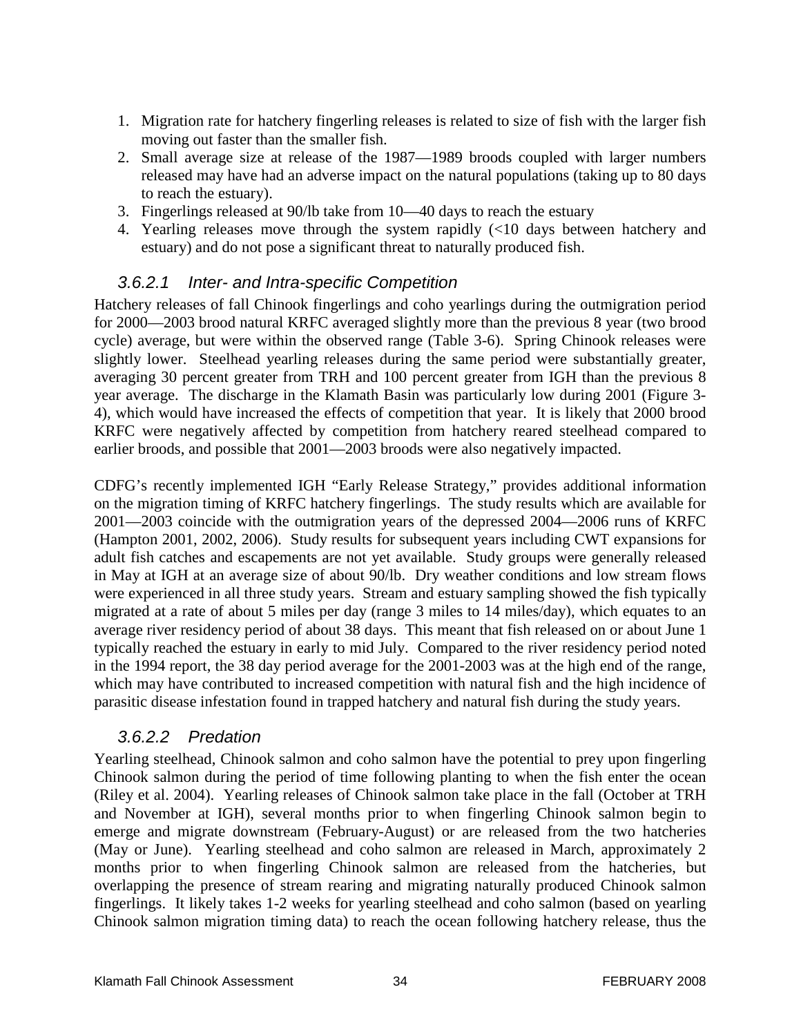1. Migration rate for hatchery fingerling releases is related to size of fish with the larger fish moving out faster than the smaller fish.
2. Small average size at release of the 1987—1989 broods coupled with larger numbers released may have had an adverse impact on the natural populations (taking up to 80 days to reach the estuary).
3. Fingerlings released at 90/lb take from 10—40 days to reach the estuary
4. Yearling releases move through the system rapidly (<10 days between hatchery and estuary) and do not pose a significant threat to naturally produced fish.

#### *3.6.2.1 Inter- and Intra-specific Competition*

Hatchery releases of fall Chinook fingerlings and coho yearlings during the outmigration period for 2000—2003 brood natural KRFC averaged slightly more than the previous 8 year (two brood cycle) average, but were within the observed range (Table 3-6). Spring Chinook releases were slightly lower. Steelhead yearling releases during the same period were substantially greater, averaging 30 percent greater from TRH and 100 percent greater from IGH than the previous 8 year average. The discharge in the Klamath Basin was particularly low during 2001 (Figure 3-4), which would have increased the effects of competition that year. It is likely that 2000 brood KRFC were negatively affected by competition from hatchery reared steelhead compared to earlier broods, and possible that 2001—2003 broods were also negatively impacted.

CDFG's recently implemented IGH "Early Release Strategy," provides additional information on the migration timing of KRFC hatchery fingerlings. The study results which are available for 2001—2003 coincide with the outmigration years of the depressed 2004—2006 runs of KRFC (Hampton 2001, 2002, 2006). Study results for subsequent years including CWT expansions for adult fish catches and escapements are not yet available. Study groups were generally released in May at IGH at an average size of about 90/lb. Dry weather conditions and low stream flows were experienced in all three study years. Stream and estuary sampling showed the fish typically migrated at a rate of about 5 miles per day (range 3 miles to 14 miles/day), which equates to an average river residency period of about 38 days. This meant that fish released on or about June 1 typically reached the estuary in early to mid July. Compared to the river residency period noted in the 1994 report, the 38 day period average for the 2001-2003 was at the high end of the range, which may have contributed to increased competition with natural fish and the high incidence of parasitic disease infestation found in trapped hatchery and natural fish during the study years.

#### *3.6.2.2 Predation*

Yearling steelhead, Chinook salmon and coho salmon have the potential to prey upon fingerling Chinook salmon during the period of time following planting to when the fish enter the ocean (Riley et al. 2004). Yearling releases of Chinook salmon take place in the fall (October at TRH and November at IGH), several months prior to when fingerling Chinook salmon begin to emerge and migrate downstream (February-August) or are released from the two hatcheries (May or June). Yearling steelhead and coho salmon are released in March, approximately 2 months prior to when fingerling Chinook salmon are released from the hatcheries, but overlapping the presence of stream rearing and migrating naturally produced Chinook salmon fingerlings. It likely takes 1-2 weeks for yearling steelhead and coho salmon (based on yearling Chinook salmon migration timing data) to reach the ocean following hatchery release, thus the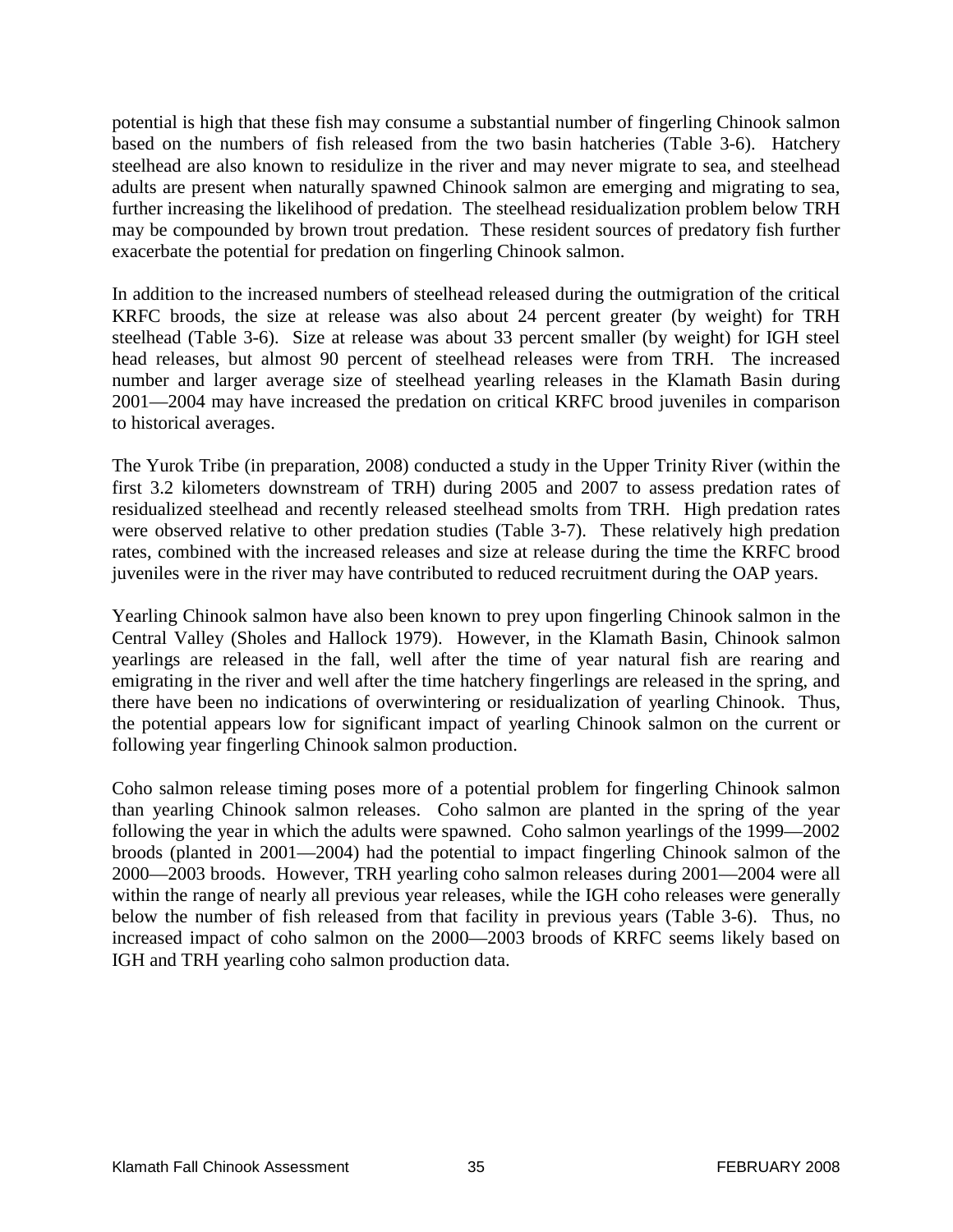potential is high that these fish may consume a substantial number of fingerling Chinook salmon based on the numbers of fish released from the two basin hatcheries (Table 3-6). Hatchery steelhead are also known to residulize in the river and may never migrate to sea, and steelhead adults are present when naturally spawned Chinook salmon are emerging and migrating to sea, further increasing the likelihood of predation. The steelhead residualization problem below TRH may be compounded by brown trout predation. These resident sources of predatory fish further exacerbate the potential for predation on fingerling Chinook salmon.

In addition to the increased numbers of steelhead released during the outmigration of the critical KRFC broods, the size at release was also about 24 percent greater (by weight) for TRH steelhead (Table 3-6). Size at release was about 33 percent smaller (by weight) for IGH steel head releases, but almost 90 percent of steelhead releases were from TRH. The increased number and larger average size of steelhead yearling releases in the Klamath Basin during 2001—2004 may have increased the predation on critical KRFC brood juveniles in comparison to historical averages.

The Yurok Tribe (in preparation, 2008) conducted a study in the Upper Trinity River (within the first 3.2 kilometers downstream of TRH) during 2005 and 2007 to assess predation rates of residualized steelhead and recently released steelhead smolts from TRH. High predation rates were observed relative to other predation studies (Table 3-7). These relatively high predation rates, combined with the increased releases and size at release during the time the KRFC brood juveniles were in the river may have contributed to reduced recruitment during the OAP years.

Yearling Chinook salmon have also been known to prey upon fingerling Chinook salmon in the Central Valley (Sholes and Hallock 1979). However, in the Klamath Basin, Chinook salmon yearlings are released in the fall, well after the time of year natural fish are rearing and emigrating in the river and well after the time hatchery fingerlings are released in the spring, and there have been no indications of overwintering or residualization of yearling Chinook. Thus, the potential appears low for significant impact of yearling Chinook salmon on the current or following year fingerling Chinook salmon production.

Coho salmon release timing poses more of a potential problem for fingerling Chinook salmon than yearling Chinook salmon releases. Coho salmon are planted in the spring of the year following the year in which the adults were spawned. Coho salmon yearlings of the 1999—2002 broods (planted in 2001—2004) had the potential to impact fingerling Chinook salmon of the 2000—2003 broods. However, TRH yearling coho salmon releases during 2001—2004 were all within the range of nearly all previous year releases, while the IGH coho releases were generally below the number of fish released from that facility in previous years (Table 3-6). Thus, no increased impact of coho salmon on the 2000—2003 broods of KRFC seems likely based on IGH and TRH yearling coho salmon production data.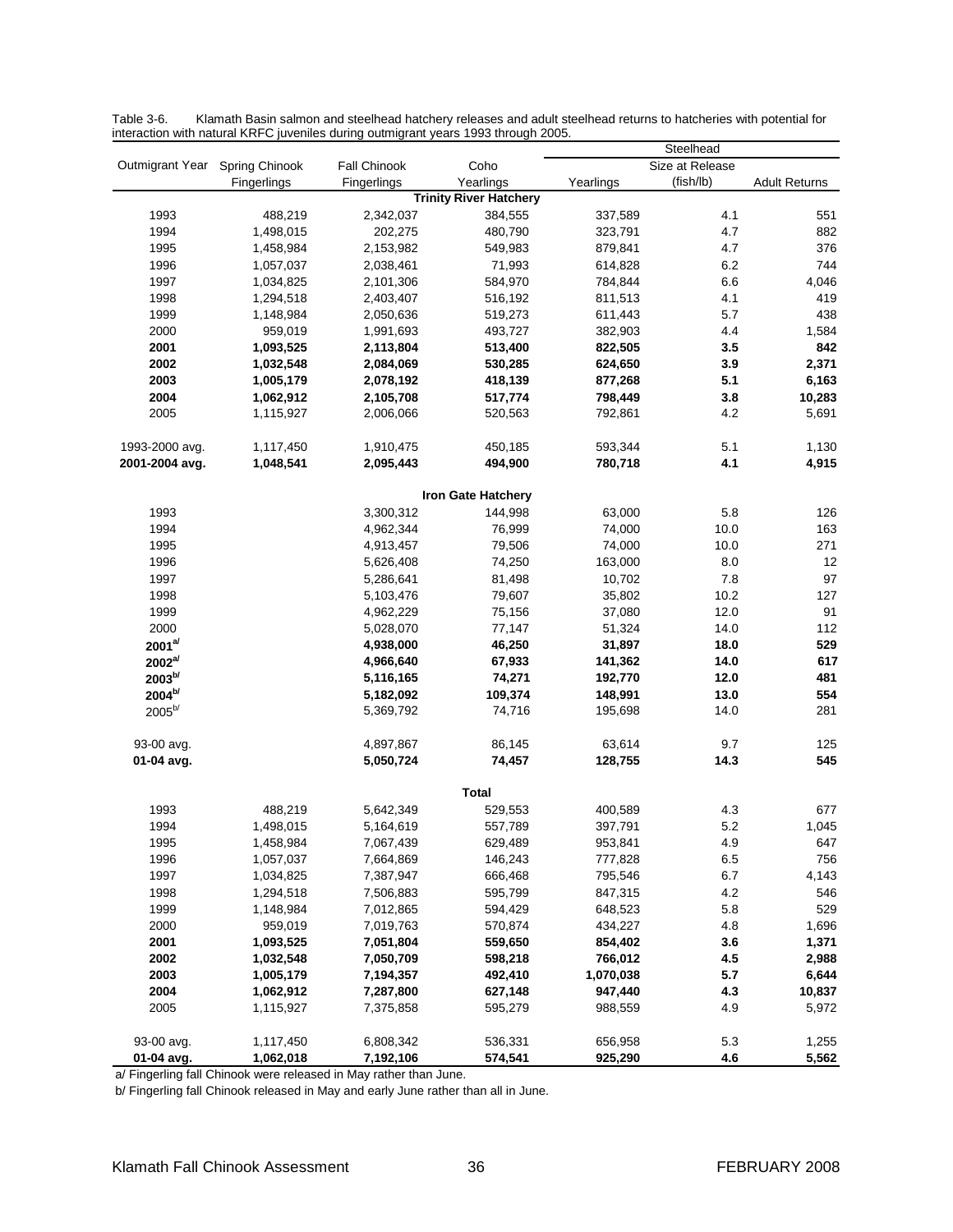Table 3-6. Klamath Basin salmon and steelhead hatchery releases and adult steelhead returns to hatcheries with potential for interaction with natural KRFC juveniles during outmigrant years 1993 through 2005.

| Outmigrant Year | Spring Chinook Fingerlings | Fall Chinook Fingerlings | Coho Yearlings | Steelhead Yearlings | Steelhead Size at Release (fish/lb) | Steelhead Adult Returns |
|---|---|---|---|---|---|---|
| | | | **Trinity River Hatchery** | | | |
| 1993 | 488,219 | 2,342,037 | 384,555 | 337,589 | 4.1 | 551 |
| 1994 | 1,498,015 | 202,275 | 480,790 | 323,791 | 4.7 | 882 |
| 1995 | 1,458,984 | 2,153,982 | 549,983 | 879,841 | 4.7 | 376 |
| 1996 | 1,057,037 | 2,038,461 | 71,993 | 614,828 | 6.2 | 744 |
| 1997 | 1,034,825 | 2,101,306 | 584,970 | 784,844 | 6.6 | 4,046 |
| 1998 | 1,294,518 | 2,403,407 | 516,192 | 811,513 | 4.1 | 419 |
| 1999 | 1,148,984 | 2,050,636 | 519,273 | 611,443 | 5.7 | 438 |
| 2000 | 959,019 | 1,991,693 | 493,727 | 382,903 | 4.4 | 1,584 |
| **2001** | **1,093,525** | **2,113,804** | **513,400** | **822,505** | **3.5** | **842** |
| **2002** | **1,032,548** | **2,084,069** | **530,285** | **624,650** | **3.9** | **2,371** |
| **2003** | **1,005,179** | **2,078,192** | **418,139** | **877,268** | **5.1** | **6,163** |
| **2004** | **1,062,912** | **2,105,708** | **517,774** | **798,449** | **3.8** | **10,283** |
| 2005 | 1,115,927 | 2,006,066 | 520,563 | 792,861 | 4.2 | 5,691 |
| 1993-2000 avg. | 1,117,450 | 1,910,475 | 450,185 | 593,344 | 5.1 | 1,130 |
| **2001-2004 avg.** | **1,048,541** | **2,095,443** | **494,900** | **780,718** | **4.1** | **4,915** |
| | | | **Iron Gate Hatchery** | | | |
| 1993 | | 3,300,312 | 144,998 | 63,000 | 5.8 | 126 |
| 1994 | | 4,962,344 | 76,999 | 74,000 | 10.0 | 163 |
| 1995 | | 4,913,457 | 79,506 | 74,000 | 10.0 | 271 |
| 1996 | | 5,626,408 | 74,250 | 163,000 | 8.0 | 12 |
| 1997 | | 5,286,641 | 81,498 | 10,702 | 7.8 | 97 |
| 1998 | | 5,103,476 | 79,607 | 35,802 | 10.2 | 127 |
| 1999 | | 4,962,229 | 75,156 | 37,080 | 12.0 | 91 |
| 2000 | | 5,028,070 | 77,147 | 51,324 | 14.0 | 112 |
| **2001**[a/] | | **4,938,000** | **46,250** | **31,897** | **18.0** | **529** |
| **2002**[a/] | | **4,966,640** | **67,933** | **141,362** | **14.0** | **617** |
| **2003**[b/] | | **5,116,165** | **74,271** | **192,770** | **12.0** | **481** |
| **2004**[b/] | | **5,182,092** | **109,374** | **148,991** | **13.0** | **554** |
| 2005[b/] | | 5,369,792 | 74,716 | 195,698 | 14.0 | 281 |
| 93-00 avg. | | 4,897,867 | 86,145 | 63,614 | 9.7 | 125 |
| **01-04 avg.** | | **5,050,724** | **74,457** | **128,755** | **14.3** | **545** |
| | | | **Total** | | | |
| 1993 | 488,219 | 5,642,349 | 529,553 | 400,589 | 4.3 | 677 |
| 1994 | 1,498,015 | 5,164,619 | 557,789 | 397,791 | 5.2 | 1,045 |
| 1995 | 1,458,984 | 7,067,439 | 629,489 | 953,841 | 4.9 | 647 |
| 1996 | 1,057,037 | 7,664,869 | 146,243 | 777,828 | 6.5 | 756 |
| 1997 | 1,034,825 | 7,387,947 | 666,468 | 795,546 | 6.7 | 4,143 |
| 1998 | 1,294,518 | 7,506,883 | 595,799 | 847,315 | 4.2 | 546 |
| 1999 | 1,148,984 | 7,012,865 | 594,429 | 648,523 | 5.8 | 529 |
| 2000 | 959,019 | 7,019,763 | 570,874 | 434,227 | 4.8 | 1,696 |
| **2001** | **1,093,525** | **7,051,804** | **559,650** | **854,402** | **3.6** | **1,371** |
| **2002** | **1,032,548** | **7,050,709** | **598,218** | **766,012** | **4.5** | **2,988** |
| **2003** | **1,005,179** | **7,194,357** | **492,410** | **1,070,038** | **5.7** | **6,644** |
| **2004** | **1,062,912** | **7,287,800** | **627,148** | **947,440** | **4.3** | **10,837** |
| 2005 | 1,115,927 | 7,375,858 | 595,279 | 988,559 | 4.9 | 5,972 |
| 93-00 avg. | 1,117,450 | 6,808,342 | 536,331 | 656,958 | 5.3 | 1,255 |
| **01-04 avg.** | **1,062,018** | **7,192,106** | **574,541** | **925,290** | **4.6** | **5,562** |

a/ Fingerling fall Chinook were released in May rather than June.

b/ Fingerling fall Chinook released in May and early June rather than all in June.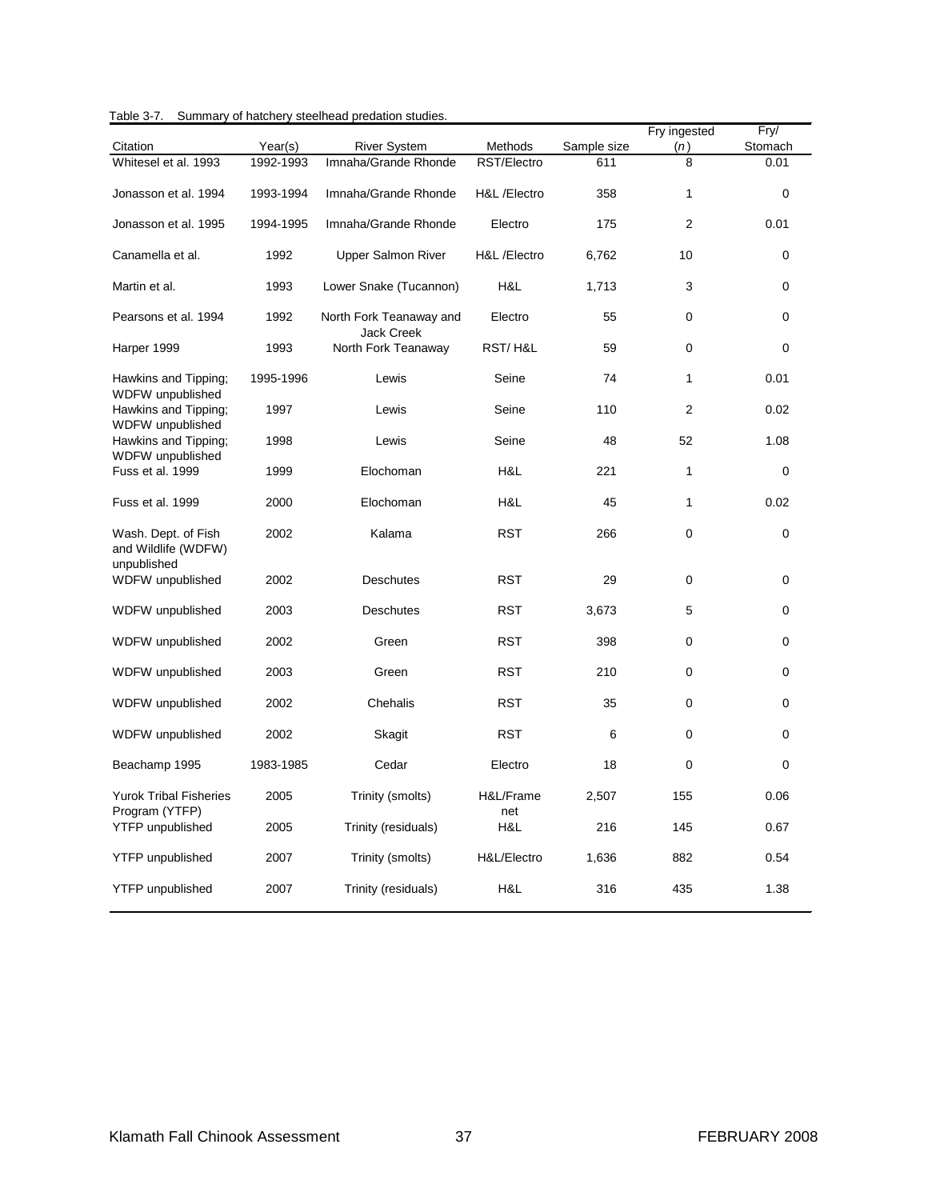Table 3-7. Summary of hatchery steelhead predation studies.

| Citation | Year(s) | River System | Methods | Sample size | Fry ingested (*n*) | Fry/ Stomach |
|---|---|---|---|---|---|---|
| Whitesel et al. 1993 | 1992-1993 | Imnaha/Grande Rhonde | RST/Electro | 611 | 8 | 0.01 |
| Jonasson et al. 1994 | 1993-1994 | Imnaha/Grande Rhonde | H&L /Electro | 358 | 1 | 0 |
| Jonasson et al. 1995 | 1994-1995 | Imnaha/Grande Rhonde | Electro | 175 | 2 | 0.01 |
| Canamella et al. | 1992 | Upper Salmon River | H&L /Electro | 6,762 | 10 | 0 |
| Martin et al. | 1993 | Lower Snake (Tucannon) | H&L | 1,713 | 3 | 0 |
| Pearsons et al. 1994 | 1992 | North Fork Teanaway and Jack Creek | Electro | 55 | 0 | 0 |
| Harper 1999 | 1993 | North Fork Teanaway | RST/ H&L | 59 | 0 | 0 |
| Hawkins and Tipping; WDFW unpublished | 1995-1996 | Lewis | Seine | 74 | 1 | 0.01 |
| Hawkins and Tipping; WDFW unpublished | 1997 | Lewis | Seine | 110 | 2 | 0.02 |
| Hawkins and Tipping; WDFW unpublished | 1998 | Lewis | Seine | 48 | 52 | 1.08 |
| Fuss et al. 1999 | 1999 | Elochoman | H&L | 221 | 1 | 0 |
| Fuss et al. 1999 | 2000 | Elochoman | H&L | 45 | 1 | 0.02 |
| Wash. Dept. of Fish and Wildlife (WDFW) unpublished | 2002 | Kalama | RST | 266 | 0 | 0 |
| WDFW unpublished | 2002 | Deschutes | RST | 29 | 0 | 0 |
| WDFW unpublished | 2003 | Deschutes | RST | 3,673 | 5 | 0 |
| WDFW unpublished | 2002 | Green | RST | 398 | 0 | 0 |
| WDFW unpublished | 2003 | Green | RST | 210 | 0 | 0 |
| WDFW unpublished | 2002 | Chehalis | RST | 35 | 0 | 0 |
| WDFW unpublished | 2002 | Skagit | RST | 6 | 0 | 0 |
| Beachamp 1995 | 1983-1985 | Cedar | Electro | 18 | 0 | 0 |
| Yurok Tribal Fisheries Program (YTFP) | 2005 | Trinity (smolts) | H&L/Frame net | 2,507 | 155 | 0.06 |
| YTFP unpublished | 2005 | Trinity (residuals) | H&L | 216 | 145 | 0.67 |
| YTFP unpublished | 2007 | Trinity (smolts) | H&L/Electro | 1,636 | 882 | 0.54 |
| YTFP unpublished | 2007 | Trinity (residuals) | H&L | 316 | 435 | 1.38 |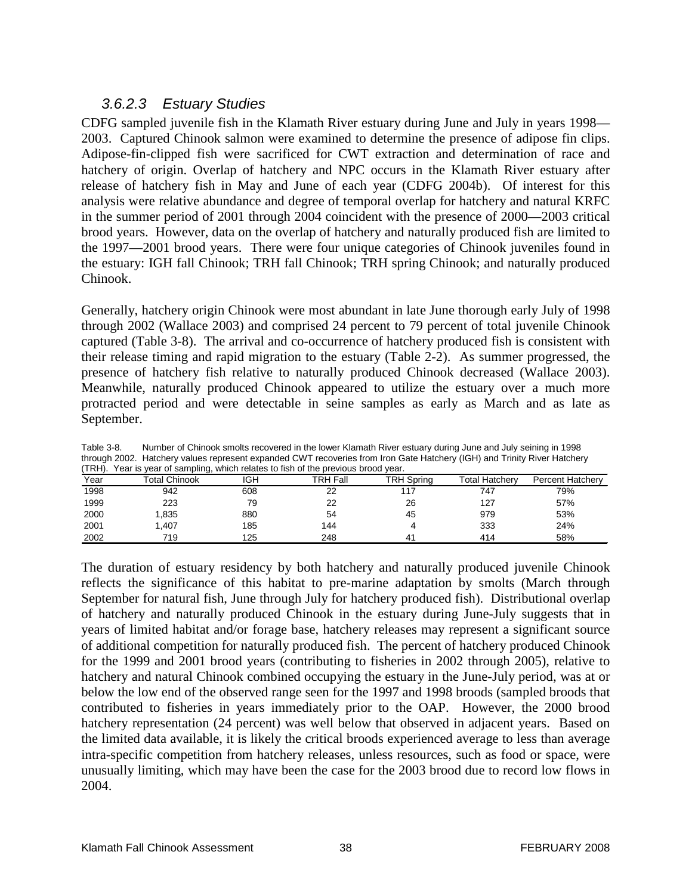### *3.6.2.3 Estuary Studies*

CDFG sampled juvenile fish in the Klamath River estuary during June and July in years 1998—2003. Captured Chinook salmon were examined to determine the presence of adipose fin clips. Adipose-fin-clipped fish were sacrificed for CWT extraction and determination of race and hatchery of origin. Overlap of hatchery and NPC occurs in the Klamath River estuary after release of hatchery fish in May and June of each year (CDFG 2004b). Of interest for this analysis were relative abundance and degree of temporal overlap for hatchery and natural KRFC in the summer period of 2001 through 2004 coincident with the presence of 2000—2003 critical brood years. However, data on the overlap of hatchery and naturally produced fish are limited to the 1997—2001 brood years. There were four unique categories of Chinook juveniles found in the estuary: IGH fall Chinook; TRH fall Chinook; TRH spring Chinook; and naturally produced Chinook.

Generally, hatchery origin Chinook were most abundant in late June thorough early July of 1998 through 2002 (Wallace 2003) and comprised 24 percent to 79 percent of total juvenile Chinook captured (Table 3-8). The arrival and co-occurrence of hatchery produced fish is consistent with their release timing and rapid migration to the estuary (Table 2-2). As summer progressed, the presence of hatchery fish relative to naturally produced Chinook decreased (Wallace 2003). Meanwhile, naturally produced Chinook appeared to utilize the estuary over a much more protracted period and were detectable in seine samples as early as March and as late as September.

Table 3-8. Number of Chinook smolts recovered in the lower Klamath River estuary during June and July seining in 1998 through 2002. Hatchery values represent expanded CWT recoveries from Iron Gate Hatchery (IGH) and Trinity River Hatchery (TRH). Year is year of sampling, which relates to fish of the previous brood year.

| Year | Total Chinook | IGH | TRH Fall | TRH Spring | Total Hatchery | Percent Hatchery |
|---|---|---|---|---|---|---|
| 1998 | 942 | 608 | 22 | 117 | 747 | 79% |
| 1999 | 223 | 79 | 22 | 26 | 127 | 57% |
| 2000 | 1,835 | 880 | 54 | 45 | 979 | 53% |
| 2001 | 1,407 | 185 | 144 | 4 | 333 | 24% |
| 2002 | 719 | 125 | 248 | 41 | 414 | 58% |

The duration of estuary residency by both hatchery and naturally produced juvenile Chinook reflects the significance of this habitat to pre-marine adaptation by smolts (March through September for natural fish, June through July for hatchery produced fish). Distributional overlap of hatchery and naturally produced Chinook in the estuary during June-July suggests that in years of limited habitat and/or forage base, hatchery releases may represent a significant source of additional competition for naturally produced fish. The percent of hatchery produced Chinook for the 1999 and 2001 brood years (contributing to fisheries in 2002 through 2005), relative to hatchery and natural Chinook combined occupying the estuary in the June-July period, was at or below the low end of the observed range seen for the 1997 and 1998 broods (sampled broods that contributed to fisheries in years immediately prior to the OAP. However, the 2000 brood hatchery representation (24 percent) was well below that observed in adjacent years. Based on the limited data available, it is likely the critical broods experienced average to less than average intra-specific competition from hatchery releases, unless resources, such as food or space, were unusually limiting, which may have been the case for the 2003 brood due to record low flows in 2004.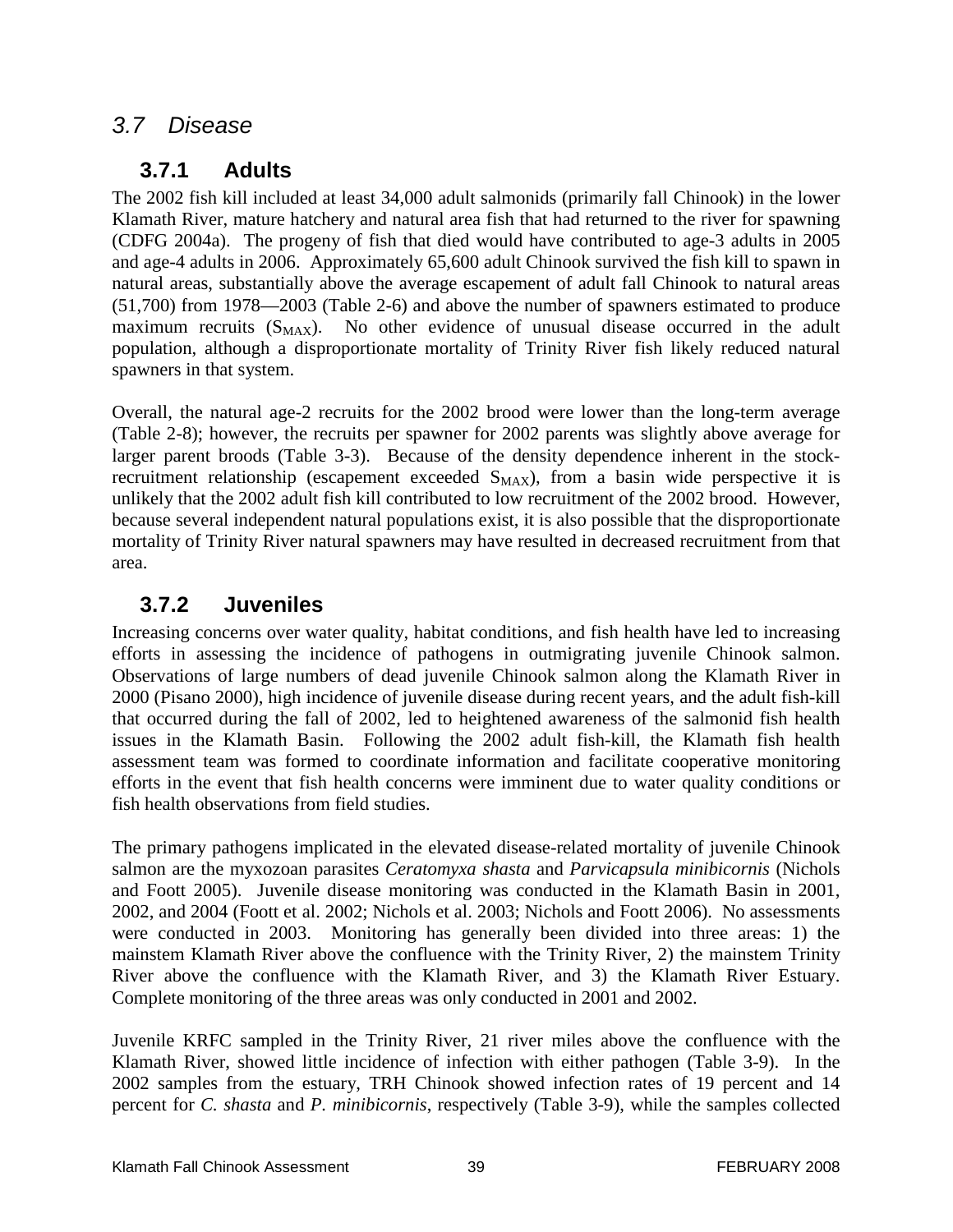## 3.7 Disease

### 3.7.1 Adults

The 2002 fish kill included at least 34,000 adult salmonids (primarily fall Chinook) in the lower Klamath River, mature hatchery and natural area fish that had returned to the river for spawning (CDFG 2004a). The progeny of fish that died would have contributed to age-3 adults in 2005 and age-4 adults in 2006. Approximately 65,600 adult Chinook survived the fish kill to spawn in natural areas, substantially above the average escapement of adult fall Chinook to natural areas (51,700) from 1978—2003 (Table 2-6) and above the number of spawners estimated to produce maximum recruits ($S_{MAX}$). No other evidence of unusual disease occurred in the adult population, although a disproportionate mortality of Trinity River fish likely reduced natural spawners in that system.

Overall, the natural age-2 recruits for the 2002 brood were lower than the long-term average (Table 2-8); however, the recruits per spawner for 2002 parents was slightly above average for larger parent broods (Table 3-3). Because of the density dependence inherent in the stock-recruitment relationship (escapement exceeded $S_{MAX}$), from a basin wide perspective it is unlikely that the 2002 adult fish kill contributed to low recruitment of the 2002 brood. However, because several independent natural populations exist, it is also possible that the disproportionate mortality of Trinity River natural spawners may have resulted in decreased recruitment from that area.

### 3.7.2 Juveniles

Increasing concerns over water quality, habitat conditions, and fish health have led to increasing efforts in assessing the incidence of pathogens in outmigrating juvenile Chinook salmon. Observations of large numbers of dead juvenile Chinook salmon along the Klamath River in 2000 (Pisano 2000), high incidence of juvenile disease during recent years, and the adult fish-kill that occurred during the fall of 2002, led to heightened awareness of the salmonid fish health issues in the Klamath Basin. Following the 2002 adult fish-kill, the Klamath fish health assessment team was formed to coordinate information and facilitate cooperative monitoring efforts in the event that fish health concerns were imminent due to water quality conditions or fish health observations from field studies.

The primary pathogens implicated in the elevated disease-related mortality of juvenile Chinook salmon are the myxozoan parasites *Ceratomyxa shasta* and *Parvicapsula minibicornis* (Nichols and Foott 2005). Juvenile disease monitoring was conducted in the Klamath Basin in 2001, 2002, and 2004 (Foott et al. 2002; Nichols et al. 2003; Nichols and Foott 2006). No assessments were conducted in 2003. Monitoring has generally been divided into three areas: 1) the mainstem Klamath River above the confluence with the Trinity River, 2) the mainstem Trinity River above the confluence with the Klamath River, and 3) the Klamath River Estuary. Complete monitoring of the three areas was only conducted in 2001 and 2002.

Juvenile KRFC sampled in the Trinity River, 21 river miles above the confluence with the Klamath River, showed little incidence of infection with either pathogen (Table 3-9). In the 2002 samples from the estuary, TRH Chinook showed infection rates of 19 percent and 14 percent for *C. shasta* and *P. minibicornis*, respectively (Table 3-9), while the samples collected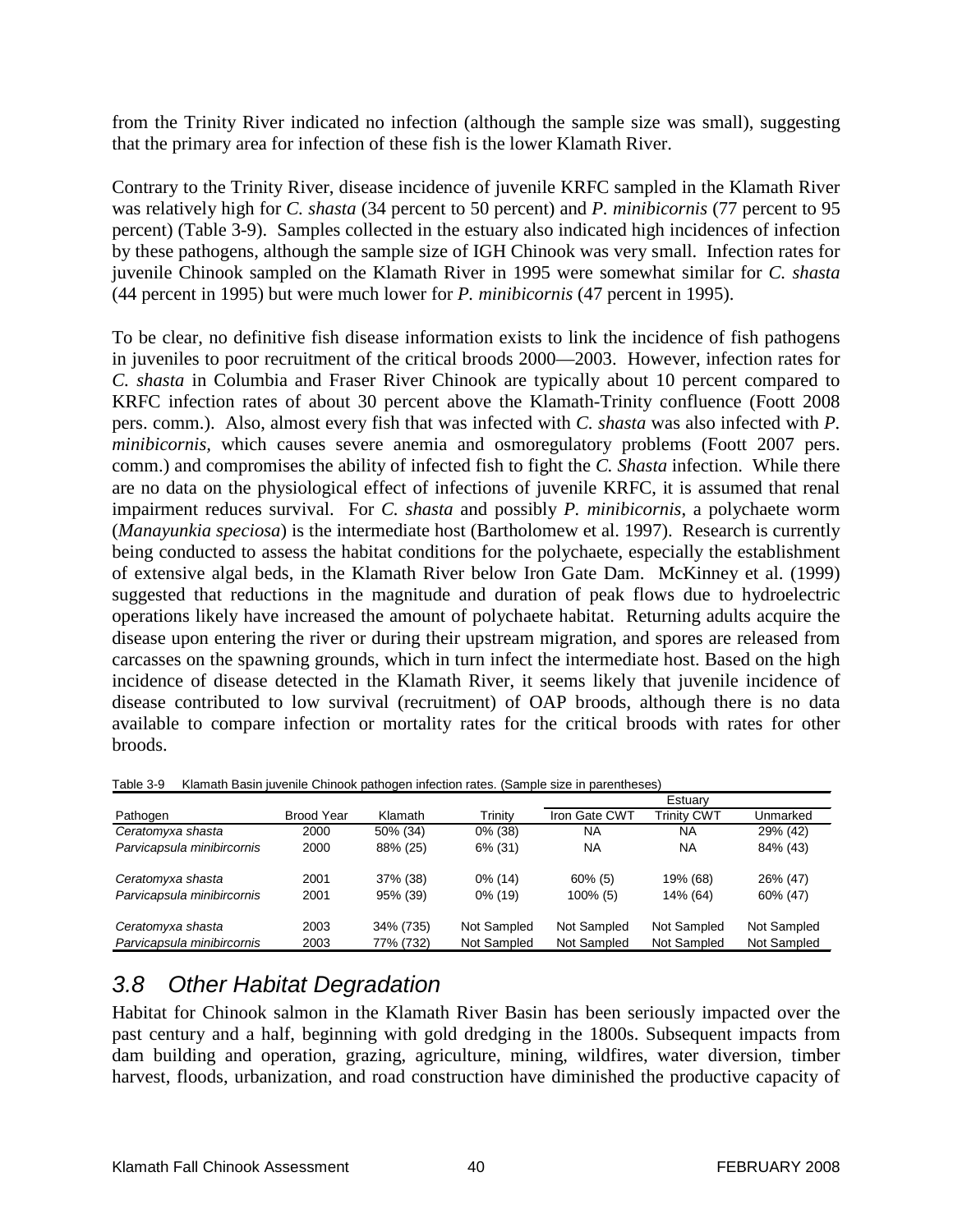from the Trinity River indicated no infection (although the sample size was small), suggesting that the primary area for infection of these fish is the lower Klamath River.

Contrary to the Trinity River, disease incidence of juvenile KRFC sampled in the Klamath River was relatively high for *C. shasta* (34 percent to 50 percent) and *P. minibicornis* (77 percent to 95 percent) (Table 3-9). Samples collected in the estuary also indicated high incidences of infection by these pathogens, although the sample size of IGH Chinook was very small. Infection rates for juvenile Chinook sampled on the Klamath River in 1995 were somewhat similar for *C. shasta* (44 percent in 1995) but were much lower for *P. minibicornis* (47 percent in 1995).

To be clear, no definitive fish disease information exists to link the incidence of fish pathogens in juveniles to poor recruitment of the critical broods 2000—2003. However, infection rates for *C. shasta* in Columbia and Fraser River Chinook are typically about 10 percent compared to KRFC infection rates of about 30 percent above the Klamath-Trinity confluence (Foott 2008 pers. comm.). Also, almost every fish that was infected with *C. shasta* was also infected with *P. minibicornis*, which causes severe anemia and osmoregulatory problems (Foott 2007 pers. comm.) and compromises the ability of infected fish to fight the *C. Shasta* infection. While there are no data on the physiological effect of infections of juvenile KRFC, it is assumed that renal impairment reduces survival. For *C. shasta* and possibly *P. minibicornis*, a polychaete worm (*Manayunkia speciosa*) is the intermediate host (Bartholomew et al. 1997). Research is currently being conducted to assess the habitat conditions for the polychaete, especially the establishment of extensive algal beds, in the Klamath River below Iron Gate Dam. McKinney et al. (1999) suggested that reductions in the magnitude and duration of peak flows due to hydroelectric operations likely have increased the amount of polychaete habitat. Returning adults acquire the disease upon entering the river or during their upstream migration, and spores are released from carcasses on the spawning grounds, which in turn infect the intermediate host. Based on the high incidence of disease detected in the Klamath River, it seems likely that juvenile incidence of disease contributed to low survival (recruitment) of OAP broods, although there is no data available to compare infection or mortality rates for the critical broods with rates for other broods.

Table 3-9 Klamath Basin juvenile Chinook pathogen infection rates. (Sample size in parentheses)

| | | | | Estuary | | |
|---|---|---|---|---|---|---|
| Pathogen | Brood Year | Klamath | Trinity | Iron Gate CWT | Trinity CWT | Unmarked |
| *Ceratomyxa shasta* | 2000 | 50% (34) | 0% (38) | NA | NA | 29% (42) |
| *Parvicapsula minibicornis* | 2000 | 88% (25) | 6% (31) | NA | NA | 84% (43) |
| *Ceratomyxa shasta* | 2001 | 37% (38) | 0% (14) | 60% (5) | 19% (68) | 26% (47) |
| *Parvicapsula minibicornis* | 2001 | 95% (39) | 0% (19) | 100% (5) | 14% (64) | 60% (47) |
| *Ceratomyxa shasta* | 2003 | 34% (735) | Not Sampled | Not Sampled | Not Sampled | Not Sampled |
| *Parvicapsula minibicornis* | 2003 | 77% (732) | Not Sampled | Not Sampled | Not Sampled | Not Sampled |

## 3.8 Other Habitat Degradation

Habitat for Chinook salmon in the Klamath River Basin has been seriously impacted over the past century and a half, beginning with gold dredging in the 1800s. Subsequent impacts from dam building and operation, grazing, agriculture, mining, wildfires, water diversion, timber harvest, floods, urbanization, and road construction have diminished the productive capacity of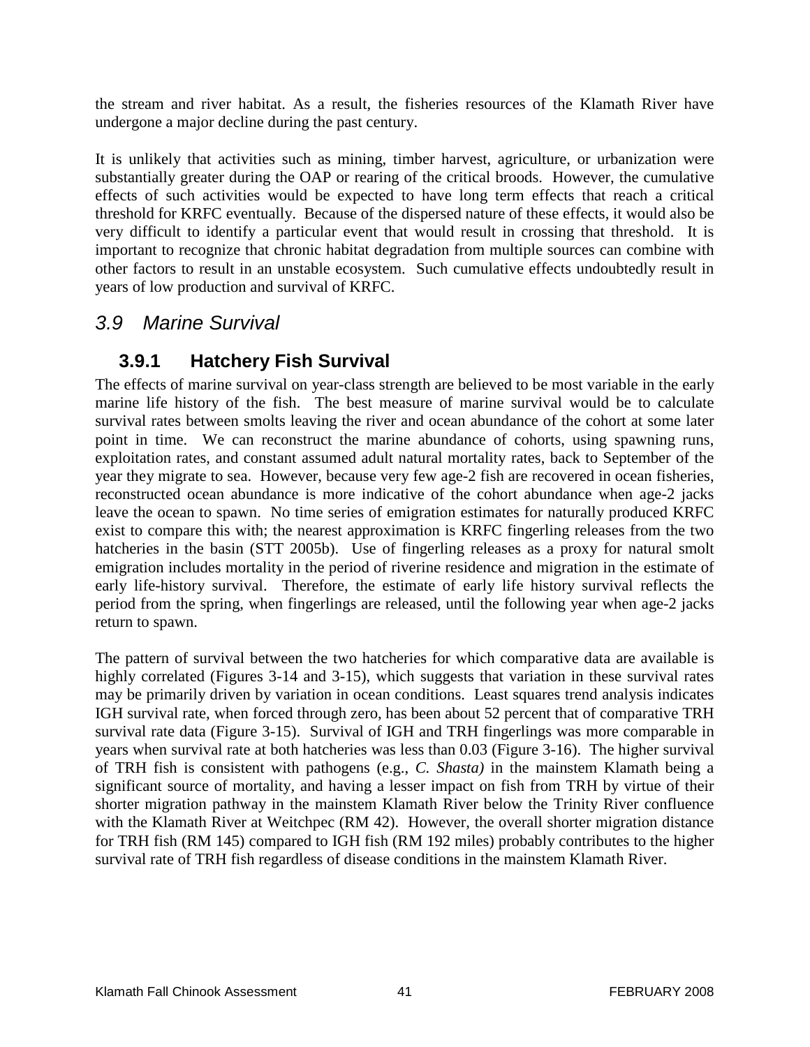the stream and river habitat. As a result, the fisheries resources of the Klamath River have undergone a major decline during the past century.

It is unlikely that activities such as mining, timber harvest, agriculture, or urbanization were substantially greater during the OAP or rearing of the critical broods. However, the cumulative effects of such activities would be expected to have long term effects that reach a critical threshold for KRFC eventually. Because of the dispersed nature of these effects, it would also be very difficult to identify a particular event that would result in crossing that threshold. It is important to recognize that chronic habitat degradation from multiple sources can combine with other factors to result in an unstable ecosystem. Such cumulative effects undoubtedly result in years of low production and survival of KRFC.

## *3.9 Marine Survival*

### 3.9.1 Hatchery Fish Survival

The effects of marine survival on year-class strength are believed to be most variable in the early marine life history of the fish. The best measure of marine survival would be to calculate survival rates between smolts leaving the river and ocean abundance of the cohort at some later point in time. We can reconstruct the marine abundance of cohorts, using spawning runs, exploitation rates, and constant assumed adult natural mortality rates, back to September of the year they migrate to sea. However, because very few age-2 fish are recovered in ocean fisheries, reconstructed ocean abundance is more indicative of the cohort abundance when age-2 jacks leave the ocean to spawn. No time series of emigration estimates for naturally produced KRFC exist to compare this with; the nearest approximation is KRFC fingerling releases from the two hatcheries in the basin (STT 2005b). Use of fingerling releases as a proxy for natural smolt emigration includes mortality in the period of riverine residence and migration in the estimate of early life-history survival. Therefore, the estimate of early life history survival reflects the period from the spring, when fingerlings are released, until the following year when age-2 jacks return to spawn.

The pattern of survival between the two hatcheries for which comparative data are available is highly correlated (Figures 3-14 and 3-15), which suggests that variation in these survival rates may be primarily driven by variation in ocean conditions. Least squares trend analysis indicates IGH survival rate, when forced through zero, has been about 52 percent that of comparative TRH survival rate data (Figure 3-15). Survival of IGH and TRH fingerlings was more comparable in years when survival rate at both hatcheries was less than 0.03 (Figure 3-16). The higher survival of TRH fish is consistent with pathogens (e.g., *C. Shasta)* in the mainstem Klamath being a significant source of mortality, and having a lesser impact on fish from TRH by virtue of their shorter migration pathway in the mainstem Klamath River below the Trinity River confluence with the Klamath River at Weitchpec (RM 42). However, the overall shorter migration distance for TRH fish (RM 145) compared to IGH fish (RM 192 miles) probably contributes to the higher survival rate of TRH fish regardless of disease conditions in the mainstem Klamath River.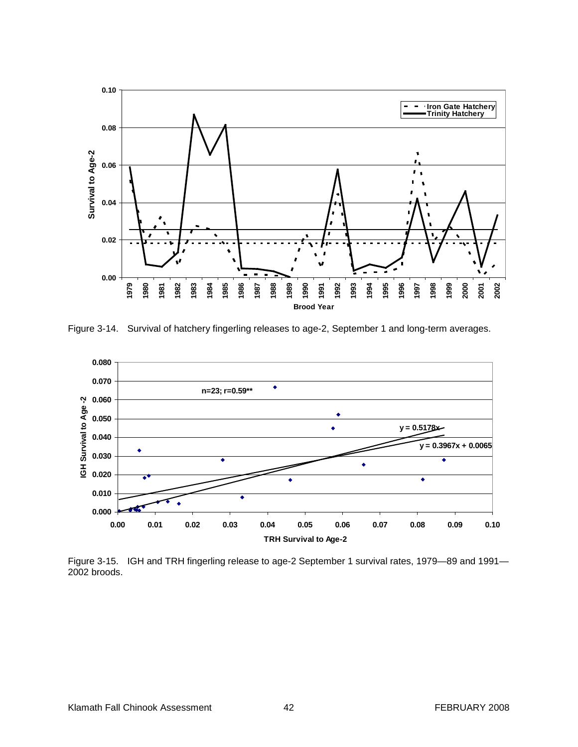Figure 3-14. Survival of hatchery fingerling releases to age-2, September 1 and long-term averages.

Figure 3-15. IGH and TRH fingerling release to age-2 September 1 survival rates, 1979—89 and 1991—2002 broods.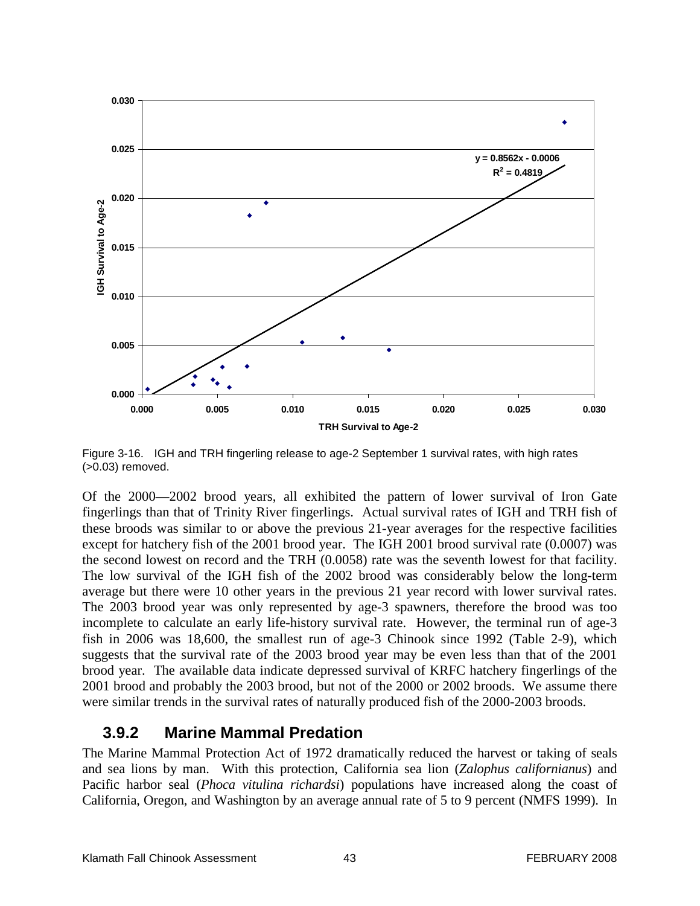Figure 3-16. IGH and TRH fingerling release to age-2 September 1 survival rates, with high rates (>0.03) removed.

Of the 2000—2002 brood years, all exhibited the pattern of lower survival of Iron Gate fingerlings than that of Trinity River fingerlings. Actual survival rates of IGH and TRH fish of these broods was similar to or above the previous 21-year averages for the respective facilities except for hatchery fish of the 2001 brood year. The IGH 2001 brood survival rate (0.0007) was the second lowest on record and the TRH (0.0058) rate was the seventh lowest for that facility. The low survival of the IGH fish of the 2002 brood was considerably below the long-term average but there were 10 other years in the previous 21 year record with lower survival rates. The 2003 brood year was only represented by age-3 spawners, therefore the brood was too incomplete to calculate an early life-history survival rate. However, the terminal run of age-3 fish in 2006 was 18,600, the smallest run of age-3 Chinook since 1992 (Table 2-9), which suggests that the survival rate of the 2003 brood year may be even less than that of the 2001 brood year. The available data indicate depressed survival of KRFC hatchery fingerlings of the 2001 brood and probably the 2003 brood, but not of the 2000 or 2002 broods. We assume there were similar trends in the survival rates of naturally produced fish of the 2000-2003 broods.

### 3.9.2 Marine Mammal Predation

The Marine Mammal Protection Act of 1972 dramatically reduced the harvest or taking of seals and sea lions by man. With this protection, California sea lion (*Zalophus californianus*) and Pacific harbor seal (*Phoca vitulina richardsi*) populations have increased along the coast of California, Oregon, and Washington by an average annual rate of 5 to 9 percent (NMFS 1999). In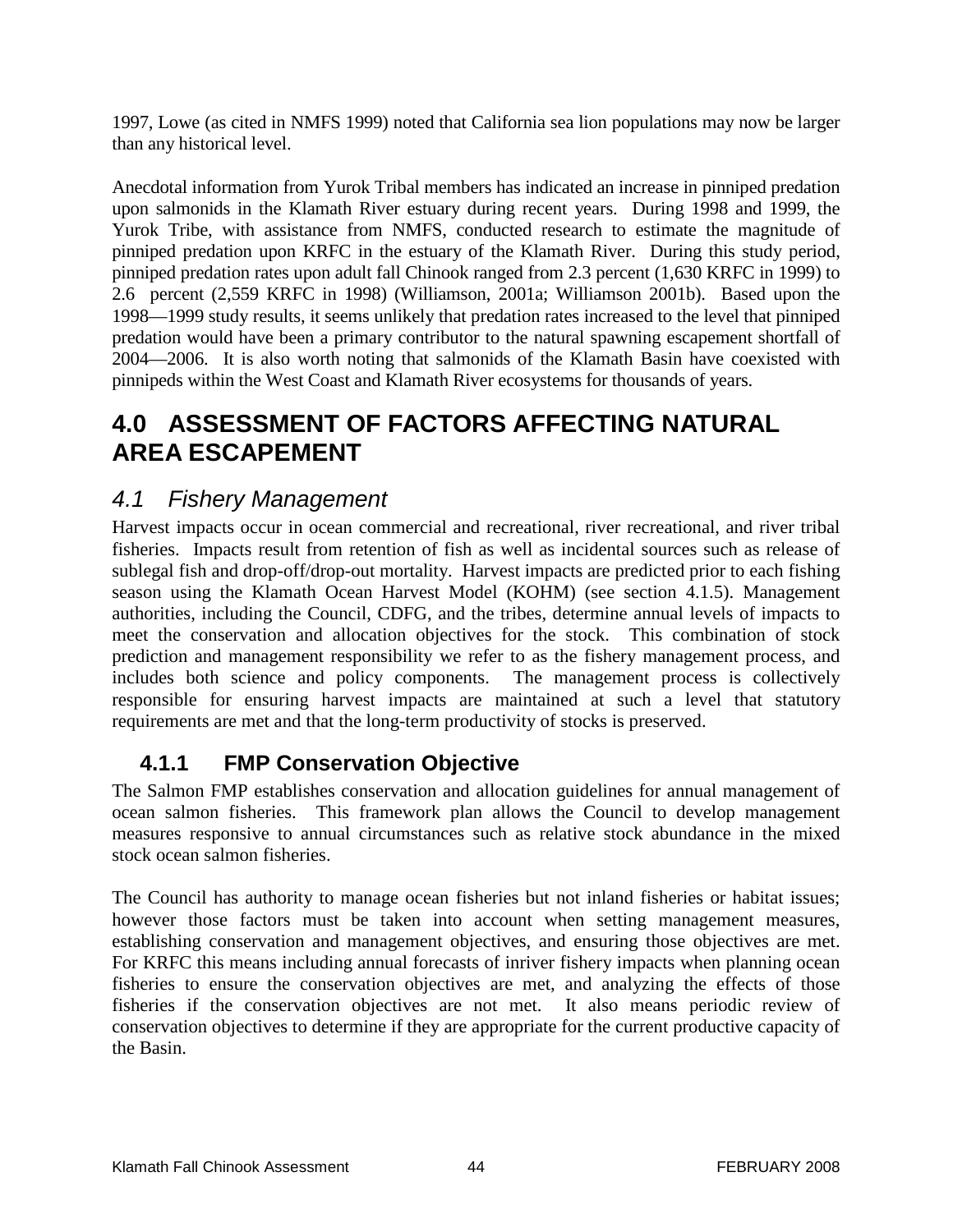1997, Lowe (as cited in NMFS 1999) noted that California sea lion populations may now be larger than any historical level.

Anecdotal information from Yurok Tribal members has indicated an increase in pinniped predation upon salmonids in the Klamath River estuary during recent years. During 1998 and 1999, the Yurok Tribe, with assistance from NMFS, conducted research to estimate the magnitude of pinniped predation upon KRFC in the estuary of the Klamath River. During this study period, pinniped predation rates upon adult fall Chinook ranged from 2.3 percent (1,630 KRFC in 1999) to 2.6 percent (2,559 KRFC in 1998) (Williamson, 2001a; Williamson 2001b). Based upon the 1998—1999 study results, it seems unlikely that predation rates increased to the level that pinniped predation would have been a primary contributor to the natural spawning escapement shortfall of 2004—2006. It is also worth noting that salmonids of the Klamath Basin have coexisted with pinnipeds within the West Coast and Klamath River ecosystems for thousands of years.

# 4.0 ASSESSMENT OF FACTORS AFFECTING NATURAL AREA ESCAPEMENT

## *4.1 Fishery Management*

Harvest impacts occur in ocean commercial and recreational, river recreational, and river tribal fisheries. Impacts result from retention of fish as well as incidental sources such as release of sublegal fish and drop-off/drop-out mortality. Harvest impacts are predicted prior to each fishing season using the Klamath Ocean Harvest Model (KOHM) (see section 4.1.5). Management authorities, including the Council, CDFG, and the tribes, determine annual levels of impacts to meet the conservation and allocation objectives for the stock. This combination of stock prediction and management responsibility we refer to as the fishery management process, and includes both science and policy components. The management process is collectively responsible for ensuring harvest impacts are maintained at such a level that statutory requirements are met and that the long-term productivity of stocks is preserved.

### 4.1.1 FMP Conservation Objective

The Salmon FMP establishes conservation and allocation guidelines for annual management of ocean salmon fisheries. This framework plan allows the Council to develop management measures responsive to annual circumstances such as relative stock abundance in the mixed stock ocean salmon fisheries.

The Council has authority to manage ocean fisheries but not inland fisheries or habitat issues; however those factors must be taken into account when setting management measures, establishing conservation and management objectives, and ensuring those objectives are met. For KRFC this means including annual forecasts of inriver fishery impacts when planning ocean fisheries to ensure the conservation objectives are met, and analyzing the effects of those fisheries if the conservation objectives are not met. It also means periodic review of conservation objectives to determine if they are appropriate for the current productive capacity of the Basin.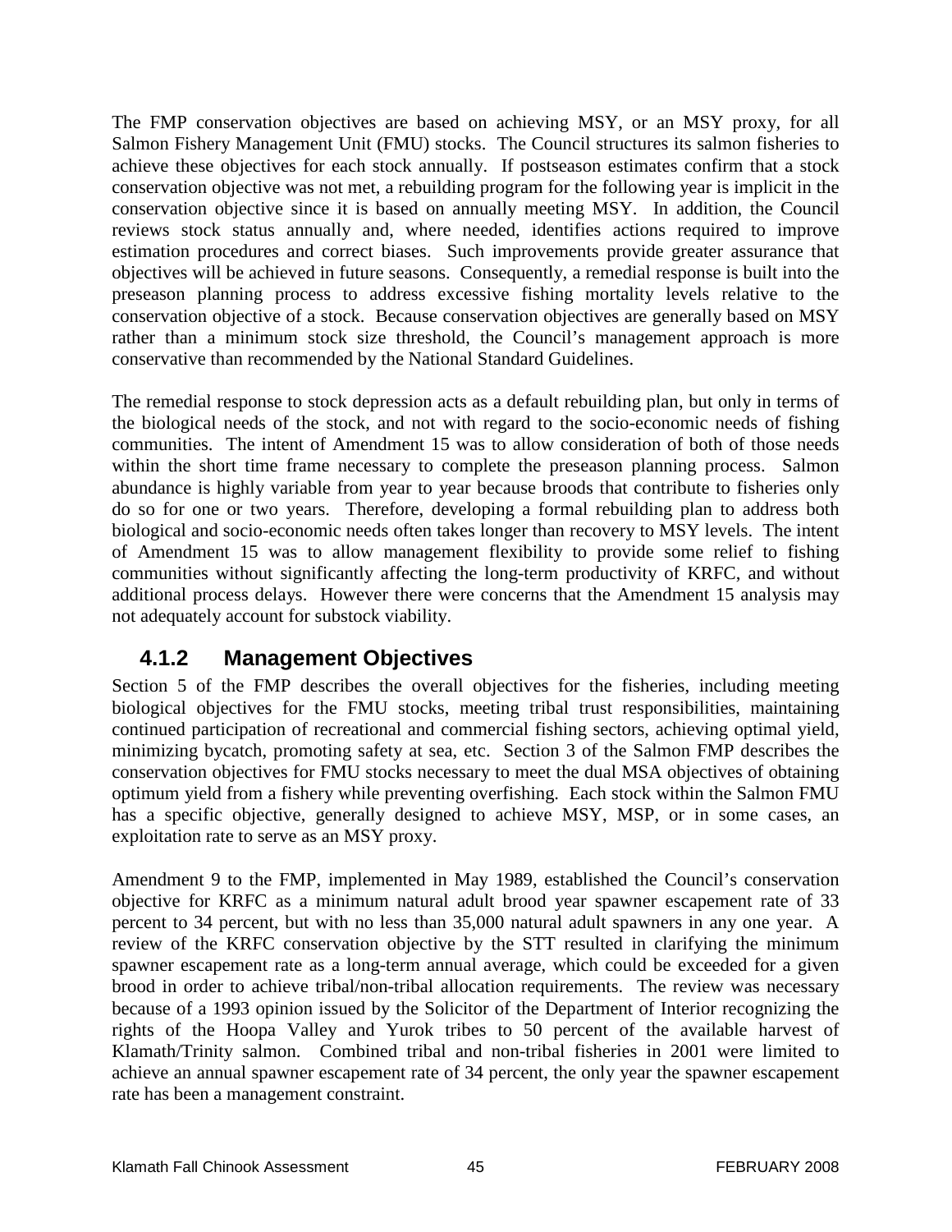The FMP conservation objectives are based on achieving MSY, or an MSY proxy, for all Salmon Fishery Management Unit (FMU) stocks. The Council structures its salmon fisheries to achieve these objectives for each stock annually. If postseason estimates confirm that a stock conservation objective was not met, a rebuilding program for the following year is implicit in the conservation objective since it is based on annually meeting MSY. In addition, the Council reviews stock status annually and, where needed, identifies actions required to improve estimation procedures and correct biases. Such improvements provide greater assurance that objectives will be achieved in future seasons. Consequently, a remedial response is built into the preseason planning process to address excessive fishing mortality levels relative to the conservation objective of a stock. Because conservation objectives are generally based on MSY rather than a minimum stock size threshold, the Council's management approach is more conservative than recommended by the National Standard Guidelines.

The remedial response to stock depression acts as a default rebuilding plan, but only in terms of the biological needs of the stock, and not with regard to the socio-economic needs of fishing communities. The intent of Amendment 15 was to allow consideration of both of those needs within the short time frame necessary to complete the preseason planning process. Salmon abundance is highly variable from year to year because broods that contribute to fisheries only do so for one or two years. Therefore, developing a formal rebuilding plan to address both biological and socio-economic needs often takes longer than recovery to MSY levels. The intent of Amendment 15 was to allow management flexibility to provide some relief to fishing communities without significantly affecting the long-term productivity of KRFC, and without additional process delays. However there were concerns that the Amendment 15 analysis may not adequately account for substock viability.

### 4.1.2 Management Objectives

Section 5 of the FMP describes the overall objectives for the fisheries, including meeting biological objectives for the FMU stocks, meeting tribal trust responsibilities, maintaining continued participation of recreational and commercial fishing sectors, achieving optimal yield, minimizing bycatch, promoting safety at sea, etc. Section 3 of the Salmon FMP describes the conservation objectives for FMU stocks necessary to meet the dual MSA objectives of obtaining optimum yield from a fishery while preventing overfishing. Each stock within the Salmon FMU has a specific objective, generally designed to achieve MSY, MSP, or in some cases, an exploitation rate to serve as an MSY proxy.

Amendment 9 to the FMP, implemented in May 1989, established the Council's conservation objective for KRFC as a minimum natural adult brood year spawner escapement rate of 33 percent to 34 percent, but with no less than 35,000 natural adult spawners in any one year. A review of the KRFC conservation objective by the STT resulted in clarifying the minimum spawner escapement rate as a long-term annual average, which could be exceeded for a given brood in order to achieve tribal/non-tribal allocation requirements. The review was necessary because of a 1993 opinion issued by the Solicitor of the Department of Interior recognizing the rights of the Hoopa Valley and Yurok tribes to 50 percent of the available harvest of Klamath/Trinity salmon. Combined tribal and non-tribal fisheries in 2001 were limited to achieve an annual spawner escapement rate of 34 percent, the only year the spawner escapement rate has been a management constraint.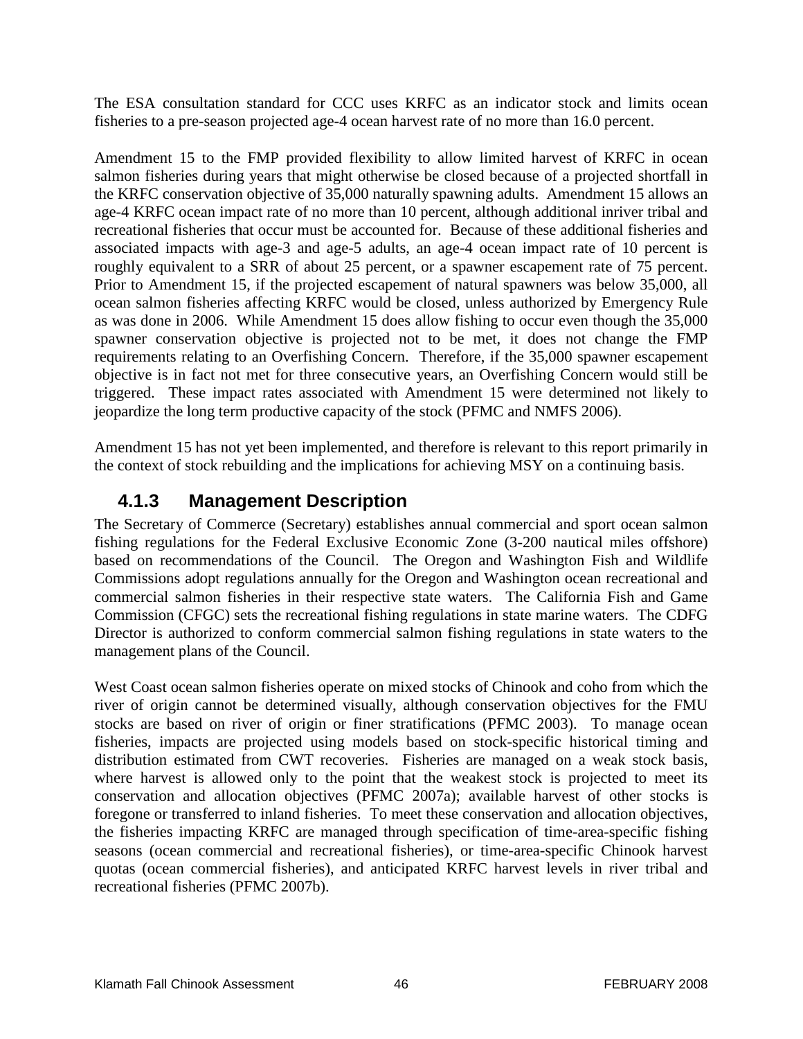The ESA consultation standard for CCC uses KRFC as an indicator stock and limits ocean fisheries to a pre-season projected age-4 ocean harvest rate of no more than 16.0 percent.

Amendment 15 to the FMP provided flexibility to allow limited harvest of KRFC in ocean salmon fisheries during years that might otherwise be closed because of a projected shortfall in the KRFC conservation objective of 35,000 naturally spawning adults. Amendment 15 allows an age-4 KRFC ocean impact rate of no more than 10 percent, although additional inriver tribal and recreational fisheries that occur must be accounted for. Because of these additional fisheries and associated impacts with age-3 and age-5 adults, an age-4 ocean impact rate of 10 percent is roughly equivalent to a SRR of about 25 percent, or a spawner escapement rate of 75 percent. Prior to Amendment 15, if the projected escapement of natural spawners was below 35,000, all ocean salmon fisheries affecting KRFC would be closed, unless authorized by Emergency Rule as was done in 2006. While Amendment 15 does allow fishing to occur even though the 35,000 spawner conservation objective is projected not to be met, it does not change the FMP requirements relating to an Overfishing Concern. Therefore, if the 35,000 spawner escapement objective is in fact not met for three consecutive years, an Overfishing Concern would still be triggered. These impact rates associated with Amendment 15 were determined not likely to jeopardize the long term productive capacity of the stock (PFMC and NMFS 2006).

Amendment 15 has not yet been implemented, and therefore is relevant to this report primarily in the context of stock rebuilding and the implications for achieving MSY on a continuing basis.

### 4.1.3 Management Description

The Secretary of Commerce (Secretary) establishes annual commercial and sport ocean salmon fishing regulations for the Federal Exclusive Economic Zone (3-200 nautical miles offshore) based on recommendations of the Council. The Oregon and Washington Fish and Wildlife Commissions adopt regulations annually for the Oregon and Washington ocean recreational and commercial salmon fisheries in their respective state waters. The California Fish and Game Commission (CFGC) sets the recreational fishing regulations in state marine waters. The CDFG Director is authorized to conform commercial salmon fishing regulations in state waters to the management plans of the Council.

West Coast ocean salmon fisheries operate on mixed stocks of Chinook and coho from which the river of origin cannot be determined visually, although conservation objectives for the FMU stocks are based on river of origin or finer stratifications (PFMC 2003). To manage ocean fisheries, impacts are projected using models based on stock-specific historical timing and distribution estimated from CWT recoveries. Fisheries are managed on a weak stock basis, where harvest is allowed only to the point that the weakest stock is projected to meet its conservation and allocation objectives (PFMC 2007a); available harvest of other stocks is foregone or transferred to inland fisheries. To meet these conservation and allocation objectives, the fisheries impacting KRFC are managed through specification of time-area-specific fishing seasons (ocean commercial and recreational fisheries), or time-area-specific Chinook harvest quotas (ocean commercial fisheries), and anticipated KRFC harvest levels in river tribal and recreational fisheries (PFMC 2007b).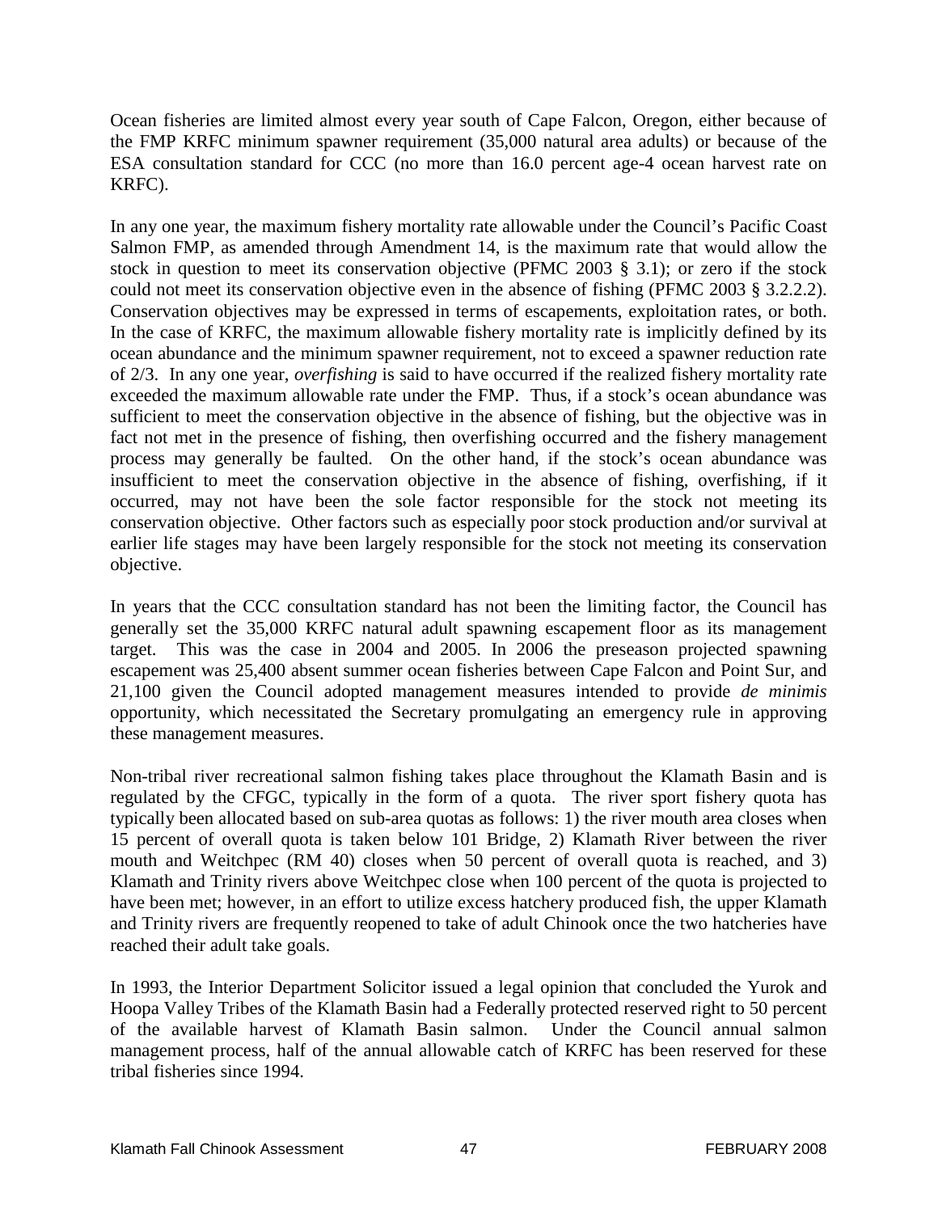Ocean fisheries are limited almost every year south of Cape Falcon, Oregon, either because of the FMP KRFC minimum spawner requirement (35,000 natural area adults) or because of the ESA consultation standard for CCC (no more than 16.0 percent age-4 ocean harvest rate on KRFC).

In any one year, the maximum fishery mortality rate allowable under the Council's Pacific Coast Salmon FMP, as amended through Amendment 14, is the maximum rate that would allow the stock in question to meet its conservation objective (PFMC 2003 § 3.1); or zero if the stock could not meet its conservation objective even in the absence of fishing (PFMC 2003 § 3.2.2.2). Conservation objectives may be expressed in terms of escapements, exploitation rates, or both. In the case of KRFC, the maximum allowable fishery mortality rate is implicitly defined by its ocean abundance and the minimum spawner requirement, not to exceed a spawner reduction rate of 2/3. In any one year, *overfishing* is said to have occurred if the realized fishery mortality rate exceeded the maximum allowable rate under the FMP. Thus, if a stock's ocean abundance was sufficient to meet the conservation objective in the absence of fishing, but the objective was in fact not met in the presence of fishing, then overfishing occurred and the fishery management process may generally be faulted. On the other hand, if the stock's ocean abundance was insufficient to meet the conservation objective in the absence of fishing, overfishing, if it occurred, may not have been the sole factor responsible for the stock not meeting its conservation objective. Other factors such as especially poor stock production and/or survival at earlier life stages may have been largely responsible for the stock not meeting its conservation objective.

In years that the CCC consultation standard has not been the limiting factor, the Council has generally set the 35,000 KRFC natural adult spawning escapement floor as its management target. This was the case in 2004 and 2005. In 2006 the preseason projected spawning escapement was 25,400 absent summer ocean fisheries between Cape Falcon and Point Sur, and 21,100 given the Council adopted management measures intended to provide *de minimis* opportunity, which necessitated the Secretary promulgating an emergency rule in approving these management measures.

Non-tribal river recreational salmon fishing takes place throughout the Klamath Basin and is regulated by the CFGC, typically in the form of a quota. The river sport fishery quota has typically been allocated based on sub-area quotas as follows: 1) the river mouth area closes when 15 percent of overall quota is taken below 101 Bridge, 2) Klamath River between the river mouth and Weitchpec (RM 40) closes when 50 percent of overall quota is reached, and 3) Klamath and Trinity rivers above Weitchpec close when 100 percent of the quota is projected to have been met; however, in an effort to utilize excess hatchery produced fish, the upper Klamath and Trinity rivers are frequently reopened to take of adult Chinook once the two hatcheries have reached their adult take goals.

In 1993, the Interior Department Solicitor issued a legal opinion that concluded the Yurok and Hoopa Valley Tribes of the Klamath Basin had a Federally protected reserved right to 50 percent of the available harvest of Klamath Basin salmon. Under the Council annual salmon management process, half of the annual allowable catch of KRFC has been reserved for these tribal fisheries since 1994.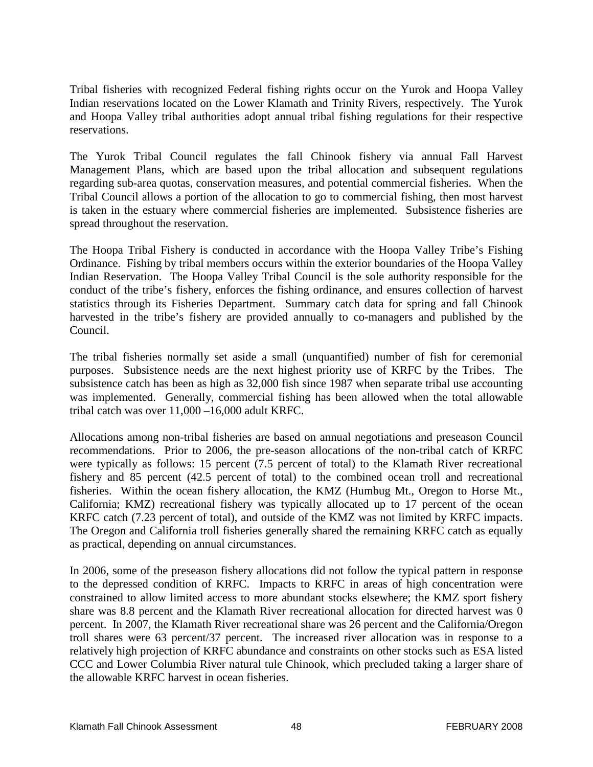Tribal fisheries with recognized Federal fishing rights occur on the Yurok and Hoopa Valley Indian reservations located on the Lower Klamath and Trinity Rivers, respectively. The Yurok and Hoopa Valley tribal authorities adopt annual tribal fishing regulations for their respective reservations.

The Yurok Tribal Council regulates the fall Chinook fishery via annual Fall Harvest Management Plans, which are based upon the tribal allocation and subsequent regulations regarding sub-area quotas, conservation measures, and potential commercial fisheries. When the Tribal Council allows a portion of the allocation to go to commercial fishing, then most harvest is taken in the estuary where commercial fisheries are implemented. Subsistence fisheries are spread throughout the reservation.

The Hoopa Tribal Fishery is conducted in accordance with the Hoopa Valley Tribe's Fishing Ordinance. Fishing by tribal members occurs within the exterior boundaries of the Hoopa Valley Indian Reservation. The Hoopa Valley Tribal Council is the sole authority responsible for the conduct of the tribe's fishery, enforces the fishing ordinance, and ensures collection of harvest statistics through its Fisheries Department. Summary catch data for spring and fall Chinook harvested in the tribe's fishery are provided annually to co-managers and published by the Council.

The tribal fisheries normally set aside a small (unquantified) number of fish for ceremonial purposes. Subsistence needs are the next highest priority use of KRFC by the Tribes. The subsistence catch has been as high as 32,000 fish since 1987 when separate tribal use accounting was implemented. Generally, commercial fishing has been allowed when the total allowable tribal catch was over 11,000 –16,000 adult KRFC.

Allocations among non-tribal fisheries are based on annual negotiations and preseason Council recommendations. Prior to 2006, the pre-season allocations of the non-tribal catch of KRFC were typically as follows: 15 percent (7.5 percent of total) to the Klamath River recreational fishery and 85 percent (42.5 percent of total) to the combined ocean troll and recreational fisheries. Within the ocean fishery allocation, the KMZ (Humbug Mt., Oregon to Horse Mt., California; KMZ) recreational fishery was typically allocated up to 17 percent of the ocean KRFC catch (7.23 percent of total), and outside of the KMZ was not limited by KRFC impacts. The Oregon and California troll fisheries generally shared the remaining KRFC catch as equally as practical, depending on annual circumstances.

In 2006, some of the preseason fishery allocations did not follow the typical pattern in response to the depressed condition of KRFC. Impacts to KRFC in areas of high concentration were constrained to allow limited access to more abundant stocks elsewhere; the KMZ sport fishery share was 8.8 percent and the Klamath River recreational allocation for directed harvest was 0 percent. In 2007, the Klamath River recreational share was 26 percent and the California/Oregon troll shares were 63 percent/37 percent. The increased river allocation was in response to a relatively high projection of KRFC abundance and constraints on other stocks such as ESA listed CCC and Lower Columbia River natural tule Chinook, which precluded taking a larger share of the allowable KRFC harvest in ocean fisheries.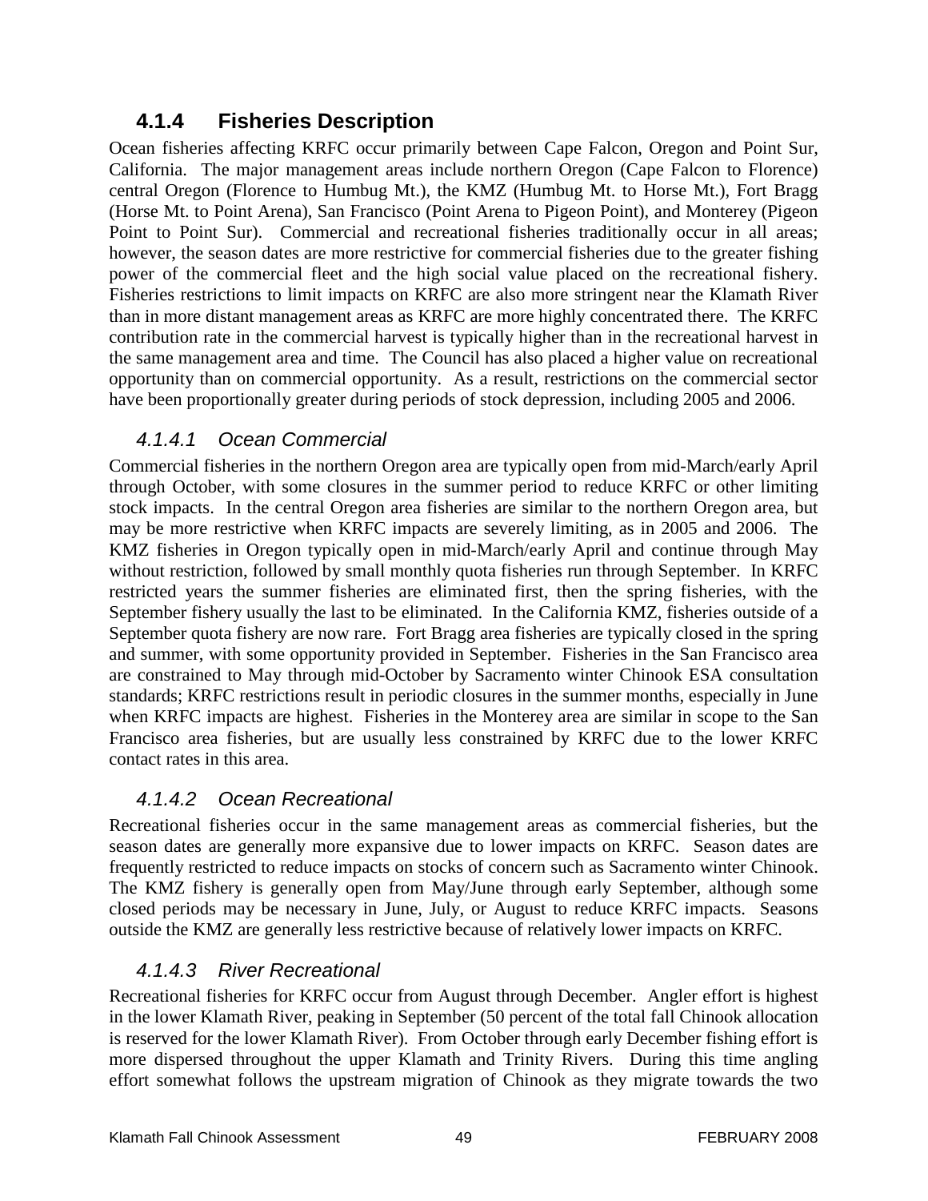### 4.1.4 Fisheries Description

Ocean fisheries affecting KRFC occur primarily between Cape Falcon, Oregon and Point Sur, California. The major management areas include northern Oregon (Cape Falcon to Florence) central Oregon (Florence to Humbug Mt.), the KMZ (Humbug Mt. to Horse Mt.), Fort Bragg (Horse Mt. to Point Arena), San Francisco (Point Arena to Pigeon Point), and Monterey (Pigeon Point to Point Sur). Commercial and recreational fisheries traditionally occur in all areas; however, the season dates are more restrictive for commercial fisheries due to the greater fishing power of the commercial fleet and the high social value placed on the recreational fishery. Fisheries restrictions to limit impacts on KRFC are also more stringent near the Klamath River than in more distant management areas as KRFC are more highly concentrated there. The KRFC contribution rate in the commercial harvest is typically higher than in the recreational harvest in the same management area and time. The Council has also placed a higher value on recreational opportunity than on commercial opportunity. As a result, restrictions on the commercial sector have been proportionally greater during periods of stock depression, including 2005 and 2006.

#### *4.1.4.1 Ocean Commercial*

Commercial fisheries in the northern Oregon area are typically open from mid-March/early April through October, with some closures in the summer period to reduce KRFC or other limiting stock impacts. In the central Oregon area fisheries are similar to the northern Oregon area, but may be more restrictive when KRFC impacts are severely limiting, as in 2005 and 2006. The KMZ fisheries in Oregon typically open in mid-March/early April and continue through May without restriction, followed by small monthly quota fisheries run through September. In KRFC restricted years the summer fisheries are eliminated first, then the spring fisheries, with the September fishery usually the last to be eliminated. In the California KMZ, fisheries outside of a September quota fishery are now rare. Fort Bragg area fisheries are typically closed in the spring and summer, with some opportunity provided in September. Fisheries in the San Francisco area are constrained to May through mid-October by Sacramento winter Chinook ESA consultation standards; KRFC restrictions result in periodic closures in the summer months, especially in June when KRFC impacts are highest. Fisheries in the Monterey area are similar in scope to the San Francisco area fisheries, but are usually less constrained by KRFC due to the lower KRFC contact rates in this area.

#### *4.1.4.2 Ocean Recreational*

Recreational fisheries occur in the same management areas as commercial fisheries, but the season dates are generally more expansive due to lower impacts on KRFC. Season dates are frequently restricted to reduce impacts on stocks of concern such as Sacramento winter Chinook. The KMZ fishery is generally open from May/June through early September, although some closed periods may be necessary in June, July, or August to reduce KRFC impacts. Seasons outside the KMZ are generally less restrictive because of relatively lower impacts on KRFC.

#### *4.1.4.3 River Recreational*

Recreational fisheries for KRFC occur from August through December. Angler effort is highest in the lower Klamath River, peaking in September (50 percent of the total fall Chinook allocation is reserved for the lower Klamath River). From October through early December fishing effort is more dispersed throughout the upper Klamath and Trinity Rivers. During this time angling effort somewhat follows the upstream migration of Chinook as they migrate towards the two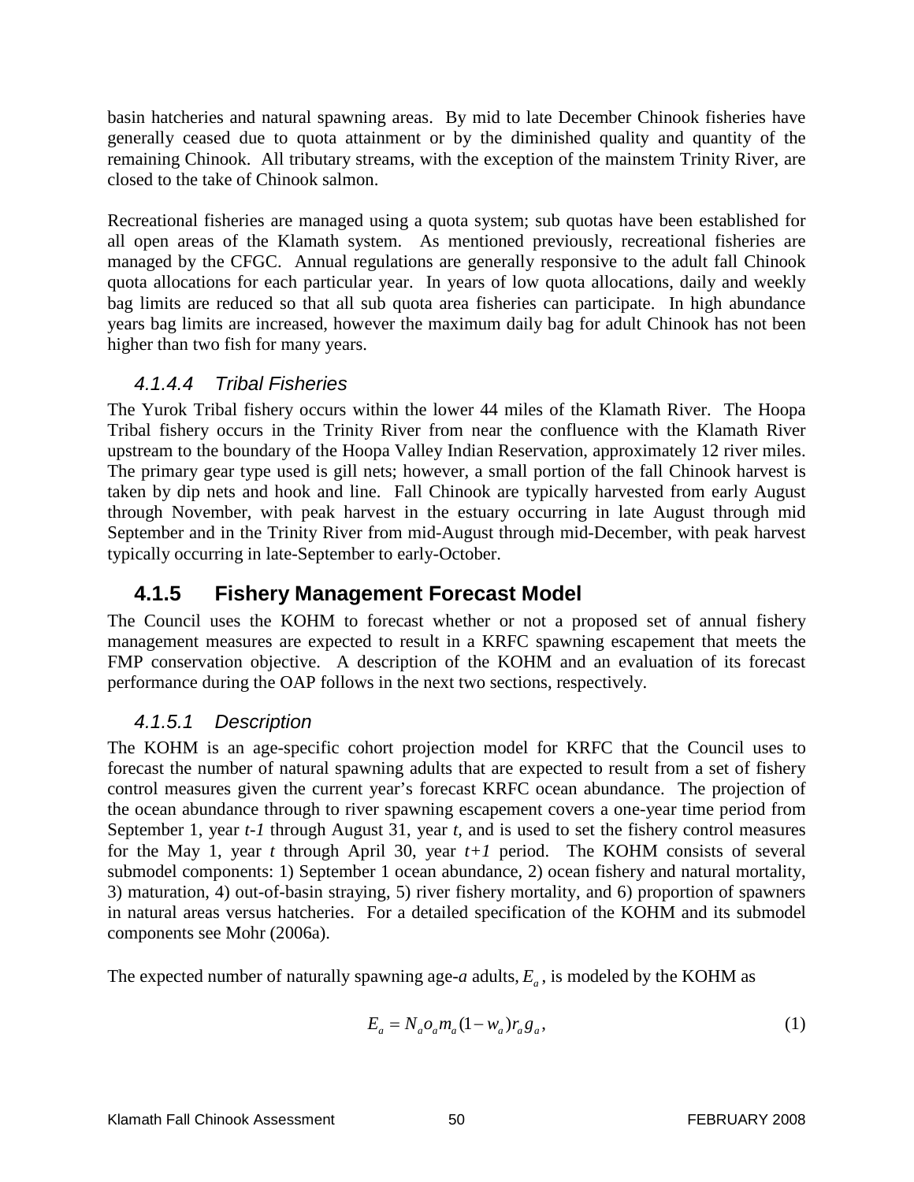basin hatcheries and natural spawning areas. By mid to late December Chinook fisheries have generally ceased due to quota attainment or by the diminished quality and quantity of the remaining Chinook. All tributary streams, with the exception of the mainstem Trinity River, are closed to the take of Chinook salmon.

Recreational fisheries are managed using a quota system; sub quotas have been established for all open areas of the Klamath system. As mentioned previously, recreational fisheries are managed by the CFGC. Annual regulations are generally responsive to the adult fall Chinook quota allocations for each particular year. In years of low quota allocations, daily and weekly bag limits are reduced so that all sub quota area fisheries can participate. In high abundance years bag limits are increased, however the maximum daily bag for adult Chinook has not been higher than two fish for many years.

#### *4.1.4.4 Tribal Fisheries*

The Yurok Tribal fishery occurs within the lower 44 miles of the Klamath River. The Hoopa Tribal fishery occurs in the Trinity River from near the confluence with the Klamath River upstream to the boundary of the Hoopa Valley Indian Reservation, approximately 12 river miles. The primary gear type used is gill nets; however, a small portion of the fall Chinook harvest is taken by dip nets and hook and line. Fall Chinook are typically harvested from early August through November, with peak harvest in the estuary occurring in late August through mid September and in the Trinity River from mid-August through mid-December, with peak harvest typically occurring in late-September to early-October.

### **4.1.5 Fishery Management Forecast Model**

The Council uses the KOHM to forecast whether or not a proposed set of annual fishery management measures are expected to result in a KRFC spawning escapement that meets the FMP conservation objective. A description of the KOHM and an evaluation of its forecast performance during the OAP follows in the next two sections, respectively.

#### *4.1.5.1 Description*

The KOHM is an age-specific cohort projection model for KRFC that the Council uses to forecast the number of natural spawning adults that are expected to result from a set of fishery control measures given the current year's forecast KRFC ocean abundance. The projection of the ocean abundance through to river spawning escapement covers a one-year time period from September 1, year $t-1$ through August 31, year $t$, and is used to set the fishery control measures for the May 1, year $t$ through April 30, year $t+1$ period. The KOHM consists of several submodel components: 1) September 1 ocean abundance, 2) ocean fishery and natural mortality, 3) maturation, 4) out-of-basin straying, 5) river fishery mortality, and 6) proportion of spawners in natural areas versus hatcheries. For a detailed specification of the KOHM and its submodel components see Mohr (2006a).

The expected number of naturally spawning age-$a$ adults, $E_a$, is modeled by the KOHM as

$$E_a = N_a o_a m_a (1 - w_a) r_a g_a, \tag{1}$$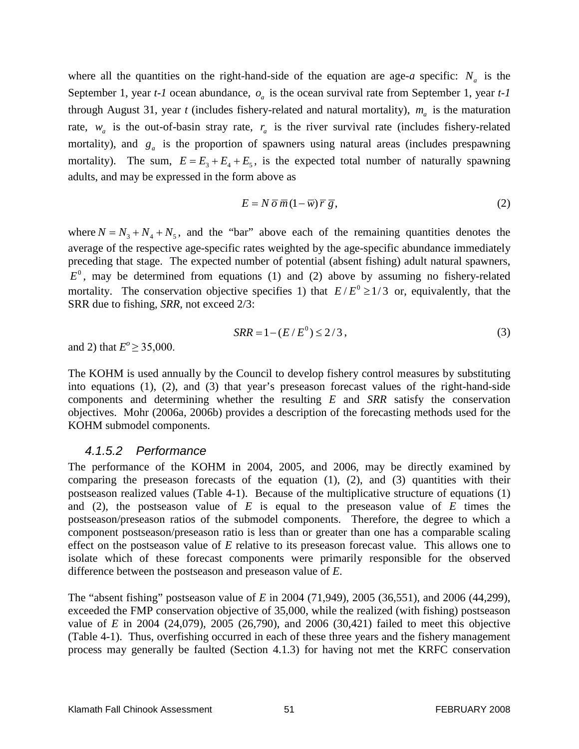where all the quantities on the right-hand-side of the equation are age-*a* specific: $N_a$ is the September 1, year *t-1* ocean abundance, $o_a$ is the ocean survival rate from September 1, year *t-1* through August 31, year *t* (includes fishery-related and natural mortality), $m_a$ is the maturation rate, $w_a$ is the out-of-basin stray rate, $r_a$ is the river survival rate (includes fishery-related mortality), and $g_a$ is the proportion of spawners using natural areas (includes prespawning mortality). The sum, $E = E_3 + E_4 + E_5$, is the expected total number of naturally spawning adults, and may be expressed in the form above as

$$E = N\,\overline{o}\,\overline{m}(1-\overline{w})\,\overline{r}\,\overline{g}, \tag{2}$$

where $N = N_3 + N_4 + N_5$, and the "bar" above each of the remaining quantities denotes the average of the respective age-specific rates weighted by the age-specific abundance immediately preceding that stage. The expected number of potential (absent fishing) adult natural spawners, $E^0$, may be determined from equations (1) and (2) above by assuming no fishery-related mortality. The conservation objective specifies 1) that $E/E^0 \geq 1/3$ or, equivalently, that the SRR due to fishing, *SRR*, not exceed 2/3:

$$SRR = 1 - (E/E^0) \leq 2/3\,, \tag{3}$$

and 2) that $E^o \geq 35{,}000$.

The KOHM is used annually by the Council to develop fishery control measures by substituting into equations (1), (2), and (3) that year's preseason forecast values of the right-hand-side components and determining whether the resulting *E* and *SRR* satisfy the conservation objectives. Mohr (2006a, 2006b) provides a description of the forecasting methods used for the KOHM submodel components.

### 4.1.5.2 Performance

The performance of the KOHM in 2004, 2005, and 2006, may be directly examined by comparing the preseason forecasts of the equation (1), (2), and (3) quantities with their postseason realized values (Table 4-1). Because of the multiplicative structure of equations (1) and (2), the postseason value of *E* is equal to the preseason value of *E* times the postseason/preseason ratios of the submodel components. Therefore, the degree to which a component postseason/preseason ratio is less than or greater than one has a comparable scaling effect on the postseason value of *E* relative to its preseason forecast value. This allows one to isolate which of these forecast components were primarily responsible for the observed difference between the postseason and preseason value of *E*.

The "absent fishing" postseason value of *E* in 2004 (71,949), 2005 (36,551), and 2006 (44,299), exceeded the FMP conservation objective of 35,000, while the realized (with fishing) postseason value of *E* in 2004 (24,079), 2005 (26,790), and 2006 (30,421) failed to meet this objective (Table 4-1). Thus, overfishing occurred in each of these three years and the fishery management process may generally be faulted (Section 4.1.3) for having not met the KRFC conservation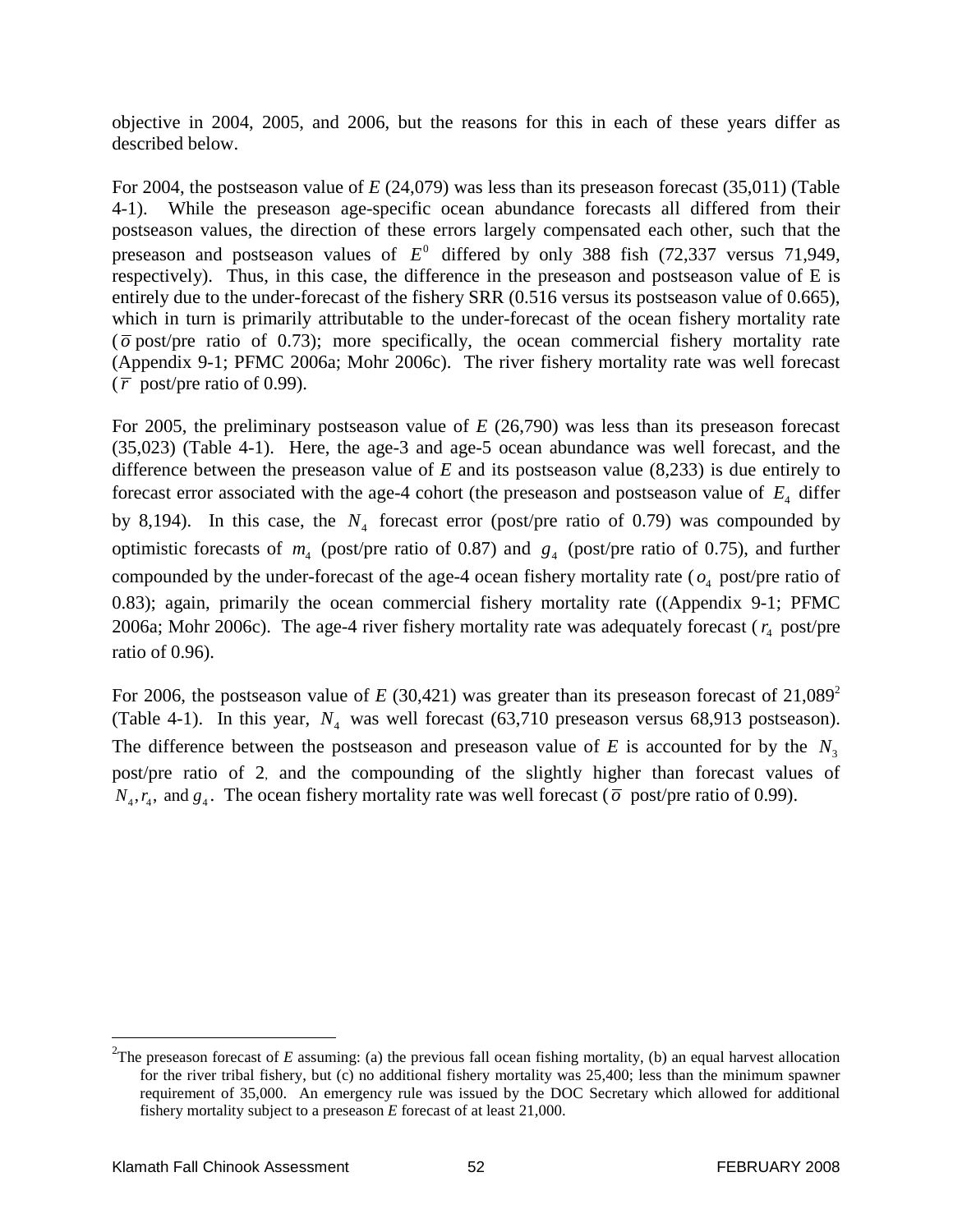objective in 2004, 2005, and 2006, but the reasons for this in each of these years differ as described below.

For 2004, the postseason value of *E* (24,079) was less than its preseason forecast (35,011) (Table 4-1). While the preseason age-specific ocean abundance forecasts all differed from their postseason values, the direction of these errors largely compensated each other, such that the preseason and postseason values of $E^0$ differed by only 388 fish (72,337 versus 71,949, respectively). Thus, in this case, the difference in the preseason and postseason value of E is entirely due to the under-forecast of the fishery SRR (0.516 versus its postseason value of 0.665), which in turn is primarily attributable to the under-forecast of the ocean fishery mortality rate ($\bar{o}$ post/pre ratio of 0.73); more specifically, the ocean commercial fishery mortality rate (Appendix 9-1; PFMC 2006a; Mohr 2006c). The river fishery mortality rate was well forecast ($\bar{r}$ post/pre ratio of 0.99).

For 2005, the preliminary postseason value of *E* (26,790) was less than its preseason forecast (35,023) (Table 4-1). Here, the age-3 and age-5 ocean abundance was well forecast, and the difference between the preseason value of *E* and its postseason value (8,233) is due entirely to forecast error associated with the age-4 cohort (the preseason and postseason value of $E_4$ differ by 8,194). In this case, the $N_4$ forecast error (post/pre ratio of 0.79) was compounded by optimistic forecasts of $m_4$ (post/pre ratio of 0.87) and $g_4$ (post/pre ratio of 0.75), and further compounded by the under-forecast of the age-4 ocean fishery mortality rate ($o_4$ post/pre ratio of 0.83); again, primarily the ocean commercial fishery mortality rate ((Appendix 9-1; PFMC 2006a; Mohr 2006c). The age-4 river fishery mortality rate was adequately forecast ($r_4$ post/pre ratio of 0.96).

For 2006, the postseason value of *E* (30,421) was greater than its preseason forecast of 21,089[2] (Table 4-1). In this year, $N_4$ was well forecast (63,710 preseason versus 68,913 postseason). The difference between the postseason and preseason value of *E* is accounted for by the $N_3$ post/pre ratio of 2, and the compounding of the slightly higher than forecast values of $N_4, r_4,$ and $g_4$. The ocean fishery mortality rate was well forecast ($\bar{o}$ post/pre ratio of 0.99).

---

[2] The preseason forecast of *E* assuming: (a) the previous fall ocean fishing mortality, (b) an equal harvest allocation for the river tribal fishery, but (c) no additional fishery mortality was 25,400; less than the minimum spawner requirement of 35,000. An emergency rule was issued by the DOC Secretary which allowed for additional fishery mortality subject to a preseason *E* forecast of at least 21,000.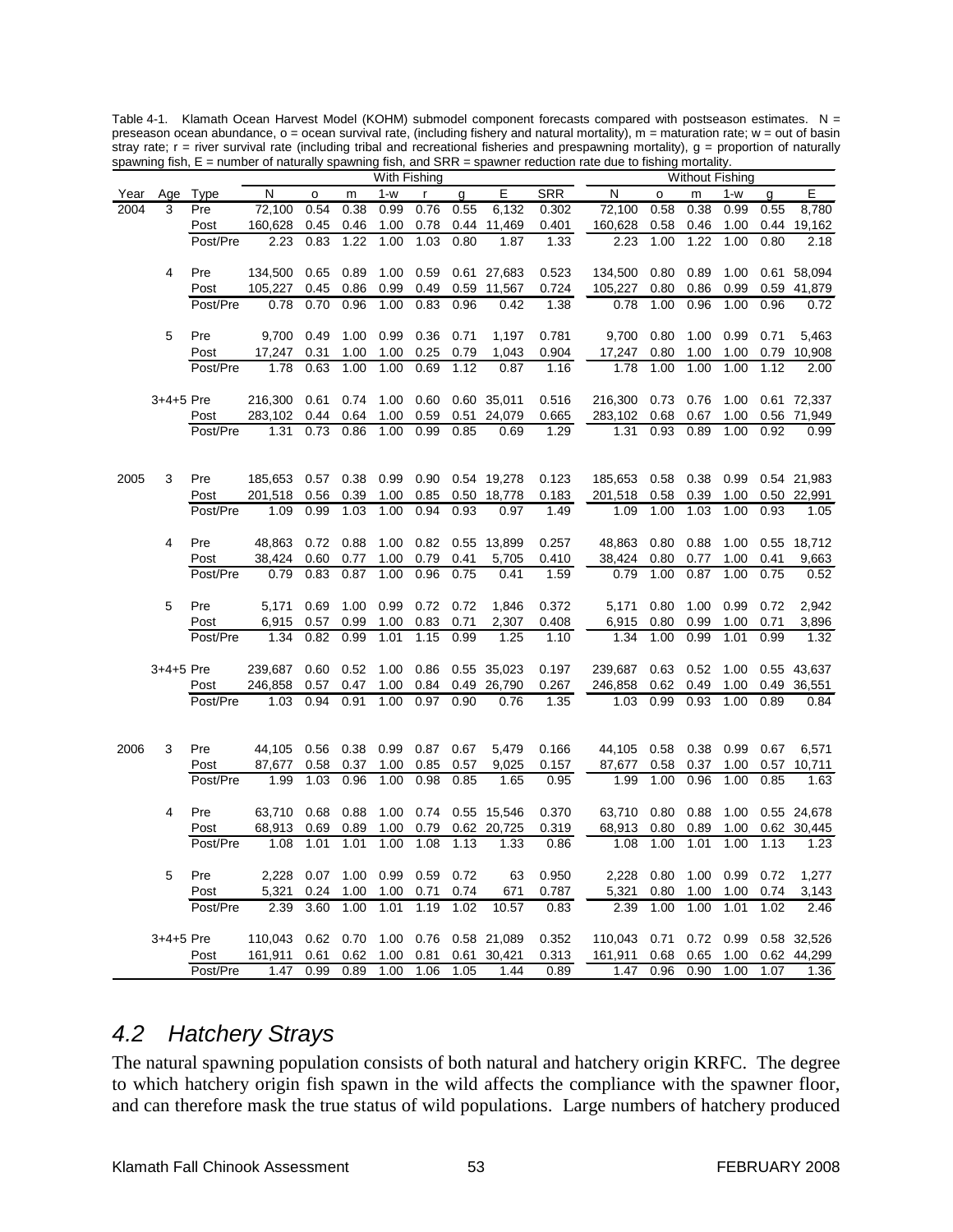Table 4-1. Klamath Ocean Harvest Model (KOHM) submodel component forecasts compared with postseason estimates. N = preseason ocean abundance, o = ocean survival rate, (including fishery and natural mortality), m = maturation rate; w = out of basin stray rate; r = river survival rate (including tribal and recreational fisheries and prespawning mortality), g = proportion of naturally spawning fish, E = number of naturally spawning fish, and SRR = spawner reduction rate due to fishing mortality.

| | | | With Fishing | | | | | | | | Without Fishing | | | | | |
|---|---|---|---|---|---|---|---|---|---|---|---|---|---|---|---|---|
| Year | Age | Type | N | o | m | 1-w | r | g | E | SRR | N | o | m | 1-w | g | E |
| 2004 | 3 | Pre | 72,100 | 0.54 | 0.38 | 0.99 | 0.76 | 0.55 | 6,132 | 0.302 | 72,100 | 0.58 | 0.38 | 0.99 | 0.55 | 8,780 |
| | | Post | 160,628 | 0.45 | 0.46 | 1.00 | 0.78 | 0.44 | 11,469 | 0.401 | 160,628 | 0.58 | 0.46 | 1.00 | 0.44 | 19,162 |
| | | Post/Pre | 2.23 | 0.83 | 1.22 | 1.00 | 1.03 | 0.80 | 1.87 | 1.33 | 2.23 | 1.00 | 1.22 | 1.00 | 0.80 | 2.18 |
| | 4 | Pre | 134,500 | 0.65 | 0.89 | 1.00 | 0.59 | 0.61 | 27,683 | 0.523 | 134,500 | 0.80 | 0.89 | 1.00 | 0.61 | 58,094 |
| | | Post | 105,227 | 0.45 | 0.86 | 0.99 | 0.49 | 0.59 | 11,567 | 0.724 | 105,227 | 0.80 | 0.86 | 0.99 | 0.59 | 41,879 |
| | | Post/Pre | 0.78 | 0.70 | 0.96 | 1.00 | 0.83 | 0.96 | 0.42 | 1.38 | 0.78 | 1.00 | 0.96 | 1.00 | 0.96 | 0.72 |
| | 5 | Pre | 9,700 | 0.49 | 1.00 | 0.99 | 0.36 | 0.71 | 1,197 | 0.781 | 9,700 | 0.80 | 1.00 | 0.99 | 0.71 | 5,463 |
| | | Post | 17,247 | 0.31 | 1.00 | 1.00 | 0.25 | 0.79 | 1,043 | 0.904 | 17,247 | 0.80 | 1.00 | 1.00 | 0.79 | 10,908 |
| | | Post/Pre | 1.78 | 0.63 | 1.00 | 1.00 | 0.69 | 1.12 | 0.87 | 1.16 | 1.78 | 1.00 | 1.00 | 1.00 | 1.12 | 2.00 |
| | 3+4+5 | Pre | 216,300 | 0.61 | 0.74 | 1.00 | 0.60 | 0.60 | 35,011 | 0.516 | 216,300 | 0.73 | 0.76 | 1.00 | 0.61 | 72,337 |
| | | Post | 283,102 | 0.44 | 0.64 | 1.00 | 0.59 | 0.51 | 24,079 | 0.665 | 283,102 | 0.68 | 0.67 | 1.00 | 0.56 | 71,949 |
| | | Post/Pre | 1.31 | 0.73 | 0.86 | 1.00 | 0.99 | 0.85 | 0.69 | 1.29 | 1.31 | 0.93 | 0.89 | 1.00 | 0.92 | 0.99 |
| 2005 | 3 | Pre | 185,653 | 0.57 | 0.38 | 0.99 | 0.90 | 0.54 | 19,278 | 0.123 | 185,653 | 0.58 | 0.38 | 0.99 | 0.54 | 21,983 |
| | | Post | 201,518 | 0.56 | 0.39 | 1.00 | 0.85 | 0.50 | 18,778 | 0.183 | 201,518 | 0.58 | 0.39 | 1.00 | 0.50 | 22,991 |
| | | Post/Pre | 1.09 | 0.99 | 1.03 | 1.00 | 0.94 | 0.93 | 0.97 | 1.49 | 1.09 | 1.00 | 1.03 | 1.00 | 0.93 | 1.05 |
| | 4 | Pre | 48,863 | 0.72 | 0.88 | 1.00 | 0.82 | 0.55 | 13,899 | 0.257 | 48,863 | 0.80 | 0.88 | 1.00 | 0.55 | 18,712 |
| | | Post | 38,424 | 0.60 | 0.77 | 1.00 | 0.79 | 0.41 | 5,705 | 0.410 | 38,424 | 0.80 | 0.77 | 1.00 | 0.41 | 9,663 |
| | | Post/Pre | 0.79 | 0.83 | 0.87 | 1.00 | 0.96 | 0.75 | 0.41 | 1.59 | 0.79 | 1.00 | 0.87 | 1.00 | 0.75 | 0.52 |
| | 5 | Pre | 5,171 | 0.69 | 1.00 | 0.99 | 0.72 | 0.72 | 1,846 | 0.372 | 5,171 | 0.80 | 1.00 | 0.99 | 0.72 | 2,942 |
| | | Post | 6,915 | 0.57 | 0.99 | 1.00 | 0.83 | 0.71 | 2,307 | 0.408 | 6,915 | 0.80 | 0.99 | 1.00 | 0.71 | 3,896 |
| | | Post/Pre | 1.34 | 0.82 | 0.99 | 1.01 | 1.15 | 0.99 | 1.25 | 1.10 | 1.34 | 1.00 | 0.99 | 1.01 | 0.99 | 1.32 |
| | 3+4+5 | Pre | 239,687 | 0.60 | 0.52 | 1.00 | 0.86 | 0.55 | 35,023 | 0.197 | 239,687 | 0.63 | 0.52 | 1.00 | 0.55 | 43,637 |
| | | Post | 246,858 | 0.57 | 0.47 | 1.00 | 0.84 | 0.49 | 26,790 | 0.267 | 246,858 | 0.62 | 0.49 | 1.00 | 0.49 | 36,551 |
| | | Post/Pre | 1.03 | 0.94 | 0.91 | 1.00 | 0.97 | 0.90 | 0.76 | 1.35 | 1.03 | 0.99 | 0.93 | 1.00 | 0.89 | 0.84 |
| 2006 | 3 | Pre | 44,105 | 0.56 | 0.38 | 0.99 | 0.87 | 0.67 | 5,479 | 0.166 | 44,105 | 0.58 | 0.38 | 0.99 | 0.67 | 6,571 |
| | | Post | 87,677 | 0.58 | 0.37 | 1.00 | 0.85 | 0.57 | 9,025 | 0.157 | 87,677 | 0.58 | 0.37 | 1.00 | 0.57 | 10,711 |
| | | Post/Pre | 1.99 | 1.03 | 0.96 | 1.00 | 0.98 | 0.85 | 1.65 | 0.95 | 1.99 | 1.00 | 0.96 | 1.00 | 0.85 | 1.63 |
| | 4 | Pre | 63,710 | 0.68 | 0.88 | 1.00 | 0.74 | 0.55 | 15,546 | 0.370 | 63,710 | 0.80 | 0.88 | 1.00 | 0.55 | 24,678 |
| | | Post | 68,913 | 0.69 | 0.89 | 1.00 | 0.79 | 0.62 | 20,725 | 0.319 | 68,913 | 0.80 | 0.89 | 1.00 | 0.62 | 30,445 |
| | | Post/Pre | 1.08 | 1.01 | 1.01 | 1.00 | 1.08 | 1.13 | 1.33 | 0.86 | 1.08 | 1.00 | 1.01 | 1.00 | 1.13 | 1.23 |
| | 5 | Pre | 2,228 | 0.07 | 1.00 | 0.99 | 0.59 | 0.72 | 63 | 0.950 | 2,228 | 0.80 | 1.00 | 0.99 | 0.72 | 1,277 |
| | | Post | 5,321 | 0.24 | 1.00 | 1.00 | 0.71 | 0.74 | 671 | 0.787 | 5,321 | 0.80 | 1.00 | 1.00 | 0.74 | 3,143 |
| | | Post/Pre | 2.39 | 3.60 | 1.00 | 1.01 | 1.19 | 1.02 | 10.57 | 0.83 | 2.39 | 1.00 | 1.00 | 1.01 | 1.02 | 2.46 |
| | 3+4+5 | Pre | 110,043 | 0.62 | 0.70 | 1.00 | 0.76 | 0.58 | 21,089 | 0.352 | 110,043 | 0.71 | 0.72 | 0.99 | 0.58 | 32,526 |
| | | Post | 161,911 | 0.61 | 0.62 | 1.00 | 0.81 | 0.61 | 30,421 | 0.313 | 161,911 | 0.68 | 0.65 | 1.00 | 0.62 | 44,299 |
| | | Post/Pre | 1.47 | 0.99 | 0.89 | 1.00 | 1.06 | 1.05 | 1.44 | 0.89 | 1.47 | 0.96 | 0.90 | 1.00 | 1.07 | 1.36 |

## *4.2 Hatchery Strays*

The natural spawning population consists of both natural and hatchery origin KRFC. The degree to which hatchery origin fish spawn in the wild affects the compliance with the spawner floor, and can therefore mask the true status of wild populations. Large numbers of hatchery produced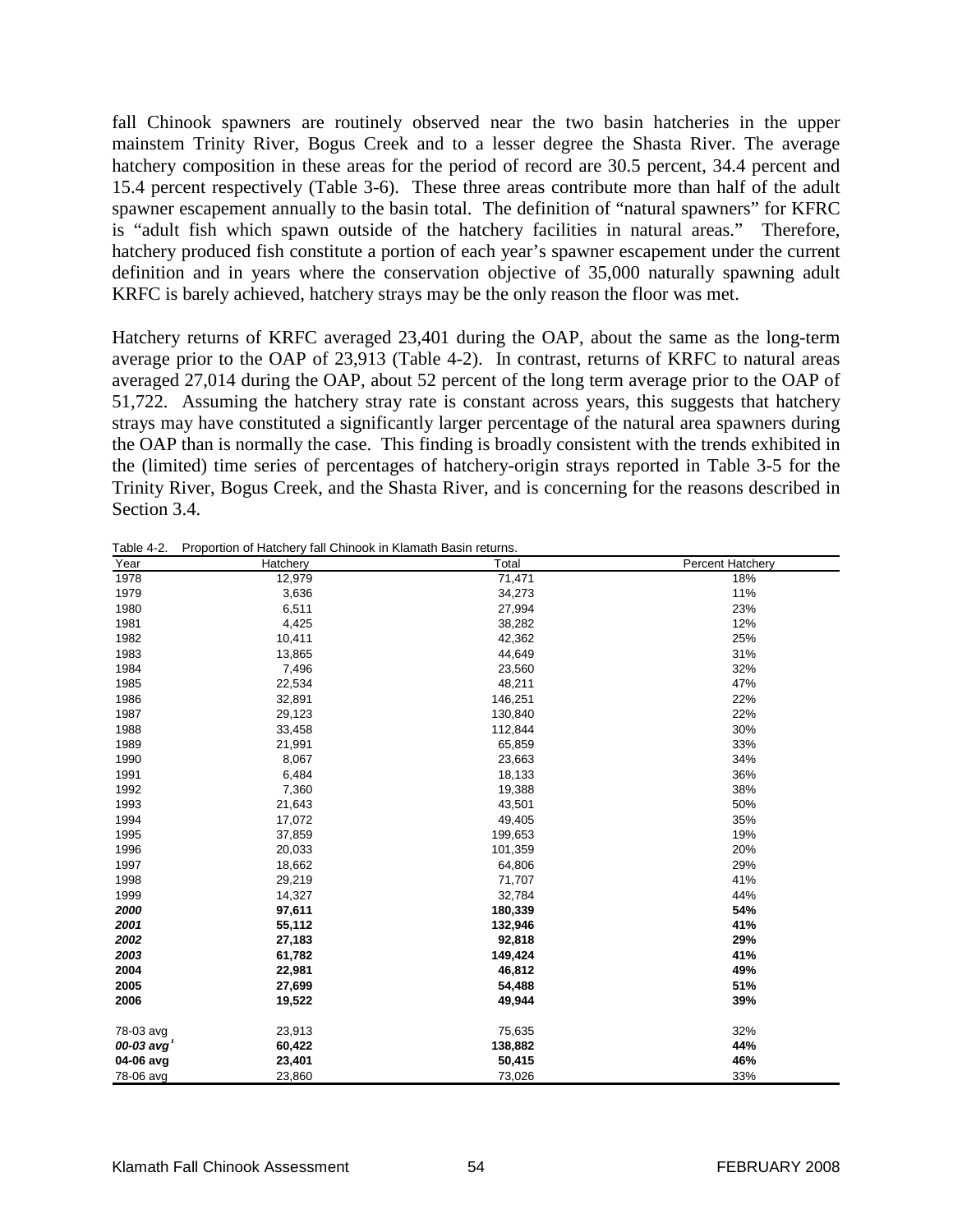fall Chinook spawners are routinely observed near the two basin hatcheries in the upper mainstem Trinity River, Bogus Creek and to a lesser degree the Shasta River. The average hatchery composition in these areas for the period of record are 30.5 percent, 34.4 percent and 15.4 percent respectively (Table 3-6). These three areas contribute more than half of the adult spawner escapement annually to the basin total. The definition of "natural spawners" for KFRC is "adult fish which spawn outside of the hatchery facilities in natural areas." Therefore, hatchery produced fish constitute a portion of each year's spawner escapement under the current definition and in years where the conservation objective of 35,000 naturally spawning adult KRFC is barely achieved, hatchery strays may be the only reason the floor was met.

Hatchery returns of KRFC averaged 23,401 during the OAP, about the same as the long-term average prior to the OAP of 23,913 (Table 4-2). In contrast, returns of KRFC to natural areas averaged 27,014 during the OAP, about 52 percent of the long term average prior to the OAP of 51,722. Assuming the hatchery stray rate is constant across years, this suggests that hatchery strays may have constituted a significantly larger percentage of the natural area spawners during the OAP than is normally the case. This finding is broadly consistent with the trends exhibited in the (limited) time series of percentages of hatchery-origin strays reported in Table 3-5 for the Trinity River, Bogus Creek, and the Shasta River, and is concerning for the reasons described in Section 3.4.

Table 4-2. Proportion of Hatchery fall Chinook in Klamath Basin returns.

| Year | Hatchery | Total | Percent Hatchery |
|---|---|---|---|
| 1978 | 12,979 | 71,471 | 18% |
| 1979 | 3,636 | 34,273 | 11% |
| 1980 | 6,511 | 27,994 | 23% |
| 1981 | 4,425 | 38,282 | 12% |
| 1982 | 10,411 | 42,362 | 25% |
| 1983 | 13,865 | 44,649 | 31% |
| 1984 | 7,496 | 23,560 | 32% |
| 1985 | 22,534 | 48,211 | 47% |
| 1986 | 32,891 | 146,251 | 22% |
| 1987 | 29,123 | 130,840 | 22% |
| 1988 | 33,458 | 112,844 | 30% |
| 1989 | 21,991 | 65,859 | 33% |
| 1990 | 8,067 | 23,663 | 34% |
| 1991 | 6,484 | 18,133 | 36% |
| 1992 | 7,360 | 19,388 | 38% |
| 1993 | 21,643 | 43,501 | 50% |
| 1994 | 17,072 | 49,405 | 35% |
| 1995 | 37,859 | 199,653 | 19% |
| 1996 | 20,033 | 101,359 | 20% |
| 1997 | 18,662 | 64,806 | 29% |
| 1998 | 29,219 | 71,707 | 41% |
| 1999 | 14,327 | 32,784 | 44% |
| ***2000*** | **97,611** | **180,339** | **54%** |
| ***2001*** | **55,112** | **132,946** | **41%** |
| ***2002*** | **27,183** | **92,818** | **29%** |
| ***2003*** | **61,782** | **149,424** | **41%** |
| **2004** | **22,981** | **46,812** | **49%** |
| **2005** | **27,699** | **54,488** | **51%** |
| **2006** | **19,522** | **49,944** | **39%** |
| | | | |
| 78-03 avg | 23,913 | 75,635 | 32% |
| ***00-03 avg[1]*** | **60,422** | **138,882** | **44%** |
| **04-06 avg** | **23,401** | **50,415** | **46%** |
| 78-06 avg | 23,860 | 73,026 | 33% |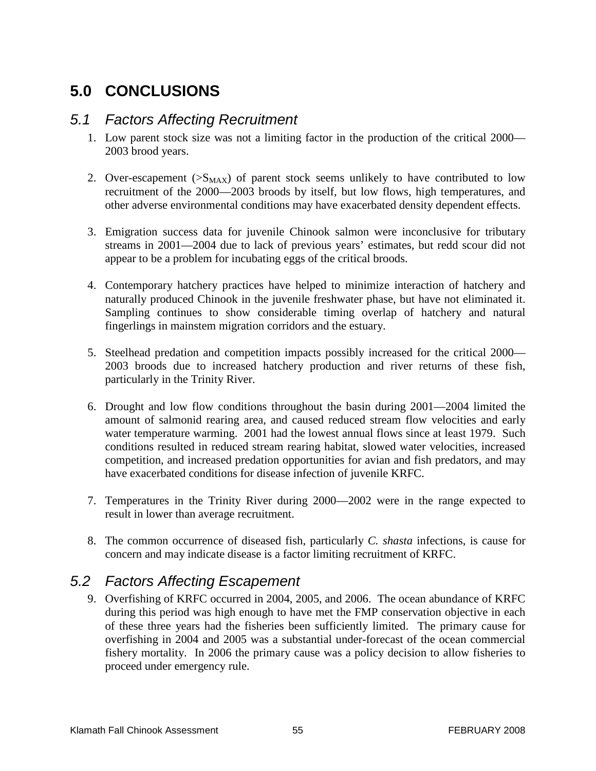# 5.0 CONCLUSIONS

## 5.1 Factors Affecting Recruitment

1. Low parent stock size was not a limiting factor in the production of the critical 2000—2003 brood years.

2. Over-escapement ($>S_{MAX}$) of parent stock seems unlikely to have contributed to low recruitment of the 2000—2003 broods by itself, but low flows, high temperatures, and other adverse environmental conditions may have exacerbated density dependent effects.

3. Emigration success data for juvenile Chinook salmon were inconclusive for tributary streams in 2001—2004 due to lack of previous years' estimates, but redd scour did not appear to be a problem for incubating eggs of the critical broods.

4. Contemporary hatchery practices have helped to minimize interaction of hatchery and naturally produced Chinook in the juvenile freshwater phase, but have not eliminated it. Sampling continues to show considerable timing overlap of hatchery and natural fingerlings in mainstem migration corridors and the estuary.

5. Steelhead predation and competition impacts possibly increased for the critical 2000—2003 broods due to increased hatchery production and river returns of these fish, particularly in the Trinity River.

6. Drought and low flow conditions throughout the basin during 2001—2004 limited the amount of salmonid rearing area, and caused reduced stream flow velocities and early water temperature warming. 2001 had the lowest annual flows since at least 1979. Such conditions resulted in reduced stream rearing habitat, slowed water velocities, increased competition, and increased predation opportunities for avian and fish predators, and may have exacerbated conditions for disease infection of juvenile KRFC.

7. Temperatures in the Trinity River during 2000—2002 were in the range expected to result in lower than average recruitment.

8. The common occurrence of diseased fish, particularly *C. shasta* infections, is cause for concern and may indicate disease is a factor limiting recruitment of KRFC.

## 5.2 Factors Affecting Escapement

9. Overfishing of KRFC occurred in 2004, 2005, and 2006. The ocean abundance of KRFC during this period was high enough to have met the FMP conservation objective in each of these three years had the fisheries been sufficiently limited. The primary cause for overfishing in 2004 and 2005 was a substantial under-forecast of the ocean commercial fishery mortality. In 2006 the primary cause was a policy decision to allow fisheries to proceed under emergency rule.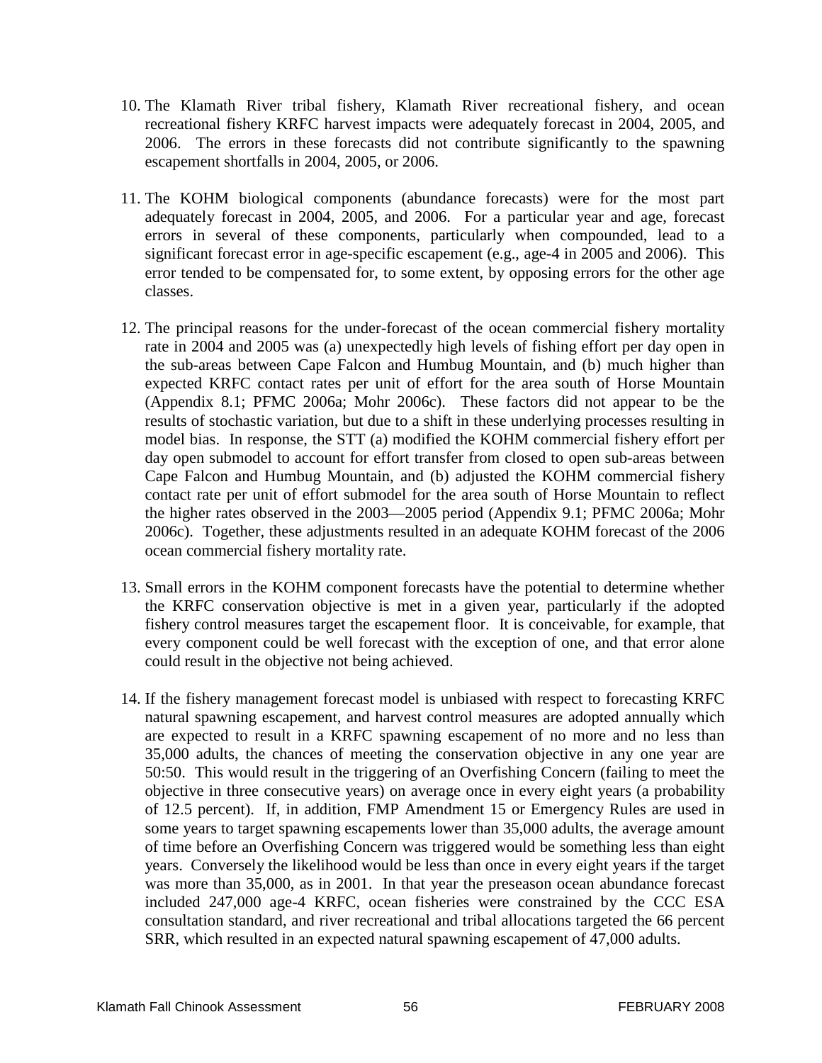10. The Klamath River tribal fishery, Klamath River recreational fishery, and ocean recreational fishery KRFC harvest impacts were adequately forecast in 2004, 2005, and 2006. The errors in these forecasts did not contribute significantly to the spawning escapement shortfalls in 2004, 2005, or 2006.

11. The KOHM biological components (abundance forecasts) were for the most part adequately forecast in 2004, 2005, and 2006. For a particular year and age, forecast errors in several of these components, particularly when compounded, lead to a significant forecast error in age-specific escapement (e.g., age-4 in 2005 and 2006). This error tended to be compensated for, to some extent, by opposing errors for the other age classes.

12. The principal reasons for the under-forecast of the ocean commercial fishery mortality rate in 2004 and 2005 was (a) unexpectedly high levels of fishing effort per day open in the sub-areas between Cape Falcon and Humbug Mountain, and (b) much higher than expected KRFC contact rates per unit of effort for the area south of Horse Mountain (Appendix 8.1; PFMC 2006a; Mohr 2006c). These factors did not appear to be the results of stochastic variation, but due to a shift in these underlying processes resulting in model bias. In response, the STT (a) modified the KOHM commercial fishery effort per day open submodel to account for effort transfer from closed to open sub-areas between Cape Falcon and Humbug Mountain, and (b) adjusted the KOHM commercial fishery contact rate per unit of effort submodel for the area south of Horse Mountain to reflect the higher rates observed in the 2003—2005 period (Appendix 9.1; PFMC 2006a; Mohr 2006c). Together, these adjustments resulted in an adequate KOHM forecast of the 2006 ocean commercial fishery mortality rate.

13. Small errors in the KOHM component forecasts have the potential to determine whether the KRFC conservation objective is met in a given year, particularly if the adopted fishery control measures target the escapement floor. It is conceivable, for example, that every component could be well forecast with the exception of one, and that error alone could result in the objective not being achieved.

14. If the fishery management forecast model is unbiased with respect to forecasting KRFC natural spawning escapement, and harvest control measures are adopted annually which are expected to result in a KRFC spawning escapement of no more and no less than 35,000 adults, the chances of meeting the conservation objective in any one year are 50:50. This would result in the triggering of an Overfishing Concern (failing to meet the objective in three consecutive years) on average once in every eight years (a probability of 12.5 percent). If, in addition, FMP Amendment 15 or Emergency Rules are used in some years to target spawning escapements lower than 35,000 adults, the average amount of time before an Overfishing Concern was triggered would be something less than eight years. Conversely the likelihood would be less than once in every eight years if the target was more than 35,000, as in 2001. In that year the preseason ocean abundance forecast included 247,000 age-4 KRFC, ocean fisheries were constrained by the CCC ESA consultation standard, and river recreational and tribal allocations targeted the 66 percent SRR, which resulted in an expected natural spawning escapement of 47,000 adults.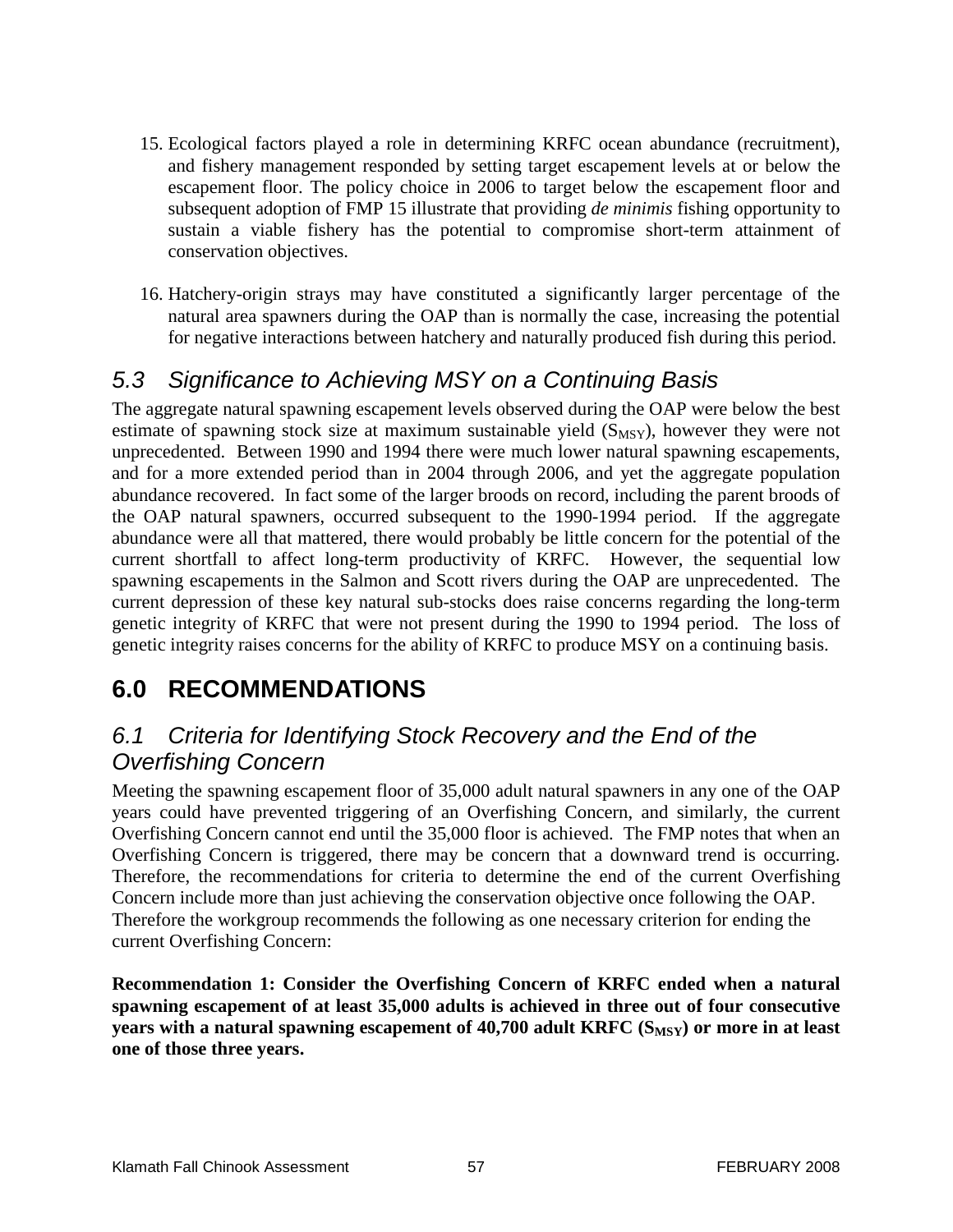15. Ecological factors played a role in determining KRFC ocean abundance (recruitment), and fishery management responded by setting target escapement levels at or below the escapement floor. The policy choice in 2006 to target below the escapement floor and subsequent adoption of FMP 15 illustrate that providing *de minimis* fishing opportunity to sustain a viable fishery has the potential to compromise short-term attainment of conservation objectives.

16. Hatchery-origin strays may have constituted a significantly larger percentage of the natural area spawners during the OAP than is normally the case, increasing the potential for negative interactions between hatchery and naturally produced fish during this period.

## *5.3 Significance to Achieving MSY on a Continuing Basis*

The aggregate natural spawning escapement levels observed during the OAP were below the best estimate of spawning stock size at maximum sustainable yield ($S_{MSY}$), however they were not unprecedented. Between 1990 and 1994 there were much lower natural spawning escapements, and for a more extended period than in 2004 through 2006, and yet the aggregate population abundance recovered. In fact some of the larger broods on record, including the parent broods of the OAP natural spawners, occurred subsequent to the 1990-1994 period. If the aggregate abundance were all that mattered, there would probably be little concern for the potential of the current shortfall to affect long-term productivity of KRFC. However, the sequential low spawning escapements in the Salmon and Scott rivers during the OAP are unprecedented. The current depression of these key natural sub-stocks does raise concerns regarding the long-term genetic integrity of KRFC that were not present during the 1990 to 1994 period. The loss of genetic integrity raises concerns for the ability of KRFC to produce MSY on a continuing basis.

# 6.0 RECOMMENDATIONS

## *6.1 Criteria for Identifying Stock Recovery and the End of the Overfishing Concern*

Meeting the spawning escapement floor of 35,000 adult natural spawners in any one of the OAP years could have prevented triggering of an Overfishing Concern, and similarly, the current Overfishing Concern cannot end until the 35,000 floor is achieved. The FMP notes that when an Overfishing Concern is triggered, there may be concern that a downward trend is occurring. Therefore, the recommendations for criteria to determine the end of the current Overfishing Concern include more than just achieving the conservation objective once following the OAP. Therefore the workgroup recommends the following as one necessary criterion for ending the current Overfishing Concern:

**Recommendation 1: Consider the Overfishing Concern of KRFC ended when a natural spawning escapement of at least 35,000 adults is achieved in three out of four consecutive years with a natural spawning escapement of 40,700 adult KRFC ($S_{MSY}$) or more in at least one of those three years.**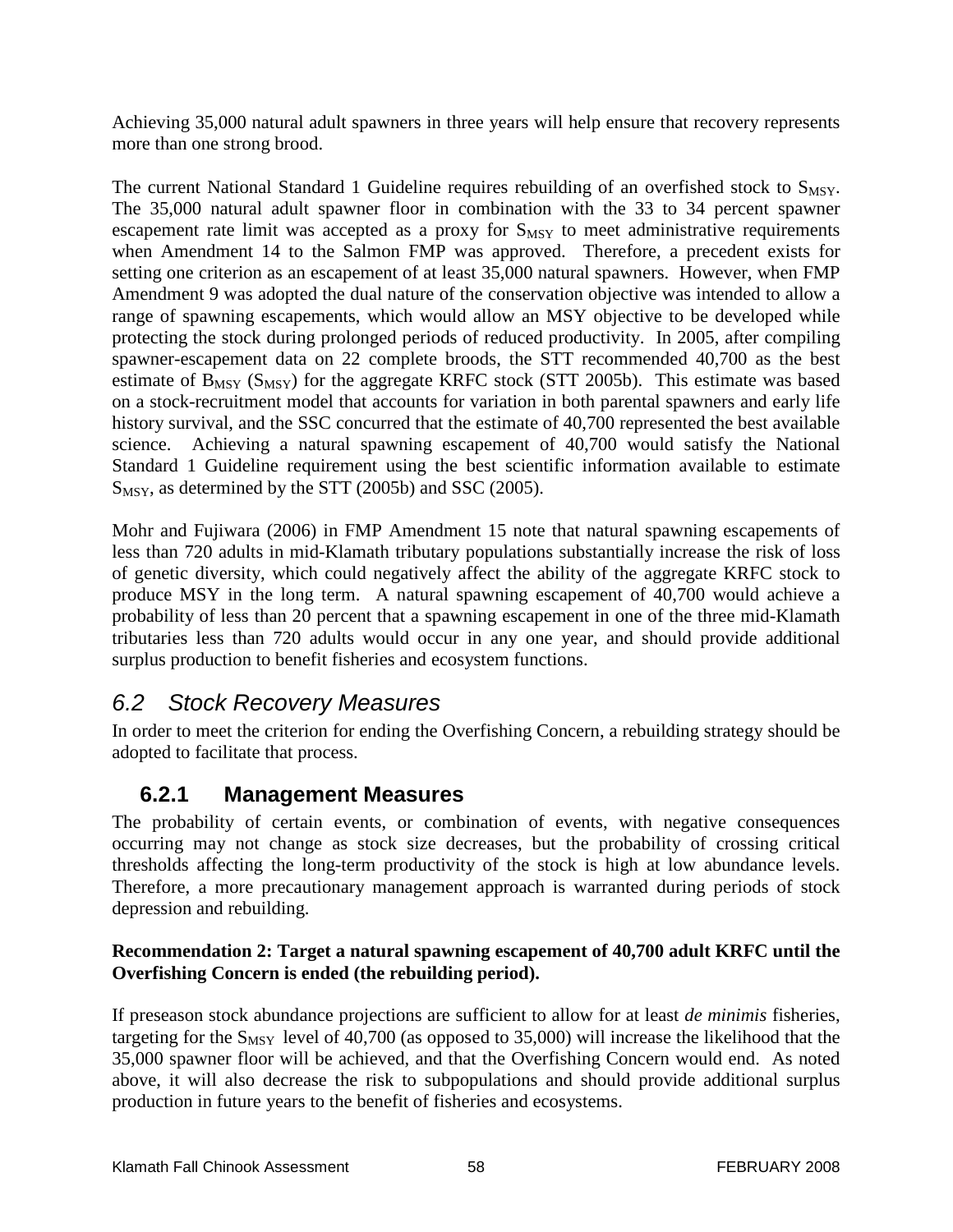Achieving 35,000 natural adult spawners in three years will help ensure that recovery represents more than one strong brood.

The current National Standard 1 Guideline requires rebuilding of an overfished stock to $S_{MSY}$. The 35,000 natural adult spawner floor in combination with the 33 to 34 percent spawner escapement rate limit was accepted as a proxy for $S_{MSY}$ to meet administrative requirements when Amendment 14 to the Salmon FMP was approved. Therefore, a precedent exists for setting one criterion as an escapement of at least 35,000 natural spawners. However, when FMP Amendment 9 was adopted the dual nature of the conservation objective was intended to allow a range of spawning escapements, which would allow an MSY objective to be developed while protecting the stock during prolonged periods of reduced productivity. In 2005, after compiling spawner-escapement data on 22 complete broods, the STT recommended 40,700 as the best estimate of $B_{MSY}$ ($S_{MSY}$) for the aggregate KRFC stock (STT 2005b). This estimate was based on a stock-recruitment model that accounts for variation in both parental spawners and early life history survival, and the SSC concurred that the estimate of 40,700 represented the best available science. Achieving a natural spawning escapement of 40,700 would satisfy the National Standard 1 Guideline requirement using the best scientific information available to estimate $S_{MSY}$, as determined by the STT (2005b) and SSC (2005).

Mohr and Fujiwara (2006) in FMP Amendment 15 note that natural spawning escapements of less than 720 adults in mid-Klamath tributary populations substantially increase the risk of loss of genetic diversity, which could negatively affect the ability of the aggregate KRFC stock to produce MSY in the long term. A natural spawning escapement of 40,700 would achieve a probability of less than 20 percent that a spawning escapement in one of the three mid-Klamath tributaries less than 720 adults would occur in any one year, and should provide additional surplus production to benefit fisheries and ecosystem functions.

## *6.2 Stock Recovery Measures*

In order to meet the criterion for ending the Overfishing Concern, a rebuilding strategy should be adopted to facilitate that process.

### 6.2.1 Management Measures

The probability of certain events, or combination of events, with negative consequences occurring may not change as stock size decreases, but the probability of crossing critical thresholds affecting the long-term productivity of the stock is high at low abundance levels. Therefore, a more precautionary management approach is warranted during periods of stock depression and rebuilding.

**Recommendation 2: Target a natural spawning escapement of 40,700 adult KRFC until the Overfishing Concern is ended (the rebuilding period).**

If preseason stock abundance projections are sufficient to allow for at least *de minimis* fisheries, targeting for the $S_{MSY}$ level of 40,700 (as opposed to 35,000) will increase the likelihood that the 35,000 spawner floor will be achieved, and that the Overfishing Concern would end. As noted above, it will also decrease the risk to subpopulations and should provide additional surplus production in future years to the benefit of fisheries and ecosystems.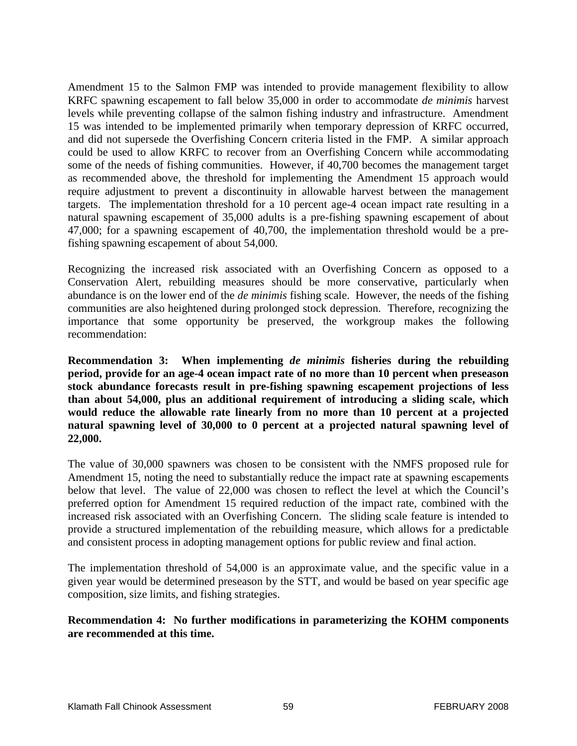Amendment 15 to the Salmon FMP was intended to provide management flexibility to allow KRFC spawning escapement to fall below 35,000 in order to accommodate *de minimis* harvest levels while preventing collapse of the salmon fishing industry and infrastructure. Amendment 15 was intended to be implemented primarily when temporary depression of KRFC occurred, and did not supersede the Overfishing Concern criteria listed in the FMP. A similar approach could be used to allow KRFC to recover from an Overfishing Concern while accommodating some of the needs of fishing communities. However, if 40,700 becomes the management target as recommended above, the threshold for implementing the Amendment 15 approach would require adjustment to prevent a discontinuity in allowable harvest between the management targets. The implementation threshold for a 10 percent age-4 ocean impact rate resulting in a natural spawning escapement of 35,000 adults is a pre-fishing spawning escapement of about 47,000; for a spawning escapement of 40,700, the implementation threshold would be a pre-fishing spawning escapement of about 54,000.

Recognizing the increased risk associated with an Overfishing Concern as opposed to a Conservation Alert, rebuilding measures should be more conservative, particularly when abundance is on the lower end of the *de minimis* fishing scale. However, the needs of the fishing communities are also heightened during prolonged stock depression. Therefore, recognizing the importance that some opportunity be preserved, the workgroup makes the following recommendation:

**Recommendation 3: When implementing *de minimis* fisheries during the rebuilding period, provide for an age-4 ocean impact rate of no more than 10 percent when preseason stock abundance forecasts result in pre-fishing spawning escapement projections of less than about 54,000, plus an additional requirement of introducing a sliding scale, which would reduce the allowable rate linearly from no more than 10 percent at a projected natural spawning level of 30,000 to 0 percent at a projected natural spawning level of 22,000.**

The value of 30,000 spawners was chosen to be consistent with the NMFS proposed rule for Amendment 15, noting the need to substantially reduce the impact rate at spawning escapements below that level. The value of 22,000 was chosen to reflect the level at which the Council's preferred option for Amendment 15 required reduction of the impact rate, combined with the increased risk associated with an Overfishing Concern. The sliding scale feature is intended to provide a structured implementation of the rebuilding measure, which allows for a predictable and consistent process in adopting management options for public review and final action.

The implementation threshold of 54,000 is an approximate value, and the specific value in a given year would be determined preseason by the STT, and would be based on year specific age composition, size limits, and fishing strategies.

**Recommendation 4: No further modifications in parameterizing the KOHM components are recommended at this time.**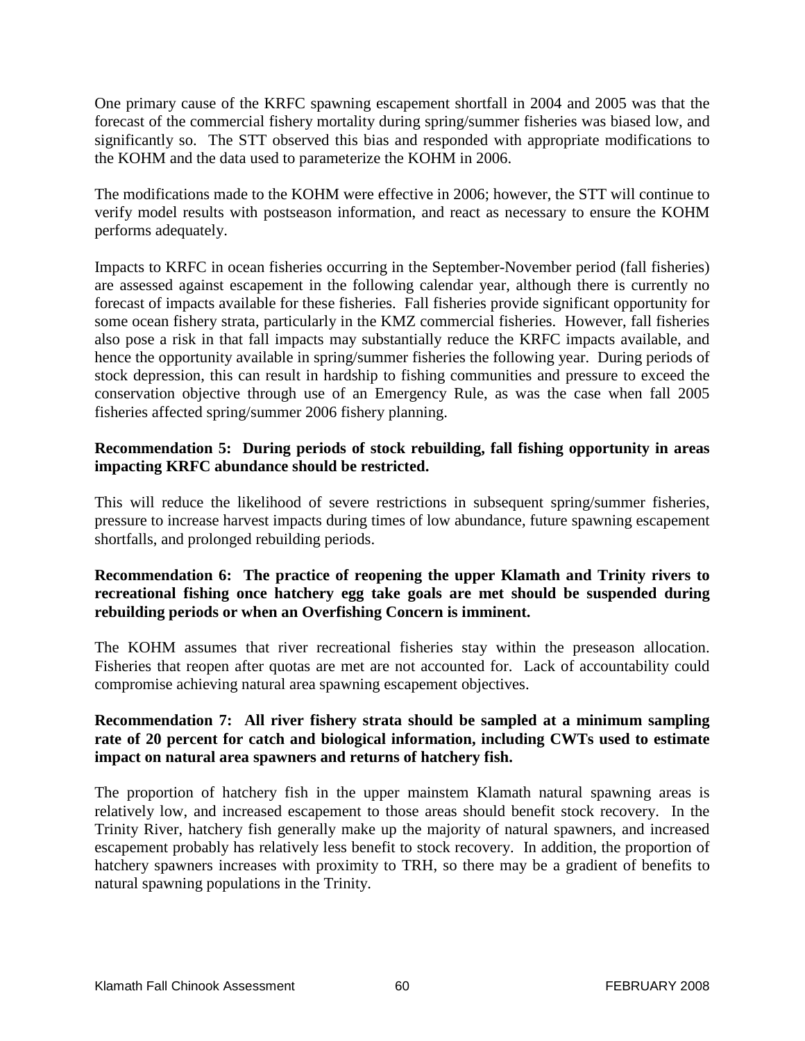One primary cause of the KRFC spawning escapement shortfall in 2004 and 2005 was that the forecast of the commercial fishery mortality during spring/summer fisheries was biased low, and significantly so. The STT observed this bias and responded with appropriate modifications to the KOHM and the data used to parameterize the KOHM in 2006.

The modifications made to the KOHM were effective in 2006; however, the STT will continue to verify model results with postseason information, and react as necessary to ensure the KOHM performs adequately.

Impacts to KRFC in ocean fisheries occurring in the September-November period (fall fisheries) are assessed against escapement in the following calendar year, although there is currently no forecast of impacts available for these fisheries. Fall fisheries provide significant opportunity for some ocean fishery strata, particularly in the KMZ commercial fisheries. However, fall fisheries also pose a risk in that fall impacts may substantially reduce the KRFC impacts available, and hence the opportunity available in spring/summer fisheries the following year. During periods of stock depression, this can result in hardship to fishing communities and pressure to exceed the conservation objective through use of an Emergency Rule, as was the case when fall 2005 fisheries affected spring/summer 2006 fishery planning.

**Recommendation 5: During periods of stock rebuilding, fall fishing opportunity in areas impacting KRFC abundance should be restricted.**

This will reduce the likelihood of severe restrictions in subsequent spring/summer fisheries, pressure to increase harvest impacts during times of low abundance, future spawning escapement shortfalls, and prolonged rebuilding periods.

**Recommendation 6: The practice of reopening the upper Klamath and Trinity rivers to recreational fishing once hatchery egg take goals are met should be suspended during rebuilding periods or when an Overfishing Concern is imminent.**

The KOHM assumes that river recreational fisheries stay within the preseason allocation. Fisheries that reopen after quotas are met are not accounted for. Lack of accountability could compromise achieving natural area spawning escapement objectives.

**Recommendation 7: All river fishery strata should be sampled at a minimum sampling rate of 20 percent for catch and biological information, including CWTs used to estimate impact on natural area spawners and returns of hatchery fish.**

The proportion of hatchery fish in the upper mainstem Klamath natural spawning areas is relatively low, and increased escapement to those areas should benefit stock recovery. In the Trinity River, hatchery fish generally make up the majority of natural spawners, and increased escapement probably has relatively less benefit to stock recovery. In addition, the proportion of hatchery spawners increases with proximity to TRH, so there may be a gradient of benefits to natural spawning populations in the Trinity.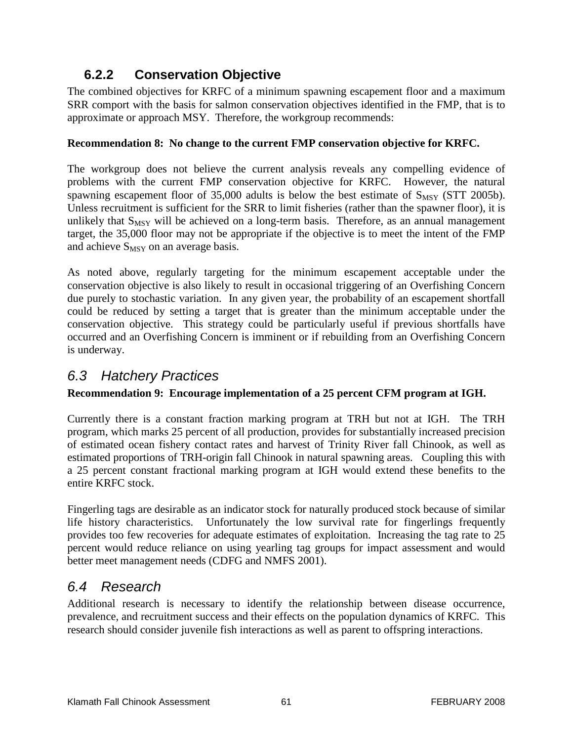### 6.2.2 Conservation Objective

The combined objectives for KRFC of a minimum spawning escapement floor and a maximum SRR comport with the basis for salmon conservation objectives identified in the FMP, that is to approximate or approach MSY. Therefore, the workgroup recommends:

**Recommendation 8: No change to the current FMP conservation objective for KRFC.**

The workgroup does not believe the current analysis reveals any compelling evidence of problems with the current FMP conservation objective for KRFC. However, the natural spawning escapement floor of 35,000 adults is below the best estimate of $S_{MSY}$ (STT 2005b). Unless recruitment is sufficient for the SRR to limit fisheries (rather than the spawner floor), it is unlikely that $S_{MSY}$ will be achieved on a long-term basis. Therefore, as an annual management target, the 35,000 floor may not be appropriate if the objective is to meet the intent of the FMP and achieve $S_{MSY}$ on an average basis.

As noted above, regularly targeting for the minimum escapement acceptable under the conservation objective is also likely to result in occasional triggering of an Overfishing Concern due purely to stochastic variation. In any given year, the probability of an escapement shortfall could be reduced by setting a target that is greater than the minimum acceptable under the conservation objective. This strategy could be particularly useful if previous shortfalls have occurred and an Overfishing Concern is imminent or if rebuilding from an Overfishing Concern is underway.

## *6.3 Hatchery Practices*

**Recommendation 9: Encourage implementation of a 25 percent CFM program at IGH.**

Currently there is a constant fraction marking program at TRH but not at IGH. The TRH program, which marks 25 percent of all production, provides for substantially increased precision of estimated ocean fishery contact rates and harvest of Trinity River fall Chinook, as well as estimated proportions of TRH-origin fall Chinook in natural spawning areas. Coupling this with a 25 percent constant fractional marking program at IGH would extend these benefits to the entire KRFC stock.

Fingerling tags are desirable as an indicator stock for naturally produced stock because of similar life history characteristics. Unfortunately the low survival rate for fingerlings frequently provides too few recoveries for adequate estimates of exploitation. Increasing the tag rate to 25 percent would reduce reliance on using yearling tag groups for impact assessment and would better meet management needs (CDFG and NMFS 2001).

## *6.4 Research*

Additional research is necessary to identify the relationship between disease occurrence, prevalence, and recruitment success and their effects on the population dynamics of KRFC. This research should consider juvenile fish interactions as well as parent to offspring interactions.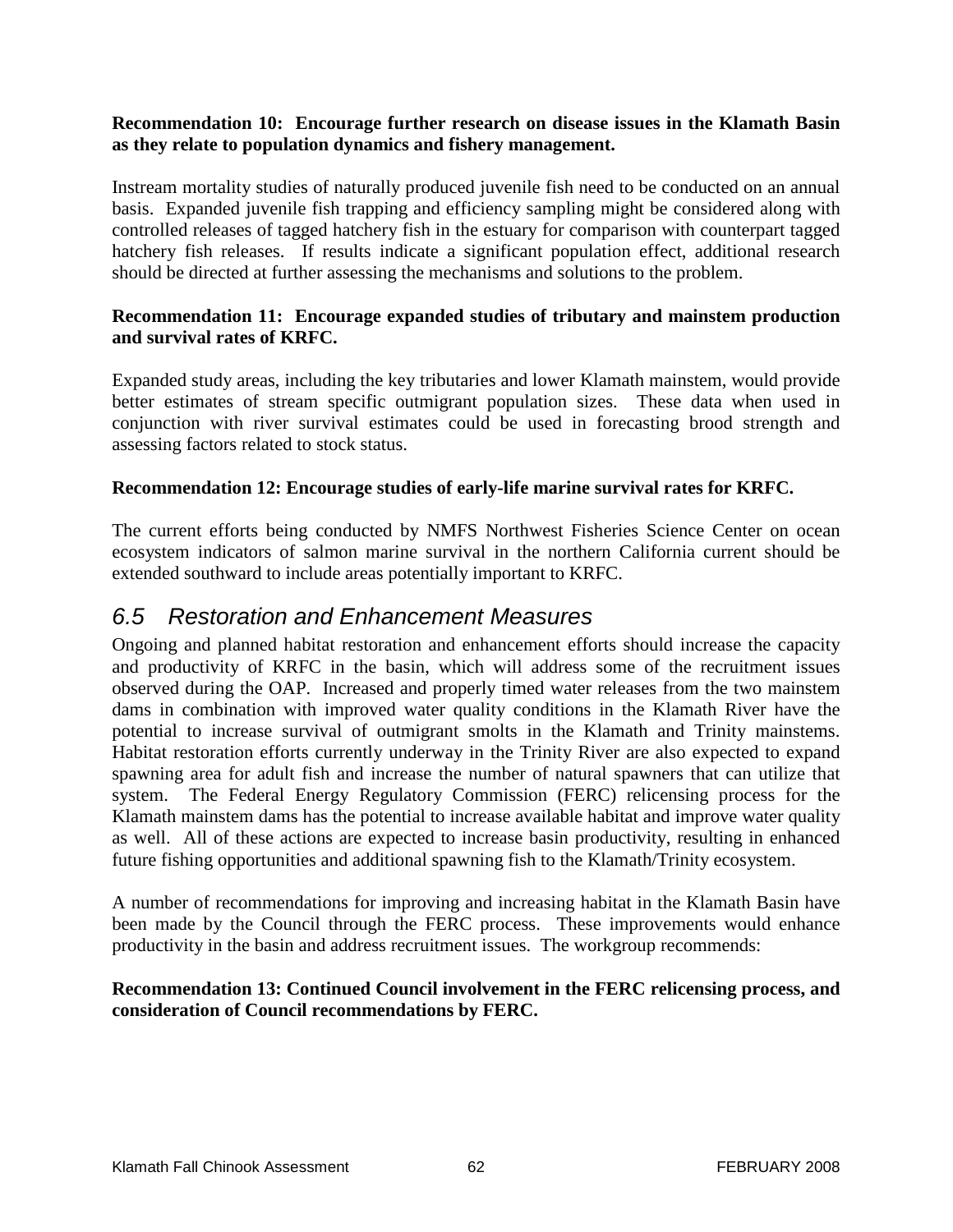**Recommendation 10: Encourage further research on disease issues in the Klamath Basin as they relate to population dynamics and fishery management.**

Instream mortality studies of naturally produced juvenile fish need to be conducted on an annual basis. Expanded juvenile fish trapping and efficiency sampling might be considered along with controlled releases of tagged hatchery fish in the estuary for comparison with counterpart tagged hatchery fish releases. If results indicate a significant population effect, additional research should be directed at further assessing the mechanisms and solutions to the problem.

**Recommendation 11: Encourage expanded studies of tributary and mainstem production and survival rates of KRFC.**

Expanded study areas, including the key tributaries and lower Klamath mainstem, would provide better estimates of stream specific outmigrant population sizes. These data when used in conjunction with river survival estimates could be used in forecasting brood strength and assessing factors related to stock status.

**Recommendation 12: Encourage studies of early-life marine survival rates for KRFC.**

The current efforts being conducted by NMFS Northwest Fisheries Science Center on ocean ecosystem indicators of salmon marine survival in the northern California current should be extended southward to include areas potentially important to KRFC.

## *6.5 Restoration and Enhancement Measures*

Ongoing and planned habitat restoration and enhancement efforts should increase the capacity and productivity of KRFC in the basin, which will address some of the recruitment issues observed during the OAP. Increased and properly timed water releases from the two mainstem dams in combination with improved water quality conditions in the Klamath River have the potential to increase survival of outmigrant smolts in the Klamath and Trinity mainstems. Habitat restoration efforts currently underway in the Trinity River are also expected to expand spawning area for adult fish and increase the number of natural spawners that can utilize that system. The Federal Energy Regulatory Commission (FERC) relicensing process for the Klamath mainstem dams has the potential to increase available habitat and improve water quality as well. All of these actions are expected to increase basin productivity, resulting in enhanced future fishing opportunities and additional spawning fish to the Klamath/Trinity ecosystem.

A number of recommendations for improving and increasing habitat in the Klamath Basin have been made by the Council through the FERC process. These improvements would enhance productivity in the basin and address recruitment issues. The workgroup recommends:

**Recommendation 13: Continued Council involvement in the FERC relicensing process, and consideration of Council recommendations by FERC.**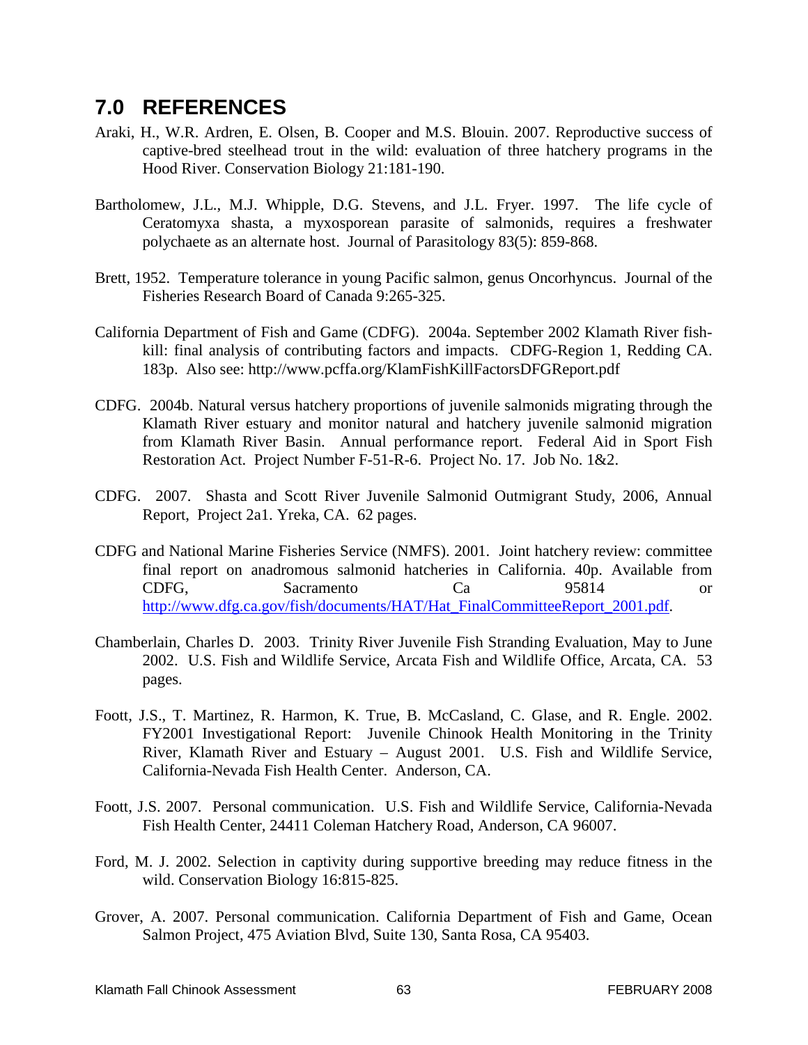## 7.0 REFERENCES

Araki, H., W.R. Ardren, E. Olsen, B. Cooper and M.S. Blouin. 2007. Reproductive success of captive-bred steelhead trout in the wild: evaluation of three hatchery programs in the Hood River. Conservation Biology 21:181-190.

Bartholomew, J.L., M.J. Whipple, D.G. Stevens, and J.L. Fryer. 1997. The life cycle of Ceratomyxa shasta, a myxosporean parasite of salmonids, requires a freshwater polychaete as an alternate host. Journal of Parasitology 83(5): 859-868.

Brett, 1952. Temperature tolerance in young Pacific salmon, genus Oncorhyncus. Journal of the Fisheries Research Board of Canada 9:265-325.

California Department of Fish and Game (CDFG). 2004a. September 2002 Klamath River fish-kill: final analysis of contributing factors and impacts. CDFG-Region 1, Redding CA. 183p. Also see: http://www.pcffa.org/KlamFishKillFactorsDFGReport.pdf

CDFG. 2004b. Natural versus hatchery proportions of juvenile salmonids migrating through the Klamath River estuary and monitor natural and hatchery juvenile salmonid migration from Klamath River Basin. Annual performance report. Federal Aid in Sport Fish Restoration Act. Project Number F-51-R-6. Project No. 17. Job No. 1&2.

CDFG. 2007. Shasta and Scott River Juvenile Salmonid Outmigrant Study, 2006, Annual Report, Project 2a1. Yreka, CA. 62 pages.

CDFG and National Marine Fisheries Service (NMFS). 2001. Joint hatchery review: committee final report on anadromous salmonid hatcheries in California. 40p. Available from CDFG, Sacramento Ca 95814 or http://www.dfg.ca.gov/fish/documents/HAT/Hat_FinalCommitteeReport_2001.pdf.

Chamberlain, Charles D. 2003. Trinity River Juvenile Fish Stranding Evaluation, May to June 2002. U.S. Fish and Wildlife Service, Arcata Fish and Wildlife Office, Arcata, CA. 53 pages.

Foott, J.S., T. Martinez, R. Harmon, K. True, B. McCasland, C. Glase, and R. Engle. 2002. FY2001 Investigational Report: Juvenile Chinook Health Monitoring in the Trinity River, Klamath River and Estuary – August 2001. U.S. Fish and Wildlife Service, California-Nevada Fish Health Center. Anderson, CA.

Foott, J.S. 2007. Personal communication. U.S. Fish and Wildlife Service, California-Nevada Fish Health Center, 24411 Coleman Hatchery Road, Anderson, CA 96007.

Ford, M. J. 2002. Selection in captivity during supportive breeding may reduce fitness in the wild. Conservation Biology 16:815-825.

Grover, A. 2007. Personal communication. California Department of Fish and Game, Ocean Salmon Project, 475 Aviation Blvd, Suite 130, Santa Rosa, CA 95403.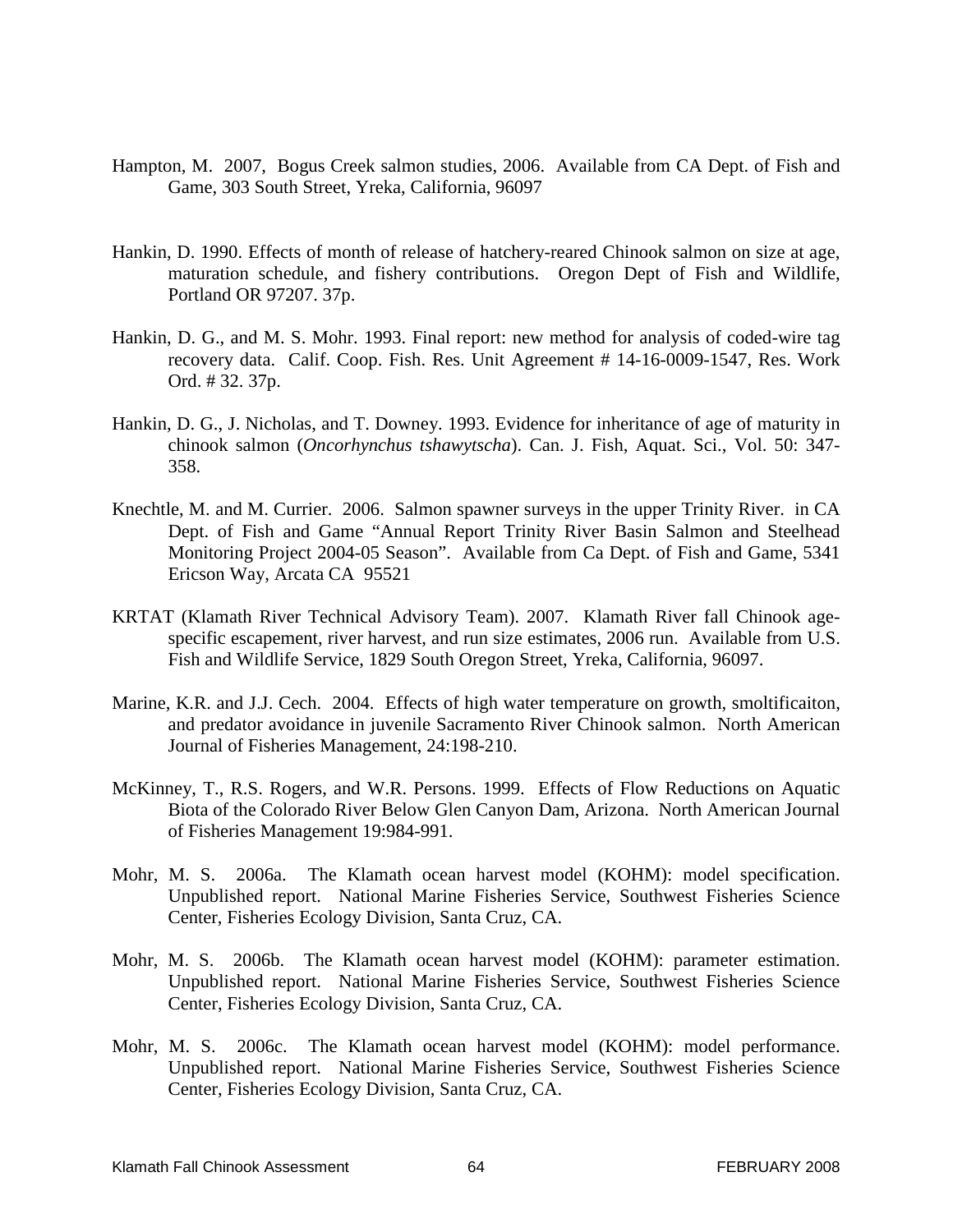Hampton, M. 2007, Bogus Creek salmon studies, 2006. Available from CA Dept. of Fish and Game, 303 South Street, Yreka, California, 96097

Hankin, D. 1990. Effects of month of release of hatchery-reared Chinook salmon on size at age, maturation schedule, and fishery contributions. Oregon Dept of Fish and Wildlife, Portland OR 97207. 37p.

Hankin, D. G., and M. S. Mohr. 1993. Final report: new method for analysis of coded-wire tag recovery data. Calif. Coop. Fish. Res. Unit Agreement # 14-16-0009-1547, Res. Work Ord. # 32. 37p.

Hankin, D. G., J. Nicholas, and T. Downey. 1993. Evidence for inheritance of age of maturity in chinook salmon (*Oncorhynchus tshawytscha*). Can. J. Fish, Aquat. Sci., Vol. 50: 347-358.

Knechtle, M. and M. Currier. 2006. Salmon spawner surveys in the upper Trinity River. in CA Dept. of Fish and Game "Annual Report Trinity River Basin Salmon and Steelhead Monitoring Project 2004-05 Season". Available from Ca Dept. of Fish and Game, 5341 Ericson Way, Arcata CA 95521

KRTAT (Klamath River Technical Advisory Team). 2007. Klamath River fall Chinook age-specific escapement, river harvest, and run size estimates, 2006 run. Available from U.S. Fish and Wildlife Service, 1829 South Oregon Street, Yreka, California, 96097.

Marine, K.R. and J.J. Cech. 2004. Effects of high water temperature on growth, smoltificaiton, and predator avoidance in juvenile Sacramento River Chinook salmon. North American Journal of Fisheries Management, 24:198-210.

McKinney, T., R.S. Rogers, and W.R. Persons. 1999. Effects of Flow Reductions on Aquatic Biota of the Colorado River Below Glen Canyon Dam, Arizona. North American Journal of Fisheries Management 19:984-991.

Mohr, M. S. 2006a. The Klamath ocean harvest model (KOHM): model specification. Unpublished report. National Marine Fisheries Service, Southwest Fisheries Science Center, Fisheries Ecology Division, Santa Cruz, CA.

Mohr, M. S. 2006b. The Klamath ocean harvest model (KOHM): parameter estimation. Unpublished report. National Marine Fisheries Service, Southwest Fisheries Science Center, Fisheries Ecology Division, Santa Cruz, CA.

Mohr, M. S. 2006c. The Klamath ocean harvest model (KOHM): model performance. Unpublished report. National Marine Fisheries Service, Southwest Fisheries Science Center, Fisheries Ecology Division, Santa Cruz, CA.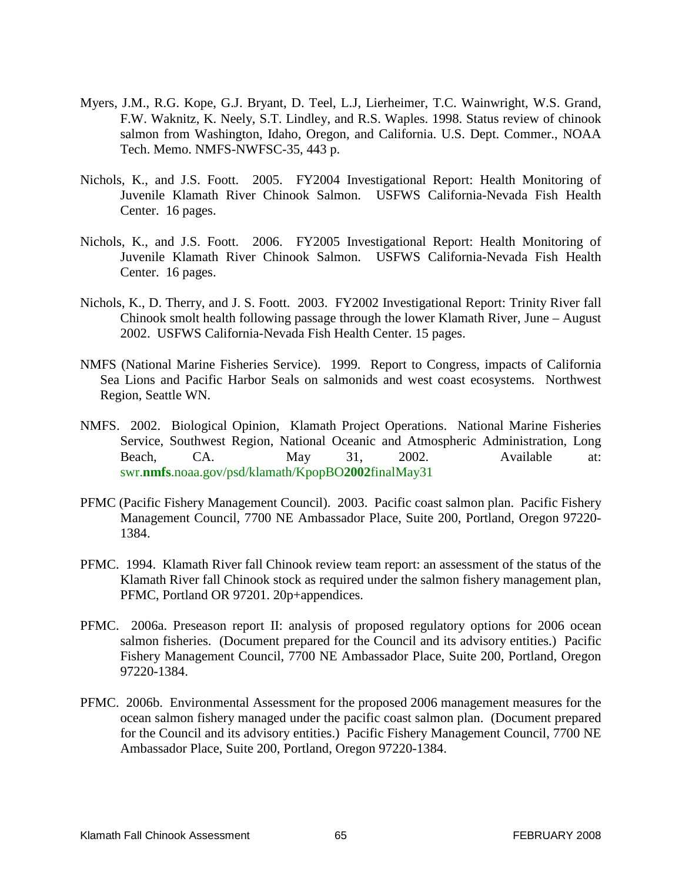Myers, J.M., R.G. Kope, G.J. Bryant, D. Teel, L.J, Lierheimer, T.C. Wainwright, W.S. Grand, F.W. Waknitz, K. Neely, S.T. Lindley, and R.S. Waples. 1998. Status review of chinook salmon from Washington, Idaho, Oregon, and California. U.S. Dept. Commer., NOAA Tech. Memo. NMFS-NWFSC-35, 443 p.

Nichols, K., and J.S. Foott. 2005. FY2004 Investigational Report: Health Monitoring of Juvenile Klamath River Chinook Salmon. USFWS California-Nevada Fish Health Center. 16 pages.

Nichols, K., and J.S. Foott. 2006. FY2005 Investigational Report: Health Monitoring of Juvenile Klamath River Chinook Salmon. USFWS California-Nevada Fish Health Center. 16 pages.

Nichols, K., D. Therry, and J. S. Foott. 2003. FY2002 Investigational Report: Trinity River fall Chinook smolt health following passage through the lower Klamath River, June – August 2002. USFWS California-Nevada Fish Health Center. 15 pages.

NMFS (National Marine Fisheries Service). 1999. Report to Congress, impacts of California Sea Lions and Pacific Harbor Seals on salmonids and west coast ecosystems. Northwest Region, Seattle WN.

NMFS. 2002. Biological Opinion, Klamath Project Operations. National Marine Fisheries Service, Southwest Region, National Oceanic and Atmospheric Administration, Long Beach, CA. May 31, 2002. Available at: swr.**nmfs**.noaa.gov/psd/klamath/KpopBO**2002**finalMay31

PFMC (Pacific Fishery Management Council). 2003. Pacific coast salmon plan. Pacific Fishery Management Council, 7700 NE Ambassador Place, Suite 200, Portland, Oregon 97220-1384.

PFMC. 1994. Klamath River fall Chinook review team report: an assessment of the status of the Klamath River fall Chinook stock as required under the salmon fishery management plan, PFMC, Portland OR 97201. 20p+appendices.

PFMC. 2006a. Preseason report II: analysis of proposed regulatory options for 2006 ocean salmon fisheries. (Document prepared for the Council and its advisory entities.) Pacific Fishery Management Council, 7700 NE Ambassador Place, Suite 200, Portland, Oregon 97220-1384.

PFMC. 2006b. Environmental Assessment for the proposed 2006 management measures for the ocean salmon fishery managed under the pacific coast salmon plan. (Document prepared for the Council and its advisory entities.) Pacific Fishery Management Council, 7700 NE Ambassador Place, Suite 200, Portland, Oregon 97220-1384.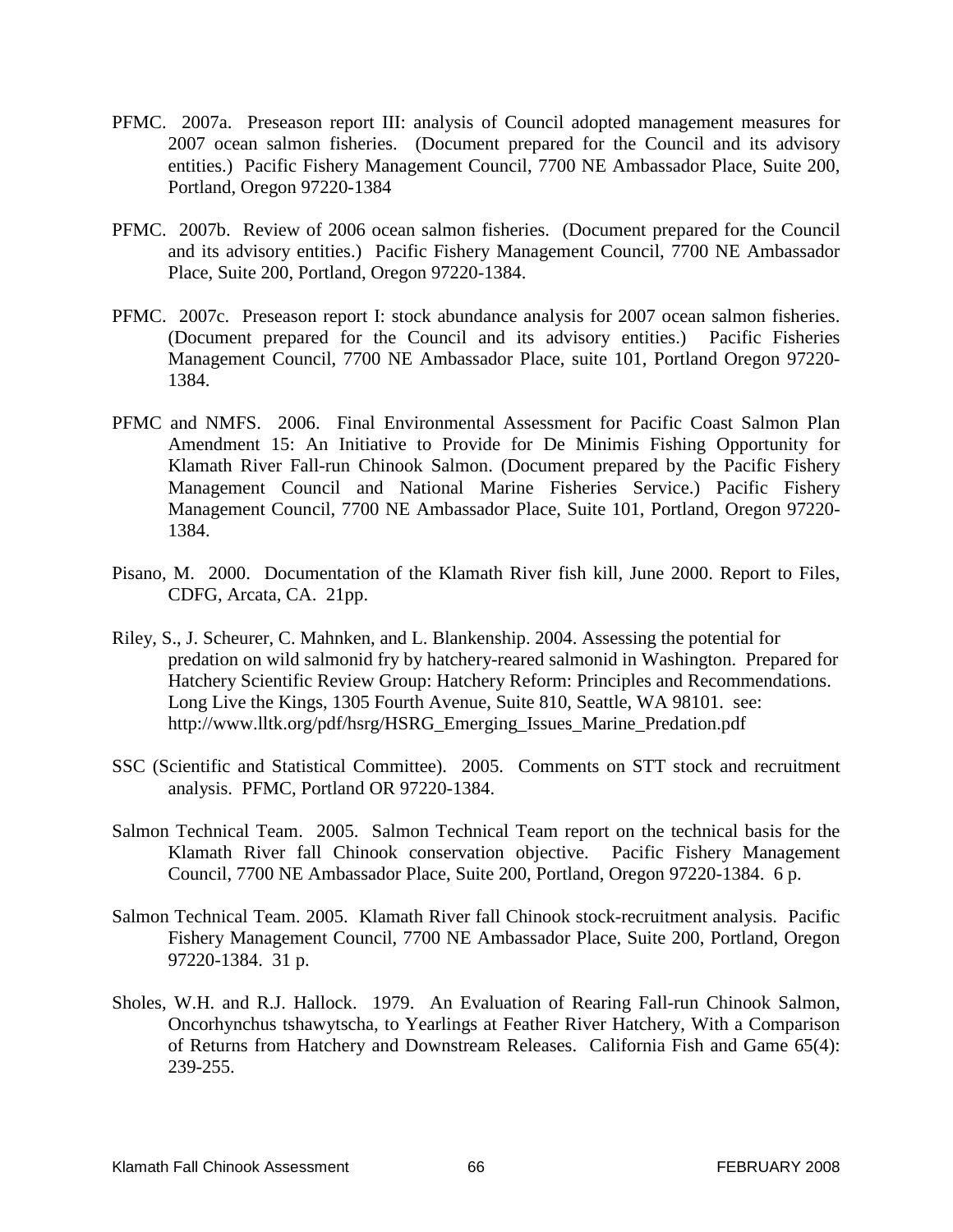PFMC. 2007a. Preseason report III: analysis of Council adopted management measures for 2007 ocean salmon fisheries. (Document prepared for the Council and its advisory entities.) Pacific Fishery Management Council, 7700 NE Ambassador Place, Suite 200, Portland, Oregon 97220-1384

PFMC. 2007b. Review of 2006 ocean salmon fisheries. (Document prepared for the Council and its advisory entities.) Pacific Fishery Management Council, 7700 NE Ambassador Place, Suite 200, Portland, Oregon 97220-1384.

PFMC. 2007c. Preseason report I: stock abundance analysis for 2007 ocean salmon fisheries. (Document prepared for the Council and its advisory entities.) Pacific Fisheries Management Council, 7700 NE Ambassador Place, suite 101, Portland Oregon 97220-1384.

PFMC and NMFS. 2006. Final Environmental Assessment for Pacific Coast Salmon Plan Amendment 15: An Initiative to Provide for De Minimis Fishing Opportunity for Klamath River Fall-run Chinook Salmon. (Document prepared by the Pacific Fishery Management Council and National Marine Fisheries Service.) Pacific Fishery Management Council, 7700 NE Ambassador Place, Suite 101, Portland, Oregon 97220-1384.

Pisano, M. 2000. Documentation of the Klamath River fish kill, June 2000. Report to Files, CDFG, Arcata, CA. 21pp.

Riley, S., J. Scheurer, C. Mahnken, and L. Blankenship. 2004. Assessing the potential for predation on wild salmonid fry by hatchery-reared salmonid in Washington. Prepared for Hatchery Scientific Review Group: Hatchery Reform: Principles and Recommendations. Long Live the Kings, 1305 Fourth Avenue, Suite 810, Seattle, WA 98101. see: http://www.lltk.org/pdf/hsrg/HSRG_Emerging_Issues_Marine_Predation.pdf

SSC (Scientific and Statistical Committee). 2005. Comments on STT stock and recruitment analysis. PFMC, Portland OR 97220-1384.

Salmon Technical Team. 2005. Salmon Technical Team report on the technical basis for the Klamath River fall Chinook conservation objective. Pacific Fishery Management Council, 7700 NE Ambassador Place, Suite 200, Portland, Oregon 97220-1384. 6 p.

Salmon Technical Team. 2005. Klamath River fall Chinook stock-recruitment analysis. Pacific Fishery Management Council, 7700 NE Ambassador Place, Suite 200, Portland, Oregon 97220-1384. 31 p.

Sholes, W.H. and R.J. Hallock. 1979. An Evaluation of Rearing Fall-run Chinook Salmon, Oncorhynchus tshawytscha, to Yearlings at Feather River Hatchery, With a Comparison of Returns from Hatchery and Downstream Releases. California Fish and Game 65(4): 239-255.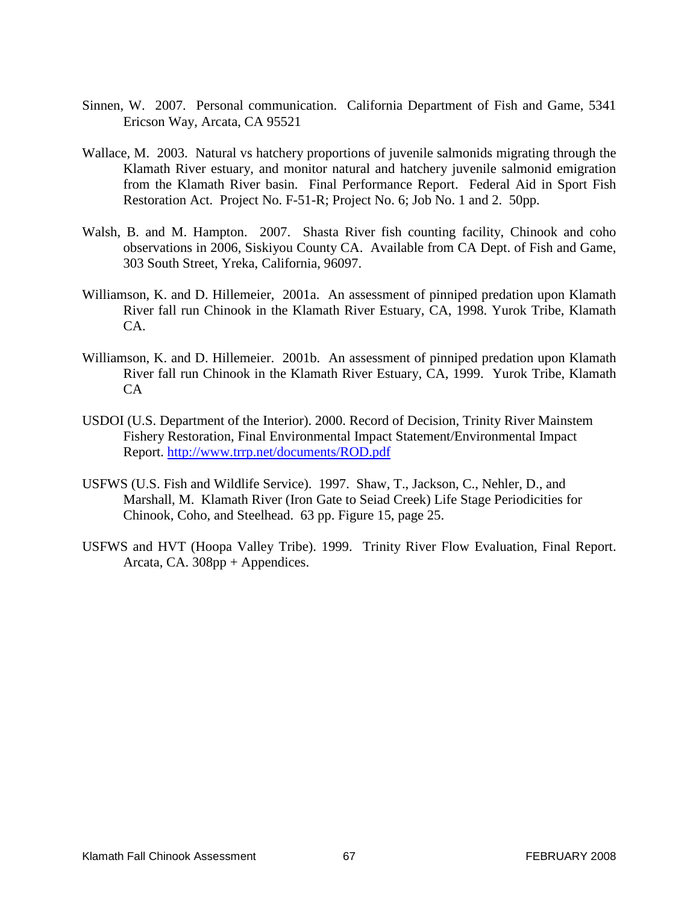Sinnen, W. 2007. Personal communication. California Department of Fish and Game, 5341 Ericson Way, Arcata, CA 95521

Wallace, M. 2003. Natural vs hatchery proportions of juvenile salmonids migrating through the Klamath River estuary, and monitor natural and hatchery juvenile salmonid emigration from the Klamath River basin. Final Performance Report. Federal Aid in Sport Fish Restoration Act. Project No. F-51-R; Project No. 6; Job No. 1 and 2. 50pp.

Walsh, B. and M. Hampton. 2007. Shasta River fish counting facility, Chinook and coho observations in 2006, Siskiyou County CA. Available from CA Dept. of Fish and Game, 303 South Street, Yreka, California, 96097.

Williamson, K. and D. Hillemeier, 2001a. An assessment of pinniped predation upon Klamath River fall run Chinook in the Klamath River Estuary, CA, 1998. Yurok Tribe, Klamath CA.

Williamson, K. and D. Hillemeier. 2001b. An assessment of pinniped predation upon Klamath River fall run Chinook in the Klamath River Estuary, CA, 1999. Yurok Tribe, Klamath CA

USDOI (U.S. Department of the Interior). 2000. Record of Decision, Trinity River Mainstem Fishery Restoration, Final Environmental Impact Statement/Environmental Impact Report. http://www.trrp.net/documents/ROD.pdf

USFWS (U.S. Fish and Wildlife Service). 1997. Shaw, T., Jackson, C., Nehler, D., and Marshall, M. Klamath River (Iron Gate to Seiad Creek) Life Stage Periodicities for Chinook, Coho, and Steelhead. 63 pp. Figure 15, page 25.

USFWS and HVT (Hoopa Valley Tribe). 1999. Trinity River Flow Evaluation, Final Report. Arcata, CA. 308pp + Appendices.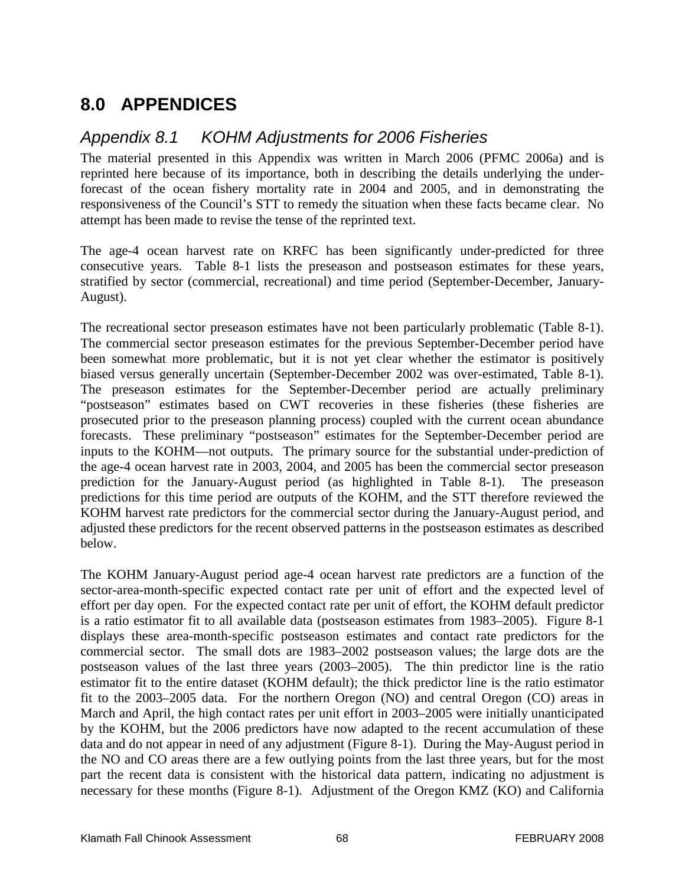# 8.0 APPENDICES

## *Appendix 8.1 KOHM Adjustments for 2006 Fisheries*

The material presented in this Appendix was written in March 2006 (PFMC 2006a) and is reprinted here because of its importance, both in describing the details underlying the under-forecast of the ocean fishery mortality rate in 2004 and 2005, and in demonstrating the responsiveness of the Council's STT to remedy the situation when these facts became clear. No attempt has been made to revise the tense of the reprinted text.

The age-4 ocean harvest rate on KRFC has been significantly under-predicted for three consecutive years. Table 8-1 lists the preseason and postseason estimates for these years, stratified by sector (commercial, recreational) and time period (September-December, January-August).

The recreational sector preseason estimates have not been particularly problematic (Table 8-1). The commercial sector preseason estimates for the previous September-December period have been somewhat more problematic, but it is not yet clear whether the estimator is positively biased versus generally uncertain (September-December 2002 was over-estimated, Table 8-1). The preseason estimates for the September-December period are actually preliminary "postseason" estimates based on CWT recoveries in these fisheries (these fisheries are prosecuted prior to the preseason planning process) coupled with the current ocean abundance forecasts. These preliminary "postseason" estimates for the September-December period are inputs to the KOHM—not outputs. The primary source for the substantial under-prediction of the age-4 ocean harvest rate in 2003, 2004, and 2005 has been the commercial sector preseason prediction for the January-August period (as highlighted in Table 8-1). The preseason predictions for this time period are outputs of the KOHM, and the STT therefore reviewed the KOHM harvest rate predictors for the commercial sector during the January-August period, and adjusted these predictors for the recent observed patterns in the postseason estimates as described below.

The KOHM January-August period age-4 ocean harvest rate predictors are a function of the sector-area-month-specific expected contact rate per unit of effort and the expected level of effort per day open. For the expected contact rate per unit of effort, the KOHM default predictor is a ratio estimator fit to all available data (postseason estimates from 1983–2005). Figure 8-1 displays these area-month-specific postseason estimates and contact rate predictors for the commercial sector. The small dots are 1983–2002 postseason values; the large dots are the postseason values of the last three years (2003–2005). The thin predictor line is the ratio estimator fit to the entire dataset (KOHM default); the thick predictor line is the ratio estimator fit to the 2003–2005 data. For the northern Oregon (NO) and central Oregon (CO) areas in March and April, the high contact rates per unit effort in 2003–2005 were initially unanticipated by the KOHM, but the 2006 predictors have now adapted to the recent accumulation of these data and do not appear in need of any adjustment (Figure 8-1). During the May-August period in the NO and CO areas there are a few outlying points from the last three years, but for the most part the recent data is consistent with the historical data pattern, indicating no adjustment is necessary for these months (Figure 8-1). Adjustment of the Oregon KMZ (KO) and California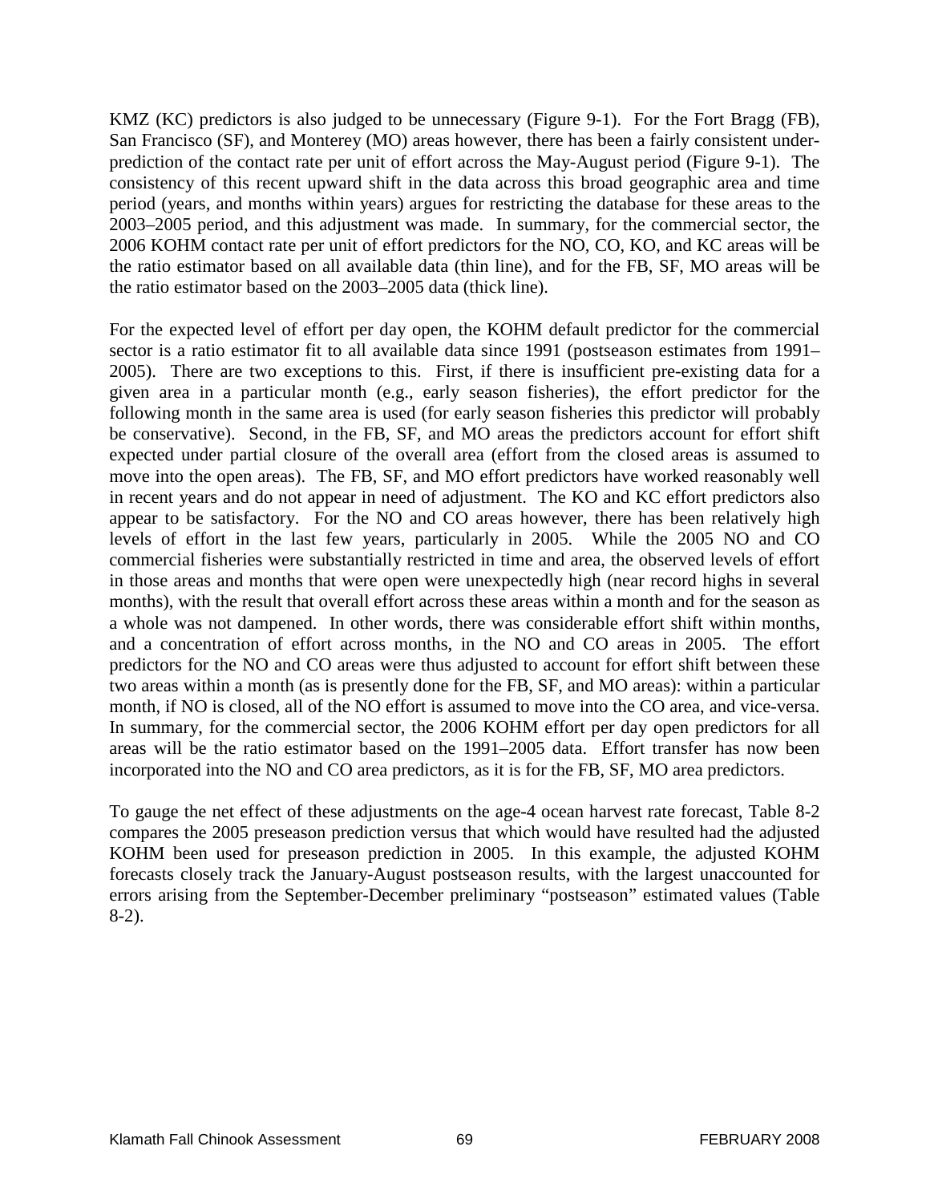KMZ (KC) predictors is also judged to be unnecessary (Figure 9-1). For the Fort Bragg (FB), San Francisco (SF), and Monterey (MO) areas however, there has been a fairly consistent under-prediction of the contact rate per unit of effort across the May-August period (Figure 9-1). The consistency of this recent upward shift in the data across this broad geographic area and time period (years, and months within years) argues for restricting the database for these areas to the 2003–2005 period, and this adjustment was made. In summary, for the commercial sector, the 2006 KOHM contact rate per unit of effort predictors for the NO, CO, KO, and KC areas will be the ratio estimator based on all available data (thin line), and for the FB, SF, MO areas will be the ratio estimator based on the 2003–2005 data (thick line).

For the expected level of effort per day open, the KOHM default predictor for the commercial sector is a ratio estimator fit to all available data since 1991 (postseason estimates from 1991–2005). There are two exceptions to this. First, if there is insufficient pre-existing data for a given area in a particular month (e.g., early season fisheries), the effort predictor for the following month in the same area is used (for early season fisheries this predictor will probably be conservative). Second, in the FB, SF, and MO areas the predictors account for effort shift expected under partial closure of the overall area (effort from the closed areas is assumed to move into the open areas). The FB, SF, and MO effort predictors have worked reasonably well in recent years and do not appear in need of adjustment. The KO and KC effort predictors also appear to be satisfactory. For the NO and CO areas however, there has been relatively high levels of effort in the last few years, particularly in 2005. While the 2005 NO and CO commercial fisheries were substantially restricted in time and area, the observed levels of effort in those areas and months that were open were unexpectedly high (near record highs in several months), with the result that overall effort across these areas within a month and for the season as a whole was not dampened. In other words, there was considerable effort shift within months, and a concentration of effort across months, in the NO and CO areas in 2005. The effort predictors for the NO and CO areas were thus adjusted to account for effort shift between these two areas within a month (as is presently done for the FB, SF, and MO areas): within a particular month, if NO is closed, all of the NO effort is assumed to move into the CO area, and vice-versa. In summary, for the commercial sector, the 2006 KOHM effort per day open predictors for all areas will be the ratio estimator based on the 1991–2005 data. Effort transfer has now been incorporated into the NO and CO area predictors, as it is for the FB, SF, MO area predictors.

To gauge the net effect of these adjustments on the age-4 ocean harvest rate forecast, Table 8-2 compares the 2005 preseason prediction versus that which would have resulted had the adjusted KOHM been used for preseason prediction in 2005. In this example, the adjusted KOHM forecasts closely track the January-August postseason results, with the largest unaccounted for errors arising from the September-December preliminary "postseason" estimated values (Table 8-2).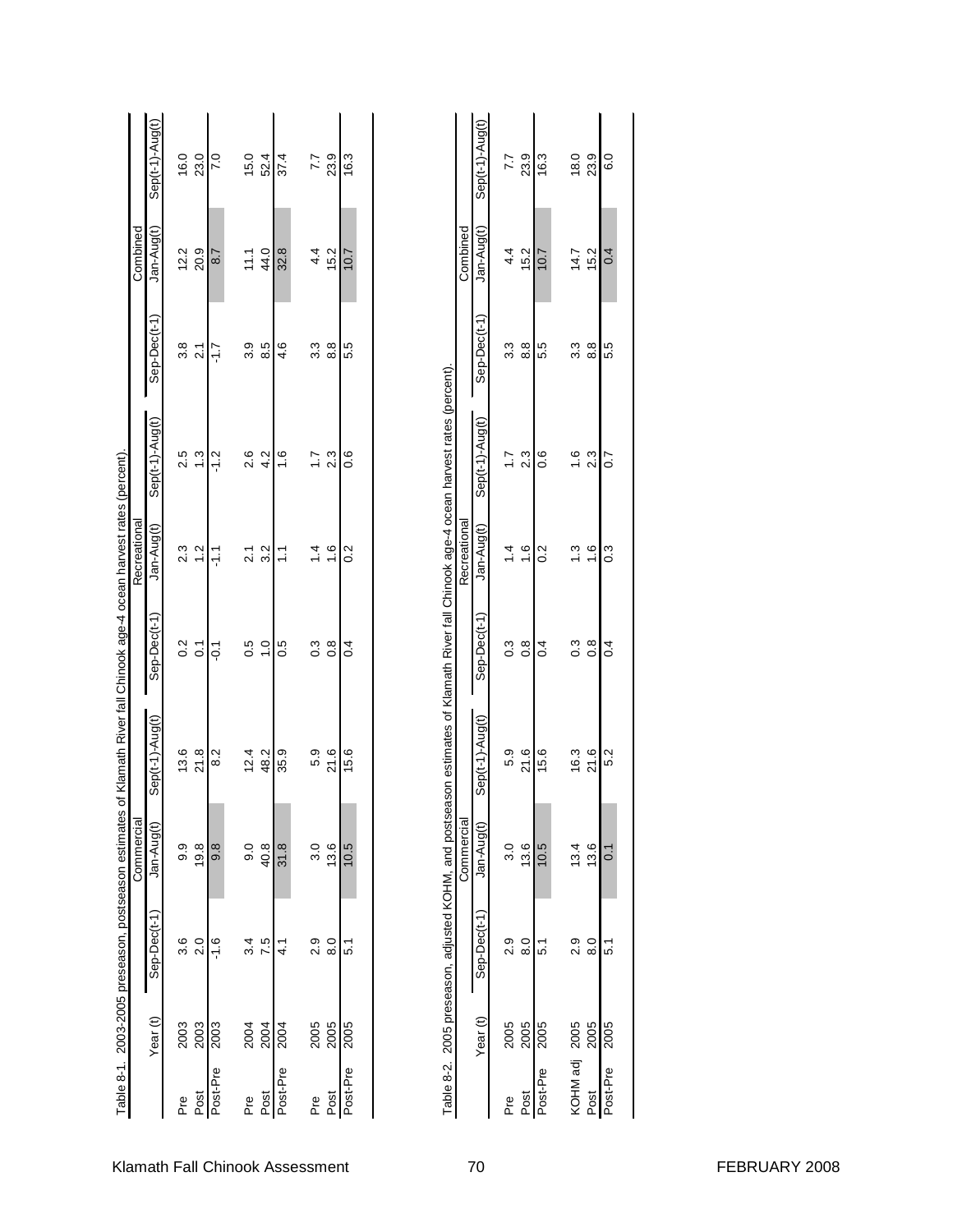Table 8-1. 2003-2005 preseason, postseason estimates of Klamath River fall Chinook age-4 ocean harvest rates (percent).

| | | Commercial | | | Recreational | | | Combined | | |
|---|---|---|---|---|---|---|---|---|---|---|
| | Year (t) | Sep-Dec(t-1) | Jan-Aug(t) | Sep(t-1)-Aug(t) | Sep-Dec(t-1) | Jan-Aug(t) | Sep(t-1)-Aug(t) | Sep-Dec(t-1) | Jan-Aug(t) | Sep(t-1)-Aug(t) |
| Pre | 2003 | 3.6 | 9.9 | 13.6 | 0.2 | 2.3 | 2.5 | 3.8 | 12.2 | 16.0 |
| Post | 2003 | 2.0 | 19.8 | 21.8 | 0.1 | 1.2 | 1.3 | 2.1 | 20.9 | 23.0 |
| Post-Pre | 2003 | -1.6 | 9.8 | 8.2 | -0.1 | -1.1 | -1.2 | -1.7 | 8.7 | 7.0 |
| Pre | 2004 | 3.4 | 9.0 | 12.4 | 0.5 | 2.1 | 2.6 | 3.9 | 11.1 | 15.0 |
| Post | 2004 | 7.5 | 40.8 | 48.2 | 1.0 | 3.2 | 4.2 | 8.5 | 44.0 | 52.4 |
| Post-Pre | 2004 | 4.1 | 31.8 | 35.9 | 0.5 | 1.1 | 1.6 | 4.6 | 32.8 | 37.4 |
| Pre | 2005 | 2.9 | 3.0 | 5.9 | 0.3 | 1.4 | 1.7 | 3.3 | 4.4 | 7.7 |
| Post | 2005 | 8.0 | 13.6 | 21.6 | 0.8 | 1.6 | 2.3 | 8.8 | 15.2 | 23.9 |
| Post-Pre | 2005 | 5.1 | 10.5 | 15.6 | 0.4 | 0.2 | 0.6 | 5.5 | 10.7 | 16.3 |

Table 8-2. 2005 preseason, adjusted KOHM, and postseason estimates of Klamath River fall Chinook age-4 ocean harvest rates (percent).

| | | Commercial | | | Recreational | | | Combined | | |
|---|---|---|---|---|---|---|---|---|---|---|
| | Year (t) | Sep-Dec(t-1) | Jan-Aug(t) | Sep(t-1)-Aug(t) | Sep-Dec(t-1) | Jan-Aug(t) | Sep(t-1)-Aug(t) | Sep-Dec(t-1) | Jan-Aug(t) | Sep(t-1)-Aug(t) |
| Pre | 2005 | 2.9 | 3.0 | 5.9 | 0.3 | 1.4 | 1.7 | 3.3 | 4.4 | 7.7 |
| Post | 2005 | 8.0 | 13.6 | 21.6 | 0.8 | 1.6 | 2.3 | 8.8 | 15.2 | 23.9 |
| Post-Pre | 2005 | 5.1 | 10.5 | 15.6 | 0.4 | 0.2 | 0.6 | 5.5 | 10.7 | 16.3 |
| KOHM adj | 2005 | 2.9 | 13.4 | 16.3 | 0.3 | 1.3 | 1.6 | 3.3 | 14.7 | 18.0 |
| Post | 2005 | 8.0 | 13.6 | 21.6 | 0.8 | 1.6 | 2.3 | 8.8 | 15.2 | 23.9 |
| Post-Pre | 2005 | 5.1 | 0.1 | 5.2 | 0.4 | 0.3 | 0.7 | 5.5 | 0.4 | 6.0 |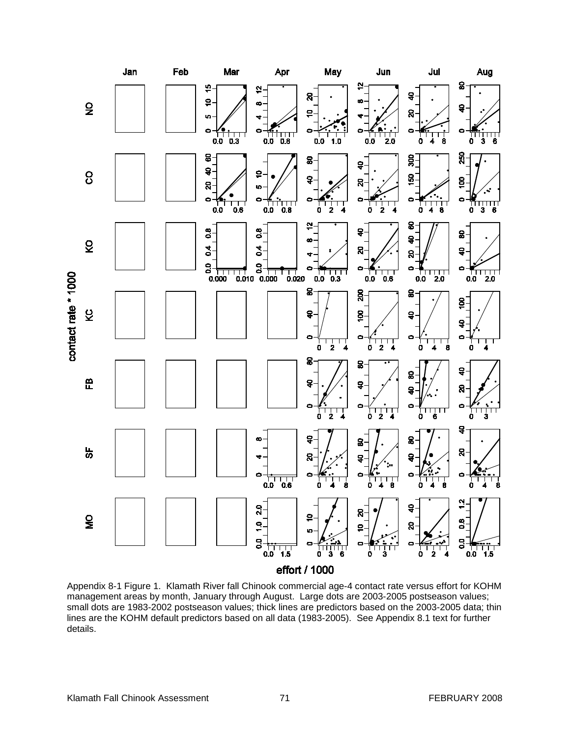Appendix 8-1 Figure 1. Klamath River fall Chinook commercial age-4 contact rate versus effort for KOHM management areas by month, January through August. Large dots are 2003-2005 postseason values; small dots are 1983-2002 postseason values; thick lines are predictors based on the 2003-2005 data; thin lines are the KOHM default predictors based on all data (1983-2005). See Appendix 8.1 text for further details.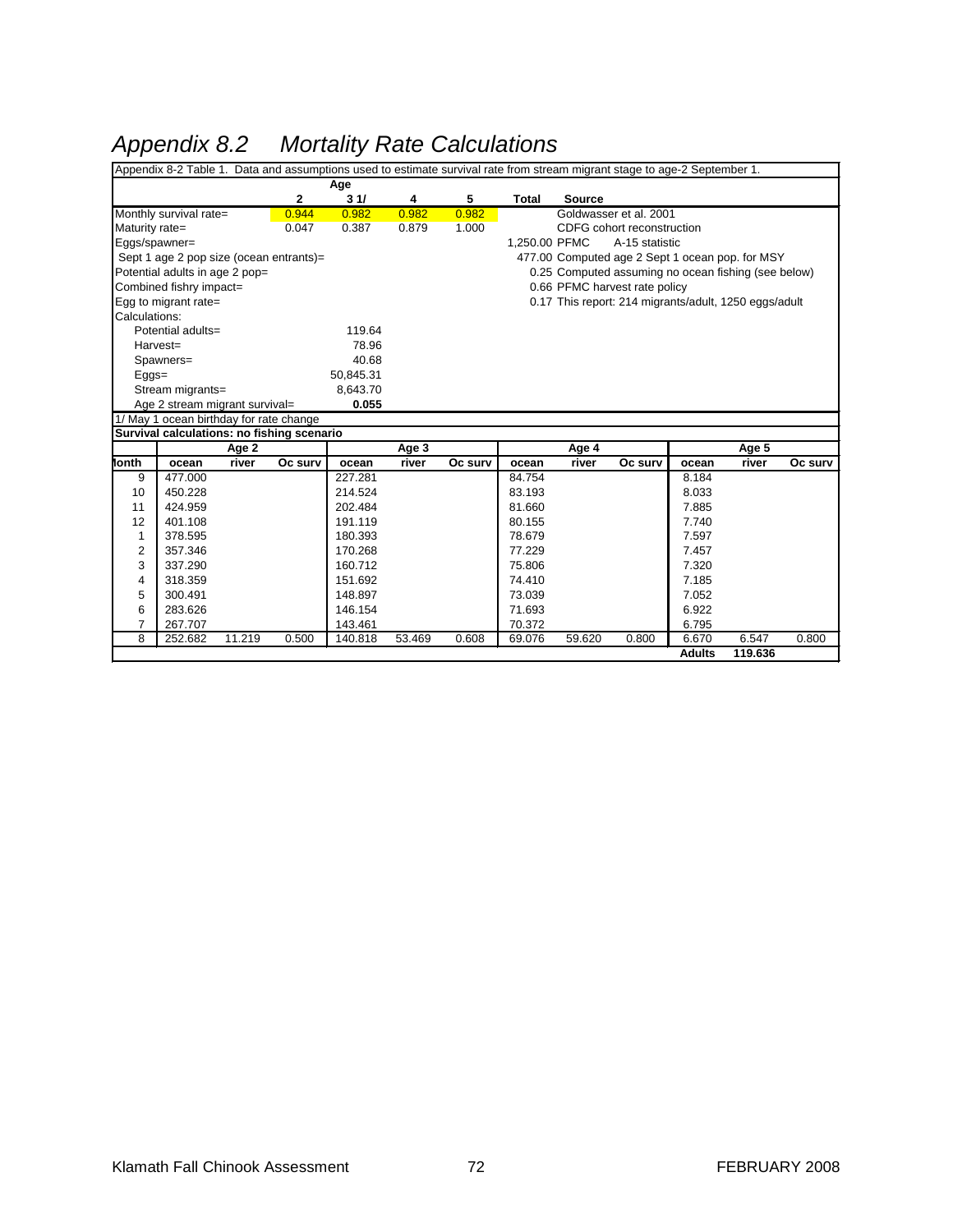# *Appendix 8.2 Mortality Rate Calculations*

Appendix 8-2 Table 1. Data and assumptions used to estimate survival rate from stream migrant stage to age-2 September 1.

| | Age | | | | | |
|---|---|---|---|---|---|---|
| | 2 | 3 1/ | 4 | 5 | Total | Source |
| Monthly survival rate= | 0.944 | 0.982 | 0.982 | 0.982 | | Goldwasser et al. 2001 |
| Maturity rate= | 0.047 | 0.387 | 0.879 | 1.000 | | CDFG cohort reconstruction |
| Eggs/spawner= | | | | | 1,250.00 | PFMC A-15 statistic |
| Sept 1 age 2 pop size (ocean entrants)= | | | | | 477.00 | Computed age 2 Sept 1 ocean pop. for MSY |
| Potential adults in age 2 pop= | | | | | 0.25 | Computed assuming no ocean fishing (see below) |
| Combined fishry impact= | | | | | 0.66 | PFMC harvest rate policy |
| Egg to migrant rate= | | | | | 0.17 | This report: 214 migrants/adult, 1250 eggs/adult |
| Calculations: | | | | | | |
| Potential adults= | | 119.64 | | | | |
| Harvest= | | 78.96 | | | | |
| Spawners= | | 40.68 | | | | |
| Eggs= | | 50,845.31 | | | | |
| Stream migrants= | | 8,643.70 | | | | |
| Age 2 stream migrant survival= | | **0.055** | | | | |

1/ May 1 ocean birthday for rate change

**Survival calculations: no fishing scenario**

| | Age 2 | | | Age 3 | | | Age 4 | | | Age 5 | | |
|---|---|---|---|---|---|---|---|---|---|---|---|---|
| Month | ocean | river | Oc surv | ocean | river | Oc surv | ocean | river | Oc surv | ocean | river | Oc surv |
| 9 | 477.000 | | | 227.281 | | | 84.754 | | | 8.184 | | |
| 10 | 450.228 | | | 214.524 | | | 83.193 | | | 8.033 | | |
| 11 | 424.959 | | | 202.484 | | | 81.660 | | | 7.885 | | |
| 12 | 401.108 | | | 191.119 | | | 80.155 | | | 7.740 | | |
| 1 | 378.595 | | | 180.393 | | | 78.679 | | | 7.597 | | |
| 2 | 357.346 | | | 170.268 | | | 77.229 | | | 7.457 | | |
| 3 | 337.290 | | | 160.712 | | | 75.806 | | | 7.320 | | |
| 4 | 318.359 | | | 151.692 | | | 74.410 | | | 7.185 | | |
| 5 | 300.491 | | | 148.897 | | | 73.039 | | | 7.052 | | |
| 6 | 283.626 | | | 146.154 | | | 71.693 | | | 6.922 | | |
| 7 | 267.707 | | | 143.461 | | | 70.372 | | | 6.795 | | |
| 8 | 252.682 | 11.219 | 0.500 | 140.818 | 53.469 | 0.608 | 69.076 | 59.620 | 0.800 | 6.670 | 6.547 | 0.800 |
| | | | | | | | | | | **Adults** | **119.636** | |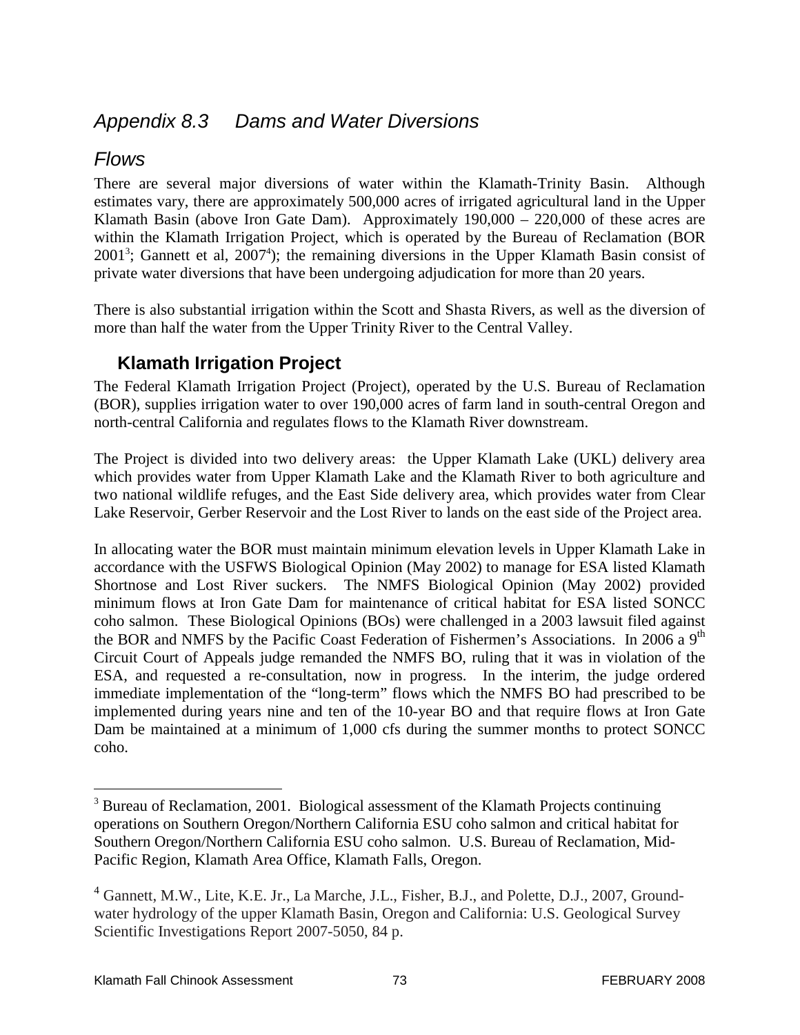## *Appendix 8.3 Dams and Water Diversions*

## *Flows*

There are several major diversions of water within the Klamath-Trinity Basin. Although estimates vary, there are approximately 500,000 acres of irrigated agricultural land in the Upper Klamath Basin (above Iron Gate Dam). Approximately 190,000 – 220,000 of these acres are within the Klamath Irrigation Project, which is operated by the Bureau of Reclamation (BOR 2001[3]; Gannett et al, 2007[4]); the remaining diversions in the Upper Klamath Basin consist of private water diversions that have been undergoing adjudication for more than 20 years.

There is also substantial irrigation within the Scott and Shasta Rivers, as well as the diversion of more than half the water from the Upper Trinity River to the Central Valley.

### Klamath Irrigation Project

The Federal Klamath Irrigation Project (Project), operated by the U.S. Bureau of Reclamation (BOR), supplies irrigation water to over 190,000 acres of farm land in south-central Oregon and north-central California and regulates flows to the Klamath River downstream.

The Project is divided into two delivery areas: the Upper Klamath Lake (UKL) delivery area which provides water from Upper Klamath Lake and the Klamath River to both agriculture and two national wildlife refuges, and the East Side delivery area, which provides water from Clear Lake Reservoir, Gerber Reservoir and the Lost River to lands on the east side of the Project area.

In allocating water the BOR must maintain minimum elevation levels in Upper Klamath Lake in accordance with the USFWS Biological Opinion (May 2002) to manage for ESA listed Klamath Shortnose and Lost River suckers. The NMFS Biological Opinion (May 2002) provided minimum flows at Iron Gate Dam for maintenance of critical habitat for ESA listed SONCC coho salmon. These Biological Opinions (BOs) were challenged in a 2003 lawsuit filed against the BOR and NMFS by the Pacific Coast Federation of Fishermen's Associations. In 2006 a 9th Circuit Court of Appeals judge remanded the NMFS BO, ruling that it was in violation of the ESA, and requested a re-consultation, now in progress. In the interim, the judge ordered immediate implementation of the "long-term" flows which the NMFS BO had prescribed to be implemented during years nine and ten of the 10-year BO and that require flows at Iron Gate Dam be maintained at a minimum of 1,000 cfs during the summer months to protect SONCC coho.

---

[3] Bureau of Reclamation, 2001. Biological assessment of the Klamath Projects continuing operations on Southern Oregon/Northern California ESU coho salmon and critical habitat for Southern Oregon/Northern California ESU coho salmon. U.S. Bureau of Reclamation, Mid-Pacific Region, Klamath Area Office, Klamath Falls, Oregon.

[4] Gannett, M.W., Lite, K.E. Jr., La Marche, J.L., Fisher, B.J., and Polette, D.J., 2007, Ground-water hydrology of the upper Klamath Basin, Oregon and California: U.S. Geological Survey Scientific Investigations Report 2007-5050, 84 p.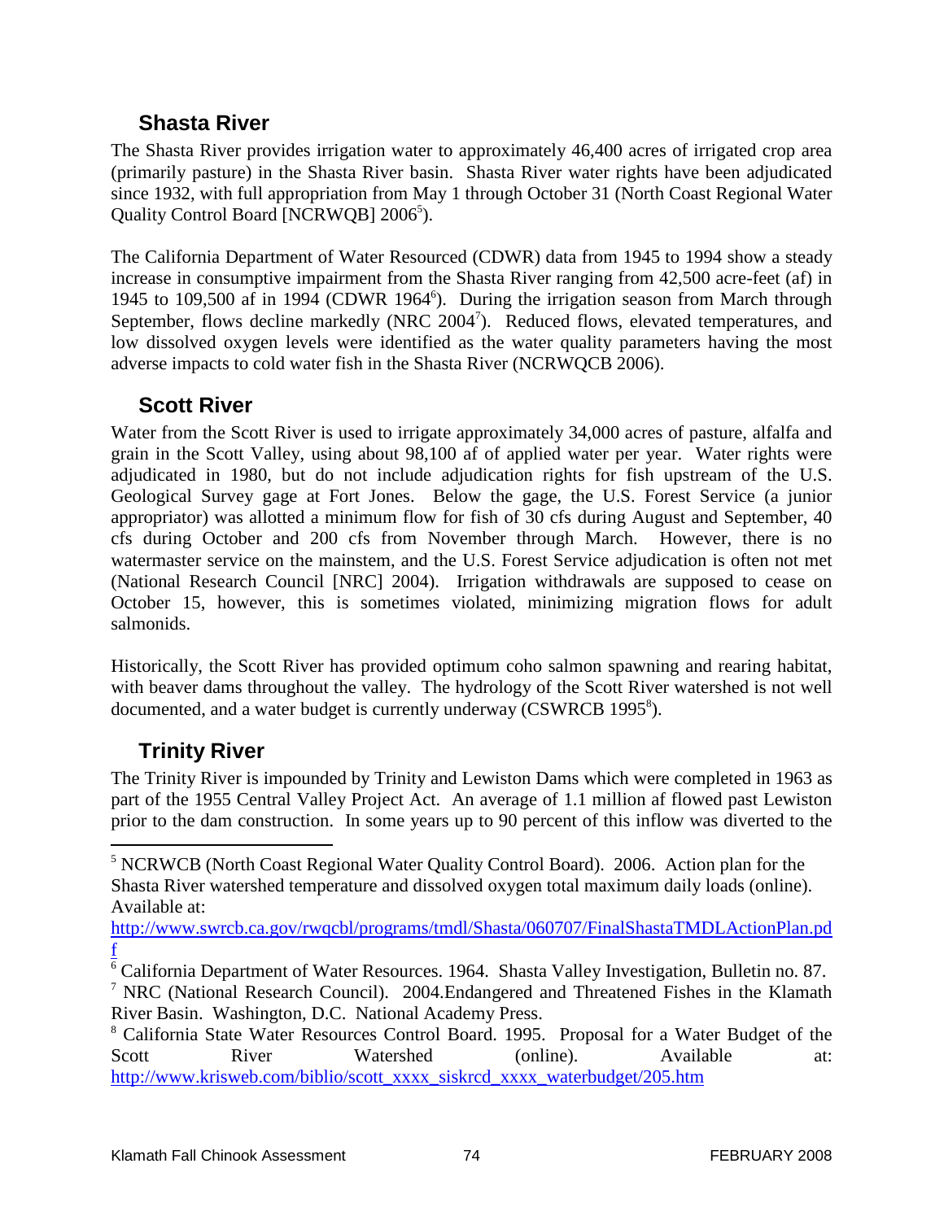## Shasta River

The Shasta River provides irrigation water to approximately 46,400 acres of irrigated crop area (primarily pasture) in the Shasta River basin. Shasta River water rights have been adjudicated since 1932, with full appropriation from May 1 through October 31 (North Coast Regional Water Quality Control Board [NCRWQB] 2006[5]).

The California Department of Water Resourced (CDWR) data from 1945 to 1994 show a steady increase in consumptive impairment from the Shasta River ranging from 42,500 acre-feet (af) in 1945 to 109,500 af in 1994 (CDWR 1964[6]). During the irrigation season from March through September, flows decline markedly (NRC 2004[7]). Reduced flows, elevated temperatures, and low dissolved oxygen levels were identified as the water quality parameters having the most adverse impacts to cold water fish in the Shasta River (NCRWQCB 2006).

## Scott River

Water from the Scott River is used to irrigate approximately 34,000 acres of pasture, alfalfa and grain in the Scott Valley, using about 98,100 af of applied water per year. Water rights were adjudicated in 1980, but do not include adjudication rights for fish upstream of the U.S. Geological Survey gage at Fort Jones. Below the gage, the U.S. Forest Service (a junior appropriator) was allotted a minimum flow for fish of 30 cfs during August and September, 40 cfs during October and 200 cfs from November through March. However, there is no watermaster service on the mainstem, and the U.S. Forest Service adjudication is often not met (National Research Council [NRC] 2004). Irrigation withdrawals are supposed to cease on October 15, however, this is sometimes violated, minimizing migration flows for adult salmonids.

Historically, the Scott River has provided optimum coho salmon spawning and rearing habitat, with beaver dams throughout the valley. The hydrology of the Scott River watershed is not well documented, and a water budget is currently underway (CSWRCB 1995[8]).

## Trinity River

The Trinity River is impounded by Trinity and Lewiston Dams which were completed in 1963 as part of the 1955 Central Valley Project Act. An average of 1.1 million af flowed past Lewiston prior to the dam construction. In some years up to 90 percent of this inflow was diverted to the

---

[5] NCRWCB (North Coast Regional Water Quality Control Board). 2006. Action plan for the Shasta River watershed temperature and dissolved oxygen total maximum daily loads (online). Available at: http://www.swrcb.ca.gov/rwqcbl/programs/tmdl/Shasta/060707/FinalShastaTMDLActionPlan.pdf

[6] California Department of Water Resources. 1964. Shasta Valley Investigation, Bulletin no. 87.

[7] NRC (National Research Council). 2004.Endangered and Threatened Fishes in the Klamath River Basin. Washington, D.C. National Academy Press.

[8] California State Water Resources Control Board. 1995. Proposal for a Water Budget of the Scott River Watershed (online). Available at: http://www.krisweb.com/biblio/scott_xxxx_siskrcd_xxxx_waterbudget/205.htm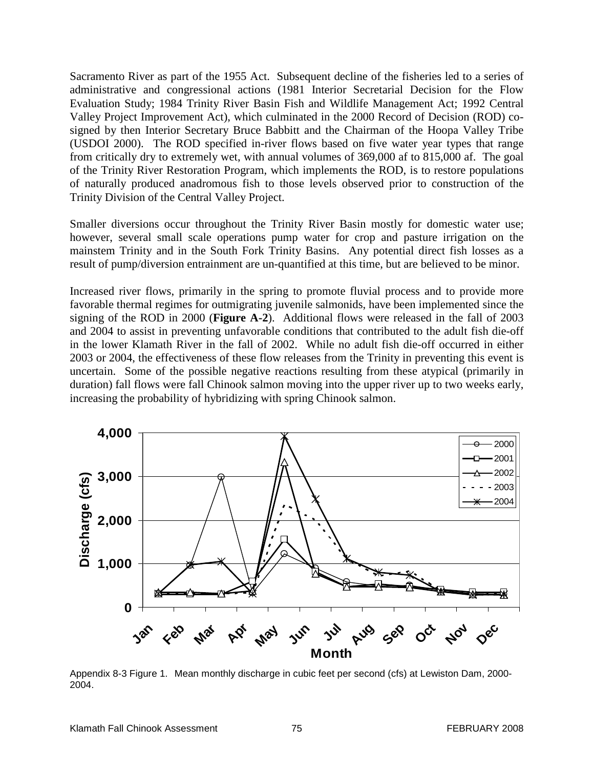Sacramento River as part of the 1955 Act. Subsequent decline of the fisheries led to a series of administrative and congressional actions (1981 Interior Secretarial Decision for the Flow Evaluation Study; 1984 Trinity River Basin Fish and Wildlife Management Act; 1992 Central Valley Project Improvement Act), which culminated in the 2000 Record of Decision (ROD) co-signed by then Interior Secretary Bruce Babbitt and the Chairman of the Hoopa Valley Tribe (USDOI 2000). The ROD specified in-river flows based on five water year types that range from critically dry to extremely wet, with annual volumes of 369,000 af to 815,000 af. The goal of the Trinity River Restoration Program, which implements the ROD, is to restore populations of naturally produced anadromous fish to those levels observed prior to construction of the Trinity Division of the Central Valley Project.

Smaller diversions occur throughout the Trinity River Basin mostly for domestic water use; however, several small scale operations pump water for crop and pasture irrigation on the mainstem Trinity and in the South Fork Trinity Basins. Any potential direct fish losses as a result of pump/diversion entrainment are un-quantified at this time, but are believed to be minor.

Increased river flows, primarily in the spring to promote fluvial process and to provide more favorable thermal regimes for outmigrating juvenile salmonids, have been implemented since the signing of the ROD in 2000 (**Figure A-2**). Additional flows were released in the fall of 2003 and 2004 to assist in preventing unfavorable conditions that contributed to the adult fish die-off in the lower Klamath River in the fall of 2002. While no adult fish die-off occurred in either 2003 or 2004, the effectiveness of these flow releases from the Trinity in preventing this event is uncertain. Some of the possible negative reactions resulting from these atypical (primarily in duration) fall flows were fall Chinook salmon moving into the upper river up to two weeks early, increasing the probability of hybridizing with spring Chinook salmon.

Appendix 8-3 Figure 1. Mean monthly discharge in cubic feet per second (cfs) at Lewiston Dam, 2000-2004.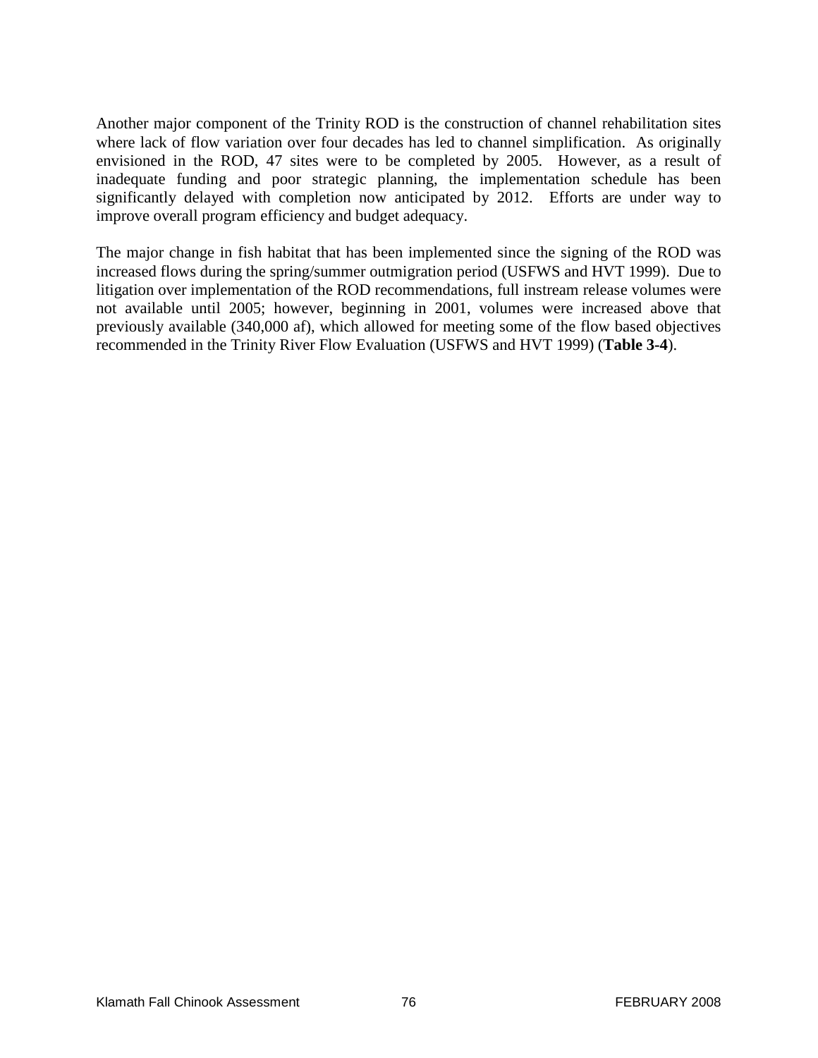Another major component of the Trinity ROD is the construction of channel rehabilitation sites where lack of flow variation over four decades has led to channel simplification. As originally envisioned in the ROD, 47 sites were to be completed by 2005. However, as a result of inadequate funding and poor strategic planning, the implementation schedule has been significantly delayed with completion now anticipated by 2012. Efforts are under way to improve overall program efficiency and budget adequacy.

The major change in fish habitat that has been implemented since the signing of the ROD was increased flows during the spring/summer outmigration period (USFWS and HVT 1999). Due to litigation over implementation of the ROD recommendations, full instream release volumes were not available until 2005; however, beginning in 2001, volumes were increased above that previously available (340,000 af), which allowed for meeting some of the flow based objectives recommended in the Trinity River Flow Evaluation (USFWS and HVT 1999) (**Table 3-4**).